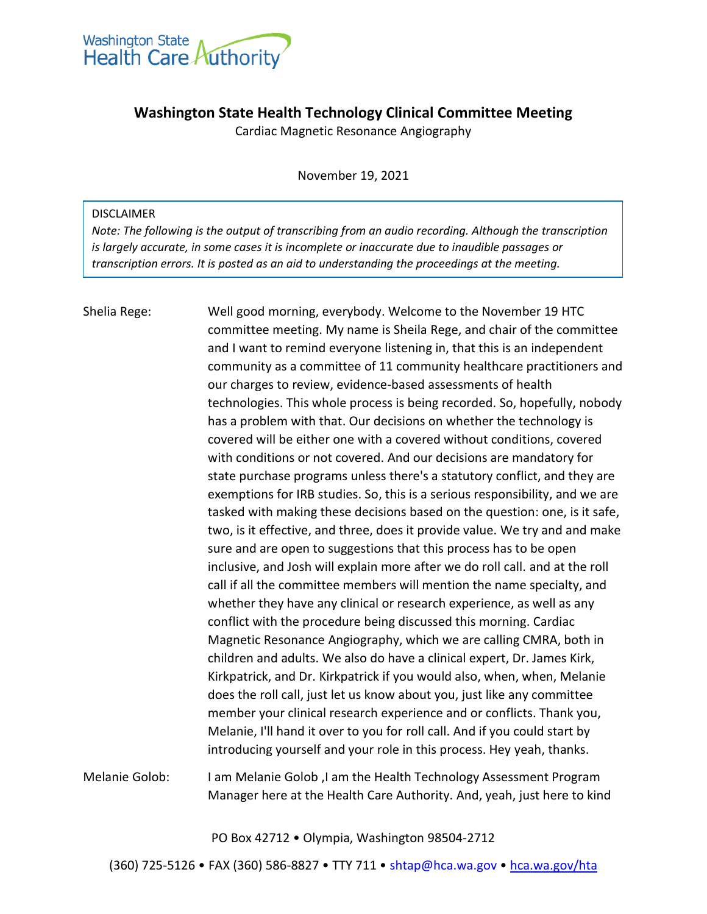Washington State Health Care Authority

# Washington State Health Technology Clinical Committee Meeting

Cardiac Magnetic Resonance Angiography

November 19, 2021

DISCLAIMER

*Note: The following is the output of transcribing from an audio recording. Although the transcription is largely accurate, in some cases it is incomplete or inaccurate due to inaudible passages or transcription errors. It is posted as an aid to understanding the proceedings at the meeting.*

Shelia Rege: Well good morning, everybody. Welcome to the November 19 HTC committee meeting. My name is Sheila Rege, and chair of the committee and I want to remind everyone listening in, that this is an independent community as a committee of 11 community healthcare practitioners and our charges to review, evidence-based assessments of health technologies. This whole process is being recorded. So, hopefully, nobody has a problem with that. Our decisions on whether the technology is covered will be either one with a covered without conditions, covered with conditions or not covered. And our decisions are mandatory for state purchase programs unless there's a statutory conflict, and they are exemptions for IRB studies. So, this is a serious responsibility, and we are tasked with making these decisions based on the question: one, is it safe, two, is it effective, and three, does it provide value. We try and and make sure and are open to suggestions that this process has to be open inclusive, and Josh will explain more after we do roll call. and at the roll call if all the committee members will mention the name specialty, and whether they have any clinical or research experience, as well as any conflict with the procedure being discussed this morning. Cardiac Magnetic Resonance Angiography, which we are calling CMRA, both in children and adults. We also do have a clinical expert, Dr. James Kirk, Kirkpatrick, and Dr. Kirkpatrick if you would also, when, when, Melanie does the roll call, just let us know about you, just like any committee member your clinical research experience and or conflicts. Thank you, Melanie, I'll hand it over to you for roll call. And if you could start by introducing yourself and your role in this process. Hey yeah, thanks.

Melanie Golob: I am Melanie Golob ,I am the Health Technology Assessment Program Manager here at the Health Care Authority. And, yeah, just here to kind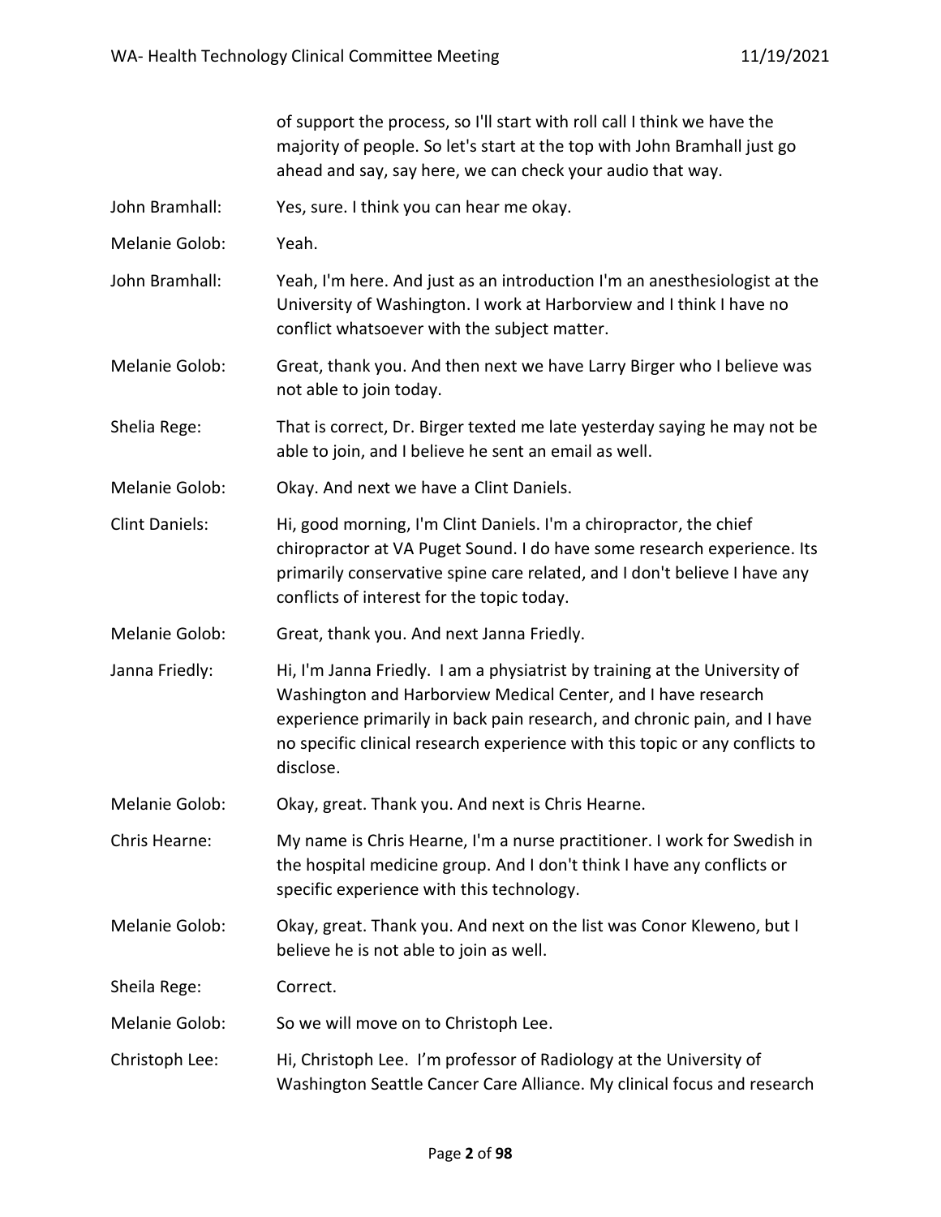of support the process, so I'll start with roll call I think we have the majority of people. So let's start at the top with John Bramhall just go ahead and say, say here, we can check your audio that way.

John Bramhall: Yes, sure. I think you can hear me okay.

Melanie Golob: Yeah.

John Bramhall: Yeah, I'm here. And just as an introduction I'm an anesthesiologist at the University of Washington. I work at Harborview and I think I have no conflict whatsoever with the subject matter.

Melanie Golob: Great, thank you. And then next we have Larry Birger who I believe was not able to join today.

Shelia Rege: That is correct, Dr. Birger texted me late yesterday saying he may not be able to join, and I believe he sent an email as well.

Melanie Golob: Okay. And next we have a Clint Daniels.

Clint Daniels: Hi, good morning, I'm Clint Daniels. I'm a chiropractor, the chief chiropractor at VA Puget Sound. I do have some research experience. Its primarily conservative spine care related, and I don't believe I have any conflicts of interest for the topic today.

Melanie Golob: Great, thank you. And next Janna Friedly.

Janna Friedly: Hi, I'm Janna Friedly. I am a physiatrist by training at the University of Washington and Harborview Medical Center, and I have research experience primarily in back pain research, and chronic pain, and I have no specific clinical research experience with this topic or any conflicts to disclose.

Melanie Golob: Okay, great. Thank you. And next is Chris Hearne.

Chris Hearne: My name is Chris Hearne, I'm a nurse practitioner. I work for Swedish in the hospital medicine group. And I don't think I have any conflicts or specific experience with this technology.

Melanie Golob: Okay, great. Thank you. And next on the list was Conor Kleweno, but I believe he is not able to join as well.

Sheila Rege: Correct.

Melanie Golob: So we will move on to Christoph Lee.

Christoph Lee: Hi, Christoph Lee. I'm professor of Radiology at the University of Washington Seattle Cancer Care Alliance. My clinical focus and research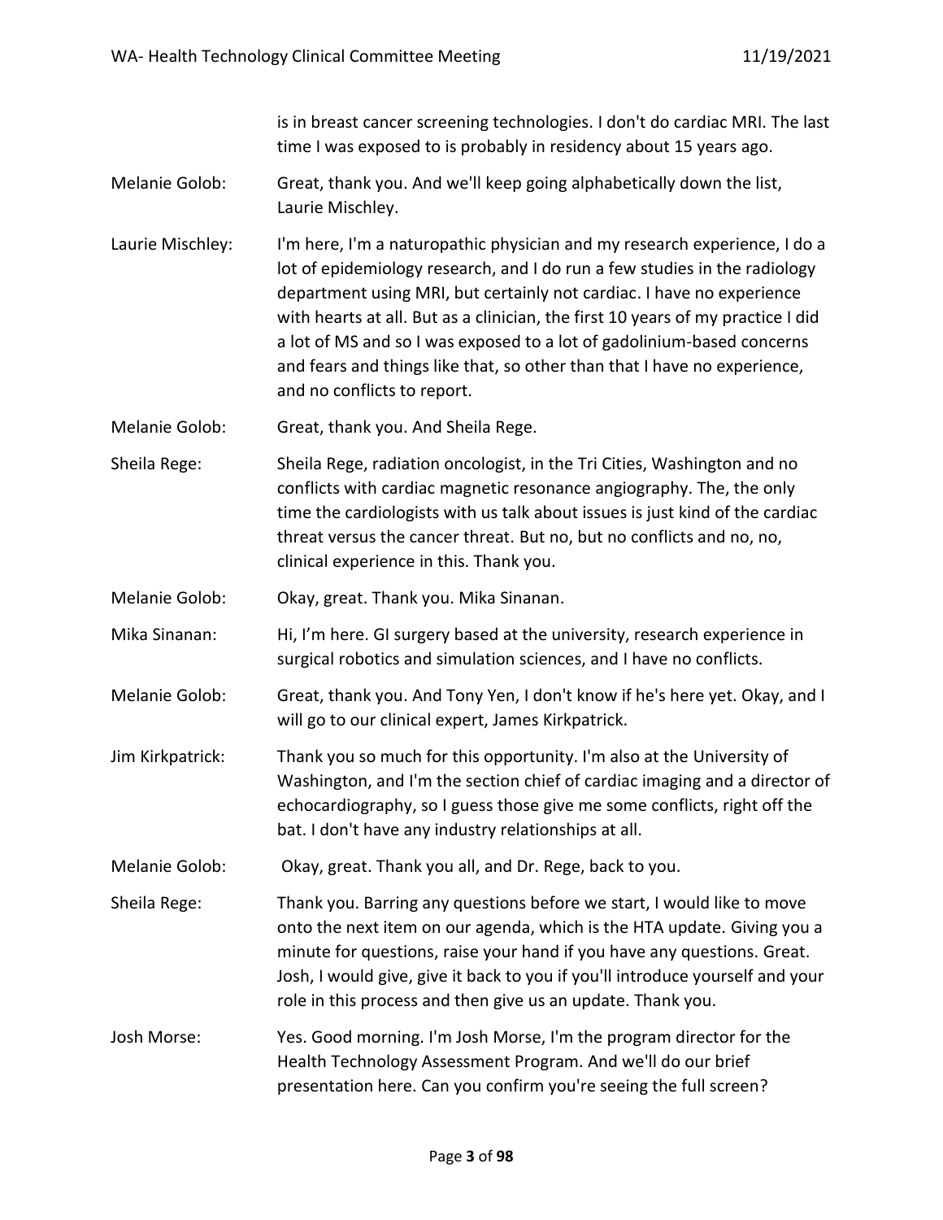is in breast cancer screening technologies. I don't do cardiac MRI. The last time I was exposed to is probably in residency about 15 years ago.

Melanie Golob: Great, thank you. And we'll keep going alphabetically down the list, Laurie Mischley.

Laurie Mischley: I'm here, I'm a naturopathic physician and my research experience, I do a lot of epidemiology research, and I do run a few studies in the radiology department using MRI, but certainly not cardiac. I have no experience with hearts at all. But as a clinician, the first 10 years of my practice I did a lot of MS and so I was exposed to a lot of gadolinium-based concerns and fears and things like that, so other than that I have no experience, and no conflicts to report.

Melanie Golob: Great, thank you. And Sheila Rege.

Sheila Rege: Sheila Rege, radiation oncologist, in the Tri Cities, Washington and no conflicts with cardiac magnetic resonance angiography. The, the only time the cardiologists with us talk about issues is just kind of the cardiac threat versus the cancer threat. But no, but no conflicts and no, no, clinical experience in this. Thank you.

Melanie Golob: Okay, great. Thank you. Mika Sinanan.

Mika Sinanan: Hi, I'm here. GI surgery based at the university, research experience in surgical robotics and simulation sciences, and I have no conflicts.

Melanie Golob: Great, thank you. And Tony Yen, I don't know if he's here yet. Okay, and I will go to our clinical expert, James Kirkpatrick.

Jim Kirkpatrick: Thank you so much for this opportunity. I'm also at the University of Washington, and I'm the section chief of cardiac imaging and a director of echocardiography, so I guess those give me some conflicts, right off the bat. I don't have any industry relationships at all.

Melanie Golob: Okay, great. Thank you all, and Dr. Rege, back to you.

Sheila Rege: Thank you. Barring any questions before we start, I would like to move onto the next item on our agenda, which is the HTA update. Giving you a minute for questions, raise your hand if you have any questions. Great. Josh, I would give, give it back to you if you'll introduce yourself and your role in this process and then give us an update. Thank you.

Josh Morse: Yes. Good morning. I'm Josh Morse, I'm the program director for the Health Technology Assessment Program. And we'll do our brief presentation here. Can you confirm you're seeing the full screen?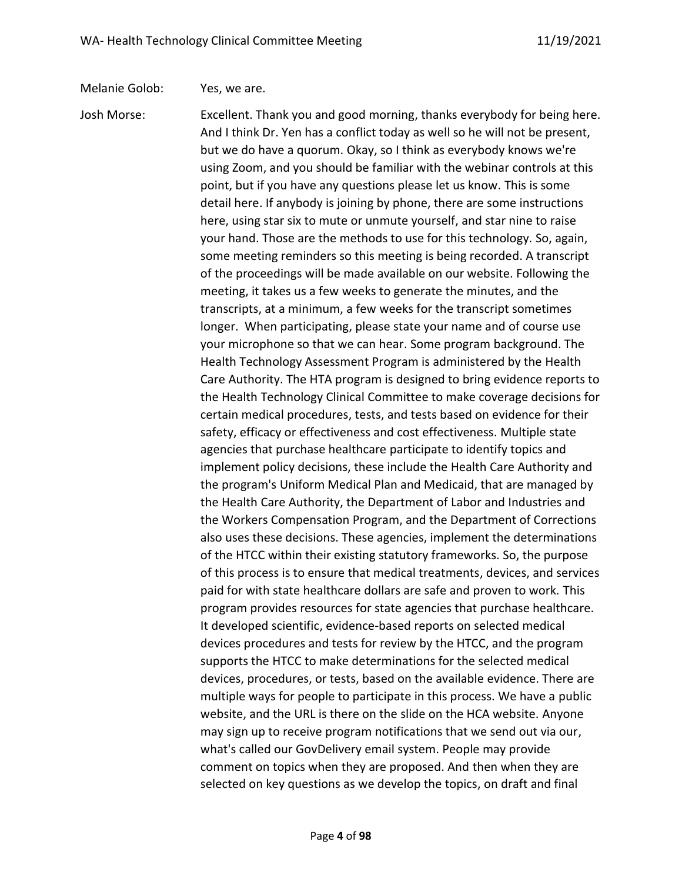Melanie Golob: Yes, we are.

Josh Morse: Excellent. Thank you and good morning, thanks everybody for being here. And I think Dr. Yen has a conflict today as well so he will not be present, but we do have a quorum. Okay, so I think as everybody knows we're using Zoom, and you should be familiar with the webinar controls at this point, but if you have any questions please let us know. This is some detail here. If anybody is joining by phone, there are some instructions here, using star six to mute or unmute yourself, and star nine to raise your hand. Those are the methods to use for this technology. So, again, some meeting reminders so this meeting is being recorded. A transcript of the proceedings will be made available on our website. Following the meeting, it takes us a few weeks to generate the minutes, and the transcripts, at a minimum, a few weeks for the transcript sometimes longer. When participating, please state your name and of course use your microphone so that we can hear. Some program background. The Health Technology Assessment Program is administered by the Health Care Authority. The HTA program is designed to bring evidence reports to the Health Technology Clinical Committee to make coverage decisions for certain medical procedures, tests, and tests based on evidence for their safety, efficacy or effectiveness and cost effectiveness. Multiple state agencies that purchase healthcare participate to identify topics and implement policy decisions, these include the Health Care Authority and the program's Uniform Medical Plan and Medicaid, that are managed by the Health Care Authority, the Department of Labor and Industries and the Workers Compensation Program, and the Department of Corrections also uses these decisions. These agencies, implement the determinations of the HTCC within their existing statutory frameworks. So, the purpose of this process is to ensure that medical treatments, devices, and services paid for with state healthcare dollars are safe and proven to work. This program provides resources for state agencies that purchase healthcare. It developed scientific, evidence-based reports on selected medical devices procedures and tests for review by the HTCC, and the program supports the HTCC to make determinations for the selected medical devices, procedures, or tests, based on the available evidence. There are multiple ways for people to participate in this process. We have a public website, and the URL is there on the slide on the HCA website. Anyone may sign up to receive program notifications that we send out via our, what's called our GovDelivery email system. People may provide comment on topics when they are proposed. And then when they are selected on key questions as we develop the topics, on draft and final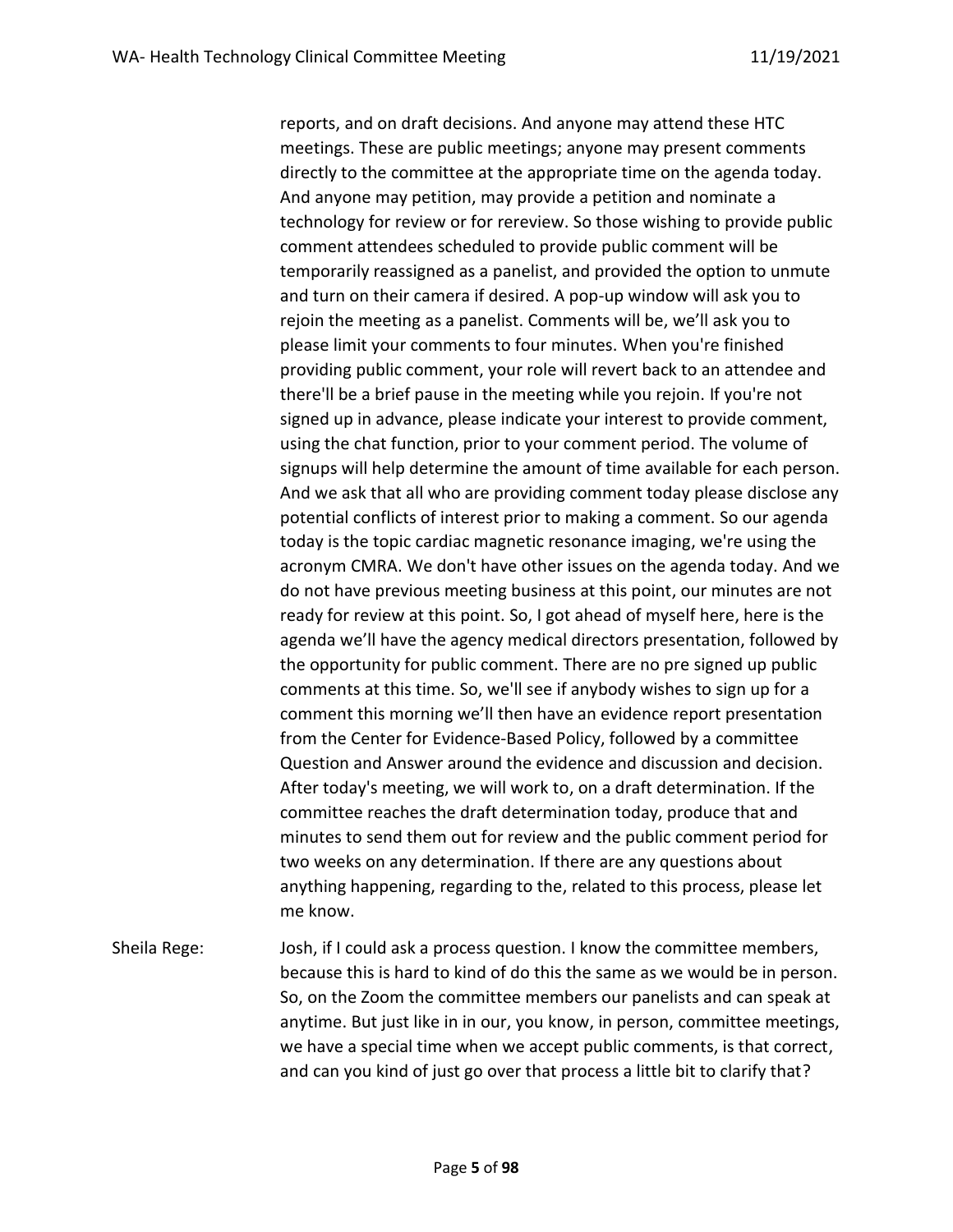reports, and on draft decisions. And anyone may attend these HTC meetings. These are public meetings; anyone may present comments directly to the committee at the appropriate time on the agenda today. And anyone may petition, may provide a petition and nominate a technology for review or for rereview. So those wishing to provide public comment attendees scheduled to provide public comment will be temporarily reassigned as a panelist, and provided the option to unmute and turn on their camera if desired. A pop-up window will ask you to rejoin the meeting as a panelist. Comments will be, we'll ask you to please limit your comments to four minutes. When you're finished providing public comment, your role will revert back to an attendee and there'll be a brief pause in the meeting while you rejoin. If you're not signed up in advance, please indicate your interest to provide comment, using the chat function, prior to your comment period. The volume of signups will help determine the amount of time available for each person. And we ask that all who are providing comment today please disclose any potential conflicts of interest prior to making a comment. So our agenda today is the topic cardiac magnetic resonance imaging, we're using the acronym CMRA. We don't have other issues on the agenda today. And we do not have previous meeting business at this point, our minutes are not ready for review at this point. So, I got ahead of myself here, here is the agenda we'll have the agency medical directors presentation, followed by the opportunity for public comment. There are no pre signed up public comments at this time. So, we'll see if anybody wishes to sign up for a comment this morning we'll then have an evidence report presentation from the Center for Evidence-Based Policy, followed by a committee Question and Answer around the evidence and discussion and decision. After today's meeting, we will work to, on a draft determination. If the committee reaches the draft determination today, produce that and minutes to send them out for review and the public comment period for two weeks on any determination. If there are any questions about anything happening, regarding to the, related to this process, please let me know.

Sheila Rege: Josh, if I could ask a process question. I know the committee members, because this is hard to kind of do this the same as we would be in person. So, on the Zoom the committee members our panelists and can speak at anytime. But just like in in our, you know, in person, committee meetings, we have a special time when we accept public comments, is that correct, and can you kind of just go over that process a little bit to clarify that?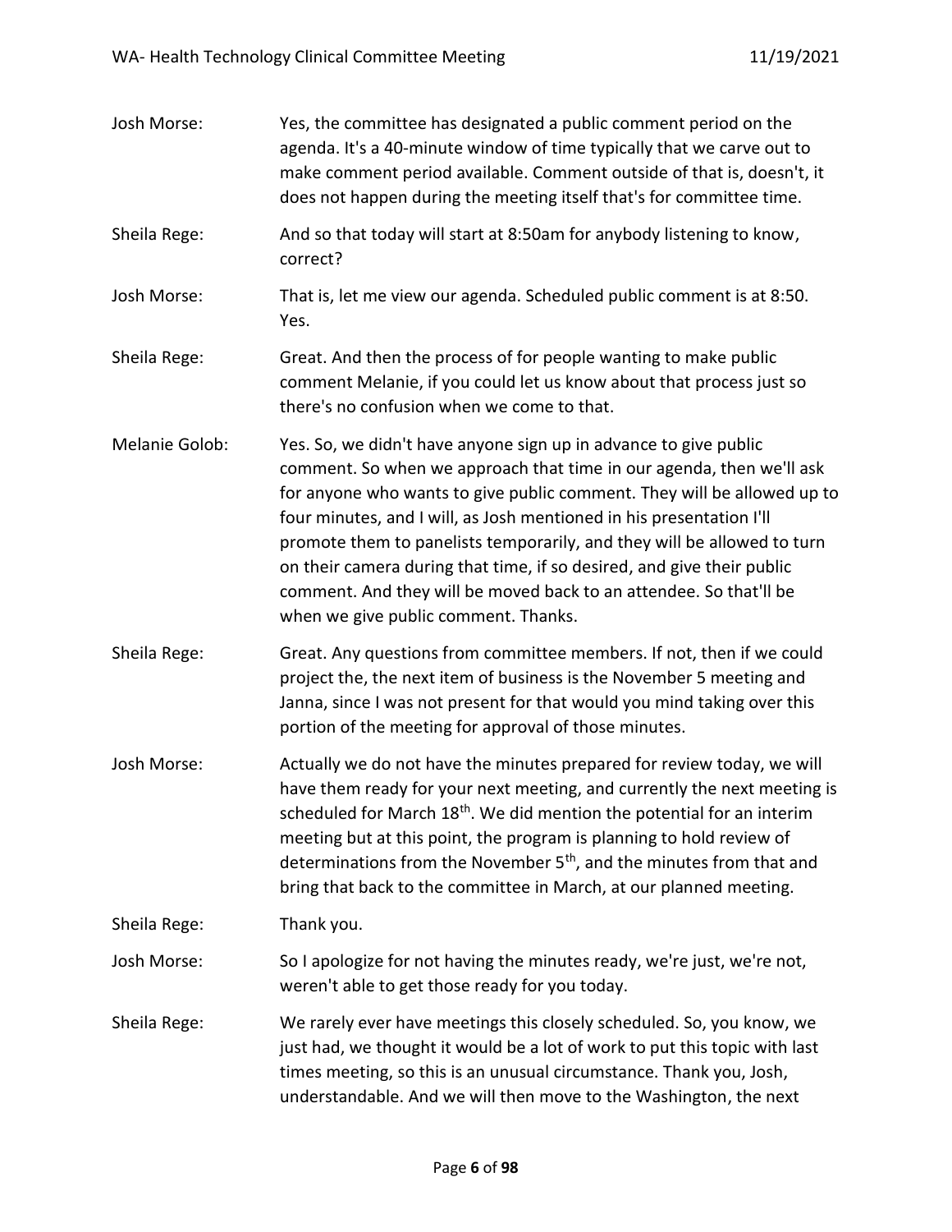Josh Morse: Yes, the committee has designated a public comment period on the agenda. It's a 40-minute window of time typically that we carve out to make comment period available. Comment outside of that is, doesn't, it does not happen during the meeting itself that's for committee time.

Sheila Rege: And so that today will start at 8:50am for anybody listening to know, correct?

Josh Morse: That is, let me view our agenda. Scheduled public comment is at 8:50. Yes.

Sheila Rege: Great. And then the process of for people wanting to make public comment Melanie, if you could let us know about that process just so there's no confusion when we come to that.

Melanie Golob: Yes. So, we didn't have anyone sign up in advance to give public comment. So when we approach that time in our agenda, then we'll ask for anyone who wants to give public comment. They will be allowed up to four minutes, and I will, as Josh mentioned in his presentation I'll promote them to panelists temporarily, and they will be allowed to turn on their camera during that time, if so desired, and give their public comment. And they will be moved back to an attendee. So that'll be when we give public comment. Thanks.

Sheila Rege: Great. Any questions from committee members. If not, then if we could project the, the next item of business is the November 5 meeting and Janna, since I was not present for that would you mind taking over this portion of the meeting for approval of those minutes.

Josh Morse: Actually we do not have the minutes prepared for review today, we will have them ready for your next meeting, and currently the next meeting is scheduled for March 18th. We did mention the potential for an interim meeting but at this point, the program is planning to hold review of determinations from the November 5th, and the minutes from that and bring that back to the committee in March, at our planned meeting.

Sheila Rege: Thank you.

Josh Morse: So I apologize for not having the minutes ready, we're just, we're not, weren't able to get those ready for you today.

Sheila Rege: We rarely ever have meetings this closely scheduled. So, you know, we just had, we thought it would be a lot of work to put this topic with last times meeting, so this is an unusual circumstance. Thank you, Josh, understandable. And we will then move to the Washington, the next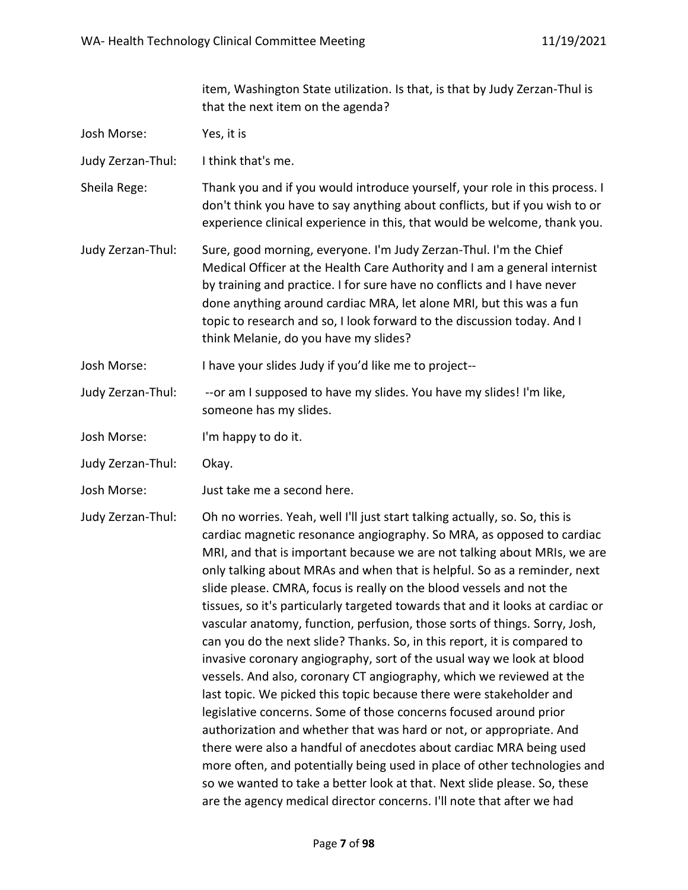item, Washington State utilization. Is that, is that by Judy Zerzan-Thul is that the next item on the agenda?

Josh Morse: Yes, it is

Judy Zerzan-Thul: I think that's me.

Sheila Rege: Thank you and if you would introduce yourself, your role in this process. I don't think you have to say anything about conflicts, but if you wish to or experience clinical experience in this, that would be welcome, thank you.

Judy Zerzan-Thul: Sure, good morning, everyone. I'm Judy Zerzan-Thul. I'm the Chief Medical Officer at the Health Care Authority and I am a general internist by training and practice. I for sure have no conflicts and I have never done anything around cardiac MRA, let alone MRI, but this was a fun topic to research and so, I look forward to the discussion today. And I think Melanie, do you have my slides?

Josh Morse: I have your slides Judy if you'd like me to project--

Judy Zerzan-Thul: --or am I supposed to have my slides. You have my slides! I'm like, someone has my slides.

Josh Morse: I'm happy to do it.

Judy Zerzan-Thul: Okay.

Josh Morse: Just take me a second here.

Judy Zerzan-Thul: Oh no worries. Yeah, well I'll just start talking actually, so. So, this is cardiac magnetic resonance angiography. So MRA, as opposed to cardiac MRI, and that is important because we are not talking about MRIs, we are only talking about MRAs and when that is helpful. So as a reminder, next slide please. CMRA, focus is really on the blood vessels and not the tissues, so it's particularly targeted towards that and it looks at cardiac or vascular anatomy, function, perfusion, those sorts of things. Sorry, Josh, can you do the next slide? Thanks. So, in this report, it is compared to invasive coronary angiography, sort of the usual way we look at blood vessels. And also, coronary CT angiography, which we reviewed at the last topic. We picked this topic because there were stakeholder and legislative concerns. Some of those concerns focused around prior authorization and whether that was hard or not, or appropriate. And there were also a handful of anecdotes about cardiac MRA being used more often, and potentially being used in place of other technologies and so we wanted to take a better look at that. Next slide please. So, these are the agency medical director concerns. I'll note that after we had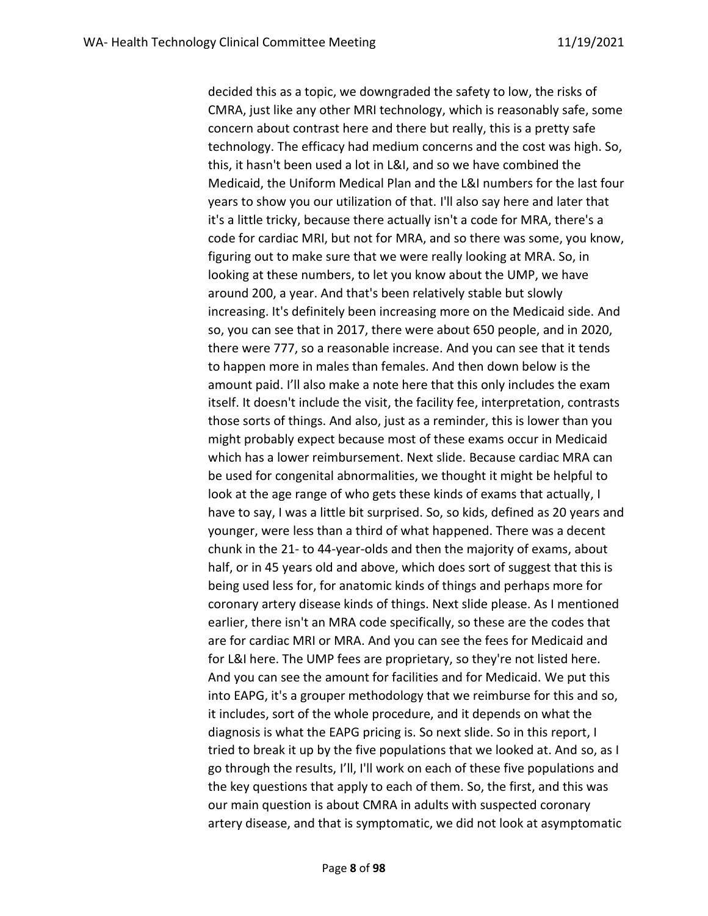decided this as a topic, we downgraded the safety to low, the risks of CMRA, just like any other MRI technology, which is reasonably safe, some concern about contrast here and there but really, this is a pretty safe technology. The efficacy had medium concerns and the cost was high. So, this, it hasn't been used a lot in L&I, and so we have combined the Medicaid, the Uniform Medical Plan and the L&I numbers for the last four years to show you our utilization of that. I'll also say here and later that it's a little tricky, because there actually isn't a code for MRA, there's a code for cardiac MRI, but not for MRA, and so there was some, you know, figuring out to make sure that we were really looking at MRA. So, in looking at these numbers, to let you know about the UMP, we have around 200, a year. And that's been relatively stable but slowly increasing. It's definitely been increasing more on the Medicaid side. And so, you can see that in 2017, there were about 650 people, and in 2020, there were 777, so a reasonable increase. And you can see that it tends to happen more in males than females. And then down below is the amount paid. I'll also make a note here that this only includes the exam itself. It doesn't include the visit, the facility fee, interpretation, contrasts those sorts of things. And also, just as a reminder, this is lower than you might probably expect because most of these exams occur in Medicaid which has a lower reimbursement. Next slide. Because cardiac MRA can be used for congenital abnormalities, we thought it might be helpful to look at the age range of who gets these kinds of exams that actually, I have to say, I was a little bit surprised. So, so kids, defined as 20 years and younger, were less than a third of what happened. There was a decent chunk in the 21- to 44-year-olds and then the majority of exams, about half, or in 45 years old and above, which does sort of suggest that this is being used less for, for anatomic kinds of things and perhaps more for coronary artery disease kinds of things. Next slide please. As I mentioned earlier, there isn't an MRA code specifically, so these are the codes that are for cardiac MRI or MRA. And you can see the fees for Medicaid and for L&I here. The UMP fees are proprietary, so they're not listed here. And you can see the amount for facilities and for Medicaid. We put this into EAPG, it's a grouper methodology that we reimburse for this and so, it includes, sort of the whole procedure, and it depends on what the diagnosis is what the EAPG pricing is. So next slide. So in this report, I tried to break it up by the five populations that we looked at. And so, as I go through the results, I'll, I'll work on each of these five populations and the key questions that apply to each of them. So, the first, and this was our main question is about CMRA in adults with suspected coronary artery disease, and that is symptomatic, we did not look at asymptomatic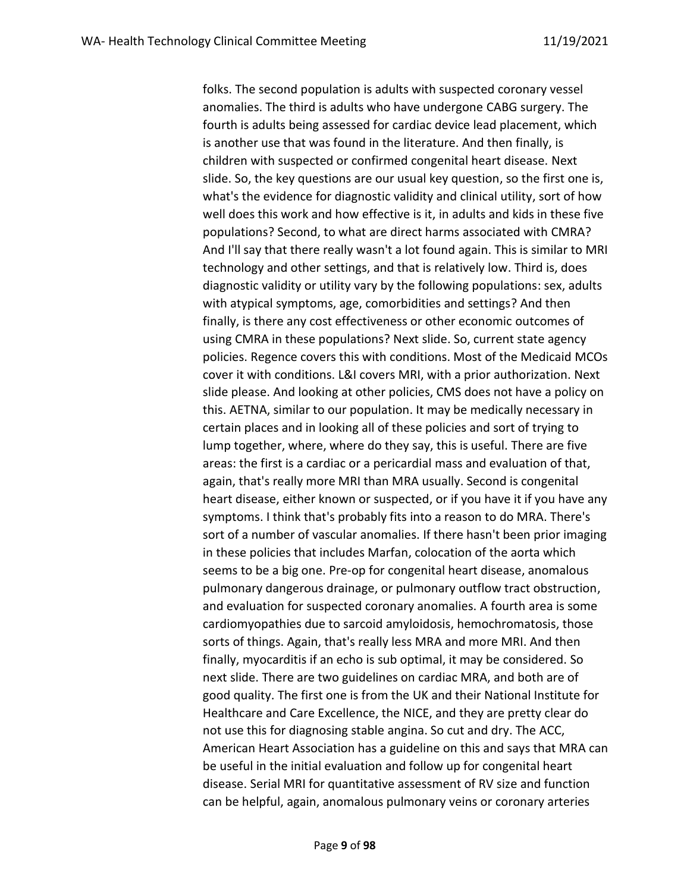folks. The second population is adults with suspected coronary vessel anomalies. The third is adults who have undergone CABG surgery. The fourth is adults being assessed for cardiac device lead placement, which is another use that was found in the literature. And then finally, is children with suspected or confirmed congenital heart disease. Next slide. So, the key questions are our usual key question, so the first one is, what's the evidence for diagnostic validity and clinical utility, sort of how well does this work and how effective is it, in adults and kids in these five populations? Second, to what are direct harms associated with CMRA? And I'll say that there really wasn't a lot found again. This is similar to MRI technology and other settings, and that is relatively low. Third is, does diagnostic validity or utility vary by the following populations: sex, adults with atypical symptoms, age, comorbidities and settings? And then finally, is there any cost effectiveness or other economic outcomes of using CMRA in these populations? Next slide. So, current state agency policies. Regence covers this with conditions. Most of the Medicaid MCOs cover it with conditions. L&I covers MRI, with a prior authorization. Next slide please. And looking at other policies, CMS does not have a policy on this. AETNA, similar to our population. It may be medically necessary in certain places and in looking all of these policies and sort of trying to lump together, where, where do they say, this is useful. There are five areas: the first is a cardiac or a pericardial mass and evaluation of that, again, that's really more MRI than MRA usually. Second is congenital heart disease, either known or suspected, or if you have it if you have any symptoms. I think that's probably fits into a reason to do MRA. There's sort of a number of vascular anomalies. If there hasn't been prior imaging in these policies that includes Marfan, colocation of the aorta which seems to be a big one. Pre-op for congenital heart disease, anomalous pulmonary dangerous drainage, or pulmonary outflow tract obstruction, and evaluation for suspected coronary anomalies. A fourth area is some cardiomyopathies due to sarcoid amyloidosis, hemochromatosis, those sorts of things. Again, that's really less MRA and more MRI. And then finally, myocarditis if an echo is sub optimal, it may be considered. So next slide. There are two guidelines on cardiac MRA, and both are of good quality. The first one is from the UK and their National Institute for Healthcare and Care Excellence, the NICE, and they are pretty clear do not use this for diagnosing stable angina. So cut and dry. The ACC, American Heart Association has a guideline on this and says that MRA can be useful in the initial evaluation and follow up for congenital heart disease. Serial MRI for quantitative assessment of RV size and function can be helpful, again, anomalous pulmonary veins or coronary arteries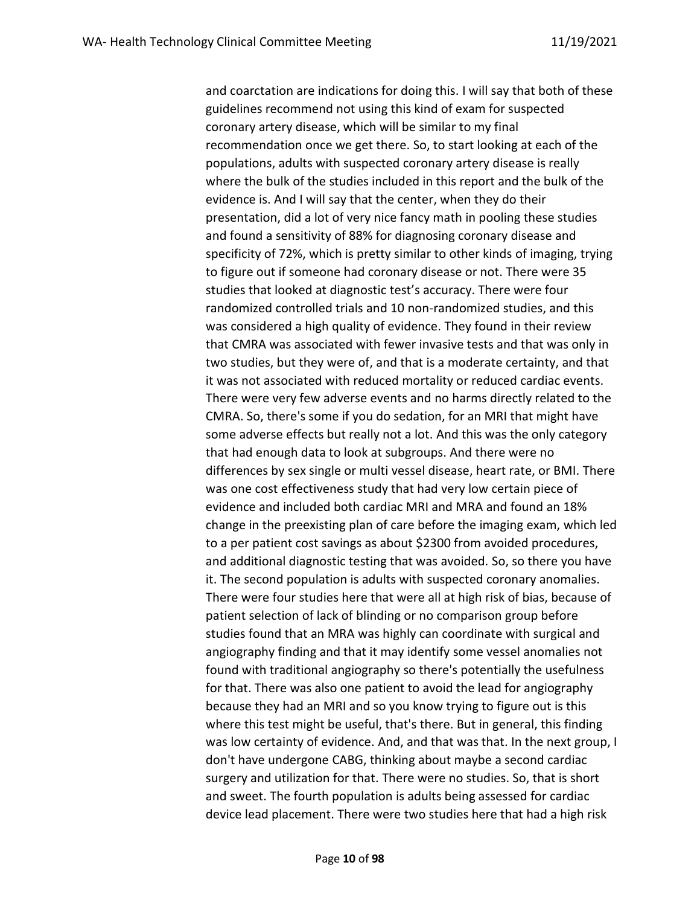and coarctation are indications for doing this. I will say that both of these guidelines recommend not using this kind of exam for suspected coronary artery disease, which will be similar to my final recommendation once we get there. So, to start looking at each of the populations, adults with suspected coronary artery disease is really where the bulk of the studies included in this report and the bulk of the evidence is. And I will say that the center, when they do their presentation, did a lot of very nice fancy math in pooling these studies and found a sensitivity of 88% for diagnosing coronary disease and specificity of 72%, which is pretty similar to other kinds of imaging, trying to figure out if someone had coronary disease or not. There were 35 studies that looked at diagnostic test's accuracy. There were four randomized controlled trials and 10 non-randomized studies, and this was considered a high quality of evidence. They found in their review that CMRA was associated with fewer invasive tests and that was only in two studies, but they were of, and that is a moderate certainty, and that it was not associated with reduced mortality or reduced cardiac events. There were very few adverse events and no harms directly related to the CMRA. So, there's some if you do sedation, for an MRI that might have some adverse effects but really not a lot. And this was the only category that had enough data to look at subgroups. And there were no differences by sex single or multi vessel disease, heart rate, or BMI. There was one cost effectiveness study that had very low certain piece of evidence and included both cardiac MRI and MRA and found an 18% change in the preexisting plan of care before the imaging exam, which led to a per patient cost savings as about $2300 from avoided procedures, and additional diagnostic testing that was avoided. So, so there you have it. The second population is adults with suspected coronary anomalies. There were four studies here that were all at high risk of bias, because of patient selection of lack of blinding or no comparison group before studies found that an MRA was highly can coordinate with surgical and angiography finding and that it may identify some vessel anomalies not found with traditional angiography so there's potentially the usefulness for that. There was also one patient to avoid the lead for angiography because they had an MRI and so you know trying to figure out is this where this test might be useful, that's there. But in general, this finding was low certainty of evidence. And, and that was that. In the next group, I don't have undergone CABG, thinking about maybe a second cardiac surgery and utilization for that. There were no studies. So, that is short and sweet. The fourth population is adults being assessed for cardiac device lead placement. There were two studies here that had a high risk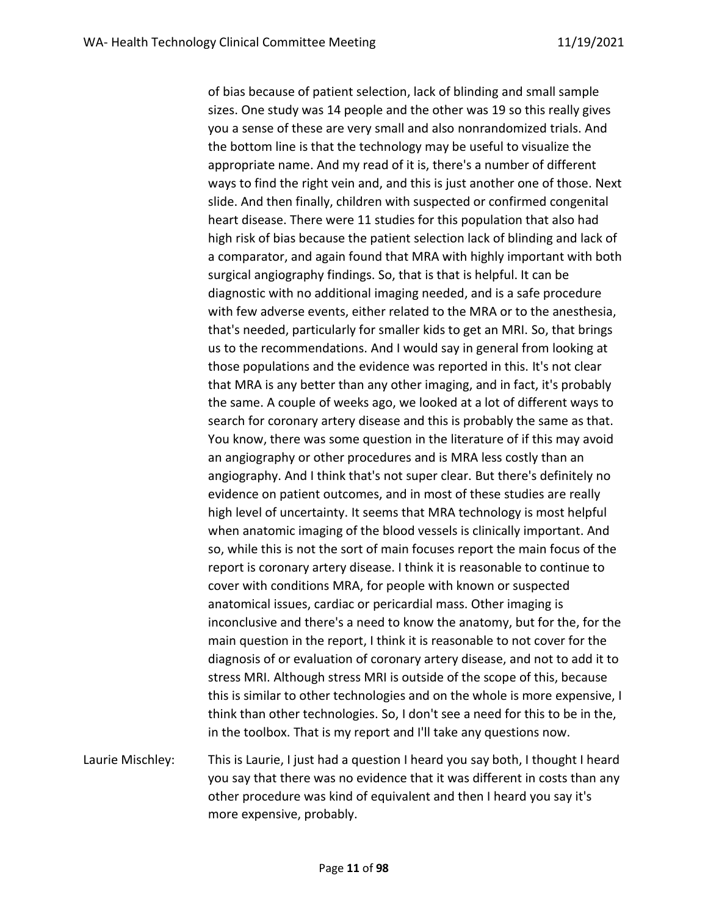of bias because of patient selection, lack of blinding and small sample sizes. One study was 14 people and the other was 19 so this really gives you a sense of these are very small and also nonrandomized trials. And the bottom line is that the technology may be useful to visualize the appropriate name. And my read of it is, there's a number of different ways to find the right vein and, and this is just another one of those. Next slide. And then finally, children with suspected or confirmed congenital heart disease. There were 11 studies for this population that also had high risk of bias because the patient selection lack of blinding and lack of a comparator, and again found that MRA with highly important with both surgical angiography findings. So, that is that is helpful. It can be diagnostic with no additional imaging needed, and is a safe procedure with few adverse events, either related to the MRA or to the anesthesia, that's needed, particularly for smaller kids to get an MRI. So, that brings us to the recommendations. And I would say in general from looking at those populations and the evidence was reported in this. It's not clear that MRA is any better than any other imaging, and in fact, it's probably the same. A couple of weeks ago, we looked at a lot of different ways to search for coronary artery disease and this is probably the same as that. You know, there was some question in the literature of if this may avoid an angiography or other procedures and is MRA less costly than an angiography. And I think that's not super clear. But there's definitely no evidence on patient outcomes, and in most of these studies are really high level of uncertainty. It seems that MRA technology is most helpful when anatomic imaging of the blood vessels is clinically important. And so, while this is not the sort of main focuses report the main focus of the report is coronary artery disease. I think it is reasonable to continue to cover with conditions MRA, for people with known or suspected anatomical issues, cardiac or pericardial mass. Other imaging is inconclusive and there's a need to know the anatomy, but for the, for the main question in the report, I think it is reasonable to not cover for the diagnosis of or evaluation of coronary artery disease, and not to add it to stress MRI. Although stress MRI is outside of the scope of this, because this is similar to other technologies and on the whole is more expensive, I think than other technologies. So, I don't see a need for this to be in the, in the toolbox. That is my report and I'll take any questions now.

Laurie Mischley: This is Laurie, I just had a question I heard you say both, I thought I heard you say that there was no evidence that it was different in costs than any other procedure was kind of equivalent and then I heard you say it's more expensive, probably.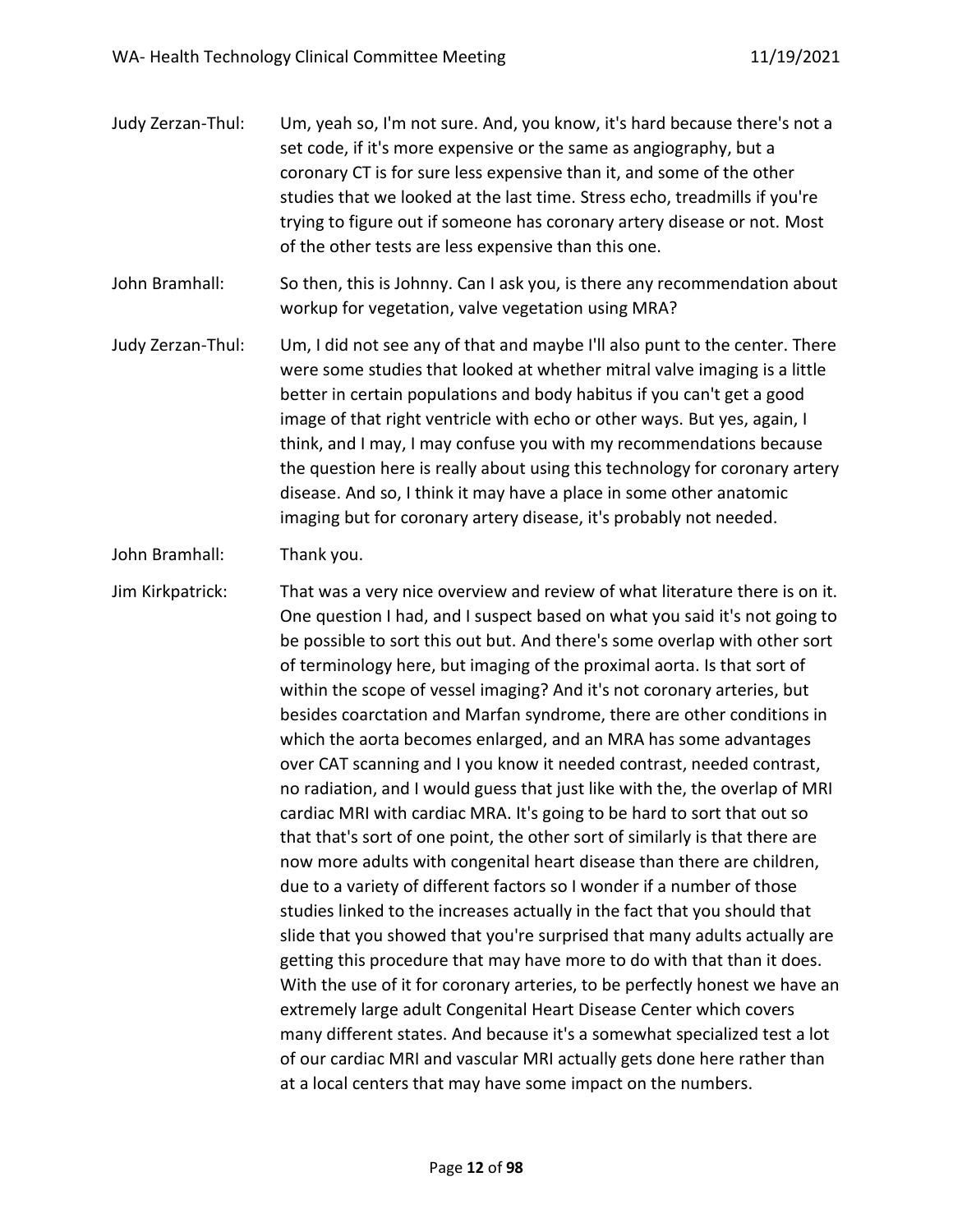Judy Zerzan-Thul: Um, yeah so, I'm not sure. And, you know, it's hard because there's not a set code, if it's more expensive or the same as angiography, but a coronary CT is for sure less expensive than it, and some of the other studies that we looked at the last time. Stress echo, treadmills if you're trying to figure out if someone has coronary artery disease or not. Most of the other tests are less expensive than this one.

John Bramhall: So then, this is Johnny. Can I ask you, is there any recommendation about workup for vegetation, valve vegetation using MRA?

Judy Zerzan-Thul: Um, I did not see any of that and maybe I'll also punt to the center. There were some studies that looked at whether mitral valve imaging is a little better in certain populations and body habitus if you can't get a good image of that right ventricle with echo or other ways. But yes, again, I think, and I may, I may confuse you with my recommendations because the question here is really about using this technology for coronary artery disease. And so, I think it may have a place in some other anatomic imaging but for coronary artery disease, it's probably not needed.

John Bramhall: Thank you.

Jim Kirkpatrick: That was a very nice overview and review of what literature there is on it. One question I had, and I suspect based on what you said it's not going to be possible to sort this out but. And there's some overlap with other sort of terminology here, but imaging of the proximal aorta. Is that sort of within the scope of vessel imaging? And it's not coronary arteries, but besides coarctation and Marfan syndrome, there are other conditions in which the aorta becomes enlarged, and an MRA has some advantages over CAT scanning and I you know it needed contrast, needed contrast, no radiation, and I would guess that just like with the, the overlap of MRI cardiac MRI with cardiac MRA. It's going to be hard to sort that out so that that's sort of one point, the other sort of similarly is that there are now more adults with congenital heart disease than there are children, due to a variety of different factors so I wonder if a number of those studies linked to the increases actually in the fact that you should that slide that you showed that you're surprised that many adults actually are getting this procedure that may have more to do with that than it does. With the use of it for coronary arteries, to be perfectly honest we have an extremely large adult Congenital Heart Disease Center which covers many different states. And because it's a somewhat specialized test a lot of our cardiac MRI and vascular MRI actually gets done here rather than at a local centers that may have some impact on the numbers.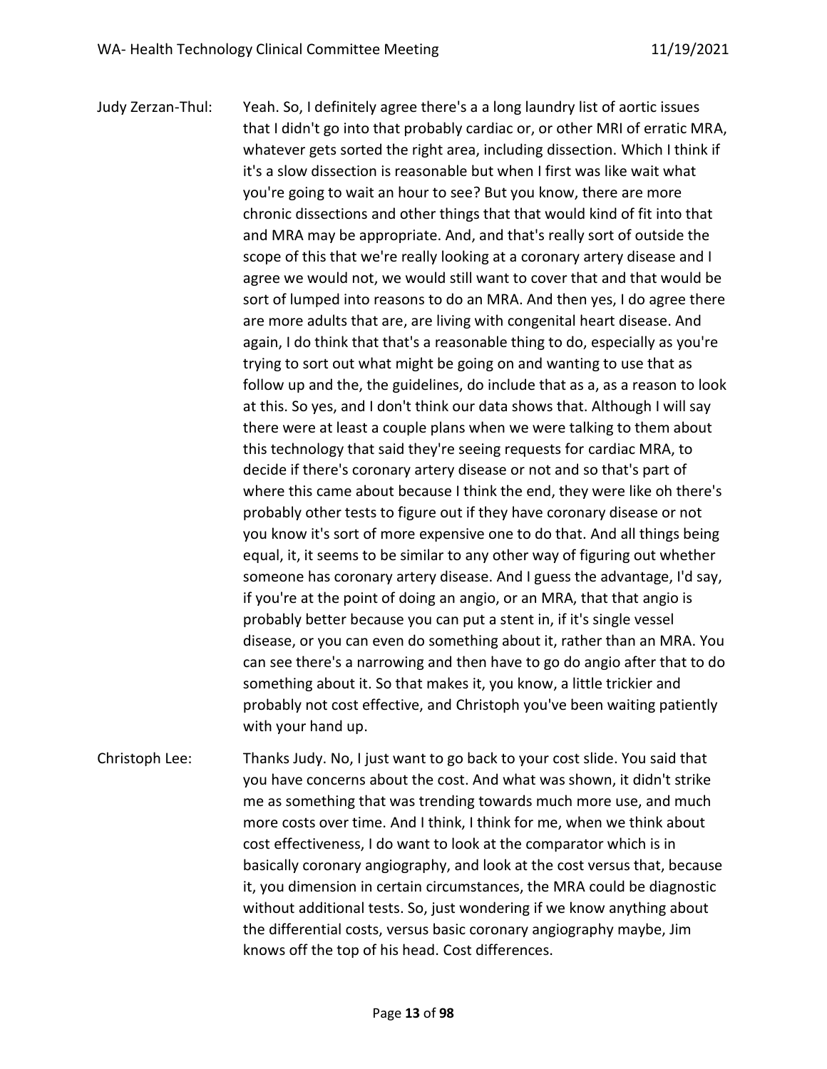Judy Zerzan-Thul: Yeah. So, I definitely agree there's a a long laundry list of aortic issues that I didn't go into that probably cardiac or, or other MRI of erratic MRA, whatever gets sorted the right area, including dissection. Which I think if it's a slow dissection is reasonable but when I first was like wait what you're going to wait an hour to see? But you know, there are more chronic dissections and other things that that would kind of fit into that and MRA may be appropriate. And, and that's really sort of outside the scope of this that we're really looking at a coronary artery disease and I agree we would not, we would still want to cover that and that would be sort of lumped into reasons to do an MRA. And then yes, I do agree there are more adults that are, are living with congenital heart disease. And again, I do think that that's a reasonable thing to do, especially as you're trying to sort out what might be going on and wanting to use that as follow up and the, the guidelines, do include that as a, as a reason to look at this. So yes, and I don't think our data shows that. Although I will say there were at least a couple plans when we were talking to them about this technology that said they're seeing requests for cardiac MRA, to decide if there's coronary artery disease or not and so that's part of where this came about because I think the end, they were like oh there's probably other tests to figure out if they have coronary disease or not you know it's sort of more expensive one to do that. And all things being equal, it, it seems to be similar to any other way of figuring out whether someone has coronary artery disease. And I guess the advantage, I'd say, if you're at the point of doing an angio, or an MRA, that that angio is probably better because you can put a stent in, if it's single vessel disease, or you can even do something about it, rather than an MRA. You can see there's a narrowing and then have to go do angio after that to do something about it. So that makes it, you know, a little trickier and probably not cost effective, and Christoph you've been waiting patiently with your hand up.

Christoph Lee: Thanks Judy. No, I just want to go back to your cost slide. You said that you have concerns about the cost. And what was shown, it didn't strike me as something that was trending towards much more use, and much more costs over time. And I think, I think for me, when we think about cost effectiveness, I do want to look at the comparator which is in basically coronary angiography, and look at the cost versus that, because it, you dimension in certain circumstances, the MRA could be diagnostic without additional tests. So, just wondering if we know anything about the differential costs, versus basic coronary angiography maybe, Jim knows off the top of his head. Cost differences.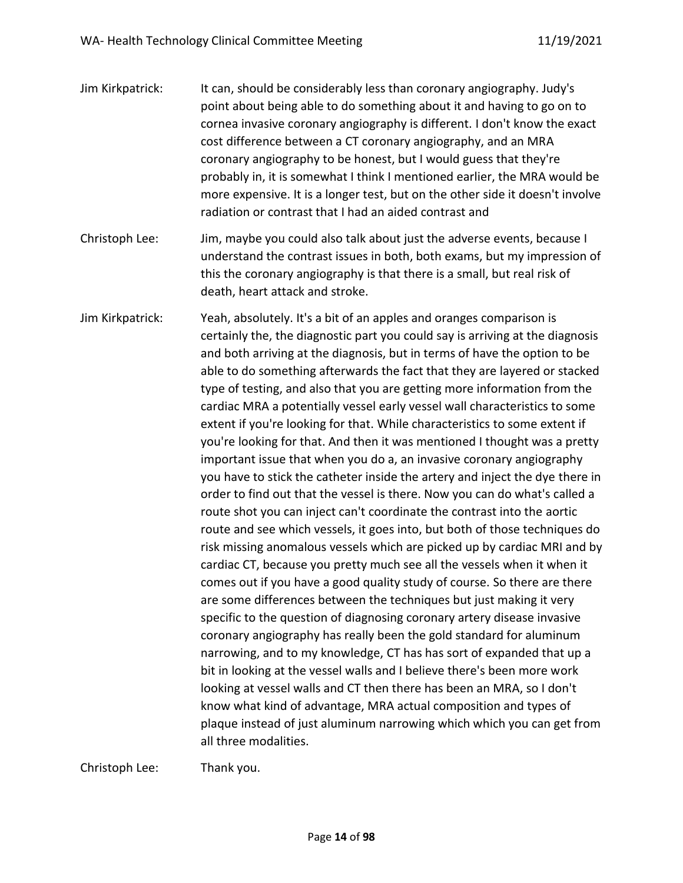Jim Kirkpatrick: It can, should be considerably less than coronary angiography. Judy's point about being able to do something about it and having to go on to cornea invasive coronary angiography is different. I don't know the exact cost difference between a CT coronary angiography, and an MRA coronary angiography to be honest, but I would guess that they're probably in, it is somewhat I think I mentioned earlier, the MRA would be more expensive. It is a longer test, but on the other side it doesn't involve radiation or contrast that I had an aided contrast and

Christoph Lee: Jim, maybe you could also talk about just the adverse events, because I understand the contrast issues in both, both exams, but my impression of this the coronary angiography is that there is a small, but real risk of death, heart attack and stroke.

Jim Kirkpatrick: Yeah, absolutely. It's a bit of an apples and oranges comparison is certainly the, the diagnostic part you could say is arriving at the diagnosis and both arriving at the diagnosis, but in terms of have the option to be able to do something afterwards the fact that they are layered or stacked type of testing, and also that you are getting more information from the cardiac MRA a potentially vessel early vessel wall characteristics to some extent if you're looking for that. While characteristics to some extent if you're looking for that. And then it was mentioned I thought was a pretty important issue that when you do a, an invasive coronary angiography you have to stick the catheter inside the artery and inject the dye there in order to find out that the vessel is there. Now you can do what's called a route shot you can inject can't coordinate the contrast into the aortic route and see which vessels, it goes into, but both of those techniques do risk missing anomalous vessels which are picked up by cardiac MRI and by cardiac CT, because you pretty much see all the vessels when it when it comes out if you have a good quality study of course. So there are there are some differences between the techniques but just making it very specific to the question of diagnosing coronary artery disease invasive coronary angiography has really been the gold standard for aluminum narrowing, and to my knowledge, CT has has sort of expanded that up a bit in looking at the vessel walls and I believe there's been more work looking at vessel walls and CT then there has been an MRA, so I don't know what kind of advantage, MRA actual composition and types of plaque instead of just aluminum narrowing which which you can get from all three modalities.

Christoph Lee: Thank you.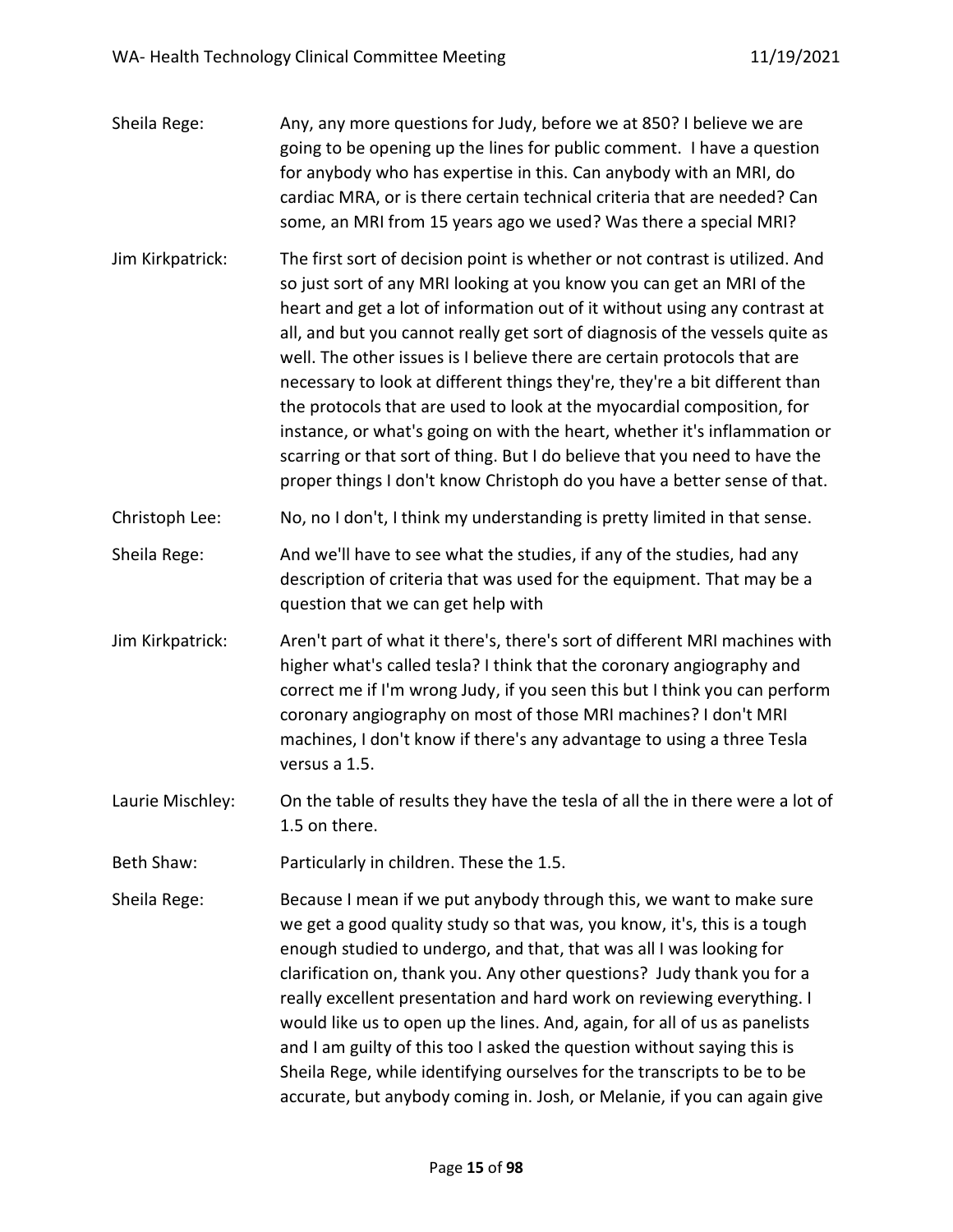Sheila Rege: Any, any more questions for Judy, before we at 850? I believe we are going to be opening up the lines for public comment. I have a question for anybody who has expertise in this. Can anybody with an MRI, do cardiac MRA, or is there certain technical criteria that are needed? Can some, an MRI from 15 years ago we used? Was there a special MRI?

Jim Kirkpatrick: The first sort of decision point is whether or not contrast is utilized. And so just sort of any MRI looking at you know you can get an MRI of the heart and get a lot of information out of it without using any contrast at all, and but you cannot really get sort of diagnosis of the vessels quite as well. The other issues is I believe there are certain protocols that are necessary to look at different things they're, they're a bit different than the protocols that are used to look at the myocardial composition, for instance, or what's going on with the heart, whether it's inflammation or scarring or that sort of thing. But I do believe that you need to have the proper things I don't know Christoph do you have a better sense of that.

Christoph Lee: No, no I don't, I think my understanding is pretty limited in that sense.

Sheila Rege: And we'll have to see what the studies, if any of the studies, had any description of criteria that was used for the equipment. That may be a question that we can get help with

Jim Kirkpatrick: Aren't part of what it there's, there's sort of different MRI machines with higher what's called tesla? I think that the coronary angiography and correct me if I'm wrong Judy, if you seen this but I think you can perform coronary angiography on most of those MRI machines? I don't MRI machines, I don't know if there's any advantage to using a three Tesla versus a 1.5.

Laurie Mischley: On the table of results they have the tesla of all the in there were a lot of 1.5 on there.

Beth Shaw: Particularly in children. These the 1.5.

Sheila Rege: Because I mean if we put anybody through this, we want to make sure we get a good quality study so that was, you know, it's, this is a tough enough studied to undergo, and that, that was all I was looking for clarification on, thank you. Any other questions? Judy thank you for a really excellent presentation and hard work on reviewing everything. I would like us to open up the lines. And, again, for all of us as panelists and I am guilty of this too I asked the question without saying this is Sheila Rege, while identifying ourselves for the transcripts to be to be accurate, but anybody coming in. Josh, or Melanie, if you can again give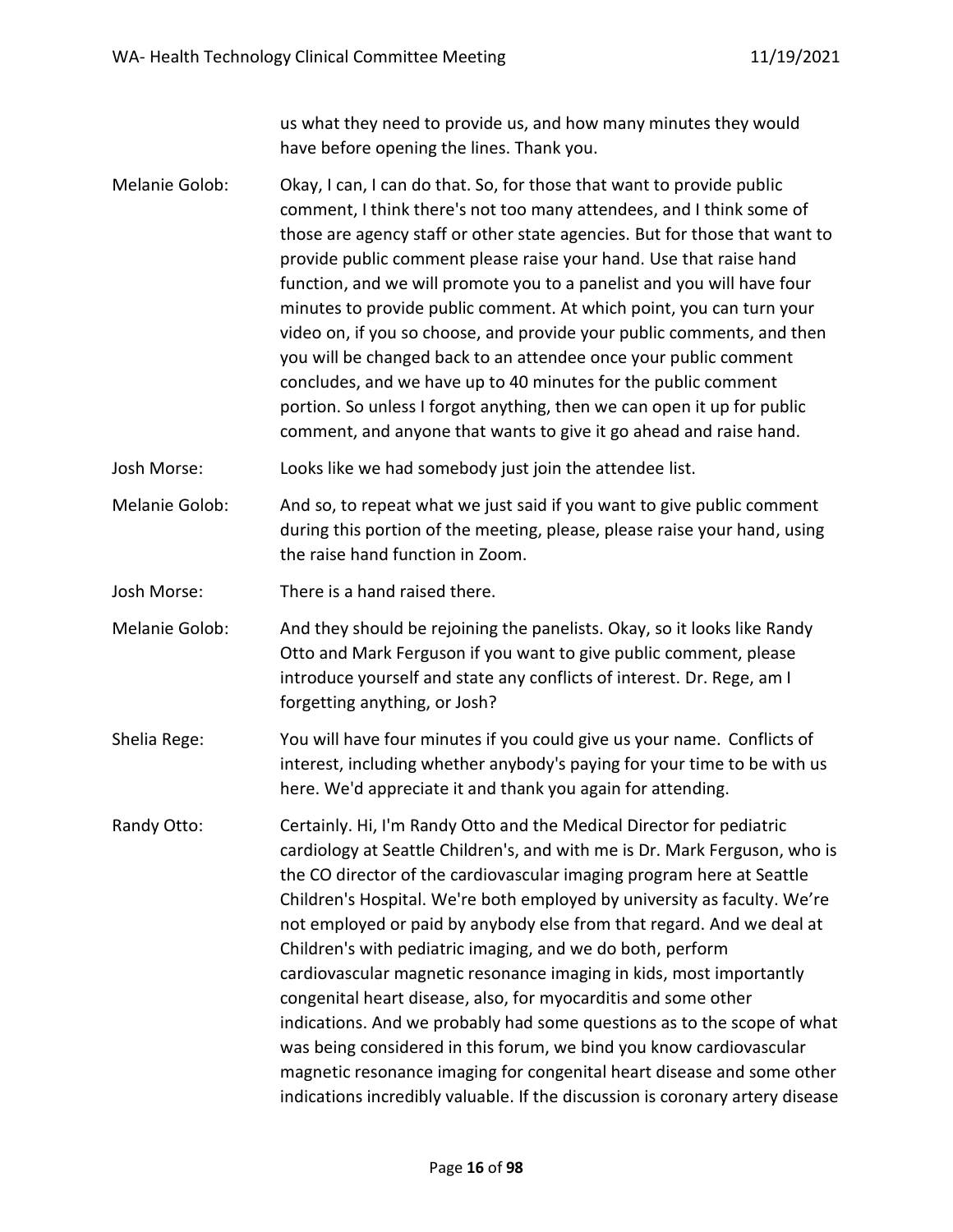us what they need to provide us, and how many minutes they would have before opening the lines. Thank you.

Melanie Golob: Okay, I can, I can do that. So, for those that want to provide public comment, I think there's not too many attendees, and I think some of those are agency staff or other state agencies. But for those that want to provide public comment please raise your hand. Use that raise hand function, and we will promote you to a panelist and you will have four minutes to provide public comment. At which point, you can turn your video on, if you so choose, and provide your public comments, and then you will be changed back to an attendee once your public comment concludes, and we have up to 40 minutes for the public comment portion. So unless I forgot anything, then we can open it up for public comment, and anyone that wants to give it go ahead and raise hand.

Josh Morse: Looks like we had somebody just join the attendee list.

Melanie Golob: And so, to repeat what we just said if you want to give public comment during this portion of the meeting, please, please raise your hand, using the raise hand function in Zoom.

Josh Morse: There is a hand raised there.

Melanie Golob: And they should be rejoining the panelists. Okay, so it looks like Randy Otto and Mark Ferguson if you want to give public comment, please introduce yourself and state any conflicts of interest. Dr. Rege, am I forgetting anything, or Josh?

Shelia Rege: You will have four minutes if you could give us your name. Conflicts of interest, including whether anybody's paying for your time to be with us here. We'd appreciate it and thank you again for attending.

Randy Otto: Certainly. Hi, I'm Randy Otto and the Medical Director for pediatric cardiology at Seattle Children's, and with me is Dr. Mark Ferguson, who is the CO director of the cardiovascular imaging program here at Seattle Children's Hospital. We're both employed by university as faculty. We're not employed or paid by anybody else from that regard. And we deal at Children's with pediatric imaging, and we do both, perform cardiovascular magnetic resonance imaging in kids, most importantly congenital heart disease, also, for myocarditis and some other indications. And we probably had some questions as to the scope of what was being considered in this forum, we bind you know cardiovascular magnetic resonance imaging for congenital heart disease and some other indications incredibly valuable. If the discussion is coronary artery disease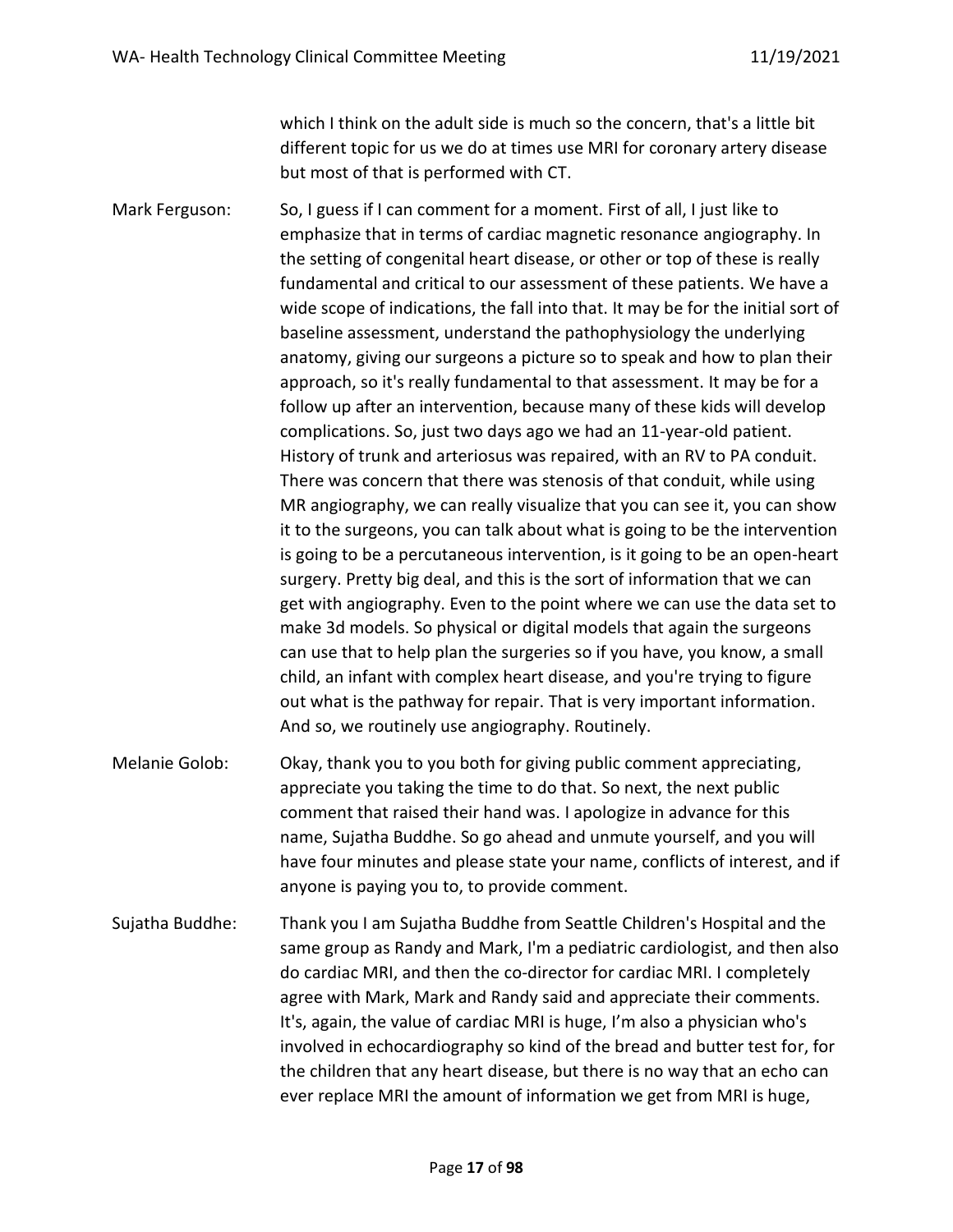which I think on the adult side is much so the concern, that's a little bit different topic for us we do at times use MRI for coronary artery disease but most of that is performed with CT.

Mark Ferguson: So, I guess if I can comment for a moment. First of all, I just like to emphasize that in terms of cardiac magnetic resonance angiography. In the setting of congenital heart disease, or other or top of these is really fundamental and critical to our assessment of these patients. We have a wide scope of indications, the fall into that. It may be for the initial sort of baseline assessment, understand the pathophysiology the underlying anatomy, giving our surgeons a picture so to speak and how to plan their approach, so it's really fundamental to that assessment. It may be for a follow up after an intervention, because many of these kids will develop complications. So, just two days ago we had an 11-year-old patient. History of trunk and arteriosus was repaired, with an RV to PA conduit. There was concern that there was stenosis of that conduit, while using MR angiography, we can really visualize that you can see it, you can show it to the surgeons, you can talk about what is going to be the intervention is going to be a percutaneous intervention, is it going to be an open-heart surgery. Pretty big deal, and this is the sort of information that we can get with angiography. Even to the point where we can use the data set to make 3d models. So physical or digital models that again the surgeons can use that to help plan the surgeries so if you have, you know, a small child, an infant with complex heart disease, and you're trying to figure out what is the pathway for repair. That is very important information. And so, we routinely use angiography. Routinely.

Melanie Golob: Okay, thank you to you both for giving public comment appreciating, appreciate you taking the time to do that. So next, the next public comment that raised their hand was. I apologize in advance for this name, Sujatha Buddhe. So go ahead and unmute yourself, and you will have four minutes and please state your name, conflicts of interest, and if anyone is paying you to, to provide comment.

Sujatha Buddhe: Thank you I am Sujatha Buddhe from Seattle Children's Hospital and the same group as Randy and Mark, I'm a pediatric cardiologist, and then also do cardiac MRI, and then the co-director for cardiac MRI. I completely agree with Mark, Mark and Randy said and appreciate their comments. It's, again, the value of cardiac MRI is huge, I'm also a physician who's involved in echocardiography so kind of the bread and butter test for, for the children that any heart disease, but there is no way that an echo can ever replace MRI the amount of information we get from MRI is huge,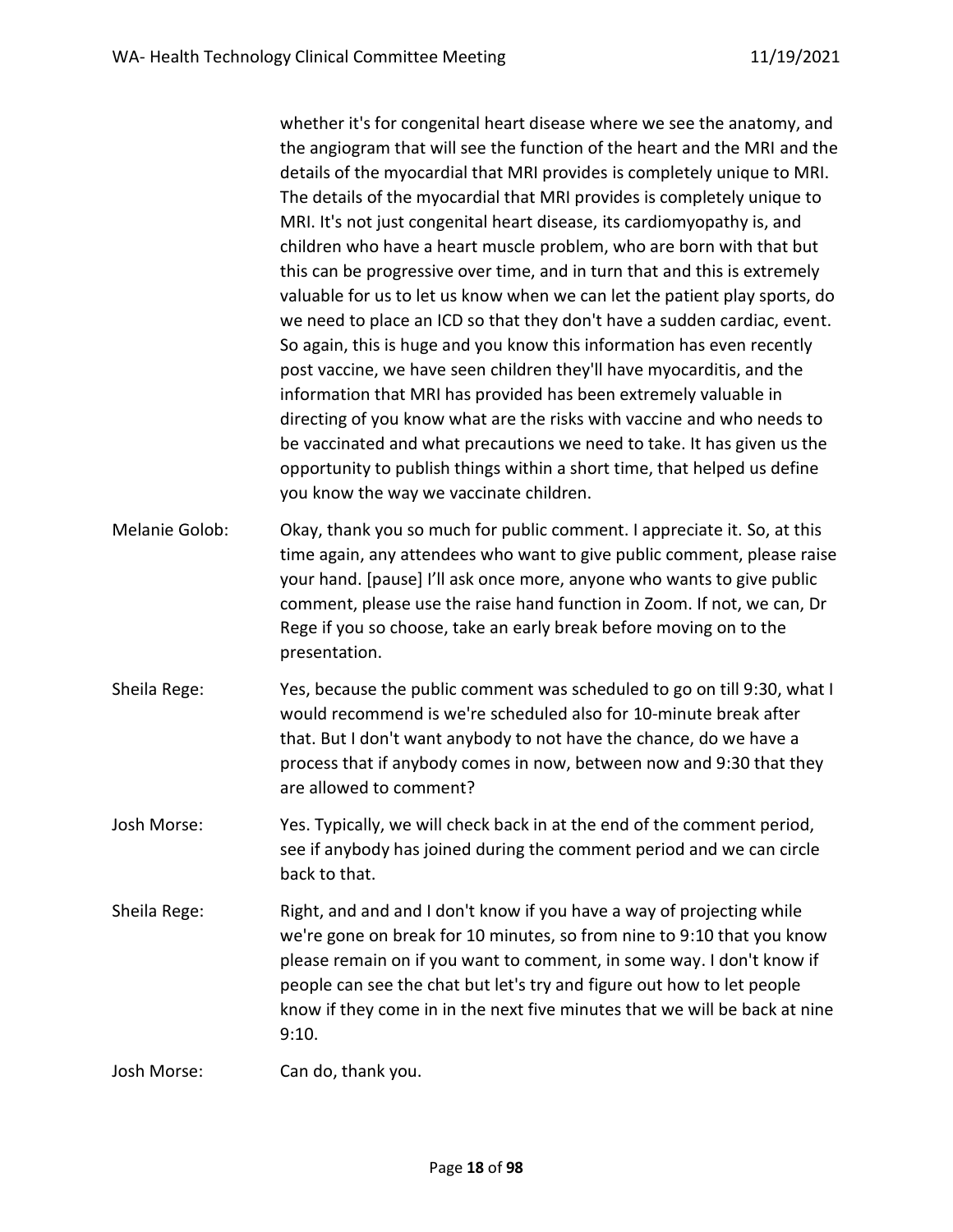whether it's for congenital heart disease where we see the anatomy, and the angiogram that will see the function of the heart and the MRI and the details of the myocardial that MRI provides is completely unique to MRI. The details of the myocardial that MRI provides is completely unique to MRI. It's not just congenital heart disease, its cardiomyopathy is, and children who have a heart muscle problem, who are born with that but this can be progressive over time, and in turn that and this is extremely valuable for us to let us know when we can let the patient play sports, do we need to place an ICD so that they don't have a sudden cardiac, event. So again, this is huge and you know this information has even recently post vaccine, we have seen children they'll have myocarditis, and the information that MRI has provided has been extremely valuable in directing of you know what are the risks with vaccine and who needs to be vaccinated and what precautions we need to take. It has given us the opportunity to publish things within a short time, that helped us define you know the way we vaccinate children.

Melanie Golob: Okay, thank you so much for public comment. I appreciate it. So, at this time again, any attendees who want to give public comment, please raise your hand. [pause] I'll ask once more, anyone who wants to give public comment, please use the raise hand function in Zoom. If not, we can, Dr Rege if you so choose, take an early break before moving on to the presentation.

Sheila Rege: Yes, because the public comment was scheduled to go on till 9:30, what I would recommend is we're scheduled also for 10-minute break after that. But I don't want anybody to not have the chance, do we have a process that if anybody comes in now, between now and 9:30 that they are allowed to comment?

Josh Morse: Yes. Typically, we will check back in at the end of the comment period, see if anybody has joined during the comment period and we can circle back to that.

Sheila Rege: Right, and and and I don't know if you have a way of projecting while we're gone on break for 10 minutes, so from nine to 9:10 that you know please remain on if you want to comment, in some way. I don't know if people can see the chat but let's try and figure out how to let people know if they come in in the next five minutes that we will be back at nine 9:10.

Josh Morse: Can do, thank you.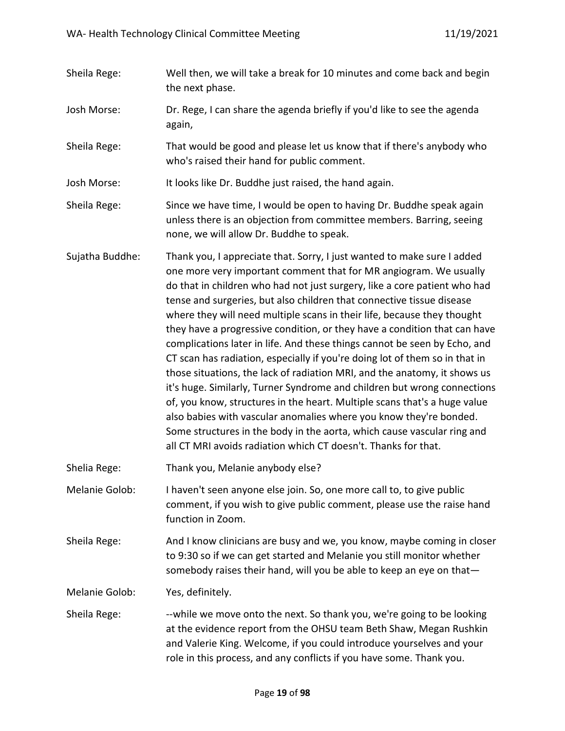Sheila Rege: Well then, we will take a break for 10 minutes and come back and begin the next phase.

Josh Morse: Dr. Rege, I can share the agenda briefly if you'd like to see the agenda again,

Sheila Rege: That would be good and please let us know that if there's anybody who who's raised their hand for public comment.

Josh Morse: It looks like Dr. Buddhe just raised, the hand again.

Sheila Rege: Since we have time, I would be open to having Dr. Buddhe speak again unless there is an objection from committee members. Barring, seeing none, we will allow Dr. Buddhe to speak.

Sujatha Buddhe: Thank you, I appreciate that. Sorry, I just wanted to make sure I added one more very important comment that for MR angiogram. We usually do that in children who had not just surgery, like a core patient who had tense and surgeries, but also children that connective tissue disease where they will need multiple scans in their life, because they thought they have a progressive condition, or they have a condition that can have complications later in life. And these things cannot be seen by Echo, and CT scan has radiation, especially if you're doing lot of them so in that in those situations, the lack of radiation MRI, and the anatomy, it shows us it's huge. Similarly, Turner Syndrome and children but wrong connections of, you know, structures in the heart. Multiple scans that's a huge value also babies with vascular anomalies where you know they're bonded. Some structures in the body in the aorta, which cause vascular ring and all CT MRI avoids radiation which CT doesn't. Thanks for that.

Shelia Rege: Thank you, Melanie anybody else?

Melanie Golob: I haven't seen anyone else join. So, one more call to, to give public comment, if you wish to give public comment, please use the raise hand function in Zoom.

Sheila Rege: And I know clinicians are busy and we, you know, maybe coming in closer to 9:30 so if we can get started and Melanie you still monitor whether somebody raises their hand, will you be able to keep an eye on that—

Melanie Golob: Yes, definitely.

Sheila Rege: --while we move onto the next. So thank you, we're going to be looking at the evidence report from the OHSU team Beth Shaw, Megan Rushkin and Valerie King. Welcome, if you could introduce yourselves and your role in this process, and any conflicts if you have some. Thank you.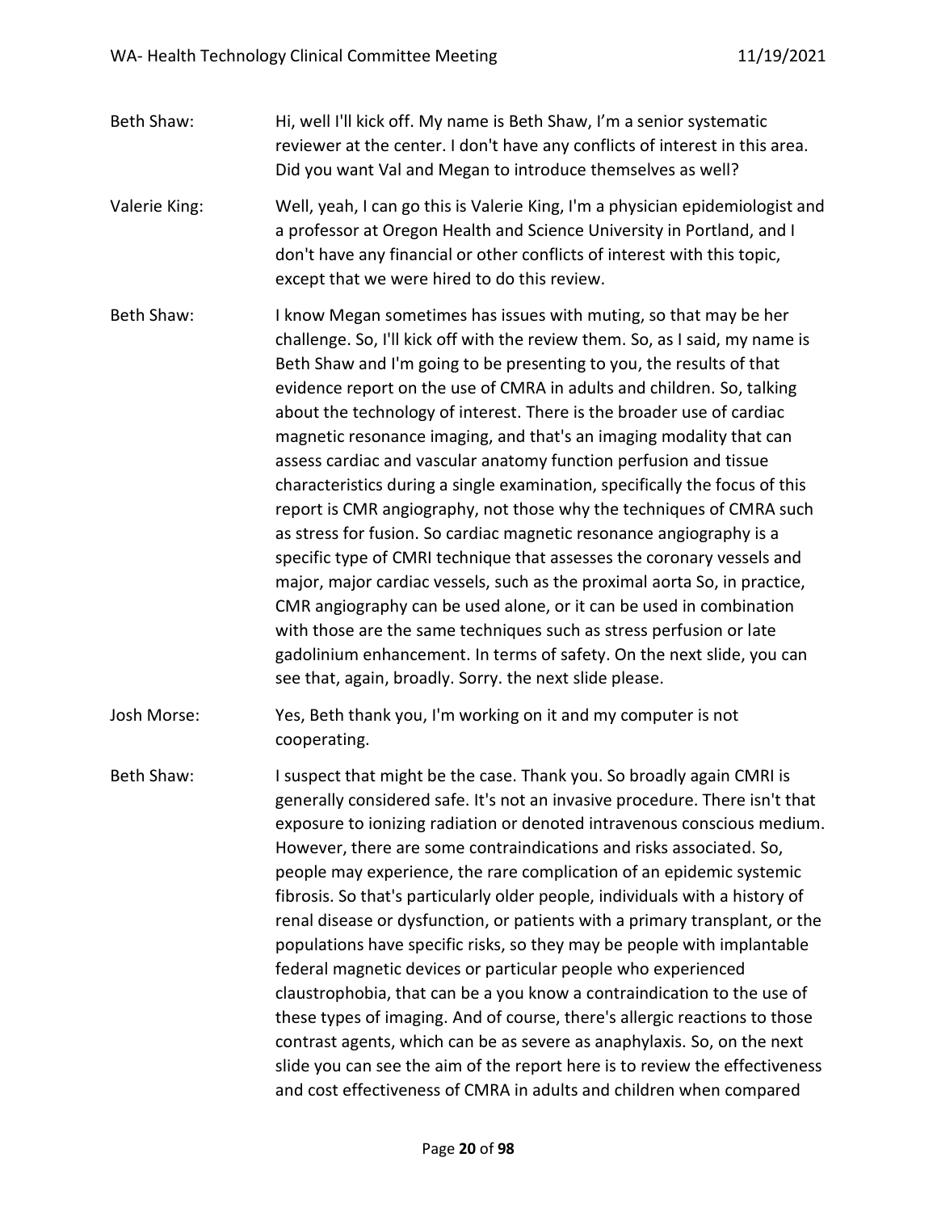Beth Shaw: Hi, well I'll kick off. My name is Beth Shaw, I'm a senior systematic reviewer at the center. I don't have any conflicts of interest in this area. Did you want Val and Megan to introduce themselves as well?

Valerie King: Well, yeah, I can go this is Valerie King, I'm a physician epidemiologist and a professor at Oregon Health and Science University in Portland, and I don't have any financial or other conflicts of interest with this topic, except that we were hired to do this review.

Beth Shaw: I know Megan sometimes has issues with muting, so that may be her challenge. So, I'll kick off with the review them. So, as I said, my name is Beth Shaw and I'm going to be presenting to you, the results of that evidence report on the use of CMRA in adults and children. So, talking about the technology of interest. There is the broader use of cardiac magnetic resonance imaging, and that's an imaging modality that can assess cardiac and vascular anatomy function perfusion and tissue characteristics during a single examination, specifically the focus of this report is CMR angiography, not those why the techniques of CMRA such as stress for fusion. So cardiac magnetic resonance angiography is a specific type of CMRI technique that assesses the coronary vessels and major, major cardiac vessels, such as the proximal aorta So, in practice, CMR angiography can be used alone, or it can be used in combination with those are the same techniques such as stress perfusion or late gadolinium enhancement. In terms of safety. On the next slide, you can see that, again, broadly. Sorry. the next slide please.

Josh Morse: Yes, Beth thank you, I'm working on it and my computer is not cooperating.

Beth Shaw: I suspect that might be the case. Thank you. So broadly again CMRI is generally considered safe. It's not an invasive procedure. There isn't that exposure to ionizing radiation or denoted intravenous conscious medium. However, there are some contraindications and risks associated. So, people may experience, the rare complication of an epidemic systemic fibrosis. So that's particularly older people, individuals with a history of renal disease or dysfunction, or patients with a primary transplant, or the populations have specific risks, so they may be people with implantable federal magnetic devices or particular people who experienced claustrophobia, that can be a you know a contraindication to the use of these types of imaging. And of course, there's allergic reactions to those contrast agents, which can be as severe as anaphylaxis. So, on the next slide you can see the aim of the report here is to review the effectiveness and cost effectiveness of CMRA in adults and children when compared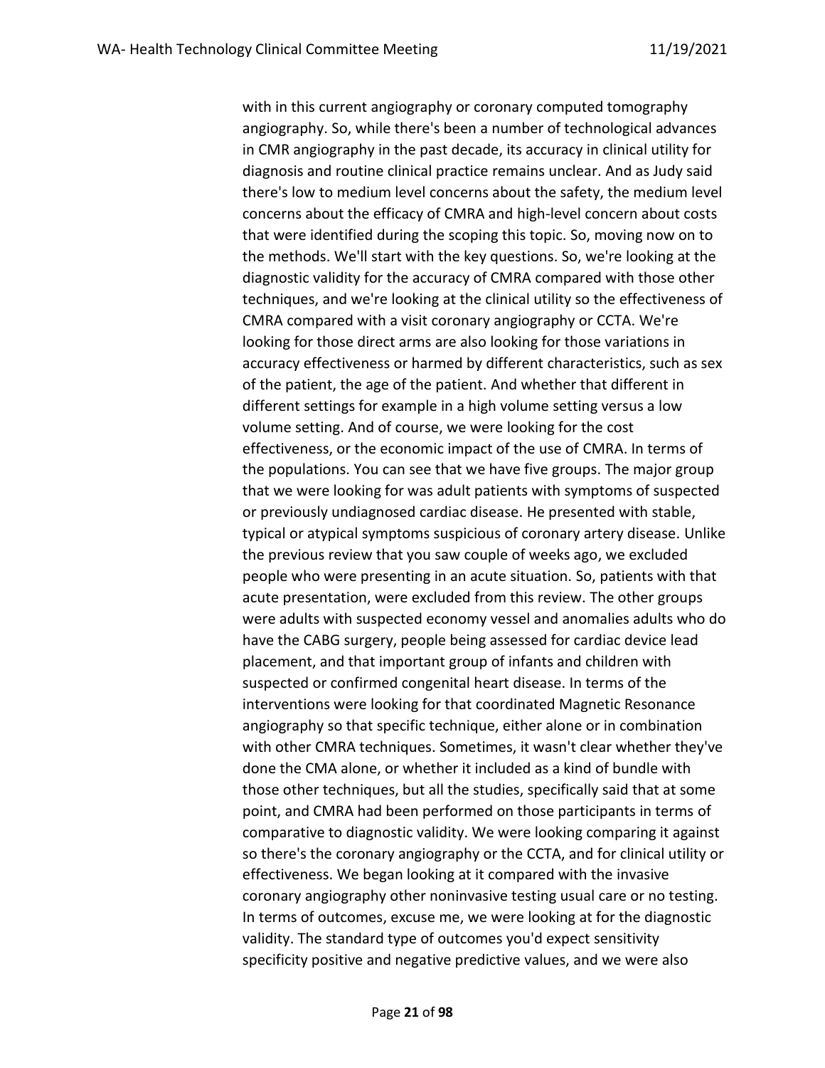with in this current angiography or coronary computed tomography angiography. So, while there's been a number of technological advances in CMR angiography in the past decade, its accuracy in clinical utility for diagnosis and routine clinical practice remains unclear. And as Judy said there's low to medium level concerns about the safety, the medium level concerns about the efficacy of CMRA and high-level concern about costs that were identified during the scoping this topic. So, moving now on to the methods. We'll start with the key questions. So, we're looking at the diagnostic validity for the accuracy of CMRA compared with those other techniques, and we're looking at the clinical utility so the effectiveness of CMRA compared with a visit coronary angiography or CCTA. We're looking for those direct arms are also looking for those variations in accuracy effectiveness or harmed by different characteristics, such as sex of the patient, the age of the patient. And whether that different in different settings for example in a high volume setting versus a low volume setting. And of course, we were looking for the cost effectiveness, or the economic impact of the use of CMRA. In terms of the populations. You can see that we have five groups. The major group that we were looking for was adult patients with symptoms of suspected or previously undiagnosed cardiac disease. He presented with stable, typical or atypical symptoms suspicious of coronary artery disease. Unlike the previous review that you saw couple of weeks ago, we excluded people who were presenting in an acute situation. So, patients with that acute presentation, were excluded from this review. The other groups were adults with suspected economy vessel and anomalies adults who do have the CABG surgery, people being assessed for cardiac device lead placement, and that important group of infants and children with suspected or confirmed congenital heart disease. In terms of the interventions were looking for that coordinated Magnetic Resonance angiography so that specific technique, either alone or in combination with other CMRA techniques. Sometimes, it wasn't clear whether they've done the CMA alone, or whether it included as a kind of bundle with those other techniques, but all the studies, specifically said that at some point, and CMRA had been performed on those participants in terms of comparative to diagnostic validity. We were looking comparing it against so there's the coronary angiography or the CCTA, and for clinical utility or effectiveness. We began looking at it compared with the invasive coronary angiography other noninvasive testing usual care or no testing. In terms of outcomes, excuse me, we were looking at for the diagnostic validity. The standard type of outcomes you'd expect sensitivity specificity positive and negative predictive values, and we were also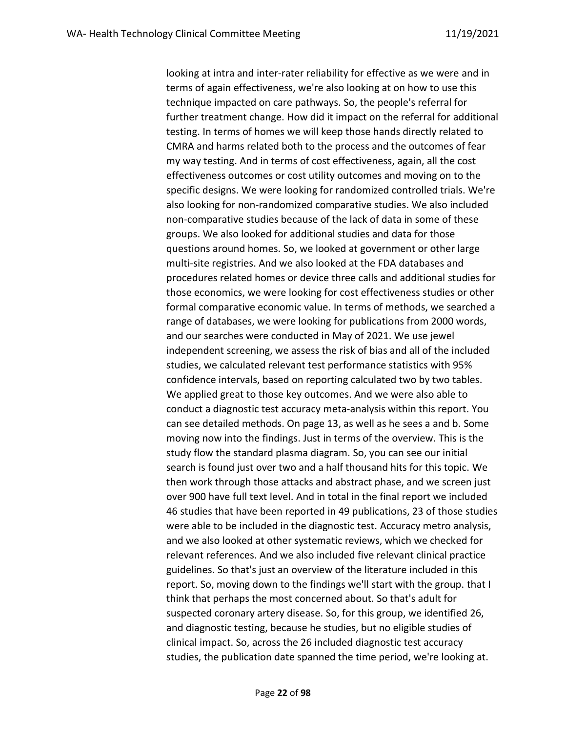looking at intra and inter-rater reliability for effective as we were and in terms of again effectiveness, we're also looking at on how to use this technique impacted on care pathways. So, the people's referral for further treatment change. How did it impact on the referral for additional testing. In terms of homes we will keep those hands directly related to CMRA and harms related both to the process and the outcomes of fear my way testing. And in terms of cost effectiveness, again, all the cost effectiveness outcomes or cost utility outcomes and moving on to the specific designs. We were looking for randomized controlled trials. We're also looking for non-randomized comparative studies. We also included non-comparative studies because of the lack of data in some of these groups. We also looked for additional studies and data for those questions around homes. So, we looked at government or other large multi-site registries. And we also looked at the FDA databases and procedures related homes or device three calls and additional studies for those economics, we were looking for cost effectiveness studies or other formal comparative economic value. In terms of methods, we searched a range of databases, we were looking for publications from 2000 words, and our searches were conducted in May of 2021. We use jewel independent screening, we assess the risk of bias and all of the included studies, we calculated relevant test performance statistics with 95% confidence intervals, based on reporting calculated two by two tables. We applied great to those key outcomes. And we were also able to conduct a diagnostic test accuracy meta-analysis within this report. You can see detailed methods. On page 13, as well as he sees a and b. Some moving now into the findings. Just in terms of the overview. This is the study flow the standard plasma diagram. So, you can see our initial search is found just over two and a half thousand hits for this topic. We then work through those attacks and abstract phase, and we screen just over 900 have full text level. And in total in the final report we included 46 studies that have been reported in 49 publications, 23 of those studies were able to be included in the diagnostic test. Accuracy metro analysis, and we also looked at other systematic reviews, which we checked for relevant references. And we also included five relevant clinical practice guidelines. So that's just an overview of the literature included in this report. So, moving down to the findings we'll start with the group. that I think that perhaps the most concerned about. So that's adult for suspected coronary artery disease. So, for this group, we identified 26, and diagnostic testing, because he studies, but no eligible studies of clinical impact. So, across the 26 included diagnostic test accuracy studies, the publication date spanned the time period, we're looking at.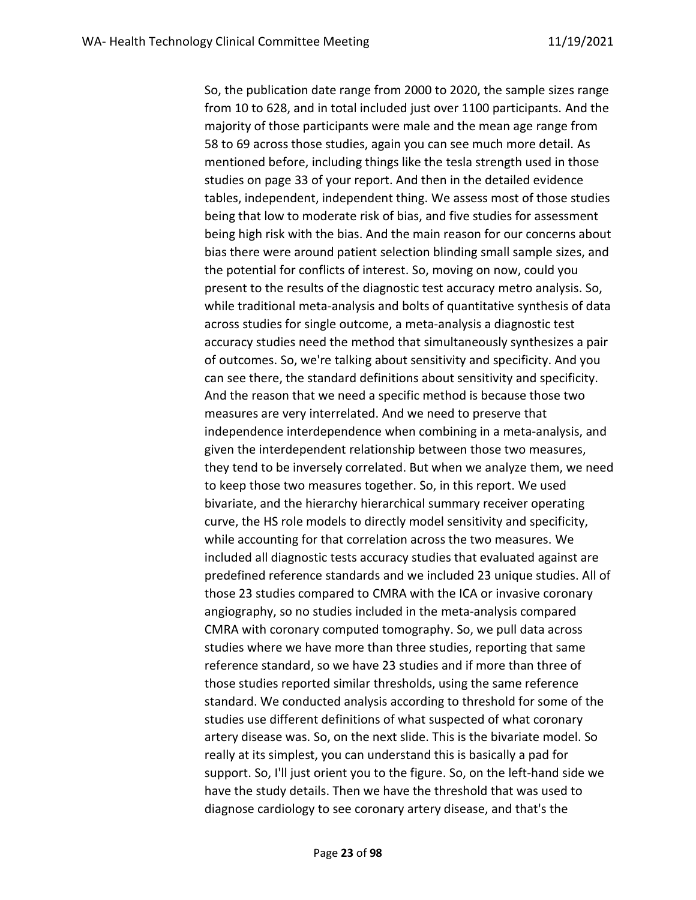So, the publication date range from 2000 to 2020, the sample sizes range from 10 to 628, and in total included just over 1100 participants. And the majority of those participants were male and the mean age range from 58 to 69 across those studies, again you can see much more detail. As mentioned before, including things like the tesla strength used in those studies on page 33 of your report. And then in the detailed evidence tables, independent, independent thing. We assess most of those studies being that low to moderate risk of bias, and five studies for assessment being high risk with the bias. And the main reason for our concerns about bias there were around patient selection blinding small sample sizes, and the potential for conflicts of interest. So, moving on now, could you present to the results of the diagnostic test accuracy metro analysis. So, while traditional meta-analysis and bolts of quantitative synthesis of data across studies for single outcome, a meta-analysis a diagnostic test accuracy studies need the method that simultaneously synthesizes a pair of outcomes. So, we're talking about sensitivity and specificity. And you can see there, the standard definitions about sensitivity and specificity. And the reason that we need a specific method is because those two measures are very interrelated. And we need to preserve that independence interdependence when combining in a meta-analysis, and given the interdependent relationship between those two measures, they tend to be inversely correlated. But when we analyze them, we need to keep those two measures together. So, in this report. We used bivariate, and the hierarchy hierarchical summary receiver operating curve, the HS role models to directly model sensitivity and specificity, while accounting for that correlation across the two measures. We included all diagnostic tests accuracy studies that evaluated against are predefined reference standards and we included 23 unique studies. All of those 23 studies compared to CMRA with the ICA or invasive coronary angiography, so no studies included in the meta-analysis compared CMRA with coronary computed tomography. So, we pull data across studies where we have more than three studies, reporting that same reference standard, so we have 23 studies and if more than three of those studies reported similar thresholds, using the same reference standard. We conducted analysis according to threshold for some of the studies use different definitions of what suspected of what coronary artery disease was. So, on the next slide. This is the bivariate model. So really at its simplest, you can understand this is basically a pad for support. So, I'll just orient you to the figure. So, on the left-hand side we have the study details. Then we have the threshold that was used to diagnose cardiology to see coronary artery disease, and that's the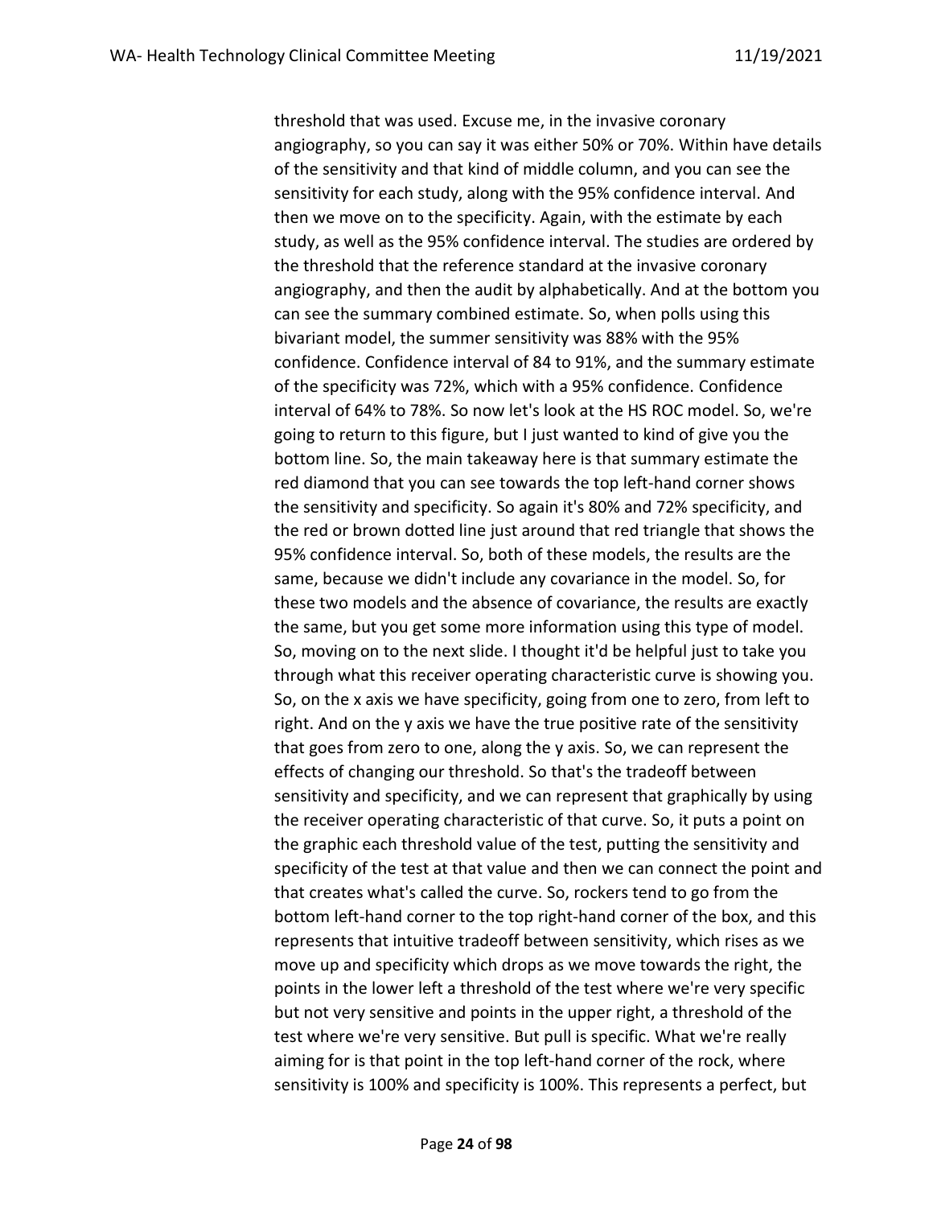threshold that was used. Excuse me, in the invasive coronary angiography, so you can say it was either 50% or 70%. Within have details of the sensitivity and that kind of middle column, and you can see the sensitivity for each study, along with the 95% confidence interval. And then we move on to the specificity. Again, with the estimate by each study, as well as the 95% confidence interval. The studies are ordered by the threshold that the reference standard at the invasive coronary angiography, and then the audit by alphabetically. And at the bottom you can see the summary combined estimate. So, when polls using this bivariant model, the summer sensitivity was 88% with the 95% confidence. Confidence interval of 84 to 91%, and the summary estimate of the specificity was 72%, which with a 95% confidence. Confidence interval of 64% to 78%. So now let's look at the HS ROC model. So, we're going to return to this figure, but I just wanted to kind of give you the bottom line. So, the main takeaway here is that summary estimate the red diamond that you can see towards the top left-hand corner shows the sensitivity and specificity. So again it's 80% and 72% specificity, and the red or brown dotted line just around that red triangle that shows the 95% confidence interval. So, both of these models, the results are the same, because we didn't include any covariance in the model. So, for these two models and the absence of covariance, the results are exactly the same, but you get some more information using this type of model. So, moving on to the next slide. I thought it'd be helpful just to take you through what this receiver operating characteristic curve is showing you. So, on the x axis we have specificity, going from one to zero, from left to right. And on the y axis we have the true positive rate of the sensitivity that goes from zero to one, along the y axis. So, we can represent the effects of changing our threshold. So that's the tradeoff between sensitivity and specificity, and we can represent that graphically by using the receiver operating characteristic of that curve. So, it puts a point on the graphic each threshold value of the test, putting the sensitivity and specificity of the test at that value and then we can connect the point and that creates what's called the curve. So, rockers tend to go from the bottom left-hand corner to the top right-hand corner of the box, and this represents that intuitive tradeoff between sensitivity, which rises as we move up and specificity which drops as we move towards the right, the points in the lower left a threshold of the test where we're very specific but not very sensitive and points in the upper right, a threshold of the test where we're very sensitive. But pull is specific. What we're really aiming for is that point in the top left-hand corner of the rock, where sensitivity is 100% and specificity is 100%. This represents a perfect, but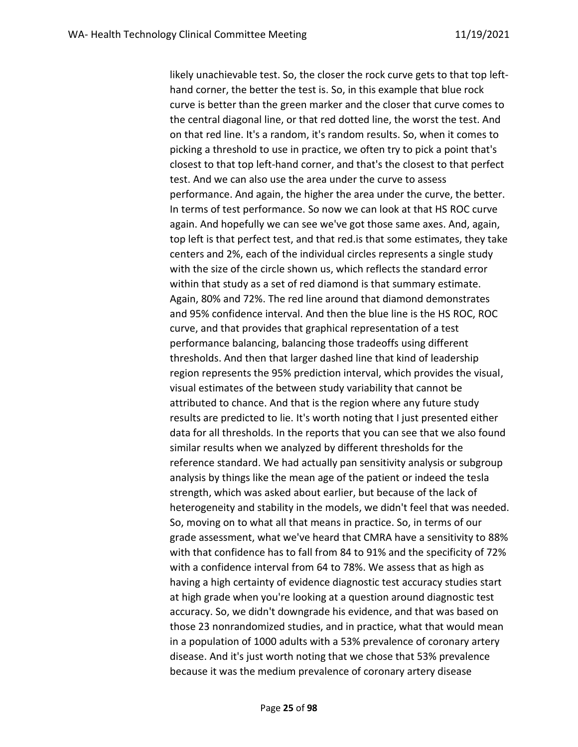likely unachievable test. So, the closer the rock curve gets to that top left-hand corner, the better the test is. So, in this example that blue rock curve is better than the green marker and the closer that curve comes to the central diagonal line, or that red dotted line, the worst the test. And on that red line. It's a random, it's random results. So, when it comes to picking a threshold to use in practice, we often try to pick a point that's closest to that top left-hand corner, and that's the closest to that perfect test. And we can also use the area under the curve to assess performance. And again, the higher the area under the curve, the better. In terms of test performance. So now we can look at that HS ROC curve again. And hopefully we can see we've got those same axes. And, again, top left is that perfect test, and that red.is that some estimates, they take centers and 2%, each of the individual circles represents a single study with the size of the circle shown us, which reflects the standard error within that study as a set of red diamond is that summary estimate. Again, 80% and 72%. The red line around that diamond demonstrates and 95% confidence interval. And then the blue line is the HS ROC, ROC curve, and that provides that graphical representation of a test performance balancing, balancing those tradeoffs using different thresholds. And then that larger dashed line that kind of leadership region represents the 95% prediction interval, which provides the visual, visual estimates of the between study variability that cannot be attributed to chance. And that is the region where any future study results are predicted to lie. It's worth noting that I just presented either data for all thresholds. In the reports that you can see that we also found similar results when we analyzed by different thresholds for the reference standard. We had actually pan sensitivity analysis or subgroup analysis by things like the mean age of the patient or indeed the tesla strength, which was asked about earlier, but because of the lack of heterogeneity and stability in the models, we didn't feel that was needed. So, moving on to what all that means in practice. So, in terms of our grade assessment, what we've heard that CMRA have a sensitivity to 88% with that confidence has to fall from 84 to 91% and the specificity of 72% with a confidence interval from 64 to 78%. We assess that as high as having a high certainty of evidence diagnostic test accuracy studies start at high grade when you're looking at a question around diagnostic test accuracy. So, we didn't downgrade his evidence, and that was based on those 23 nonrandomized studies, and in practice, what that would mean in a population of 1000 adults with a 53% prevalence of coronary artery disease. And it's just worth noting that we chose that 53% prevalence because it was the medium prevalence of coronary artery disease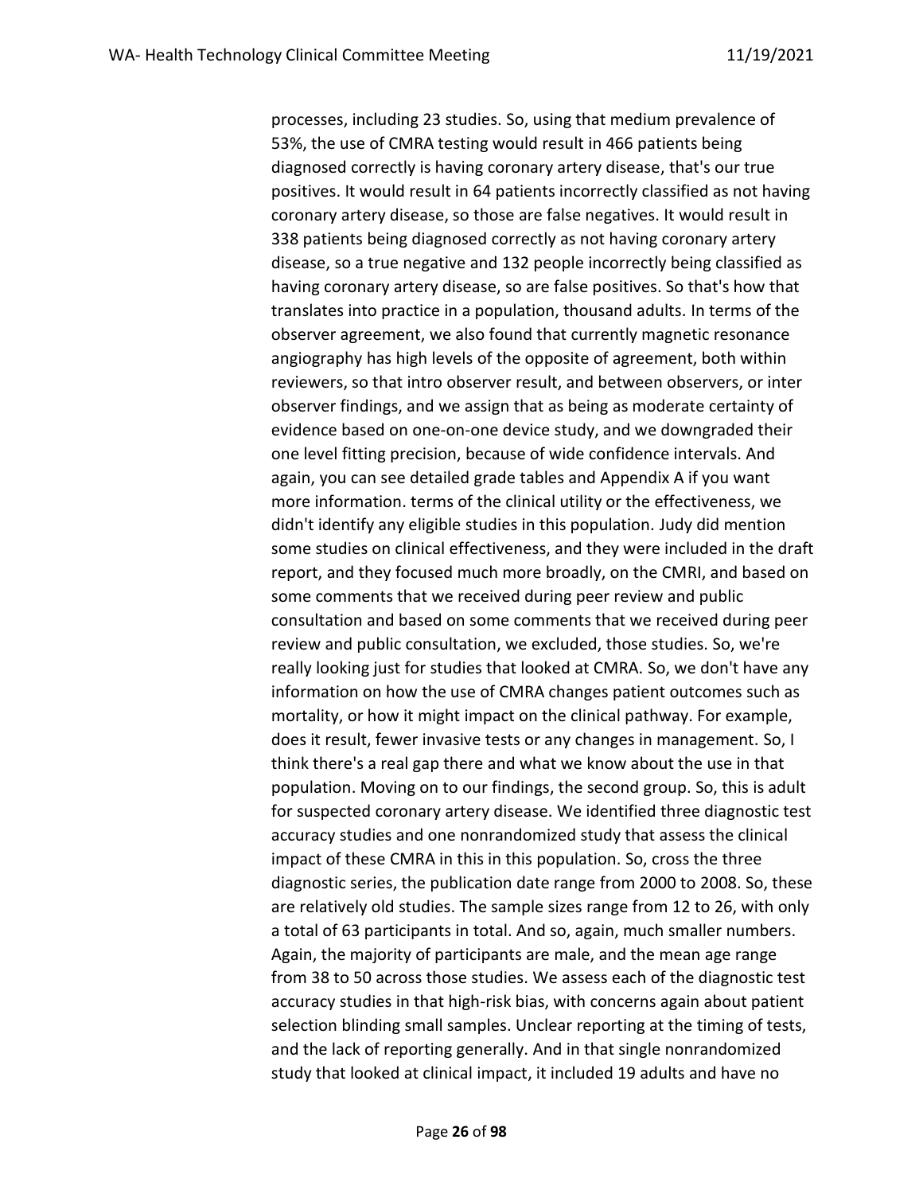processes, including 23 studies. So, using that medium prevalence of 53%, the use of CMRA testing would result in 466 patients being diagnosed correctly is having coronary artery disease, that's our true positives. It would result in 64 patients incorrectly classified as not having coronary artery disease, so those are false negatives. It would result in 338 patients being diagnosed correctly as not having coronary artery disease, so a true negative and 132 people incorrectly being classified as having coronary artery disease, so are false positives. So that's how that translates into practice in a population, thousand adults. In terms of the observer agreement, we also found that currently magnetic resonance angiography has high levels of the opposite of agreement, both within reviewers, so that intro observer result, and between observers, or inter observer findings, and we assign that as being as moderate certainty of evidence based on one-on-one device study, and we downgraded their one level fitting precision, because of wide confidence intervals. And again, you can see detailed grade tables and Appendix A if you want more information. terms of the clinical utility or the effectiveness, we didn't identify any eligible studies in this population. Judy did mention some studies on clinical effectiveness, and they were included in the draft report, and they focused much more broadly, on the CMRI, and based on some comments that we received during peer review and public consultation and based on some comments that we received during peer review and public consultation, we excluded, those studies. So, we're really looking just for studies that looked at CMRA. So, we don't have any information on how the use of CMRA changes patient outcomes such as mortality, or how it might impact on the clinical pathway. For example, does it result, fewer invasive tests or any changes in management. So, I think there's a real gap there and what we know about the use in that population. Moving on to our findings, the second group. So, this is adult for suspected coronary artery disease. We identified three diagnostic test accuracy studies and one nonrandomized study that assess the clinical impact of these CMRA in this in this population. So, cross the three diagnostic series, the publication date range from 2000 to 2008. So, these are relatively old studies. The sample sizes range from 12 to 26, with only a total of 63 participants in total. And so, again, much smaller numbers. Again, the majority of participants are male, and the mean age range from 38 to 50 across those studies. We assess each of the diagnostic test accuracy studies in that high-risk bias, with concerns again about patient selection blinding small samples. Unclear reporting at the timing of tests, and the lack of reporting generally. And in that single nonrandomized study that looked at clinical impact, it included 19 adults and have no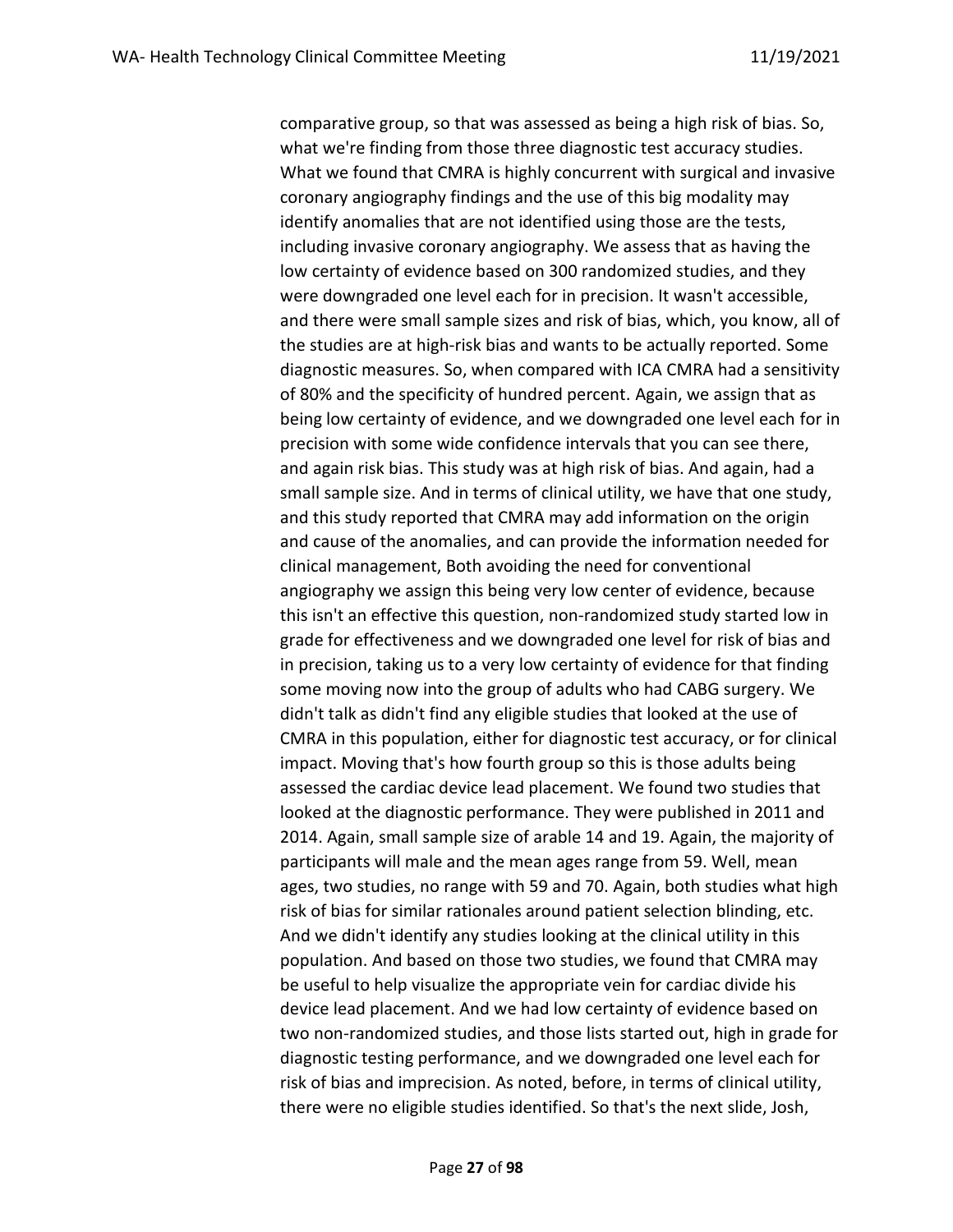comparative group, so that was assessed as being a high risk of bias. So, what we're finding from those three diagnostic test accuracy studies. What we found that CMRA is highly concurrent with surgical and invasive coronary angiography findings and the use of this big modality may identify anomalies that are not identified using those are the tests, including invasive coronary angiography. We assess that as having the low certainty of evidence based on 300 randomized studies, and they were downgraded one level each for in precision. It wasn't accessible, and there were small sample sizes and risk of bias, which, you know, all of the studies are at high-risk bias and wants to be actually reported. Some diagnostic measures. So, when compared with ICA CMRA had a sensitivity of 80% and the specificity of hundred percent. Again, we assign that as being low certainty of evidence, and we downgraded one level each for in precision with some wide confidence intervals that you can see there, and again risk bias. This study was at high risk of bias. And again, had a small sample size. And in terms of clinical utility, we have that one study, and this study reported that CMRA may add information on the origin and cause of the anomalies, and can provide the information needed for clinical management, Both avoiding the need for conventional angiography we assign this being very low center of evidence, because this isn't an effective this question, non-randomized study started low in grade for effectiveness and we downgraded one level for risk of bias and in precision, taking us to a very low certainty of evidence for that finding some moving now into the group of adults who had CABG surgery. We didn't talk as didn't find any eligible studies that looked at the use of CMRA in this population, either for diagnostic test accuracy, or for clinical impact. Moving that's how fourth group so this is those adults being assessed the cardiac device lead placement. We found two studies that looked at the diagnostic performance. They were published in 2011 and 2014. Again, small sample size of arable 14 and 19. Again, the majority of participants will male and the mean ages range from 59. Well, mean ages, two studies, no range with 59 and 70. Again, both studies what high risk of bias for similar rationales around patient selection blinding, etc. And we didn't identify any studies looking at the clinical utility in this population. And based on those two studies, we found that CMRA may be useful to help visualize the appropriate vein for cardiac divide his device lead placement. And we had low certainty of evidence based on two non-randomized studies, and those lists started out, high in grade for diagnostic testing performance, and we downgraded one level each for risk of bias and imprecision. As noted, before, in terms of clinical utility, there were no eligible studies identified. So that's the next slide, Josh,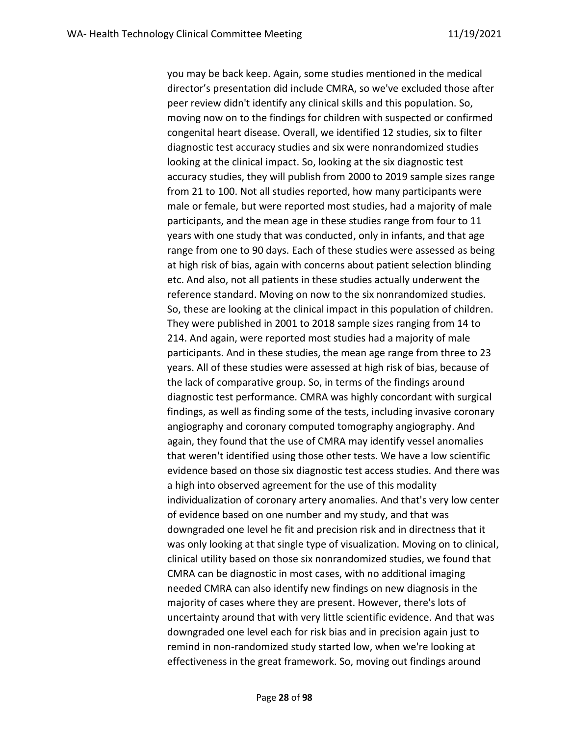you may be back keep. Again, some studies mentioned in the medical director's presentation did include CMRA, so we've excluded those after peer review didn't identify any clinical skills and this population. So, moving now on to the findings for children with suspected or confirmed congenital heart disease. Overall, we identified 12 studies, six to filter diagnostic test accuracy studies and six were nonrandomized studies looking at the clinical impact. So, looking at the six diagnostic test accuracy studies, they will publish from 2000 to 2019 sample sizes range from 21 to 100. Not all studies reported, how many participants were male or female, but were reported most studies, had a majority of male participants, and the mean age in these studies range from four to 11 years with one study that was conducted, only in infants, and that age range from one to 90 days. Each of these studies were assessed as being at high risk of bias, again with concerns about patient selection blinding etc. And also, not all patients in these studies actually underwent the reference standard. Moving on now to the six nonrandomized studies. So, these are looking at the clinical impact in this population of children. They were published in 2001 to 2018 sample sizes ranging from 14 to 214. And again, were reported most studies had a majority of male participants. And in these studies, the mean age range from three to 23 years. All of these studies were assessed at high risk of bias, because of the lack of comparative group. So, in terms of the findings around diagnostic test performance. CMRA was highly concordant with surgical findings, as well as finding some of the tests, including invasive coronary angiography and coronary computed tomography angiography. And again, they found that the use of CMRA may identify vessel anomalies that weren't identified using those other tests. We have a low scientific evidence based on those six diagnostic test access studies. And there was a high into observed agreement for the use of this modality individualization of coronary artery anomalies. And that's very low center of evidence based on one number and my study, and that was downgraded one level he fit and precision risk and in directness that it was only looking at that single type of visualization. Moving on to clinical, clinical utility based on those six nonrandomized studies, we found that CMRA can be diagnostic in most cases, with no additional imaging needed CMRA can also identify new findings on new diagnosis in the majority of cases where they are present. However, there's lots of uncertainty around that with very little scientific evidence. And that was downgraded one level each for risk bias and in precision again just to remind in non-randomized study started low, when we're looking at effectiveness in the great framework. So, moving out findings around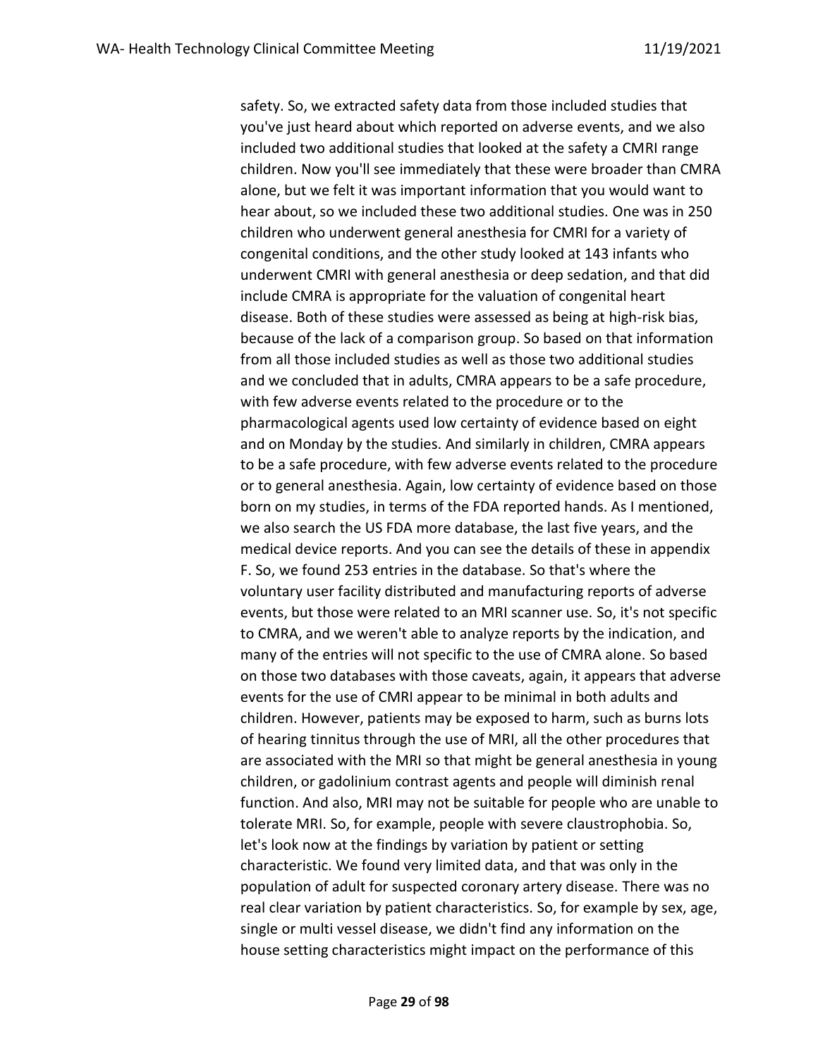safety. So, we extracted safety data from those included studies that you've just heard about which reported on adverse events, and we also included two additional studies that looked at the safety a CMRI range children. Now you'll see immediately that these were broader than CMRA alone, but we felt it was important information that you would want to hear about, so we included these two additional studies. One was in 250 children who underwent general anesthesia for CMRI for a variety of congenital conditions, and the other study looked at 143 infants who underwent CMRI with general anesthesia or deep sedation, and that did include CMRA is appropriate for the valuation of congenital heart disease. Both of these studies were assessed as being at high-risk bias, because of the lack of a comparison group. So based on that information from all those included studies as well as those two additional studies and we concluded that in adults, CMRA appears to be a safe procedure, with few adverse events related to the procedure or to the pharmacological agents used low certainty of evidence based on eight and on Monday by the studies. And similarly in children, CMRA appears to be a safe procedure, with few adverse events related to the procedure or to general anesthesia. Again, low certainty of evidence based on those born on my studies, in terms of the FDA reported hands. As I mentioned, we also search the US FDA more database, the last five years, and the medical device reports. And you can see the details of these in appendix F. So, we found 253 entries in the database. So that's where the voluntary user facility distributed and manufacturing reports of adverse events, but those were related to an MRI scanner use. So, it's not specific to CMRA, and we weren't able to analyze reports by the indication, and many of the entries will not specific to the use of CMRA alone. So based on those two databases with those caveats, again, it appears that adverse events for the use of CMRI appear to be minimal in both adults and children. However, patients may be exposed to harm, such as burns lots of hearing tinnitus through the use of MRI, all the other procedures that are associated with the MRI so that might be general anesthesia in young children, or gadolinium contrast agents and people will diminish renal function. And also, MRI may not be suitable for people who are unable to tolerate MRI. So, for example, people with severe claustrophobia. So, let's look now at the findings by variation by patient or setting characteristic. We found very limited data, and that was only in the population of adult for suspected coronary artery disease. There was no real clear variation by patient characteristics. So, for example by sex, age, single or multi vessel disease, we didn't find any information on the house setting characteristics might impact on the performance of this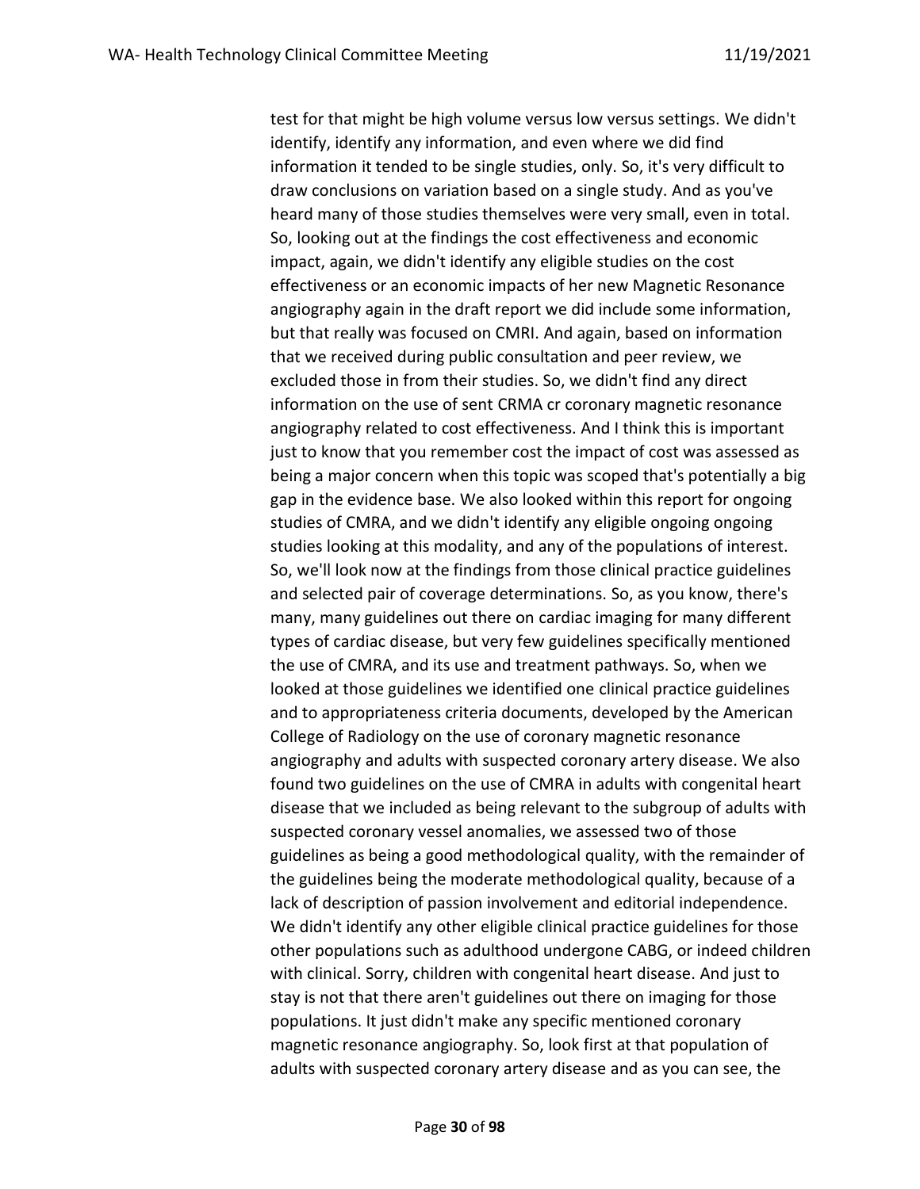test for that might be high volume versus low versus settings. We didn't identify, identify any information, and even where we did find information it tended to be single studies, only. So, it's very difficult to draw conclusions on variation based on a single study. And as you've heard many of those studies themselves were very small, even in total. So, looking out at the findings the cost effectiveness and economic impact, again, we didn't identify any eligible studies on the cost effectiveness or an economic impacts of her new Magnetic Resonance angiography again in the draft report we did include some information, but that really was focused on CMRI. And again, based on information that we received during public consultation and peer review, we excluded those in from their studies. So, we didn't find any direct information on the use of sent CRMA cr coronary magnetic resonance angiography related to cost effectiveness. And I think this is important just to know that you remember cost the impact of cost was assessed as being a major concern when this topic was scoped that's potentially a big gap in the evidence base. We also looked within this report for ongoing studies of CMRA, and we didn't identify any eligible ongoing ongoing studies looking at this modality, and any of the populations of interest. So, we'll look now at the findings from those clinical practice guidelines and selected pair of coverage determinations. So, as you know, there's many, many guidelines out there on cardiac imaging for many different types of cardiac disease, but very few guidelines specifically mentioned the use of CMRA, and its use and treatment pathways. So, when we looked at those guidelines we identified one clinical practice guidelines and to appropriateness criteria documents, developed by the American College of Radiology on the use of coronary magnetic resonance angiography and adults with suspected coronary artery disease. We also found two guidelines on the use of CMRA in adults with congenital heart disease that we included as being relevant to the subgroup of adults with suspected coronary vessel anomalies, we assessed two of those guidelines as being a good methodological quality, with the remainder of the guidelines being the moderate methodological quality, because of a lack of description of passion involvement and editorial independence. We didn't identify any other eligible clinical practice guidelines for those other populations such as adulthood undergone CABG, or indeed children with clinical. Sorry, children with congenital heart disease. And just to stay is not that there aren't guidelines out there on imaging for those populations. It just didn't make any specific mentioned coronary magnetic resonance angiography. So, look first at that population of adults with suspected coronary artery disease and as you can see, the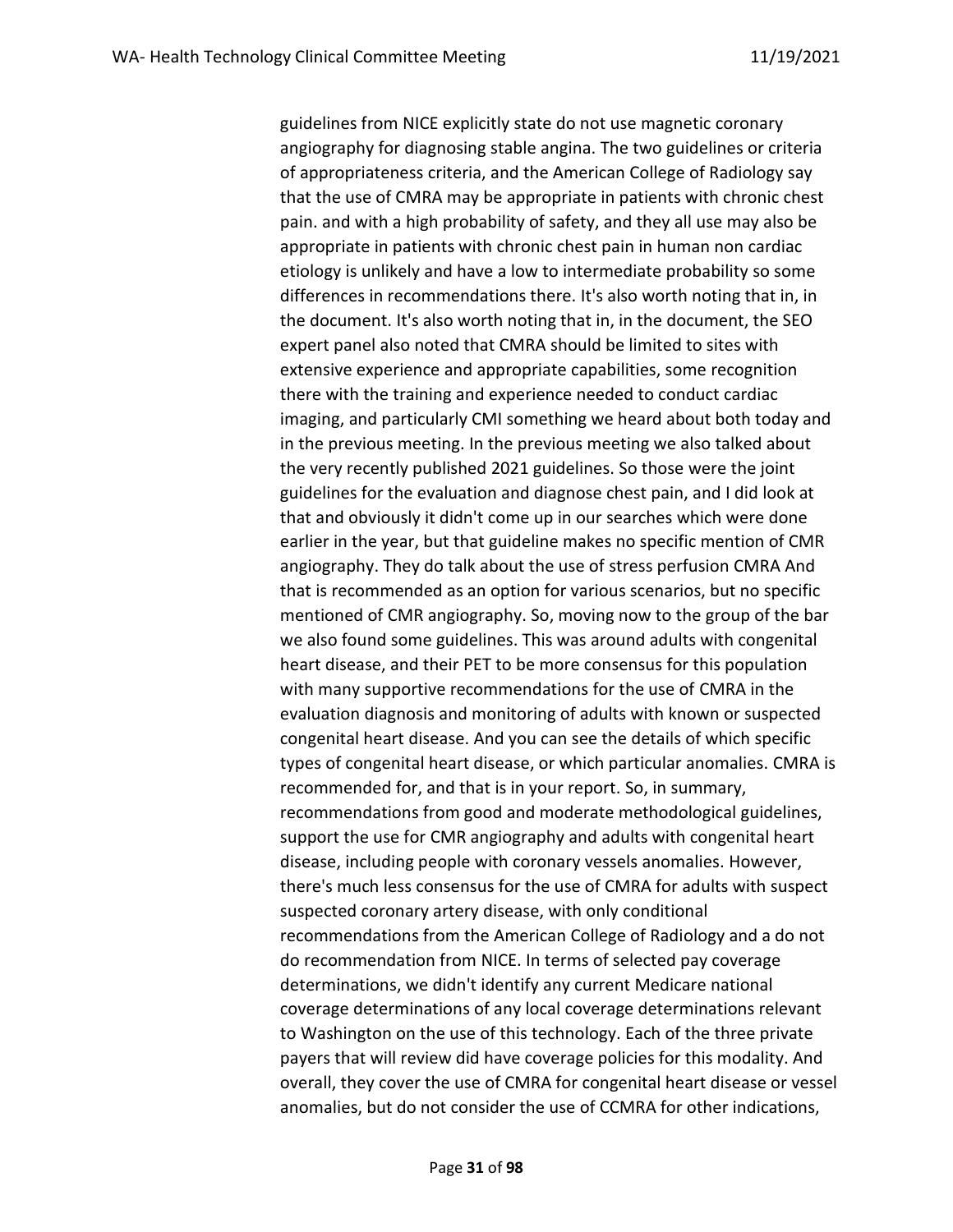guidelines from NICE explicitly state do not use magnetic coronary angiography for diagnosing stable angina. The two guidelines or criteria of appropriateness criteria, and the American College of Radiology say that the use of CMRA may be appropriate in patients with chronic chest pain. and with a high probability of safety, and they all use may also be appropriate in patients with chronic chest pain in human non cardiac etiology is unlikely and have a low to intermediate probability so some differences in recommendations there. It's also worth noting that in, in the document. It's also worth noting that in, in the document, the SEO expert panel also noted that CMRA should be limited to sites with extensive experience and appropriate capabilities, some recognition there with the training and experience needed to conduct cardiac imaging, and particularly CMI something we heard about both today and in the previous meeting. In the previous meeting we also talked about the very recently published 2021 guidelines. So those were the joint guidelines for the evaluation and diagnose chest pain, and I did look at that and obviously it didn't come up in our searches which were done earlier in the year, but that guideline makes no specific mention of CMR angiography. They do talk about the use of stress perfusion CMRA And that is recommended as an option for various scenarios, but no specific mentioned of CMR angiography. So, moving now to the group of the bar we also found some guidelines. This was around adults with congenital heart disease, and their PET to be more consensus for this population with many supportive recommendations for the use of CMRA in the evaluation diagnosis and monitoring of adults with known or suspected congenital heart disease. And you can see the details of which specific types of congenital heart disease, or which particular anomalies. CMRA is recommended for, and that is in your report. So, in summary, recommendations from good and moderate methodological guidelines, support the use for CMR angiography and adults with congenital heart disease, including people with coronary vessels anomalies. However, there's much less consensus for the use of CMRA for adults with suspect suspected coronary artery disease, with only conditional recommendations from the American College of Radiology and a do not do recommendation from NICE. In terms of selected pay coverage determinations, we didn't identify any current Medicare national coverage determinations of any local coverage determinations relevant to Washington on the use of this technology. Each of the three private payers that will review did have coverage policies for this modality. And overall, they cover the use of CMRA for congenital heart disease or vessel anomalies, but do not consider the use of CCMRA for other indications,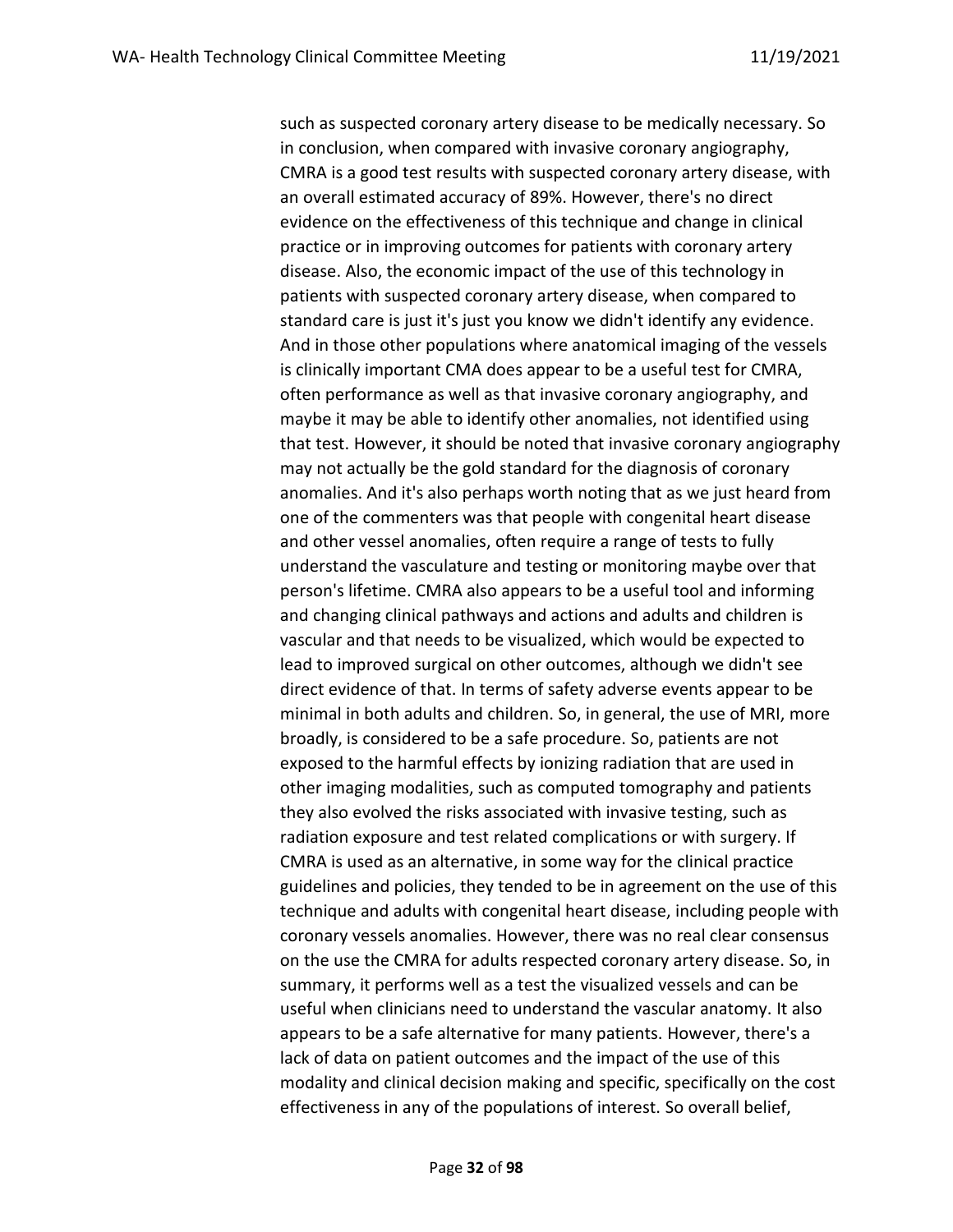such as suspected coronary artery disease to be medically necessary. So in conclusion, when compared with invasive coronary angiography, CMRA is a good test results with suspected coronary artery disease, with an overall estimated accuracy of 89%. However, there's no direct evidence on the effectiveness of this technique and change in clinical practice or in improving outcomes for patients with coronary artery disease. Also, the economic impact of the use of this technology in patients with suspected coronary artery disease, when compared to standard care is just it's just you know we didn't identify any evidence. And in those other populations where anatomical imaging of the vessels is clinically important CMA does appear to be a useful test for CMRA, often performance as well as that invasive coronary angiography, and maybe it may be able to identify other anomalies, not identified using that test. However, it should be noted that invasive coronary angiography may not actually be the gold standard for the diagnosis of coronary anomalies. And it's also perhaps worth noting that as we just heard from one of the commenters was that people with congenital heart disease and other vessel anomalies, often require a range of tests to fully understand the vasculature and testing or monitoring maybe over that person's lifetime. CMRA also appears to be a useful tool and informing and changing clinical pathways and actions and adults and children is vascular and that needs to be visualized, which would be expected to lead to improved surgical on other outcomes, although we didn't see direct evidence of that. In terms of safety adverse events appear to be minimal in both adults and children. So, in general, the use of MRI, more broadly, is considered to be a safe procedure. So, patients are not exposed to the harmful effects by ionizing radiation that are used in other imaging modalities, such as computed tomography and patients they also evolved the risks associated with invasive testing, such as radiation exposure and test related complications or with surgery. If CMRA is used as an alternative, in some way for the clinical practice guidelines and policies, they tended to be in agreement on the use of this technique and adults with congenital heart disease, including people with coronary vessels anomalies. However, there was no real clear consensus on the use the CMRA for adults respected coronary artery disease. So, in summary, it performs well as a test the visualized vessels and can be useful when clinicians need to understand the vascular anatomy. It also appears to be a safe alternative for many patients. However, there's a lack of data on patient outcomes and the impact of the use of this modality and clinical decision making and specific, specifically on the cost effectiveness in any of the populations of interest. So overall belief,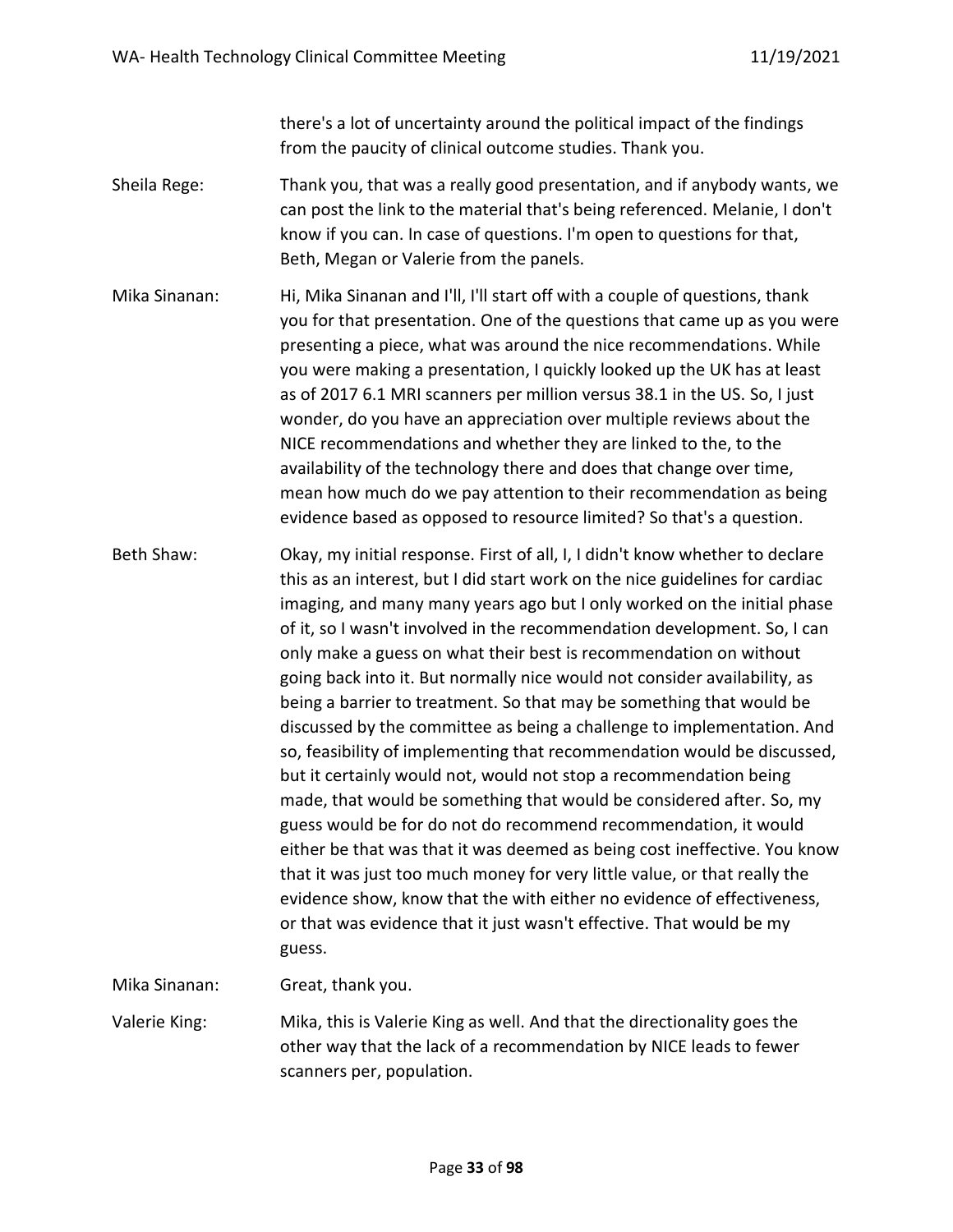there's a lot of uncertainty around the political impact of the findings from the paucity of clinical outcome studies. Thank you.

Sheila Rege: Thank you, that was a really good presentation, and if anybody wants, we can post the link to the material that's being referenced. Melanie, I don't know if you can. In case of questions. I'm open to questions for that, Beth, Megan or Valerie from the panels.

Mika Sinanan: Hi, Mika Sinanan and I'll, I'll start off with a couple of questions, thank you for that presentation. One of the questions that came up as you were presenting a piece, what was around the nice recommendations. While you were making a presentation, I quickly looked up the UK has at least as of 2017 6.1 MRI scanners per million versus 38.1 in the US. So, I just wonder, do you have an appreciation over multiple reviews about the NICE recommendations and whether they are linked to the, to the availability of the technology there and does that change over time, mean how much do we pay attention to their recommendation as being evidence based as opposed to resource limited? So that's a question.

Beth Shaw: Okay, my initial response. First of all, I, I didn't know whether to declare this as an interest, but I did start work on the nice guidelines for cardiac imaging, and many many years ago but I only worked on the initial phase of it, so I wasn't involved in the recommendation development. So, I can only make a guess on what their best is recommendation on without going back into it. But normally nice would not consider availability, as being a barrier to treatment. So that may be something that would be discussed by the committee as being a challenge to implementation. And so, feasibility of implementing that recommendation would be discussed, but it certainly would not, would not stop a recommendation being made, that would be something that would be considered after. So, my guess would be for do not do recommend recommendation, it would either be that was that it was deemed as being cost ineffective. You know that it was just too much money for very little value, or that really the evidence show, know that the with either no evidence of effectiveness, or that was evidence that it just wasn't effective. That would be my guess.

Mika Sinanan: Great, thank you.

Valerie King: Mika, this is Valerie King as well. And that the directionality goes the other way that the lack of a recommendation by NICE leads to fewer scanners per, population.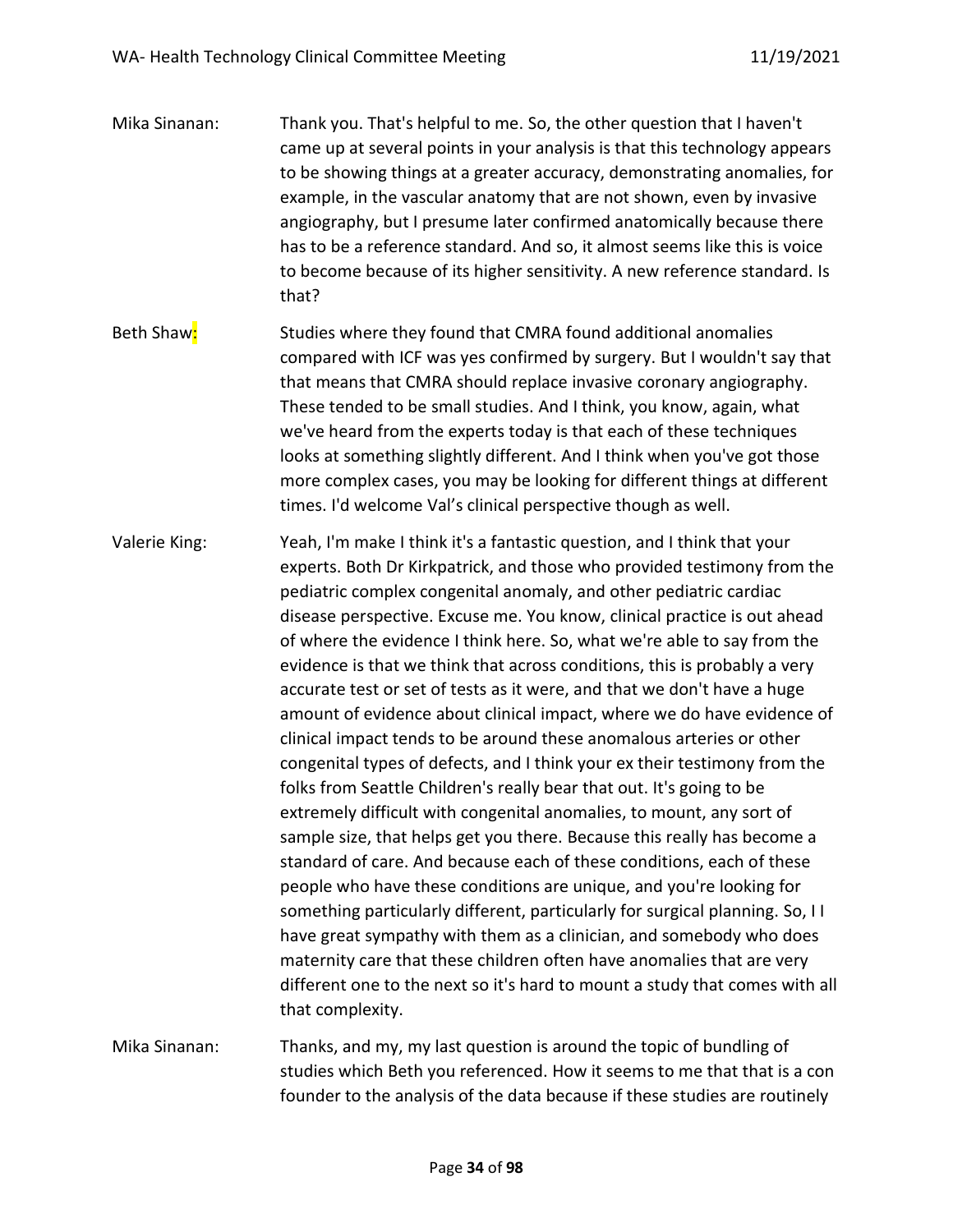Mika Sinanan: Thank you. That's helpful to me. So, the other question that I haven't came up at several points in your analysis is that this technology appears to be showing things at a greater accuracy, demonstrating anomalies, for example, in the vascular anatomy that are not shown, even by invasive angiography, but I presume later confirmed anatomically because there has to be a reference standard. And so, it almost seems like this is voice to become because of its higher sensitivity. A new reference standard. Is that?

Beth Shaw: Studies where they found that CMRA found additional anomalies compared with ICF was yes confirmed by surgery. But I wouldn't say that that means that CMRA should replace invasive coronary angiography. These tended to be small studies. And I think, you know, again, what we've heard from the experts today is that each of these techniques looks at something slightly different. And I think when you've got those more complex cases, you may be looking for different things at different times. I'd welcome Val's clinical perspective though as well.

Valerie King: Yeah, I'm make I think it's a fantastic question, and I think that your experts. Both Dr Kirkpatrick, and those who provided testimony from the pediatric complex congenital anomaly, and other pediatric cardiac disease perspective. Excuse me. You know, clinical practice is out ahead of where the evidence I think here. So, what we're able to say from the evidence is that we think that across conditions, this is probably a very accurate test or set of tests as it were, and that we don't have a huge amount of evidence about clinical impact, where we do have evidence of clinical impact tends to be around these anomalous arteries or other congenital types of defects, and I think your ex their testimony from the folks from Seattle Children's really bear that out. It's going to be extremely difficult with congenital anomalies, to mount, any sort of sample size, that helps get you there. Because this really has become a standard of care. And because each of these conditions, each of these people who have these conditions are unique, and you're looking for something particularly different, particularly for surgical planning. So, I I have great sympathy with them as a clinician, and somebody who does maternity care that these children often have anomalies that are very different one to the next so it's hard to mount a study that comes with all that complexity.

Mika Sinanan: Thanks, and my, my last question is around the topic of bundling of studies which Beth you referenced. How it seems to me that that is a con founder to the analysis of the data because if these studies are routinely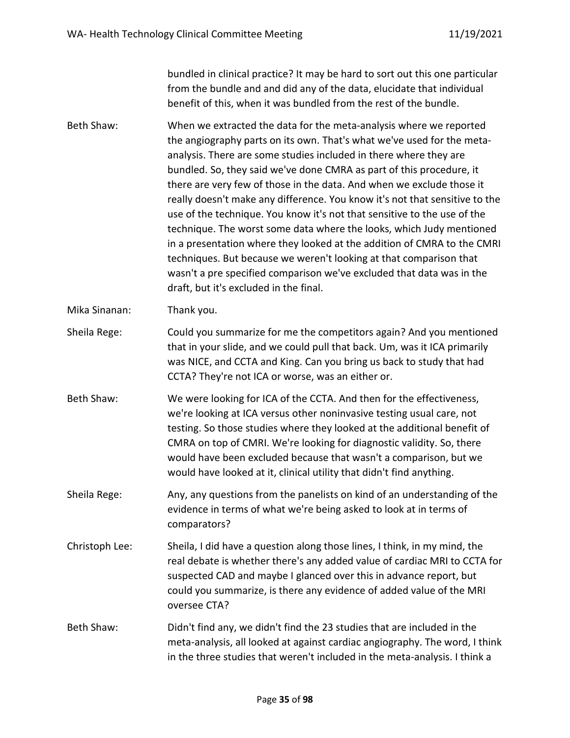bundled in clinical practice? It may be hard to sort out this one particular from the bundle and and did any of the data, elucidate that individual benefit of this, when it was bundled from the rest of the bundle.

Beth Shaw: When we extracted the data for the meta-analysis where we reported the angiography parts on its own. That's what we've used for the meta-analysis. There are some studies included in there where they are bundled. So, they said we've done CMRA as part of this procedure, it there are very few of those in the data. And when we exclude those it really doesn't make any difference. You know it's not that sensitive to the use of the technique. You know it's not that sensitive to the use of the technique. The worst some data where the looks, which Judy mentioned in a presentation where they looked at the addition of CMRA to the CMRI techniques. But because we weren't looking at that comparison that wasn't a pre specified comparison we've excluded that data was in the draft, but it's excluded in the final.

Mika Sinanan: Thank you.

Sheila Rege: Could you summarize for me the competitors again? And you mentioned that in your slide, and we could pull that back. Um, was it ICA primarily was NICE, and CCTA and King. Can you bring us back to study that had CCTA? They're not ICA or worse, was an either or.

Beth Shaw: We were looking for ICA of the CCTA. And then for the effectiveness, we're looking at ICA versus other noninvasive testing usual care, not testing. So those studies where they looked at the additional benefit of CMRA on top of CMRI. We're looking for diagnostic validity. So, there would have been excluded because that wasn't a comparison, but we would have looked at it, clinical utility that didn't find anything.

Sheila Rege: Any, any questions from the panelists on kind of an understanding of the evidence in terms of what we're being asked to look at in terms of comparators?

Christoph Lee: Sheila, I did have a question along those lines, I think, in my mind, the real debate is whether there's any added value of cardiac MRI to CCTA for suspected CAD and maybe I glanced over this in advance report, but could you summarize, is there any evidence of added value of the MRI oversee CTA?

Beth Shaw: Didn't find any, we didn't find the 23 studies that are included in the meta-analysis, all looked at against cardiac angiography. The word, I think in the three studies that weren't included in the meta-analysis. I think a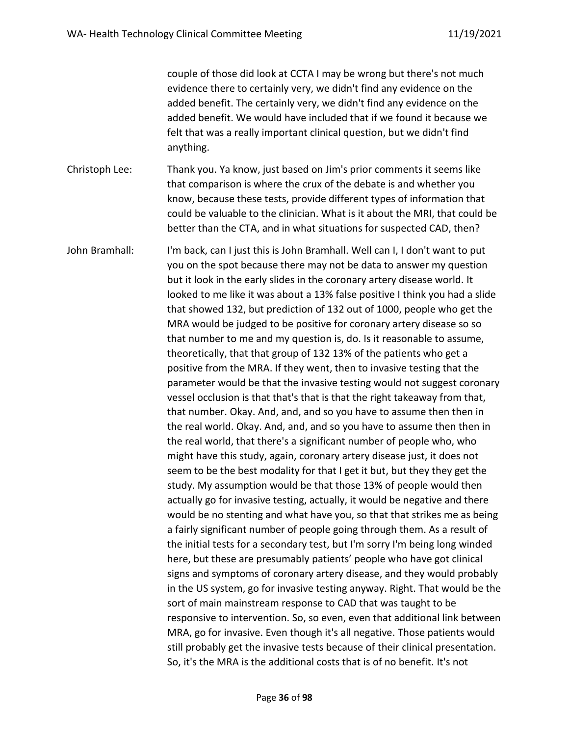couple of those did look at CCTA I may be wrong but there's not much evidence there to certainly very, we didn't find any evidence on the added benefit. The certainly very, we didn't find any evidence on the added benefit. We would have included that if we found it because we felt that was a really important clinical question, but we didn't find anything.

Christoph Lee: Thank you. Ya know, just based on Jim's prior comments it seems like that comparison is where the crux of the debate is and whether you know, because these tests, provide different types of information that could be valuable to the clinician. What is it about the MRI, that could be better than the CTA, and in what situations for suspected CAD, then?

John Bramhall: I'm back, can I just this is John Bramhall. Well can I, I don't want to put you on the spot because there may not be data to answer my question but it look in the early slides in the coronary artery disease world. It looked to me like it was about a 13% false positive I think you had a slide that showed 132, but prediction of 132 out of 1000, people who get the MRA would be judged to be positive for coronary artery disease so so that number to me and my question is, do. Is it reasonable to assume, theoretically, that that group of 132 13% of the patients who get a positive from the MRA. If they went, then to invasive testing that the parameter would be that the invasive testing would not suggest coronary vessel occlusion is that that's that is that the right takeaway from that, that number. Okay. And, and, and so you have to assume then then in the real world. Okay. And, and, and so you have to assume then then in the real world, that there's a significant number of people who, who might have this study, again, coronary artery disease just, it does not seem to be the best modality for that I get it but, but they they get the study. My assumption would be that those 13% of people would then actually go for invasive testing, actually, it would be negative and there would be no stenting and what have you, so that that strikes me as being a fairly significant number of people going through them. As a result of the initial tests for a secondary test, but I'm sorry I'm being long winded here, but these are presumably patients' people who have got clinical signs and symptoms of coronary artery disease, and they would probably in the US system, go for invasive testing anyway. Right. That would be the sort of main mainstream response to CAD that was taught to be responsive to intervention. So, so even, even that additional link between MRA, go for invasive. Even though it's all negative. Those patients would still probably get the invasive tests because of their clinical presentation. So, it's the MRA is the additional costs that is of no benefit. It's not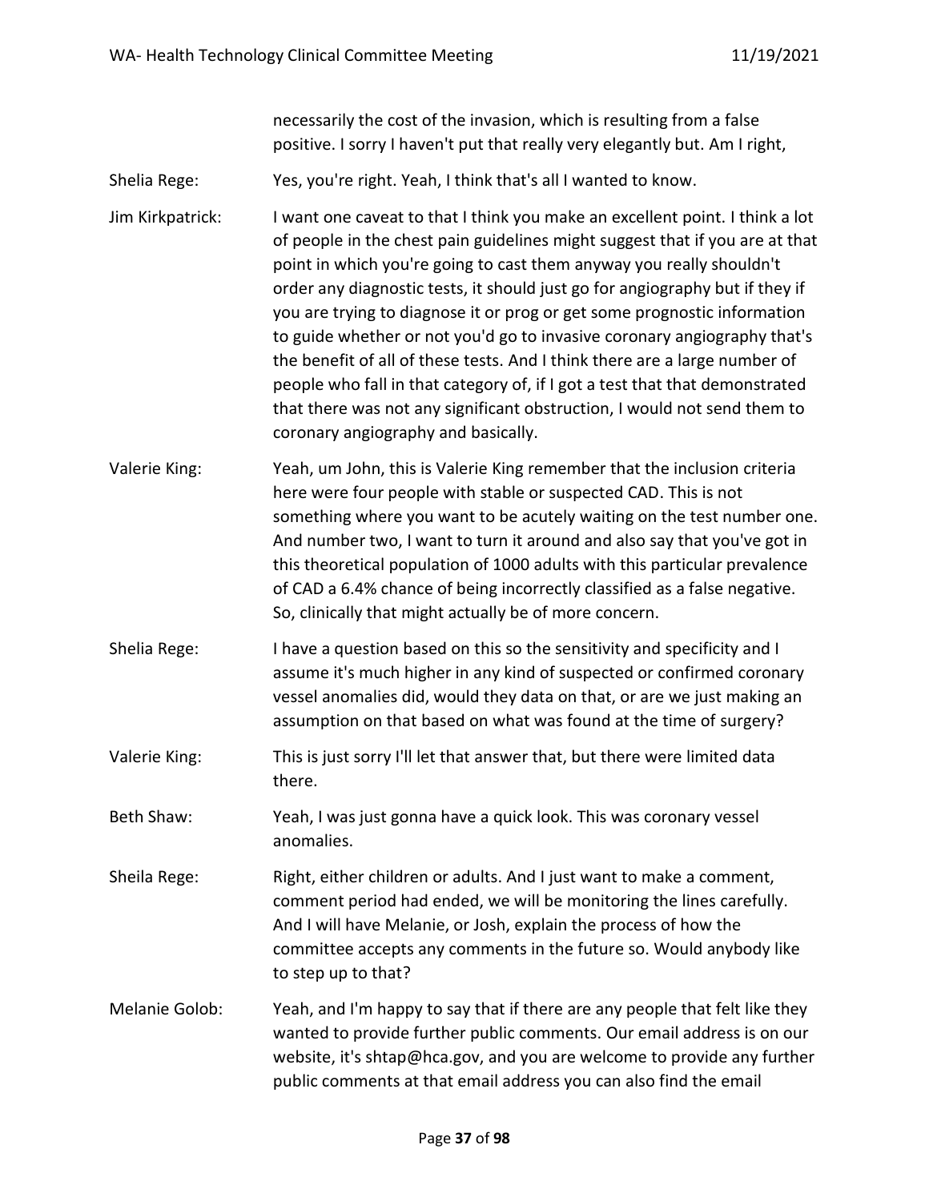necessarily the cost of the invasion, which is resulting from a false positive. I sorry I haven't put that really very elegantly but. Am I right,

Shelia Rege: Yes, you're right. Yeah, I think that's all I wanted to know.

Jim Kirkpatrick: I want one caveat to that I think you make an excellent point. I think a lot of people in the chest pain guidelines might suggest that if you are at that point in which you're going to cast them anyway you really shouldn't order any diagnostic tests, it should just go for angiography but if they if you are trying to diagnose it or prog or get some prognostic information to guide whether or not you'd go to invasive coronary angiography that's the benefit of all of these tests. And I think there are a large number of people who fall in that category of, if I got a test that that demonstrated that there was not any significant obstruction, I would not send them to coronary angiography and basically.

Valerie King: Yeah, um John, this is Valerie King remember that the inclusion criteria here were four people with stable or suspected CAD. This is not something where you want to be acutely waiting on the test number one. And number two, I want to turn it around and also say that you've got in this theoretical population of 1000 adults with this particular prevalence of CAD a 6.4% chance of being incorrectly classified as a false negative. So, clinically that might actually be of more concern.

Shelia Rege: I have a question based on this so the sensitivity and specificity and I assume it's much higher in any kind of suspected or confirmed coronary vessel anomalies did, would they data on that, or are we just making an assumption on that based on what was found at the time of surgery?

Valerie King: This is just sorry I'll let that answer that, but there were limited data there.

Beth Shaw: Yeah, I was just gonna have a quick look. This was coronary vessel anomalies.

Sheila Rege: Right, either children or adults. And I just want to make a comment, comment period had ended, we will be monitoring the lines carefully. And I will have Melanie, or Josh, explain the process of how the committee accepts any comments in the future so. Would anybody like to step up to that?

Melanie Golob: Yeah, and I'm happy to say that if there are any people that felt like they wanted to provide further public comments. Our email address is on our website, it's shtap@hca.gov, and you are welcome to provide any further public comments at that email address you can also find the email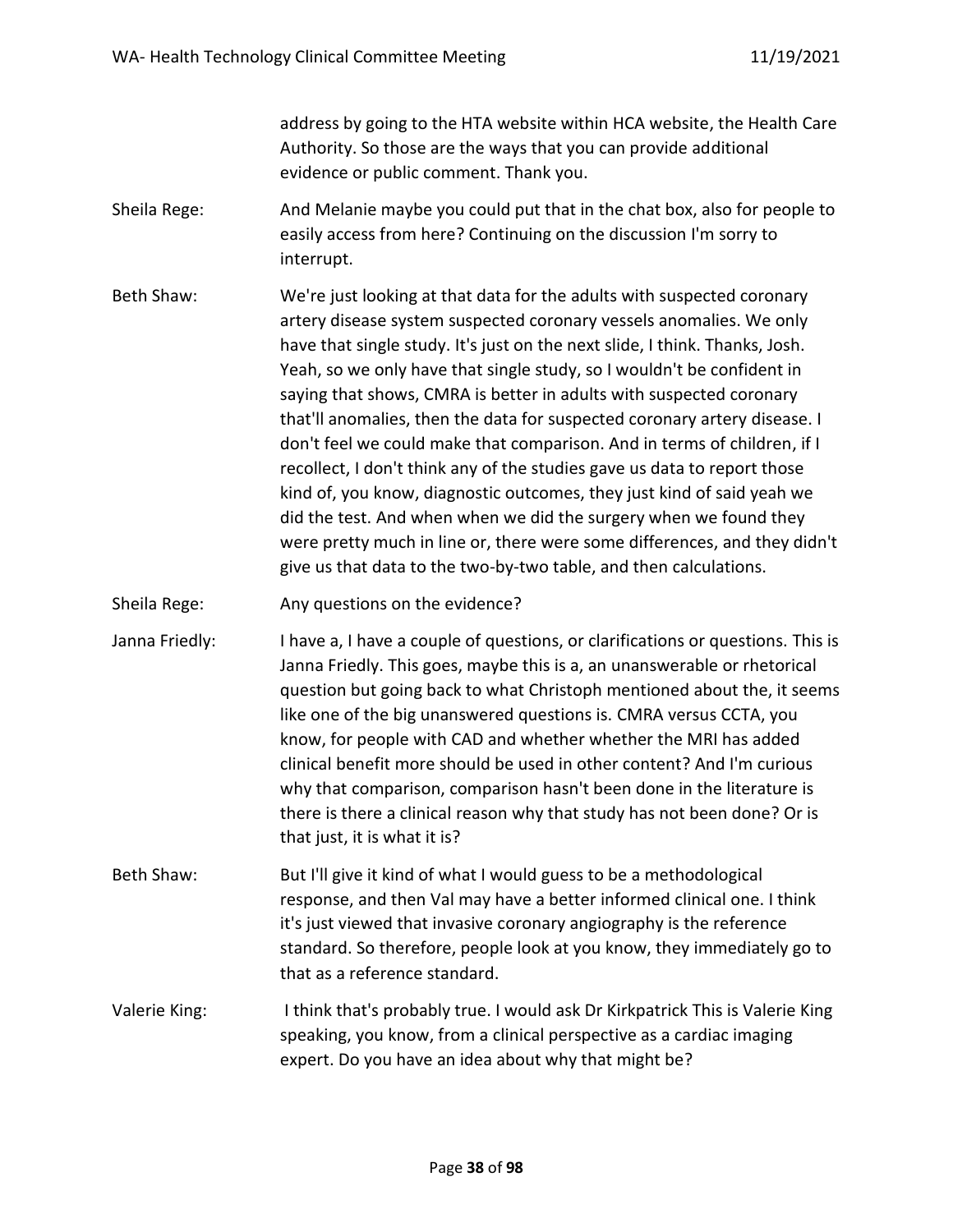address by going to the HTA website within HCA website, the Health Care Authority. So those are the ways that you can provide additional evidence or public comment. Thank you.

Sheila Rege: And Melanie maybe you could put that in the chat box, also for people to easily access from here? Continuing on the discussion I'm sorry to interrupt.

Beth Shaw: We're just looking at that data for the adults with suspected coronary artery disease system suspected coronary vessels anomalies. We only have that single study. It's just on the next slide, I think. Thanks, Josh. Yeah, so we only have that single study, so I wouldn't be confident in saying that shows, CMRA is better in adults with suspected coronary that'll anomalies, then the data for suspected coronary artery disease. I don't feel we could make that comparison. And in terms of children, if I recollect, I don't think any of the studies gave us data to report those kind of, you know, diagnostic outcomes, they just kind of said yeah we did the test. And when when we did the surgery when we found they were pretty much in line or, there were some differences, and they didn't give us that data to the two-by-two table, and then calculations.

Sheila Rege: Any questions on the evidence?

Janna Friedly: I have a, I have a couple of questions, or clarifications or questions. This is Janna Friedly. This goes, maybe this is a, an unanswerable or rhetorical question but going back to what Christoph mentioned about the, it seems like one of the big unanswered questions is. CMRA versus CCTA, you know, for people with CAD and whether whether the MRI has added clinical benefit more should be used in other content? And I'm curious why that comparison, comparison hasn't been done in the literature is there is there a clinical reason why that study has not been done? Or is that just, it is what it is?

Beth Shaw: But I'll give it kind of what I would guess to be a methodological response, and then Val may have a better informed clinical one. I think it's just viewed that invasive coronary angiography is the reference standard. So therefore, people look at you know, they immediately go to that as a reference standard.

Valerie King: I think that's probably true. I would ask Dr Kirkpatrick This is Valerie King speaking, you know, from a clinical perspective as a cardiac imaging expert. Do you have an idea about why that might be?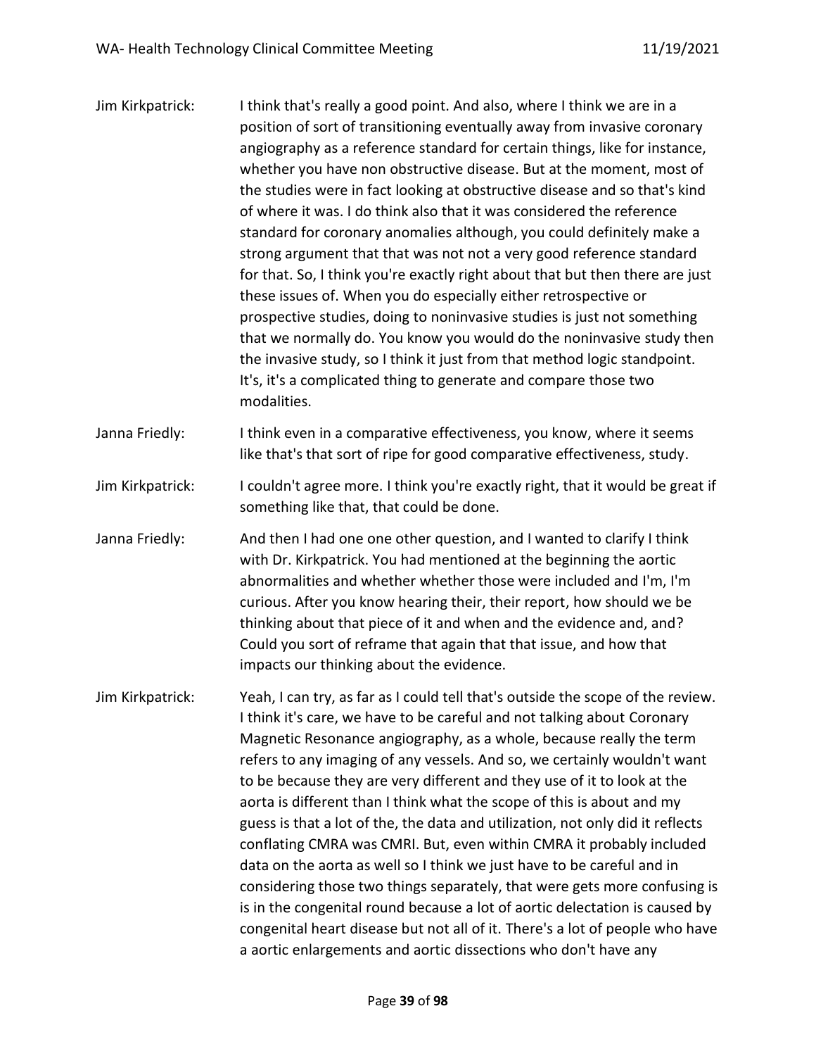Jim Kirkpatrick: I think that's really a good point. And also, where I think we are in a position of sort of transitioning eventually away from invasive coronary angiography as a reference standard for certain things, like for instance, whether you have non obstructive disease. But at the moment, most of the studies were in fact looking at obstructive disease and so that's kind of where it was. I do think also that it was considered the reference standard for coronary anomalies although, you could definitely make a strong argument that that was not not a very good reference standard for that. So, I think you're exactly right about that but then there are just these issues of. When you do especially either retrospective or prospective studies, doing to noninvasive studies is just not something that we normally do. You know you would do the noninvasive study then the invasive study, so I think it just from that method logic standpoint. It's, it's a complicated thing to generate and compare those two modalities.

Janna Friedly: I think even in a comparative effectiveness, you know, where it seems like that's that sort of ripe for good comparative effectiveness, study.

Jim Kirkpatrick: I couldn't agree more. I think you're exactly right, that it would be great if something like that, that could be done.

Janna Friedly: And then I had one one other question, and I wanted to clarify I think with Dr. Kirkpatrick. You had mentioned at the beginning the aortic abnormalities and whether whether those were included and I'm, I'm curious. After you know hearing their, their report, how should we be thinking about that piece of it and when and the evidence and, and? Could you sort of reframe that again that that issue, and how that impacts our thinking about the evidence.

Jim Kirkpatrick: Yeah, I can try, as far as I could tell that's outside the scope of the review. I think it's care, we have to be careful and not talking about Coronary Magnetic Resonance angiography, as a whole, because really the term refers to any imaging of any vessels. And so, we certainly wouldn't want to be because they are very different and they use of it to look at the aorta is different than I think what the scope of this is about and my guess is that a lot of the, the data and utilization, not only did it reflects conflating CMRA was CMRI. But, even within CMRA it probably included data on the aorta as well so I think we just have to be careful and in considering those two things separately, that were gets more confusing is is in the congenital round because a lot of aortic delectation is caused by congenital heart disease but not all of it. There's a lot of people who have a aortic enlargements and aortic dissections who don't have any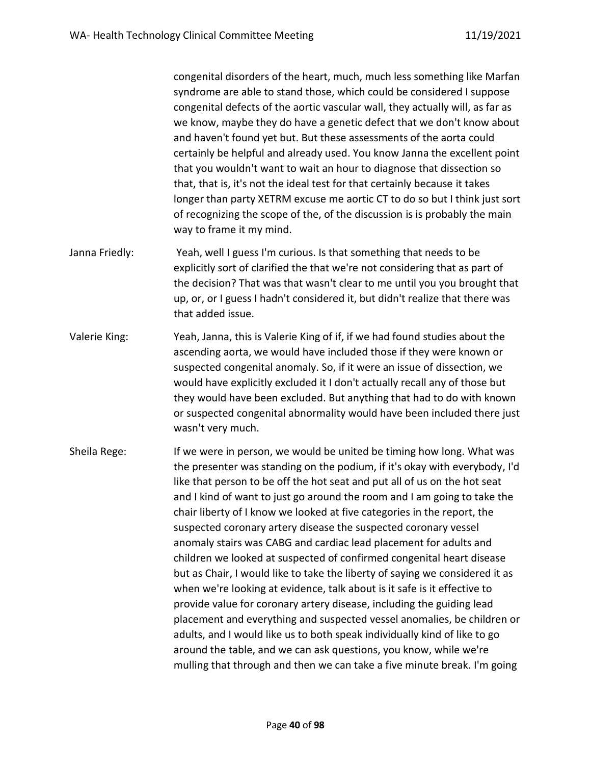congenital disorders of the heart, much, much less something like Marfan syndrome are able to stand those, which could be considered I suppose congenital defects of the aortic vascular wall, they actually will, as far as we know, maybe they do have a genetic defect that we don't know about and haven't found yet but. But these assessments of the aorta could certainly be helpful and already used. You know Janna the excellent point that you wouldn't want to wait an hour to diagnose that dissection so that, that is, it's not the ideal test for that certainly because it takes longer than party XETRM excuse me aortic CT to do so but I think just sort of recognizing the scope of the, of the discussion is is probably the main way to frame it my mind.

Janna Friedly: Yeah, well I guess I'm curious. Is that something that needs to be explicitly sort of clarified the that we're not considering that as part of the decision? That was that wasn't clear to me until you you brought that up, or, or I guess I hadn't considered it, but didn't realize that there was that added issue.

Valerie King: Yeah, Janna, this is Valerie King of if, if we had found studies about the ascending aorta, we would have included those if they were known or suspected congenital anomaly. So, if it were an issue of dissection, we would have explicitly excluded it I don't actually recall any of those but they would have been excluded. But anything that had to do with known or suspected congenital abnormality would have been included there just wasn't very much.

Sheila Rege: If we were in person, we would be united be timing how long. What was the presenter was standing on the podium, if it's okay with everybody, I'd like that person to be off the hot seat and put all of us on the hot seat and I kind of want to just go around the room and I am going to take the chair liberty of I know we looked at five categories in the report, the suspected coronary artery disease the suspected coronary vessel anomaly stairs was CABG and cardiac lead placement for adults and children we looked at suspected of confirmed congenital heart disease but as Chair, I would like to take the liberty of saying we considered it as when we're looking at evidence, talk about is it safe is it effective to provide value for coronary artery disease, including the guiding lead placement and everything and suspected vessel anomalies, be children or adults, and I would like us to both speak individually kind of like to go around the table, and we can ask questions, you know, while we're mulling that through and then we can take a five minute break. I'm going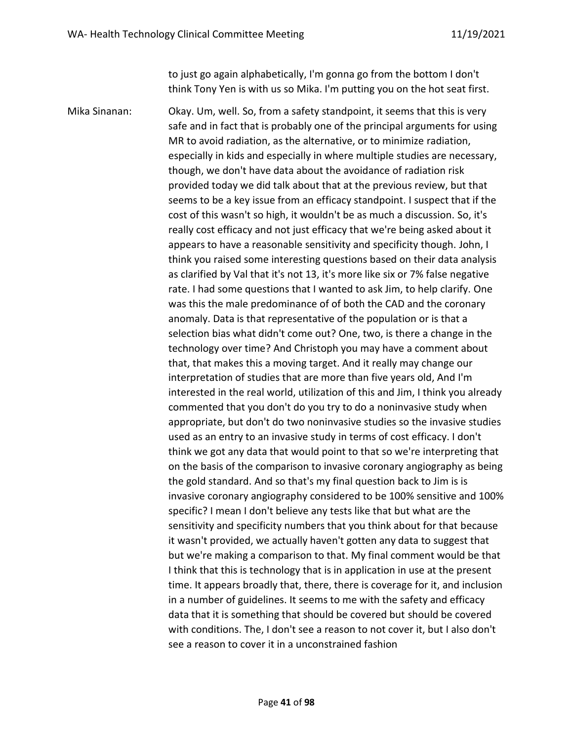to just go again alphabetically, I'm gonna go from the bottom I don't think Tony Yen is with us so Mika. I'm putting you on the hot seat first.

Mika Sinanan: Okay. Um, well. So, from a safety standpoint, it seems that this is very safe and in fact that is probably one of the principal arguments for using MR to avoid radiation, as the alternative, or to minimize radiation, especially in kids and especially in where multiple studies are necessary, though, we don't have data about the avoidance of radiation risk provided today we did talk about that at the previous review, but that seems to be a key issue from an efficacy standpoint. I suspect that if the cost of this wasn't so high, it wouldn't be as much a discussion. So, it's really cost efficacy and not just efficacy that we're being asked about it appears to have a reasonable sensitivity and specificity though. John, I think you raised some interesting questions based on their data analysis as clarified by Val that it's not 13, it's more like six or 7% false negative rate. I had some questions that I wanted to ask Jim, to help clarify. One was this the male predominance of of both the CAD and the coronary anomaly. Data is that representative of the population or is that a selection bias what didn't come out? One, two, is there a change in the technology over time? And Christoph you may have a comment about that, that makes this a moving target. And it really may change our interpretation of studies that are more than five years old, And I'm interested in the real world, utilization of this and Jim, I think you already commented that you don't do you try to do a noninvasive study when appropriate, but don't do two noninvasive studies so the invasive studies used as an entry to an invasive study in terms of cost efficacy. I don't think we got any data that would point to that so we're interpreting that on the basis of the comparison to invasive coronary angiography as being the gold standard. And so that's my final question back to Jim is is invasive coronary angiography considered to be 100% sensitive and 100% specific? I mean I don't believe any tests like that but what are the sensitivity and specificity numbers that you think about for that because it wasn't provided, we actually haven't gotten any data to suggest that but we're making a comparison to that. My final comment would be that I think that this is technology that is in application in use at the present time. It appears broadly that, there, there is coverage for it, and inclusion in a number of guidelines. It seems to me with the safety and efficacy data that it is something that should be covered but should be covered with conditions. The, I don't see a reason to not cover it, but I also don't see a reason to cover it in a unconstrained fashion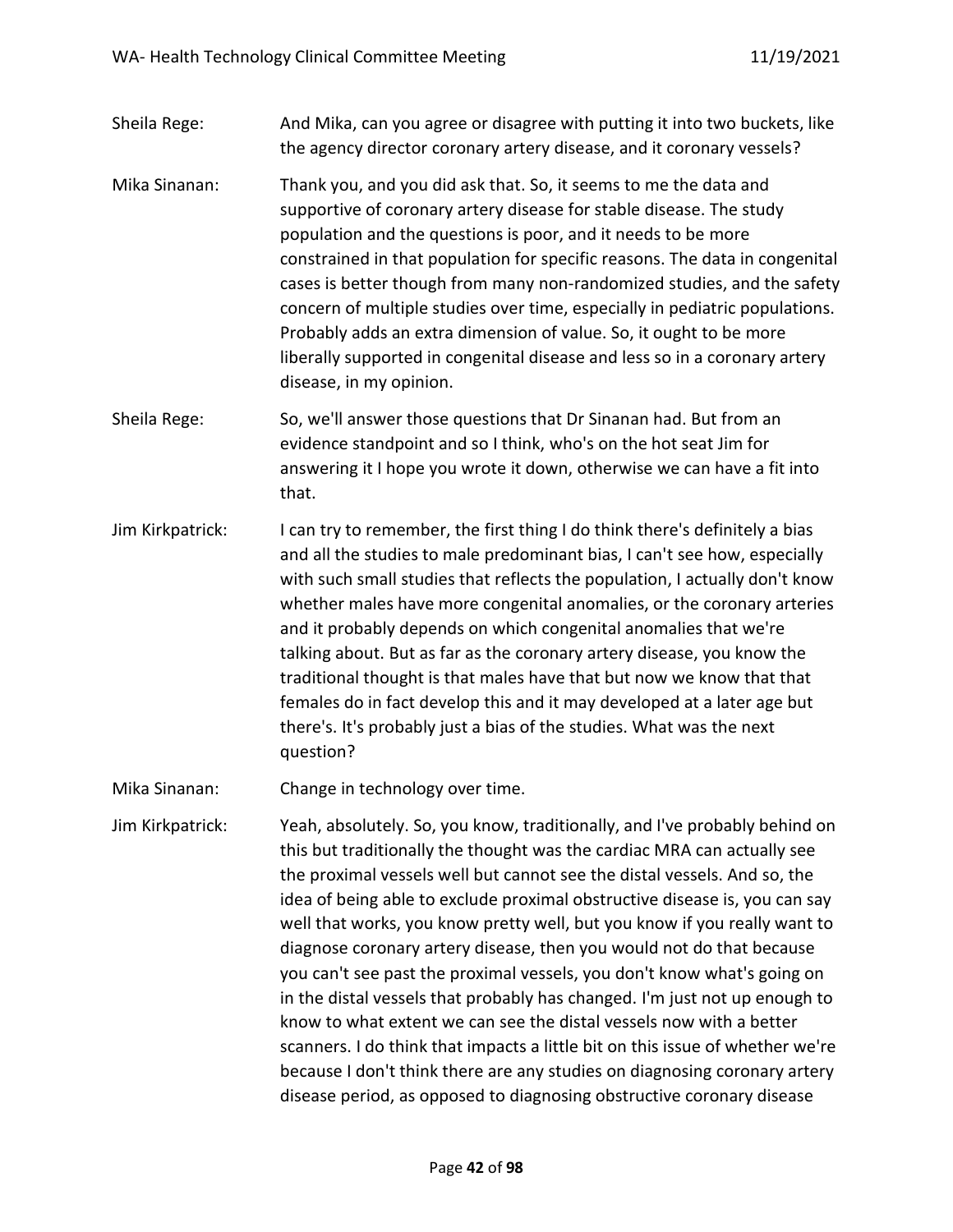Sheila Rege: And Mika, can you agree or disagree with putting it into two buckets, like the agency director coronary artery disease, and it coronary vessels?

Mika Sinanan: Thank you, and you did ask that. So, it seems to me the data and supportive of coronary artery disease for stable disease. The study population and the questions is poor, and it needs to be more constrained in that population for specific reasons. The data in congenital cases is better though from many non-randomized studies, and the safety concern of multiple studies over time, especially in pediatric populations. Probably adds an extra dimension of value. So, it ought to be more liberally supported in congenital disease and less so in a coronary artery disease, in my opinion.

Sheila Rege: So, we'll answer those questions that Dr Sinanan had. But from an evidence standpoint and so I think, who's on the hot seat Jim for answering it I hope you wrote it down, otherwise we can have a fit into that.

Jim Kirkpatrick: I can try to remember, the first thing I do think there's definitely a bias and all the studies to male predominant bias, I can't see how, especially with such small studies that reflects the population, I actually don't know whether males have more congenital anomalies, or the coronary arteries and it probably depends on which congenital anomalies that we're talking about. But as far as the coronary artery disease, you know the traditional thought is that males have that but now we know that that females do in fact develop this and it may developed at a later age but there's. It's probably just a bias of the studies. What was the next question?

Mika Sinanan: Change in technology over time.

Jim Kirkpatrick: Yeah, absolutely. So, you know, traditionally, and I've probably behind on this but traditionally the thought was the cardiac MRA can actually see the proximal vessels well but cannot see the distal vessels. And so, the idea of being able to exclude proximal obstructive disease is, you can say well that works, you know pretty well, but you know if you really want to diagnose coronary artery disease, then you would not do that because you can't see past the proximal vessels, you don't know what's going on in the distal vessels that probably has changed. I'm just not up enough to know to what extent we can see the distal vessels now with a better scanners. I do think that impacts a little bit on this issue of whether we're because I don't think there are any studies on diagnosing coronary artery disease period, as opposed to diagnosing obstructive coronary disease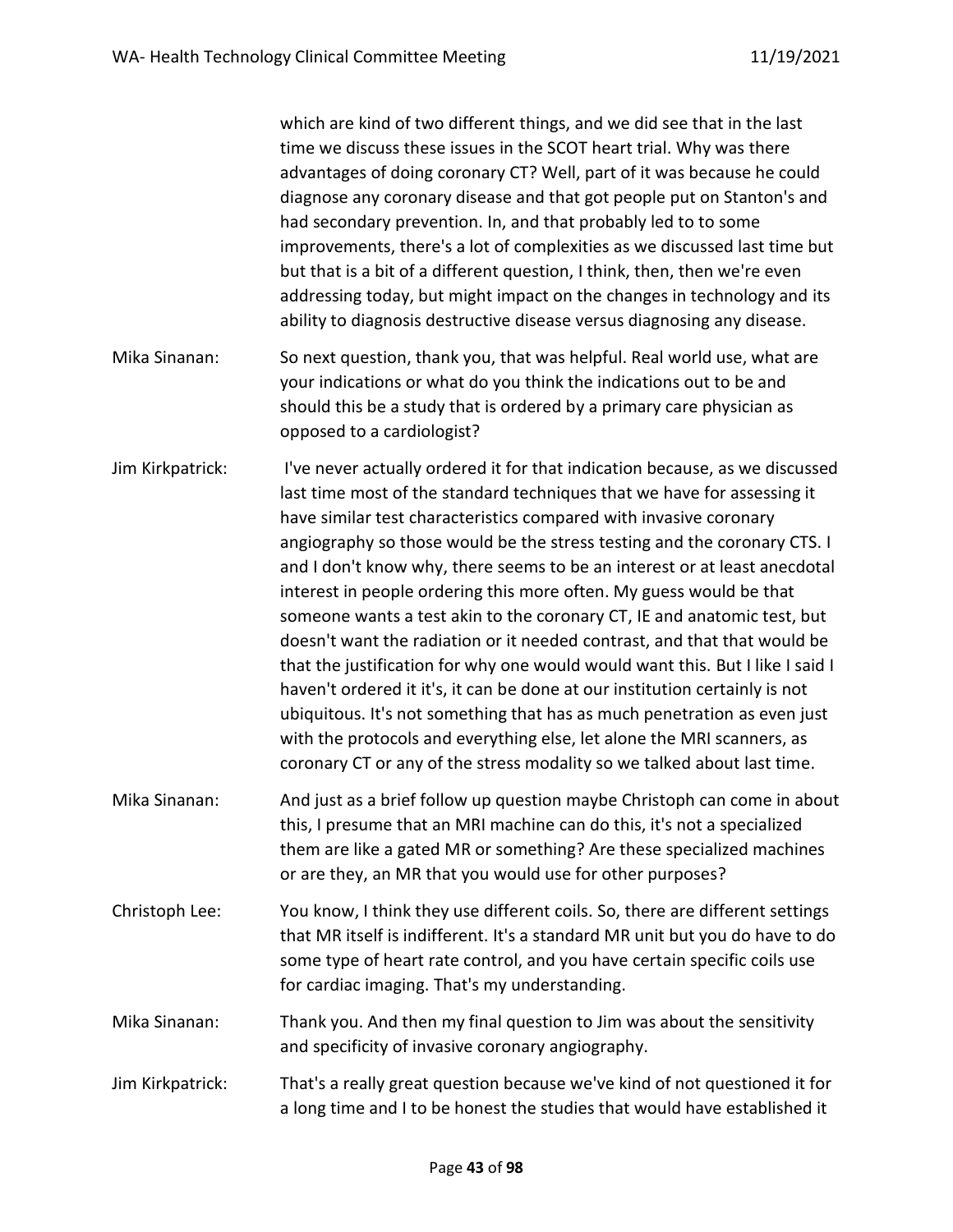which are kind of two different things, and we did see that in the last time we discuss these issues in the SCOT heart trial. Why was there advantages of doing coronary CT? Well, part of it was because he could diagnose any coronary disease and that got people put on Stanton's and had secondary prevention. In, and that probably led to to some improvements, there's a lot of complexities as we discussed last time but but that is a bit of a different question, I think, then, then we're even addressing today, but might impact on the changes in technology and its ability to diagnosis destructive disease versus diagnosing any disease.

Mika Sinanan: So next question, thank you, that was helpful. Real world use, what are your indications or what do you think the indications out to be and should this be a study that is ordered by a primary care physician as opposed to a cardiologist?

Jim Kirkpatrick: I've never actually ordered it for that indication because, as we discussed last time most of the standard techniques that we have for assessing it have similar test characteristics compared with invasive coronary angiography so those would be the stress testing and the coronary CTS. I and I don't know why, there seems to be an interest or at least anecdotal interest in people ordering this more often. My guess would be that someone wants a test akin to the coronary CT, IE and anatomic test, but doesn't want the radiation or it needed contrast, and that that would be that the justification for why one would would want this. But I like I said I haven't ordered it it's, it can be done at our institution certainly is not ubiquitous. It's not something that has as much penetration as even just with the protocols and everything else, let alone the MRI scanners, as coronary CT or any of the stress modality so we talked about last time.

Mika Sinanan: And just as a brief follow up question maybe Christoph can come in about this, I presume that an MRI machine can do this, it's not a specialized them are like a gated MR or something? Are these specialized machines or are they, an MR that you would use for other purposes?

Christoph Lee: You know, I think they use different coils. So, there are different settings that MR itself is indifferent. It's a standard MR unit but you do have to do some type of heart rate control, and you have certain specific coils use for cardiac imaging. That's my understanding.

Mika Sinanan: Thank you. And then my final question to Jim was about the sensitivity and specificity of invasive coronary angiography.

Jim Kirkpatrick: That's a really great question because we've kind of not questioned it for a long time and I to be honest the studies that would have established it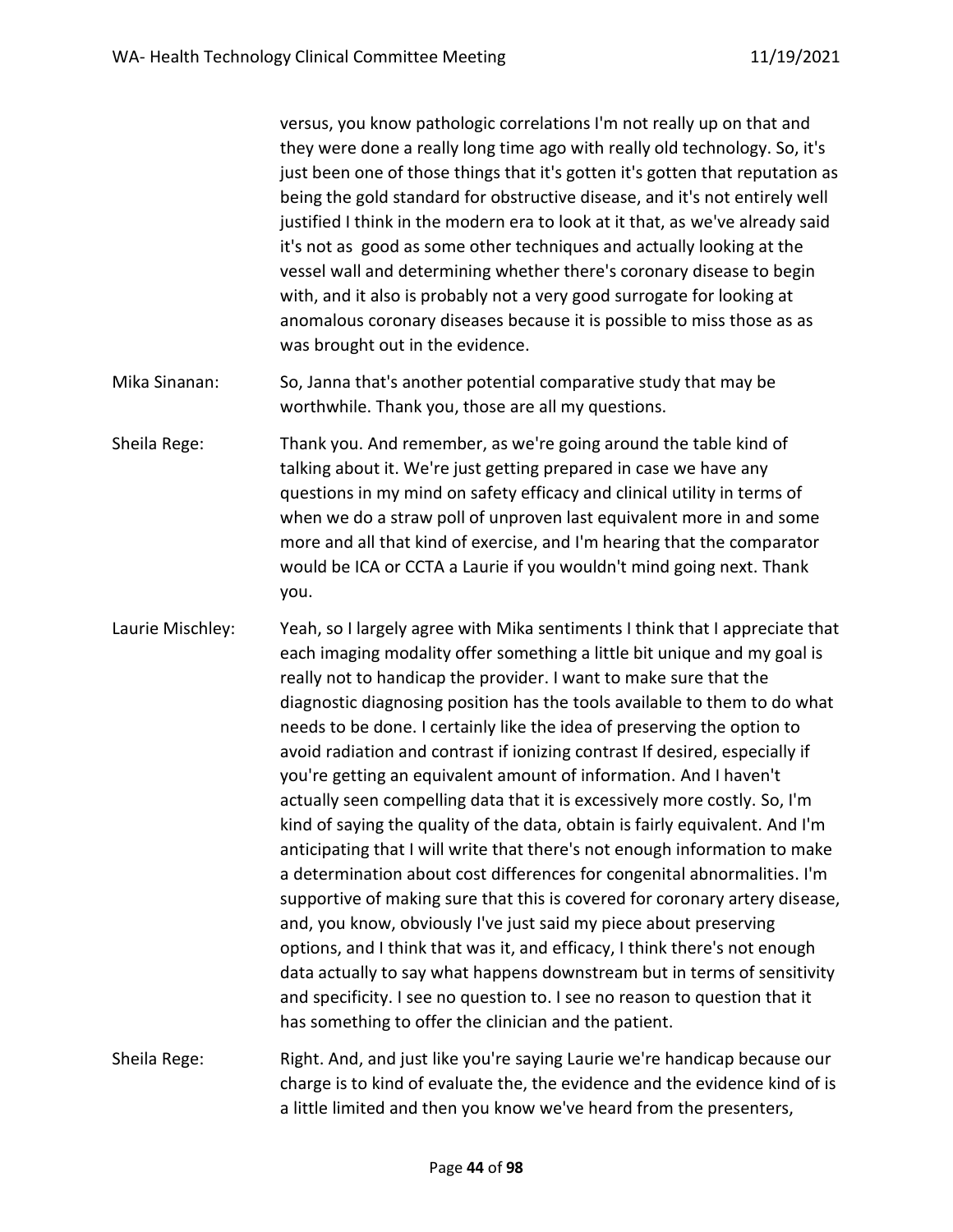versus, you know pathologic correlations I'm not really up on that and they were done a really long time ago with really old technology. So, it's just been one of those things that it's gotten it's gotten that reputation as being the gold standard for obstructive disease, and it's not entirely well justified I think in the modern era to look at it that, as we've already said it's not as good as some other techniques and actually looking at the vessel wall and determining whether there's coronary disease to begin with, and it also is probably not a very good surrogate for looking at anomalous coronary diseases because it is possible to miss those as as was brought out in the evidence.

Mika Sinanan: So, Janna that's another potential comparative study that may be worthwhile. Thank you, those are all my questions.

Sheila Rege: Thank you. And remember, as we're going around the table kind of talking about it. We're just getting prepared in case we have any questions in my mind on safety efficacy and clinical utility in terms of when we do a straw poll of unproven last equivalent more in and some more and all that kind of exercise, and I'm hearing that the comparator would be ICA or CCTA a Laurie if you wouldn't mind going next. Thank you.

Laurie Mischley: Yeah, so I largely agree with Mika sentiments I think that I appreciate that each imaging modality offer something a little bit unique and my goal is really not to handicap the provider. I want to make sure that the diagnostic diagnosing position has the tools available to them to do what needs to be done. I certainly like the idea of preserving the option to avoid radiation and contrast if ionizing contrast If desired, especially if you're getting an equivalent amount of information. And I haven't actually seen compelling data that it is excessively more costly. So, I'm kind of saying the quality of the data, obtain is fairly equivalent. And I'm anticipating that I will write that there's not enough information to make a determination about cost differences for congenital abnormalities. I'm supportive of making sure that this is covered for coronary artery disease, and, you know, obviously I've just said my piece about preserving options, and I think that was it, and efficacy, I think there's not enough data actually to say what happens downstream but in terms of sensitivity and specificity. I see no question to. I see no reason to question that it has something to offer the clinician and the patient.

Sheila Rege: Right. And, and just like you're saying Laurie we're handicap because our charge is to kind of evaluate the, the evidence and the evidence kind of is a little limited and then you know we've heard from the presenters,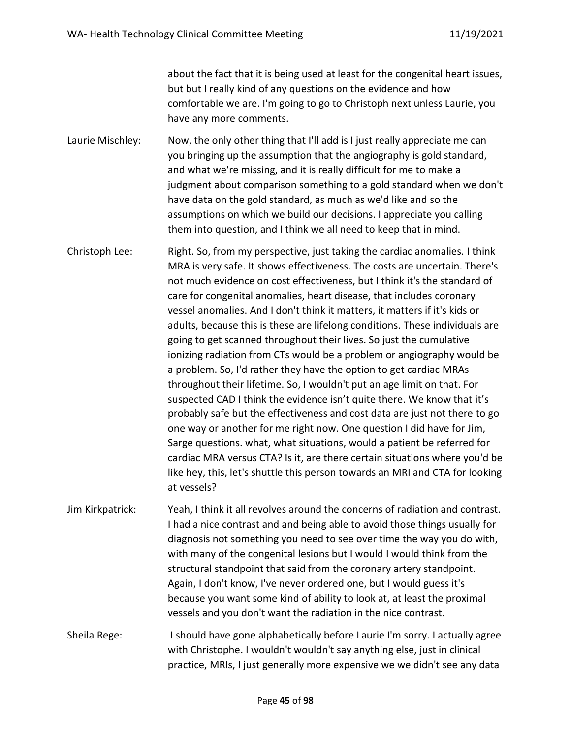about the fact that it is being used at least for the congenital heart issues, but but I really kind of any questions on the evidence and how comfortable we are. I'm going to go to Christoph next unless Laurie, you have any more comments.

Laurie Mischley: Now, the only other thing that I'll add is I just really appreciate me can you bringing up the assumption that the angiography is gold standard, and what we're missing, and it is really difficult for me to make a judgment about comparison something to a gold standard when we don't have data on the gold standard, as much as we'd like and so the assumptions on which we build our decisions. I appreciate you calling them into question, and I think we all need to keep that in mind.

Christoph Lee: Right. So, from my perspective, just taking the cardiac anomalies. I think MRA is very safe. It shows effectiveness. The costs are uncertain. There's not much evidence on cost effectiveness, but I think it's the standard of care for congenital anomalies, heart disease, that includes coronary vessel anomalies. And I don't think it matters, it matters if it's kids or adults, because this is these are lifelong conditions. These individuals are going to get scanned throughout their lives. So just the cumulative ionizing radiation from CTs would be a problem or angiography would be a problem. So, I'd rather they have the option to get cardiac MRAs throughout their lifetime. So, I wouldn't put an age limit on that. For suspected CAD I think the evidence isn't quite there. We know that it's probably safe but the effectiveness and cost data are just not there to go one way or another for me right now. One question I did have for Jim, Sarge questions. what, what situations, would a patient be referred for cardiac MRA versus CTA? Is it, are there certain situations where you'd be like hey, this, let's shuttle this person towards an MRI and CTA for looking at vessels?

Jim Kirkpatrick: Yeah, I think it all revolves around the concerns of radiation and contrast. I had a nice contrast and and being able to avoid those things usually for diagnosis not something you need to see over time the way you do with, with many of the congenital lesions but I would I would think from the structural standpoint that said from the coronary artery standpoint. Again, I don't know, I've never ordered one, but I would guess it's because you want some kind of ability to look at, at least the proximal vessels and you don't want the radiation in the nice contrast.

Sheila Rege: I should have gone alphabetically before Laurie I'm sorry. I actually agree with Christophe. I wouldn't wouldn't say anything else, just in clinical practice, MRIs, I just generally more expensive we we didn't see any data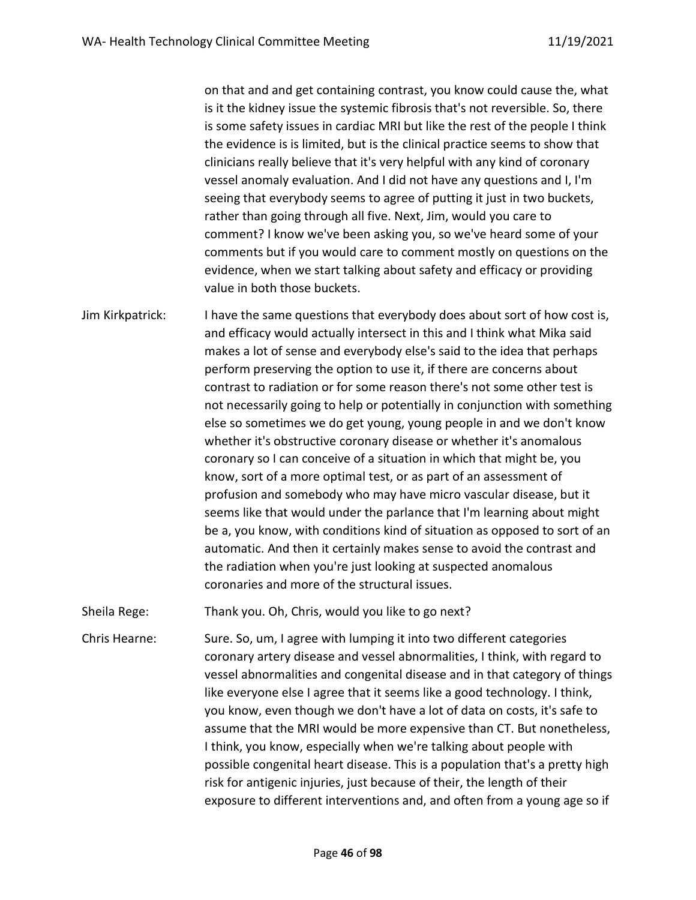on that and and get containing contrast, you know could cause the, what is it the kidney issue the systemic fibrosis that's not reversible. So, there is some safety issues in cardiac MRI but like the rest of the people I think the evidence is is limited, but is the clinical practice seems to show that clinicians really believe that it's very helpful with any kind of coronary vessel anomaly evaluation. And I did not have any questions and I, I'm seeing that everybody seems to agree of putting it just in two buckets, rather than going through all five. Next, Jim, would you care to comment? I know we've been asking you, so we've heard some of your comments but if you would care to comment mostly on questions on the evidence, when we start talking about safety and efficacy or providing value in both those buckets.

Jim Kirkpatrick: I have the same questions that everybody does about sort of how cost is, and efficacy would actually intersect in this and I think what Mika said makes a lot of sense and everybody else's said to the idea that perhaps perform preserving the option to use it, if there are concerns about contrast to radiation or for some reason there's not some other test is not necessarily going to help or potentially in conjunction with something else so sometimes we do get young, young people in and we don't know whether it's obstructive coronary disease or whether it's anomalous coronary so I can conceive of a situation in which that might be, you know, sort of a more optimal test, or as part of an assessment of profusion and somebody who may have micro vascular disease, but it seems like that would under the parlance that I'm learning about might be a, you know, with conditions kind of situation as opposed to sort of an automatic. And then it certainly makes sense to avoid the contrast and the radiation when you're just looking at suspected anomalous coronaries and more of the structural issues.

Sheila Rege: Thank you. Oh, Chris, would you like to go next?

Chris Hearne: Sure. So, um, I agree with lumping it into two different categories coronary artery disease and vessel abnormalities, I think, with regard to vessel abnormalities and congenital disease and in that category of things like everyone else I agree that it seems like a good technology. I think, you know, even though we don't have a lot of data on costs, it's safe to assume that the MRI would be more expensive than CT. But nonetheless, I think, you know, especially when we're talking about people with possible congenital heart disease. This is a population that's a pretty high risk for antigenic injuries, just because of their, the length of their exposure to different interventions and, and often from a young age so if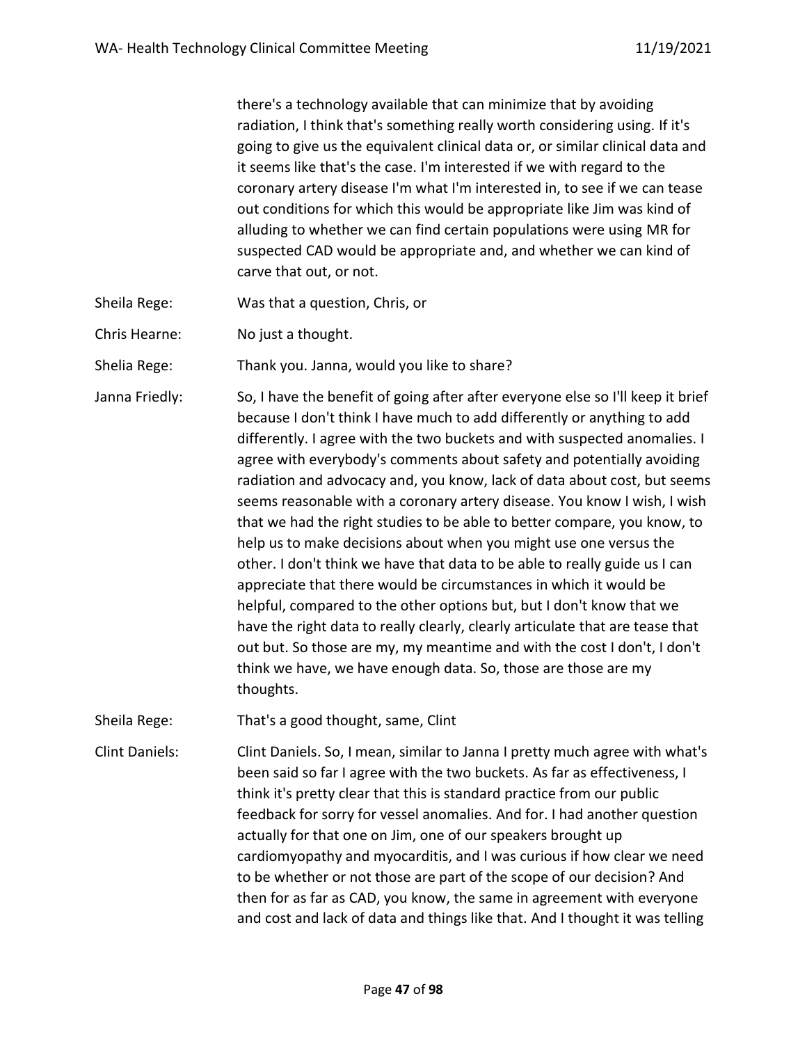there's a technology available that can minimize that by avoiding radiation, I think that's something really worth considering using. If it's going to give us the equivalent clinical data or, or similar clinical data and it seems like that's the case. I'm interested if we with regard to the coronary artery disease I'm what I'm interested in, to see if we can tease out conditions for which this would be appropriate like Jim was kind of alluding to whether we can find certain populations were using MR for suspected CAD would be appropriate and, and whether we can kind of carve that out, or not.

Sheila Rege: Was that a question, Chris, or

Chris Hearne: No just a thought.

Shelia Rege: Thank you. Janna, would you like to share?

Janna Friedly: So, I have the benefit of going after after everyone else so I'll keep it brief because I don't think I have much to add differently or anything to add differently. I agree with the two buckets and with suspected anomalies. I agree with everybody's comments about safety and potentially avoiding radiation and advocacy and, you know, lack of data about cost, but seems seems reasonable with a coronary artery disease. You know I wish, I wish that we had the right studies to be able to better compare, you know, to help us to make decisions about when you might use one versus the other. I don't think we have that data to be able to really guide us I can appreciate that there would be circumstances in which it would be helpful, compared to the other options but, but I don't know that we have the right data to really clearly, clearly articulate that are tease that out but. So those are my, my meantime and with the cost I don't, I don't think we have, we have enough data. So, those are those are my thoughts.

Sheila Rege: That's a good thought, same, Clint

Clint Daniels: Clint Daniels. So, I mean, similar to Janna I pretty much agree with what's been said so far I agree with the two buckets. As far as effectiveness, I think it's pretty clear that this is standard practice from our public feedback for sorry for vessel anomalies. And for. I had another question actually for that one on Jim, one of our speakers brought up cardiomyopathy and myocarditis, and I was curious if how clear we need to be whether or not those are part of the scope of our decision? And then for as far as CAD, you know, the same in agreement with everyone and cost and lack of data and things like that. And I thought it was telling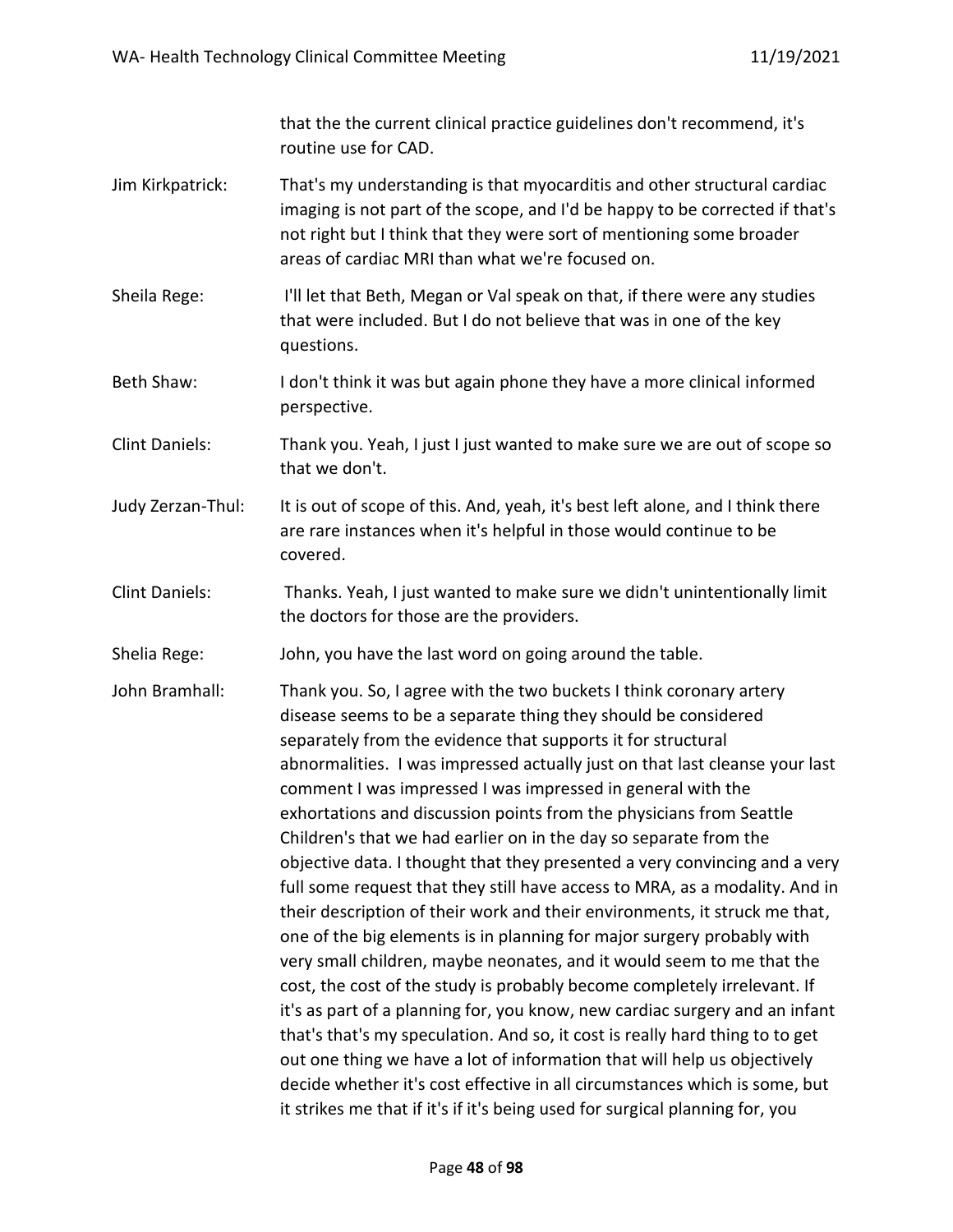that the the current clinical practice guidelines don't recommend, it's routine use for CAD.

Jim Kirkpatrick: That's my understanding is that myocarditis and other structural cardiac imaging is not part of the scope, and I'd be happy to be corrected if that's not right but I think that they were sort of mentioning some broader areas of cardiac MRI than what we're focused on.

Sheila Rege: I'll let that Beth, Megan or Val speak on that, if there were any studies that were included. But I do not believe that was in one of the key questions.

Beth Shaw: I don't think it was but again phone they have a more clinical informed perspective.

Clint Daniels: Thank you. Yeah, I just I just wanted to make sure we are out of scope so that we don't.

Judy Zerzan-Thul: It is out of scope of this. And, yeah, it's best left alone, and I think there are rare instances when it's helpful in those would continue to be covered.

Clint Daniels: Thanks. Yeah, I just wanted to make sure we didn't unintentionally limit the doctors for those are the providers.

Shelia Rege: John, you have the last word on going around the table.

John Bramhall: Thank you. So, I agree with the two buckets I think coronary artery disease seems to be a separate thing they should be considered separately from the evidence that supports it for structural abnormalities. I was impressed actually just on that last cleanse your last comment I was impressed I was impressed in general with the exhortations and discussion points from the physicians from Seattle Children's that we had earlier on in the day so separate from the objective data. I thought that they presented a very convincing and a very full some request that they still have access to MRA, as a modality. And in their description of their work and their environments, it struck me that, one of the big elements is in planning for major surgery probably with very small children, maybe neonates, and it would seem to me that the cost, the cost of the study is probably become completely irrelevant. If it's as part of a planning for, you know, new cardiac surgery and an infant that's that's my speculation. And so, it cost is really hard thing to to get out one thing we have a lot of information that will help us objectively decide whether it's cost effective in all circumstances which is some, but it strikes me that if it's if it's being used for surgical planning for, you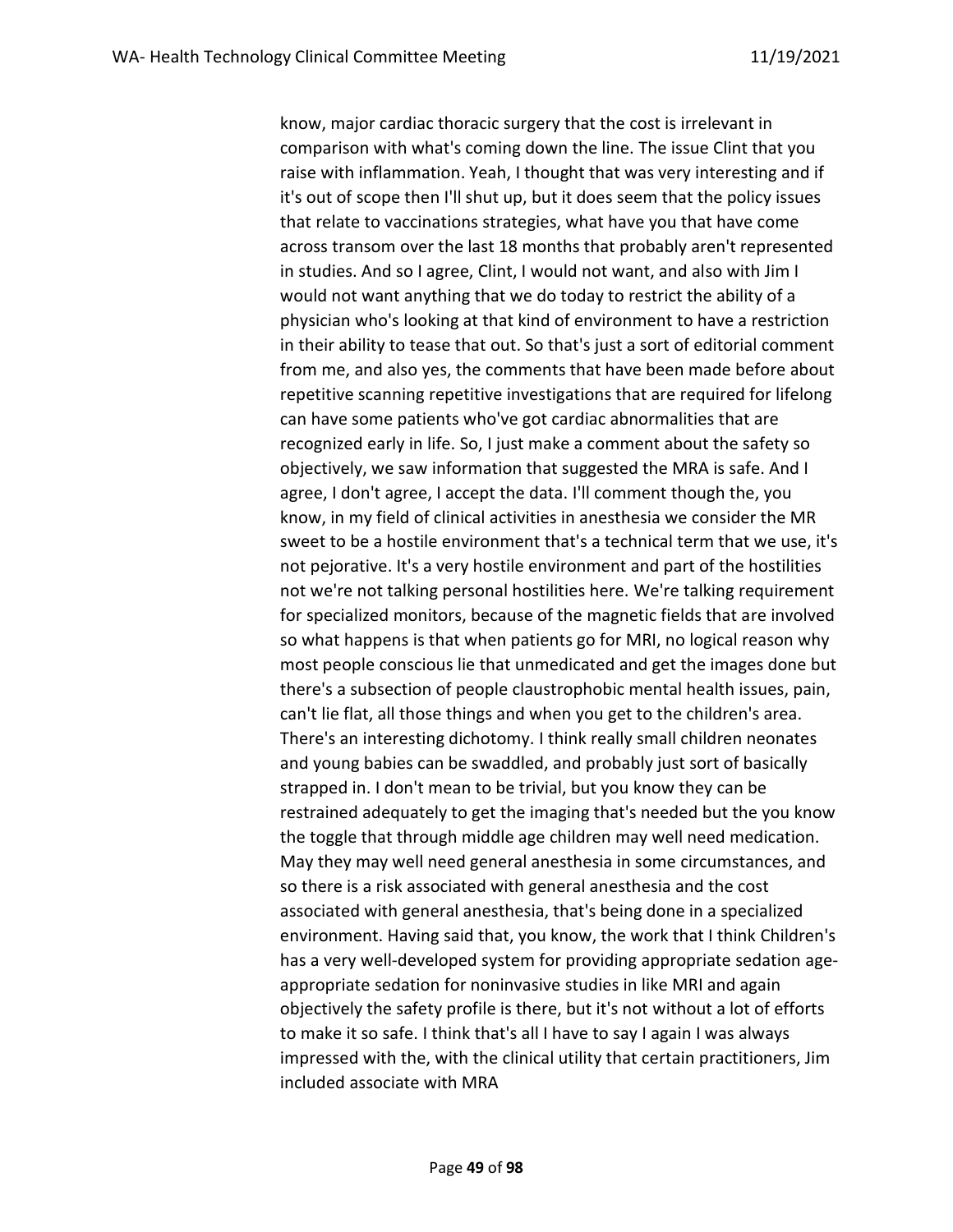know, major cardiac thoracic surgery that the cost is irrelevant in comparison with what's coming down the line. The issue Clint that you raise with inflammation. Yeah, I thought that was very interesting and if it's out of scope then I'll shut up, but it does seem that the policy issues that relate to vaccinations strategies, what have you that have come across transom over the last 18 months that probably aren't represented in studies. And so I agree, Clint, I would not want, and also with Jim I would not want anything that we do today to restrict the ability of a physician who's looking at that kind of environment to have a restriction in their ability to tease that out. So that's just a sort of editorial comment from me, and also yes, the comments that have been made before about repetitive scanning repetitive investigations that are required for lifelong can have some patients who've got cardiac abnormalities that are recognized early in life. So, I just make a comment about the safety so objectively, we saw information that suggested the MRA is safe. And I agree, I don't agree, I accept the data. I'll comment though the, you know, in my field of clinical activities in anesthesia we consider the MR sweet to be a hostile environment that's a technical term that we use, it's not pejorative. It's a very hostile environment and part of the hostilities not we're not talking personal hostilities here. We're talking requirement for specialized monitors, because of the magnetic fields that are involved so what happens is that when patients go for MRI, no logical reason why most people conscious lie that unmedicated and get the images done but there's a subsection of people claustrophobic mental health issues, pain, can't lie flat, all those things and when you get to the children's area. There's an interesting dichotomy. I think really small children neonates and young babies can be swaddled, and probably just sort of basically strapped in. I don't mean to be trivial, but you know they can be restrained adequately to get the imaging that's needed but the you know the toggle that through middle age children may well need medication. May they may well need general anesthesia in some circumstances, and so there is a risk associated with general anesthesia and the cost associated with general anesthesia, that's being done in a specialized environment. Having said that, you know, the work that I think Children's has a very well-developed system for providing appropriate sedation age-appropriate sedation for noninvasive studies in like MRI and again objectively the safety profile is there, but it's not without a lot of efforts to make it so safe. I think that's all I have to say I again I was always impressed with the, with the clinical utility that certain practitioners, Jim included associate with MRA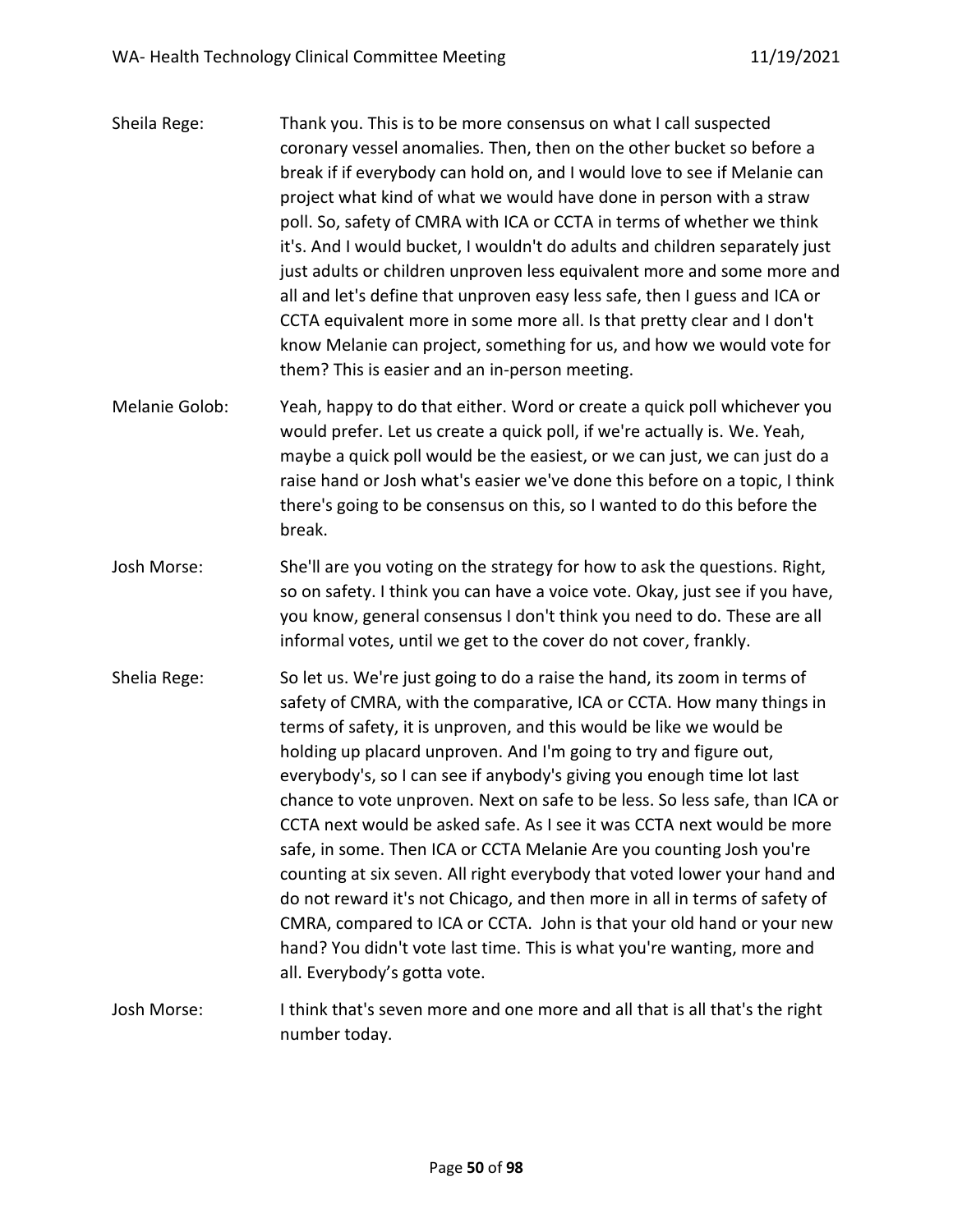Sheila Rege: Thank you. This is to be more consensus on what I call suspected coronary vessel anomalies. Then, then on the other bucket so before a break if if everybody can hold on, and I would love to see if Melanie can project what kind of what we would have done in person with a straw poll. So, safety of CMRA with ICA or CCTA in terms of whether we think it's. And I would bucket, I wouldn't do adults and children separately just just adults or children unproven less equivalent more and some more and all and let's define that unproven easy less safe, then I guess and ICA or CCTA equivalent more in some more all. Is that pretty clear and I don't know Melanie can project, something for us, and how we would vote for them? This is easier and an in-person meeting.

Melanie Golob: Yeah, happy to do that either. Word or create a quick poll whichever you would prefer. Let us create a quick poll, if we're actually is. We. Yeah, maybe a quick poll would be the easiest, or we can just, we can just do a raise hand or Josh what's easier we've done this before on a topic, I think there's going to be consensus on this, so I wanted to do this before the break.

Josh Morse: She'll are you voting on the strategy for how to ask the questions. Right, so on safety. I think you can have a voice vote. Okay, just see if you have, you know, general consensus I don't think you need to do. These are all informal votes, until we get to the cover do not cover, frankly.

Shelia Rege: So let us. We're just going to do a raise the hand, its zoom in terms of safety of CMRA, with the comparative, ICA or CCTA. How many things in terms of safety, it is unproven, and this would be like we would be holding up placard unproven. And I'm going to try and figure out, everybody's, so I can see if anybody's giving you enough time lot last chance to vote unproven. Next on safe to be less. So less safe, than ICA or CCTA next would be asked safe. As I see it was CCTA next would be more safe, in some. Then ICA or CCTA Melanie Are you counting Josh you're counting at six seven. All right everybody that voted lower your hand and do not reward it's not Chicago, and then more in all in terms of safety of CMRA, compared to ICA or CCTA. John is that your old hand or your new hand? You didn't vote last time. This is what you're wanting, more and all. Everybody's gotta vote.

Josh Morse: I think that's seven more and one more and all that is all that's the right number today.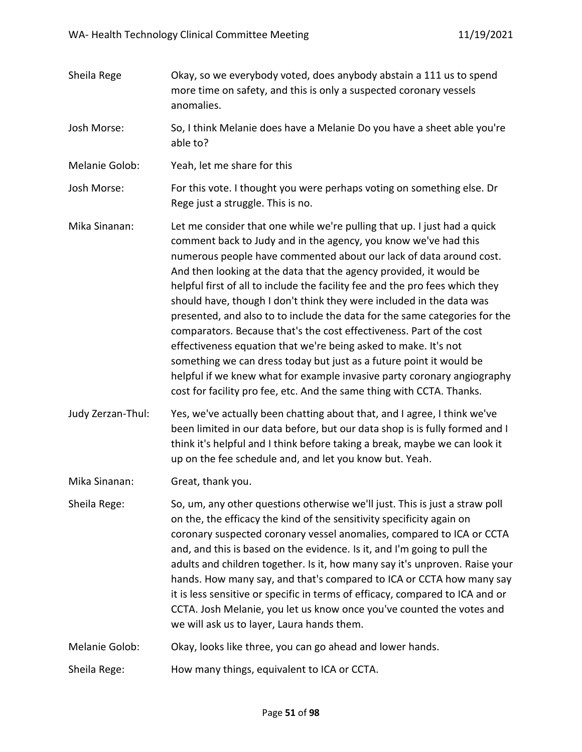Sheila Rege Okay, so we everybody voted, does anybody abstain a 111 us to spend more time on safety, and this is only a suspected coronary vessels anomalies.

Josh Morse: So, I think Melanie does have a Melanie Do you have a sheet able you're able to?

Melanie Golob: Yeah, let me share for this

Josh Morse: For this vote. I thought you were perhaps voting on something else. Dr Rege just a struggle. This is no.

Mika Sinanan: Let me consider that one while we're pulling that up. I just had a quick comment back to Judy and in the agency, you know we've had this numerous people have commented about our lack of data around cost. And then looking at the data that the agency provided, it would be helpful first of all to include the facility fee and the pro fees which they should have, though I don't think they were included in the data was presented, and also to to include the data for the same categories for the comparators. Because that's the cost effectiveness. Part of the cost effectiveness equation that we're being asked to make. It's not something we can dress today but just as a future point it would be helpful if we knew what for example invasive party coronary angiography cost for facility pro fee, etc. And the same thing with CCTA. Thanks.

Judy Zerzan-Thul: Yes, we've actually been chatting about that, and I agree, I think we've been limited in our data before, but our data shop is is fully formed and I think it's helpful and I think before taking a break, maybe we can look it up on the fee schedule and, and let you know but. Yeah.

Mika Sinanan: Great, thank you.

Sheila Rege: So, um, any other questions otherwise we'll just. This is just a straw poll on the, the efficacy the kind of the sensitivity specificity again on coronary suspected coronary vessel anomalies, compared to ICA or CCTA and, and this is based on the evidence. Is it, and I'm going to pull the adults and children together. Is it, how many say it's unproven. Raise your hands. How many say, and that's compared to ICA or CCTA how many say it is less sensitive or specific in terms of efficacy, compared to ICA and or CCTA. Josh Melanie, you let us know once you've counted the votes and we will ask us to layer, Laura hands them.

Melanie Golob: Okay, looks like three, you can go ahead and lower hands.

Sheila Rege: How many things, equivalent to ICA or CCTA.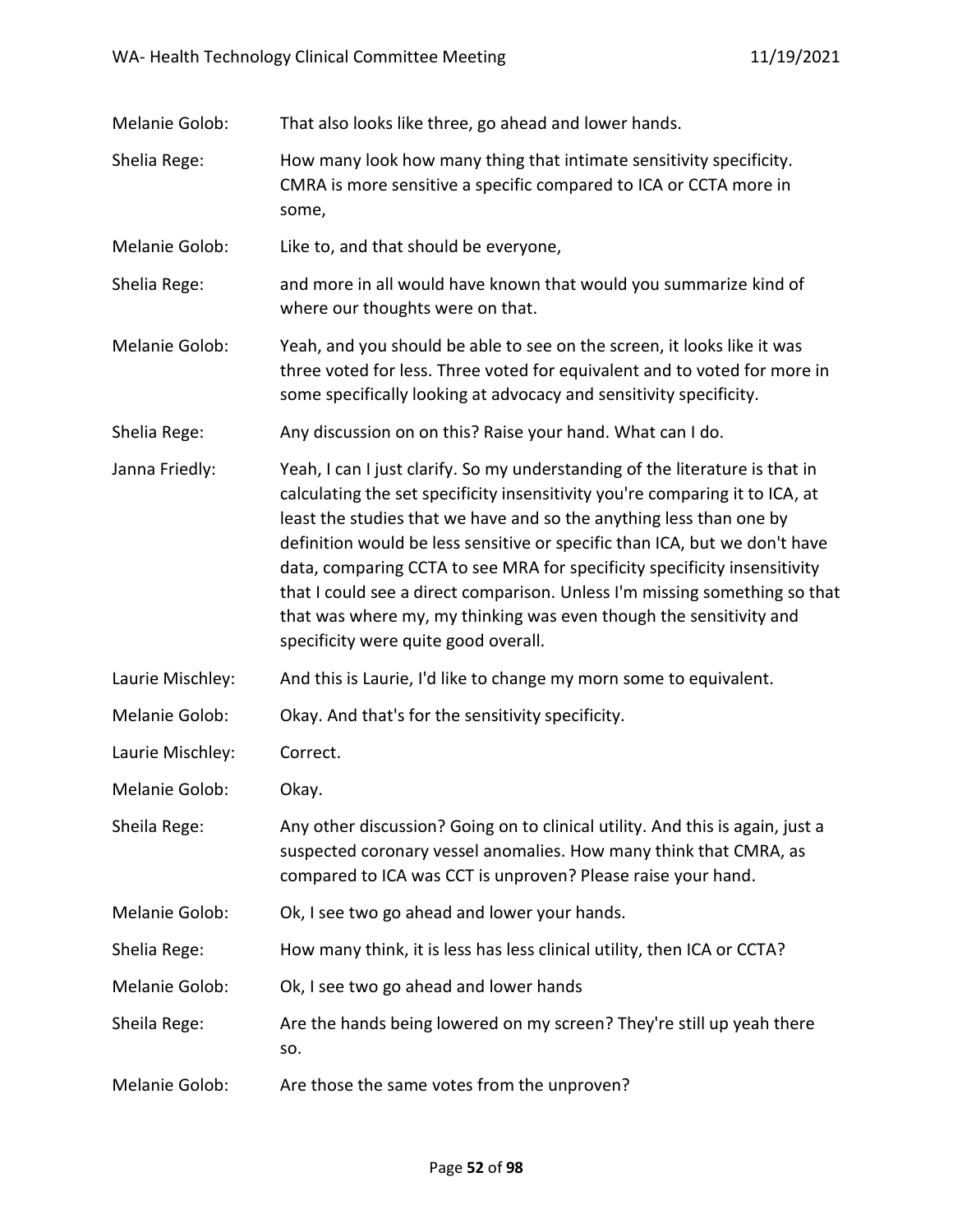Melanie Golob: That also looks like three, go ahead and lower hands.

Shelia Rege: How many look how many thing that intimate sensitivity specificity. CMRA is more sensitive a specific compared to ICA or CCTA more in some,

Melanie Golob: Like to, and that should be everyone,

Shelia Rege: and more in all would have known that would you summarize kind of where our thoughts were on that.

Melanie Golob: Yeah, and you should be able to see on the screen, it looks like it was three voted for less. Three voted for equivalent and to voted for more in some specifically looking at advocacy and sensitivity specificity.

Shelia Rege: Any discussion on on this? Raise your hand. What can I do.

Janna Friedly: Yeah, I can I just clarify. So my understanding of the literature is that in calculating the set specificity insensitivity you're comparing it to ICA, at least the studies that we have and so the anything less than one by definition would be less sensitive or specific than ICA, but we don't have data, comparing CCTA to see MRA for specificity specificity insensitivity that I could see a direct comparison. Unless I'm missing something so that that was where my, my thinking was even though the sensitivity and specificity were quite good overall.

Laurie Mischley: And this is Laurie, I'd like to change my morn some to equivalent.

Melanie Golob: Okay. And that's for the sensitivity specificity.

Laurie Mischley: Correct.

Melanie Golob: Okay.

Sheila Rege: Any other discussion? Going on to clinical utility. And this is again, just a suspected coronary vessel anomalies. How many think that CMRA, as compared to ICA was CCT is unproven? Please raise your hand.

Melanie Golob: Ok, I see two go ahead and lower your hands.

Shelia Rege: How many think, it is less has less clinical utility, then ICA or CCTA?

Melanie Golob: Ok, I see two go ahead and lower hands

Sheila Rege: Are the hands being lowered on my screen? They're still up yeah there so.

Melanie Golob: Are those the same votes from the unproven?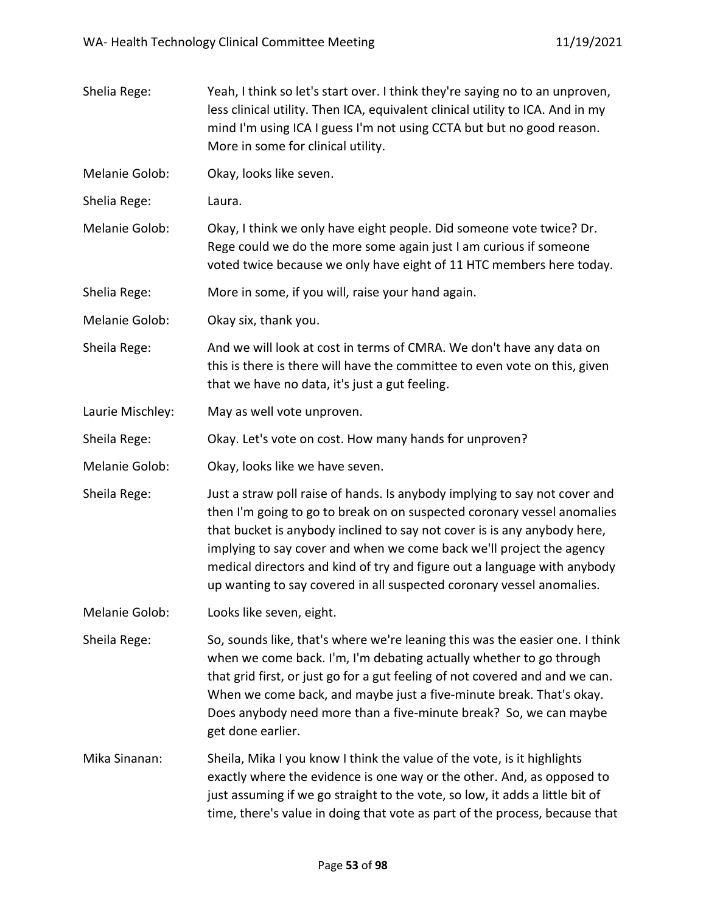Shelia Rege: Yeah, I think so let's start over. I think they're saying no to an unproven, less clinical utility. Then ICA, equivalent clinical utility to ICA. And in my mind I'm using ICA I guess I'm not using CCTA but but no good reason. More in some for clinical utility.

Melanie Golob: Okay, looks like seven.

Shelia Rege: Laura.

Melanie Golob: Okay, I think we only have eight people. Did someone vote twice? Dr. Rege could we do the more some again just I am curious if someone voted twice because we only have eight of 11 HTC members here today.

Shelia Rege: More in some, if you will, raise your hand again.

Melanie Golob: Okay six, thank you.

Sheila Rege: And we will look at cost in terms of CMRA. We don't have any data on this is there is there will have the committee to even vote on this, given that we have no data, it's just a gut feeling.

Laurie Mischley: May as well vote unproven.

Sheila Rege: Okay. Let's vote on cost. How many hands for unproven?

Melanie Golob: Okay, looks like we have seven.

Sheila Rege: Just a straw poll raise of hands. Is anybody implying to say not cover and then I'm going to go to break on on suspected coronary vessel anomalies that bucket is anybody inclined to say not cover is is any anybody here, implying to say cover and when we come back we'll project the agency medical directors and kind of try and figure out a language with anybody up wanting to say covered in all suspected coronary vessel anomalies.

Melanie Golob: Looks like seven, eight.

Sheila Rege: So, sounds like, that's where we're leaning this was the easier one. I think when we come back. I'm, I'm debating actually whether to go through that grid first, or just go for a gut feeling of not covered and and we can. When we come back, and maybe just a five-minute break. That's okay. Does anybody need more than a five-minute break? So, we can maybe get done earlier.

Mika Sinanan: Sheila, Mika I you know I think the value of the vote, is it highlights exactly where the evidence is one way or the other. And, as opposed to just assuming if we go straight to the vote, so low, it adds a little bit of time, there's value in doing that vote as part of the process, because that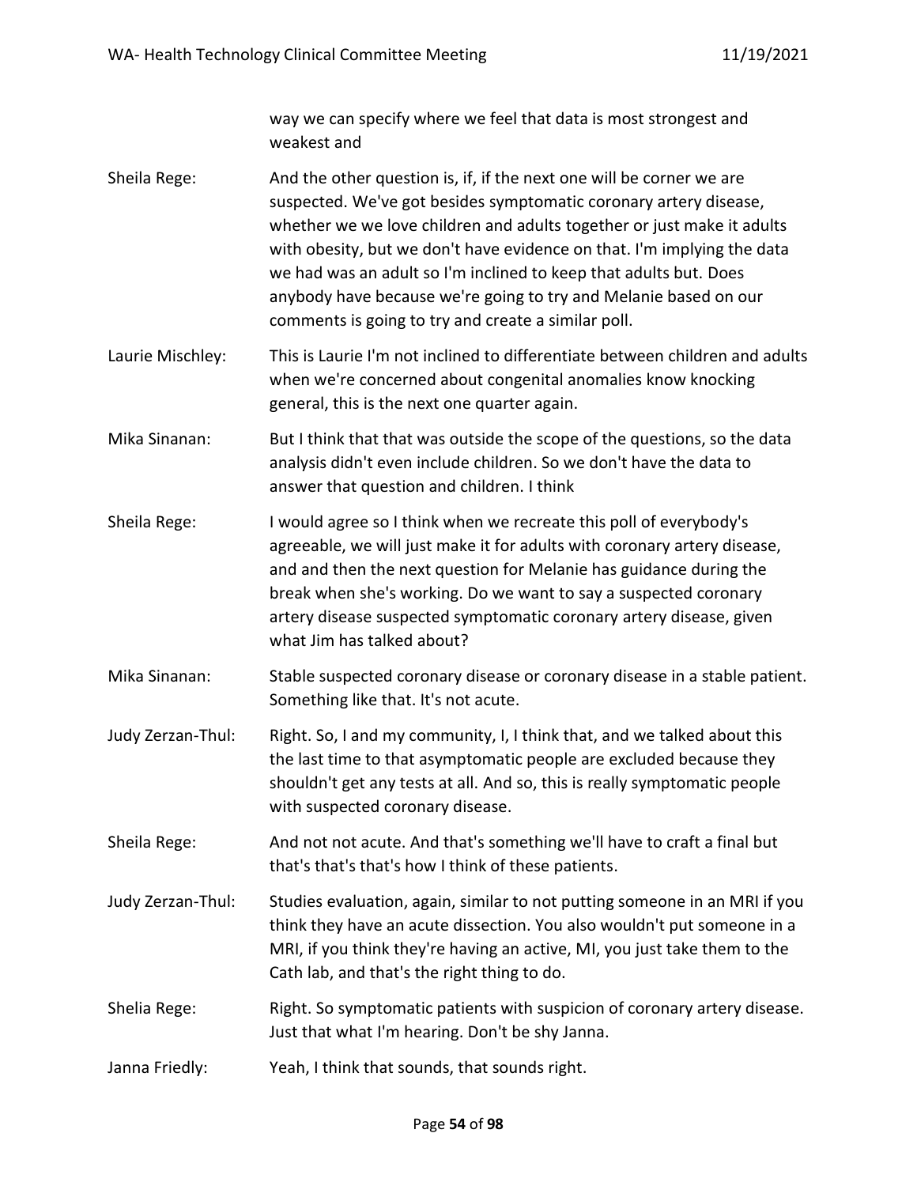way we can specify where we feel that data is most strongest and weakest and

Sheila Rege: And the other question is, if, if the next one will be corner we are suspected. We've got besides symptomatic coronary artery disease, whether we we love children and adults together or just make it adults with obesity, but we don't have evidence on that. I'm implying the data we had was an adult so I'm inclined to keep that adults but. Does anybody have because we're going to try and Melanie based on our comments is going to try and create a similar poll.

Laurie Mischley: This is Laurie I'm not inclined to differentiate between children and adults when we're concerned about congenital anomalies know knocking general, this is the next one quarter again.

Mika Sinanan: But I think that that was outside the scope of the questions, so the data analysis didn't even include children. So we don't have the data to answer that question and children. I think

Sheila Rege: I would agree so I think when we recreate this poll of everybody's agreeable, we will just make it for adults with coronary artery disease, and and then the next question for Melanie has guidance during the break when she's working. Do we want to say a suspected coronary artery disease suspected symptomatic coronary artery disease, given what Jim has talked about?

Mika Sinanan: Stable suspected coronary disease or coronary disease in a stable patient. Something like that. It's not acute.

Judy Zerzan-Thul: Right. So, I and my community, I, I think that, and we talked about this the last time to that asymptomatic people are excluded because they shouldn't get any tests at all. And so, this is really symptomatic people with suspected coronary disease.

Sheila Rege: And not not acute. And that's something we'll have to craft a final but that's that's that's how I think of these patients.

Judy Zerzan-Thul: Studies evaluation, again, similar to not putting someone in an MRI if you think they have an acute dissection. You also wouldn't put someone in a MRI, if you think they're having an active, MI, you just take them to the Cath lab, and that's the right thing to do.

Shelia Rege: Right. So symptomatic patients with suspicion of coronary artery disease. Just that what I'm hearing. Don't be shy Janna.

Janna Friedly: Yeah, I think that sounds, that sounds right.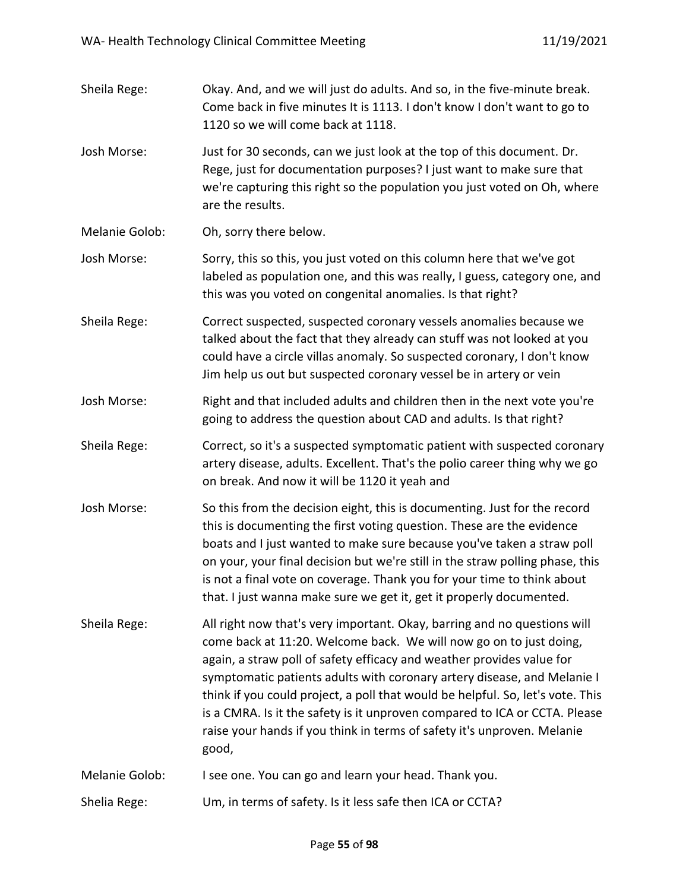Sheila Rege: Okay. And, and we will just do adults. And so, in the five-minute break. Come back in five minutes It is 1113. I don't know I don't want to go to 1120 so we will come back at 1118.

Josh Morse: Just for 30 seconds, can we just look at the top of this document. Dr. Rege, just for documentation purposes? I just want to make sure that we're capturing this right so the population you just voted on Oh, where are the results.

Melanie Golob: Oh, sorry there below.

Josh Morse: Sorry, this so this, you just voted on this column here that we've got labeled as population one, and this was really, I guess, category one, and this was you voted on congenital anomalies. Is that right?

Sheila Rege: Correct suspected, suspected coronary vessels anomalies because we talked about the fact that they already can stuff was not looked at you could have a circle villas anomaly. So suspected coronary, I don't know Jim help us out but suspected coronary vessel be in artery or vein

Josh Morse: Right and that included adults and children then in the next vote you're going to address the question about CAD and adults. Is that right?

Sheila Rege: Correct, so it's a suspected symptomatic patient with suspected coronary artery disease, adults. Excellent. That's the polio career thing why we go on break. And now it will be 1120 it yeah and

Josh Morse: So this from the decision eight, this is documenting. Just for the record this is documenting the first voting question. These are the evidence boats and I just wanted to make sure because you've taken a straw poll on your, your final decision but we're still in the straw polling phase, this is not a final vote on coverage. Thank you for your time to think about that. I just wanna make sure we get it, get it properly documented.

Sheila Rege: All right now that's very important. Okay, barring and no questions will come back at 11:20. Welcome back. We will now go on to just doing, again, a straw poll of safety efficacy and weather provides value for symptomatic patients adults with coronary artery disease, and Melanie I think if you could project, a poll that would be helpful. So, let's vote. This is a CMRA. Is it the safety is it unproven compared to ICA or CCTA. Please raise your hands if you think in terms of safety it's unproven. Melanie good,

Melanie Golob: I see one. You can go and learn your head. Thank you.

Shelia Rege: Um, in terms of safety. Is it less safe then ICA or CCTA?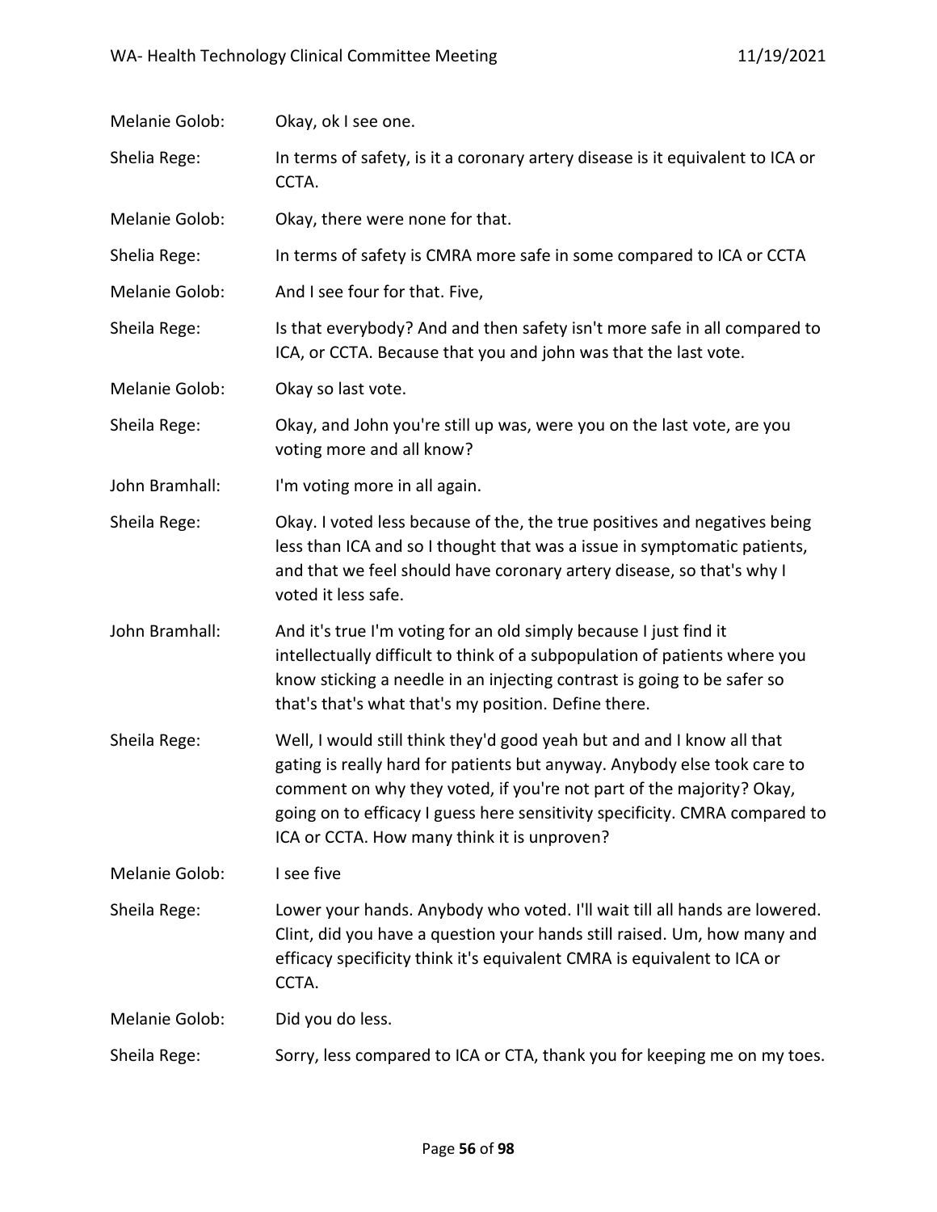Melanie Golob: Okay, ok I see one.

Shelia Rege: In terms of safety, is it a coronary artery disease is it equivalent to ICA or CCTA.

Melanie Golob: Okay, there were none for that.

Shelia Rege: In terms of safety is CMRA more safe in some compared to ICA or CCTA

Melanie Golob: And I see four for that. Five,

Shelia Rege: Is that everybody? And and then safety isn't more safe in all compared to ICA, or CCTA. Because that you and john was that the last vote.

Melanie Golob: Okay so last vote.

Shelia Rege: Okay, and John you're still up was, were you on the last vote, are you voting more and all know?

John Bramhall: I'm voting more in all again.

Shelia Rege: Okay. I voted less because of the, the true positives and negatives being less than ICA and so I thought that was a issue in symptomatic patients, and that we feel should have coronary artery disease, so that's why I voted it less safe.

John Bramhall: And it's true I'm voting for an old simply because I just find it intellectually difficult to think of a subpopulation of patients where you know sticking a needle in an injecting contrast is going to be safer so that's that's what that's my position. Define there.

Shelia Rege: Well, I would still think they'd good yeah but and and I know all that gating is really hard for patients but anyway. Anybody else took care to comment on why they voted, if you're not part of the majority? Okay, going on to efficacy I guess here sensitivity specificity. CMRA compared to ICA or CCTA. How many think it is unproven?

Melanie Golob: I see five

Shelia Rege: Lower your hands. Anybody who voted. I'll wait till all hands are lowered. Clint, did you have a question your hands still raised. Um, how many and efficacy specificity think it's equivalent CMRA is equivalent to ICA or CCTA.

Melanie Golob: Did you do less.

Shelia Rege: Sorry, less compared to ICA or CTA, thank you for keeping me on my toes.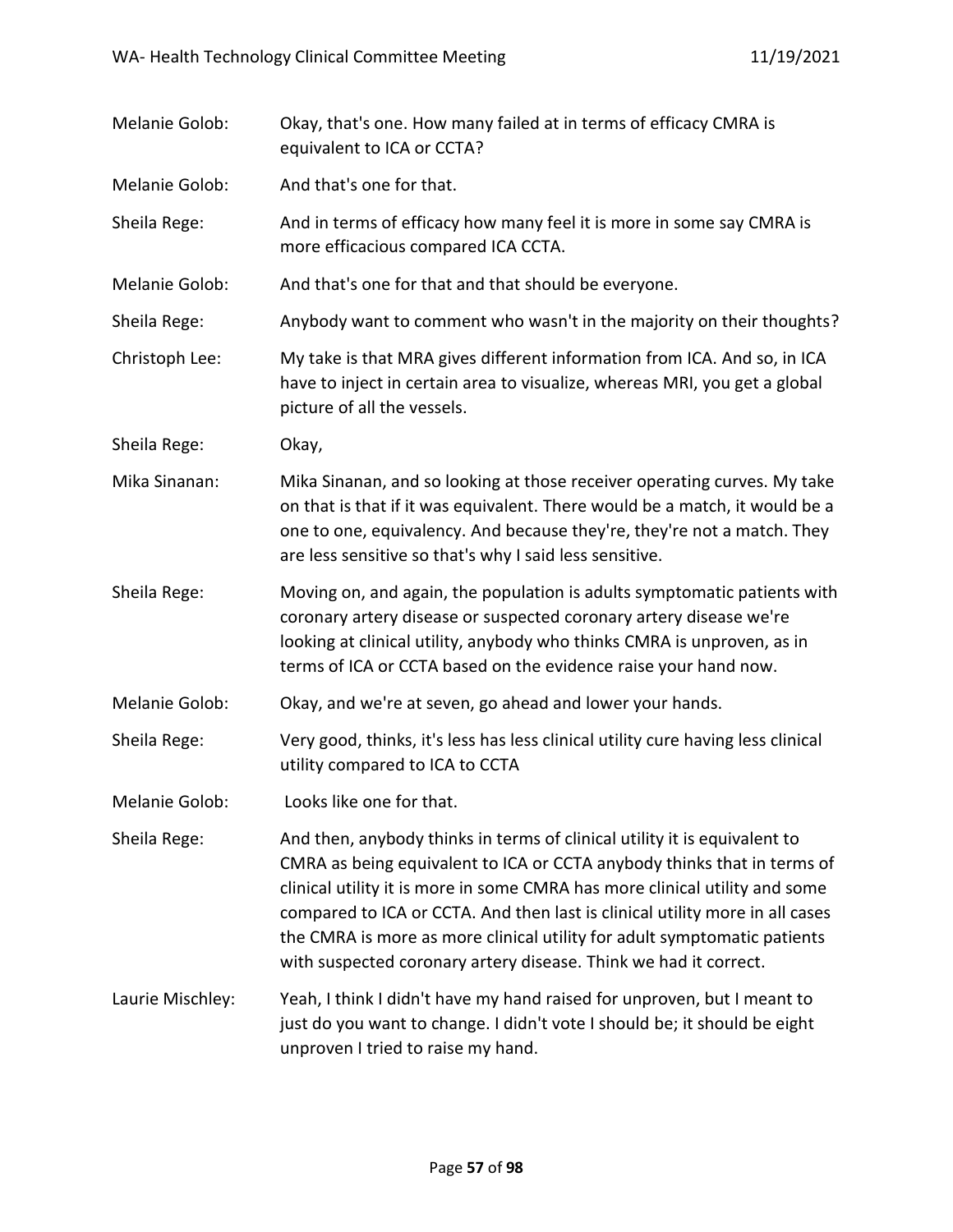Melanie Golob: Okay, that's one. How many failed at in terms of efficacy CMRA is equivalent to ICA or CCTA?

Melanie Golob: And that's one for that.

Sheila Rege: And in terms of efficacy how many feel it is more in some say CMRA is more efficacious compared ICA CCTA.

Melanie Golob: And that's one for that and that should be everyone.

Sheila Rege: Anybody want to comment who wasn't in the majority on their thoughts?

Christoph Lee: My take is that MRA gives different information from ICA. And so, in ICA have to inject in certain area to visualize, whereas MRI, you get a global picture of all the vessels.

Sheila Rege: Okay,

Mika Sinanan: Mika Sinanan, and so looking at those receiver operating curves. My take on that is that if it was equivalent. There would be a match, it would be a one to one, equivalency. And because they're, they're not a match. They are less sensitive so that's why I said less sensitive.

Sheila Rege: Moving on, and again, the population is adults symptomatic patients with coronary artery disease or suspected coronary artery disease we're looking at clinical utility, anybody who thinks CMRA is unproven, as in terms of ICA or CCTA based on the evidence raise your hand now.

Melanie Golob: Okay, and we're at seven, go ahead and lower your hands.

Sheila Rege: Very good, thinks, it's less has less clinical utility cure having less clinical utility compared to ICA to CCTA

Melanie Golob: Looks like one for that.

Sheila Rege: And then, anybody thinks in terms of clinical utility it is equivalent to CMRA as being equivalent to ICA or CCTA anybody thinks that in terms of clinical utility it is more in some CMRA has more clinical utility and some compared to ICA or CCTA. And then last is clinical utility more in all cases the CMRA is more as more clinical utility for adult symptomatic patients with suspected coronary artery disease. Think we had it correct.

Laurie Mischley: Yeah, I think I didn't have my hand raised for unproven, but I meant to just do you want to change. I didn't vote I should be; it should be eight unproven I tried to raise my hand.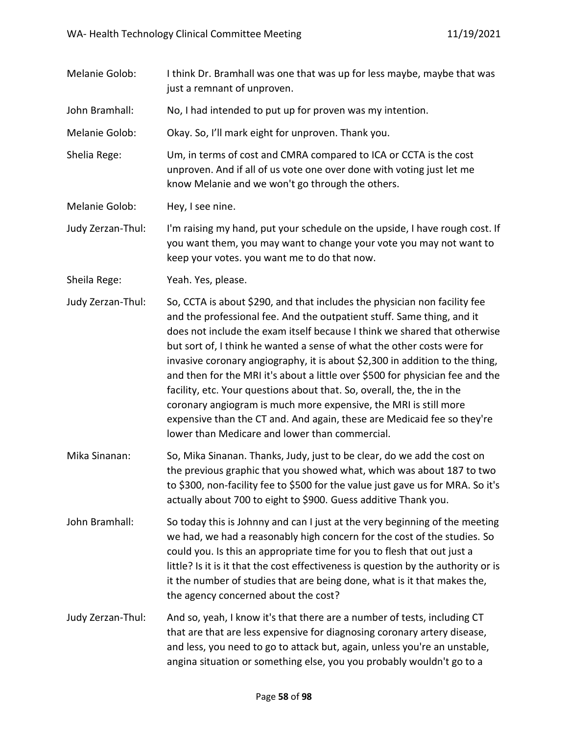Melanie Golob: I think Dr. Bramhall was one that was up for less maybe, maybe that was just a remnant of unproven.

John Bramhall: No, I had intended to put up for proven was my intention.

Melanie Golob: Okay. So, I'll mark eight for unproven. Thank you.

Shelia Rege: Um, in terms of cost and CMRA compared to ICA or CCTA is the cost unproven. And if all of us vote one over done with voting just let me know Melanie and we won't go through the others.

Melanie Golob: Hey, I see nine.

Judy Zerzan-Thul: I'm raising my hand, put your schedule on the upside, I have rough cost. If you want them, you may want to change your vote you may not want to keep your votes. you want me to do that now.

Sheila Rege: Yeah. Yes, please.

Judy Zerzan-Thul: So, CCTA is about $290, and that includes the physician non facility fee and the professional fee. And the outpatient stuff. Same thing, and it does not include the exam itself because I think we shared that otherwise but sort of, I think he wanted a sense of what the other costs were for invasive coronary angiography, it is about $2,300 in addition to the thing, and then for the MRI it's about a little over $500 for physician fee and the facility, etc. Your questions about that. So, overall, the, the in the coronary angiogram is much more expensive, the MRI is still more expensive than the CT and. And again, these are Medicaid fee so they're lower than Medicare and lower than commercial.

Mika Sinanan: So, Mika Sinanan. Thanks, Judy, just to be clear, do we add the cost on the previous graphic that you showed what, which was about 187 to two to $300, non-facility fee to $500 for the value just gave us for MRA. So it's actually about 700 to eight to $900. Guess additive Thank you.

John Bramhall: So today this is Johnny and can I just at the very beginning of the meeting we had, we had a reasonably high concern for the cost of the studies. So could you. Is this an appropriate time for you to flesh that out just a little? Is it is it that the cost effectiveness is question by the authority or is it the number of studies that are being done, what is it that makes the, the agency concerned about the cost?

Judy Zerzan-Thul: And so, yeah, I know it's that there are a number of tests, including CT that are that are less expensive for diagnosing coronary artery disease, and less, you need to go to attack but, again, unless you're an unstable, angina situation or something else, you you probably wouldn't go to a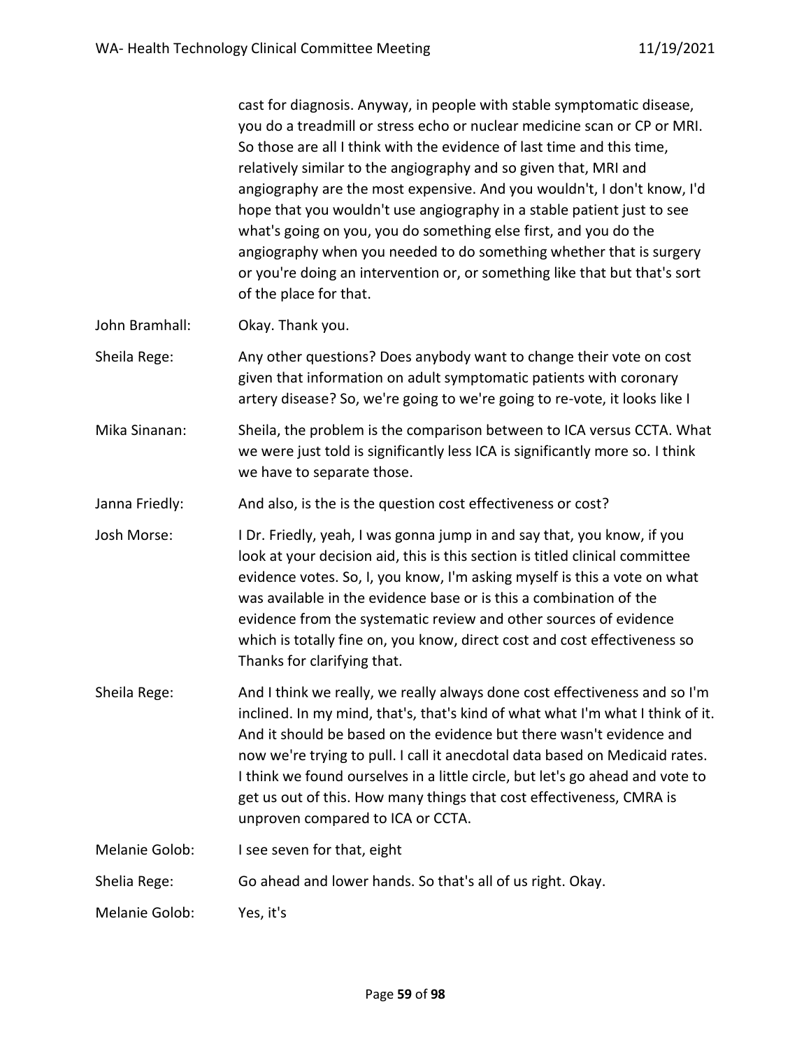cast for diagnosis. Anyway, in people with stable symptomatic disease, you do a treadmill or stress echo or nuclear medicine scan or CP or MRI. So those are all I think with the evidence of last time and this time, relatively similar to the angiography and so given that, MRI and angiography are the most expensive. And you wouldn't, I don't know, I'd hope that you wouldn't use angiography in a stable patient just to see what's going on you, you do something else first, and you do the angiography when you needed to do something whether that is surgery or you're doing an intervention or, or something like that but that's sort of the place for that.

John Bramhall: Okay. Thank you.

Sheila Rege: Any other questions? Does anybody want to change their vote on cost given that information on adult symptomatic patients with coronary artery disease? So, we're going to we're going to re-vote, it looks like I

Mika Sinanan: Sheila, the problem is the comparison between to ICA versus CCTA. What we were just told is significantly less ICA is significantly more so. I think we have to separate those.

Janna Friedly: And also, is the is the question cost effectiveness or cost?

Josh Morse: I Dr. Friedly, yeah, I was gonna jump in and say that, you know, if you look at your decision aid, this is this section is titled clinical committee evidence votes. So, I, you know, I'm asking myself is this a vote on what was available in the evidence base or is this a combination of the evidence from the systematic review and other sources of evidence which is totally fine on, you know, direct cost and cost effectiveness so Thanks for clarifying that.

Sheila Rege: And I think we really, we really always done cost effectiveness and so I'm inclined. In my mind, that's, that's kind of what what I'm what I think of it. And it should be based on the evidence but there wasn't evidence and now we're trying to pull. I call it anecdotal data based on Medicaid rates. I think we found ourselves in a little circle, but let's go ahead and vote to get us out of this. How many things that cost effectiveness, CMRA is unproven compared to ICA or CCTA.

Melanie Golob: I see seven for that, eight

Shelia Rege: Go ahead and lower hands. So that's all of us right. Okay.

Melanie Golob: Yes, it's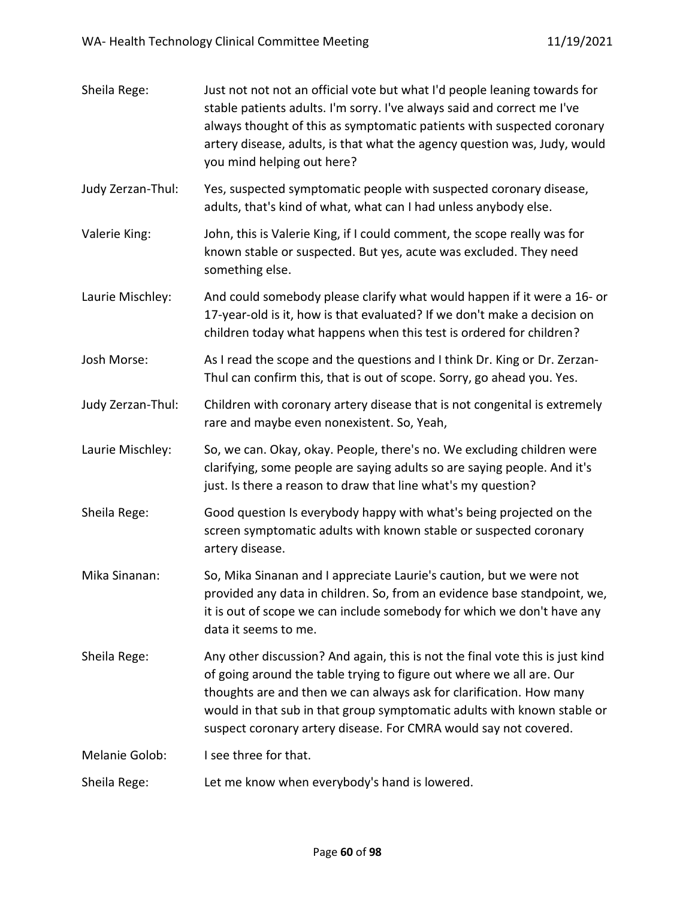Sheila Rege: Just not not not an official vote but what I'd people leaning towards for stable patients adults. I'm sorry. I've always said and correct me I've always thought of this as symptomatic patients with suspected coronary artery disease, adults, is that what the agency question was, Judy, would you mind helping out here?

Judy Zerzan-Thul: Yes, suspected symptomatic people with suspected coronary disease, adults, that's kind of what, what can I had unless anybody else.

Valerie King: John, this is Valerie King, if I could comment, the scope really was for known stable or suspected. But yes, acute was excluded. They need something else.

Laurie Mischley: And could somebody please clarify what would happen if it were a 16- or 17-year-old is it, how is that evaluated? If we don't make a decision on children today what happens when this test is ordered for children?

Josh Morse: As I read the scope and the questions and I think Dr. King or Dr. Zerzan-Thul can confirm this, that is out of scope. Sorry, go ahead you. Yes.

Judy Zerzan-Thul: Children with coronary artery disease that is not congenital is extremely rare and maybe even nonexistent. So, Yeah,

Laurie Mischley: So, we can. Okay, okay. People, there's no. We excluding children were clarifying, some people are saying adults so are saying people. And it's just. Is there a reason to draw that line what's my question?

Sheila Rege: Good question Is everybody happy with what's being projected on the screen symptomatic adults with known stable or suspected coronary artery disease.

Mika Sinanan: So, Mika Sinanan and I appreciate Laurie's caution, but we were not provided any data in children. So, from an evidence base standpoint, we, it is out of scope we can include somebody for which we don't have any data it seems to me.

Sheila Rege: Any other discussion? And again, this is not the final vote this is just kind of going around the table trying to figure out where we all are. Our thoughts are and then we can always ask for clarification. How many would in that sub in that group symptomatic adults with known stable or suspect coronary artery disease. For CMRA would say not covered.

Melanie Golob: I see three for that.

Sheila Rege: Let me know when everybody's hand is lowered.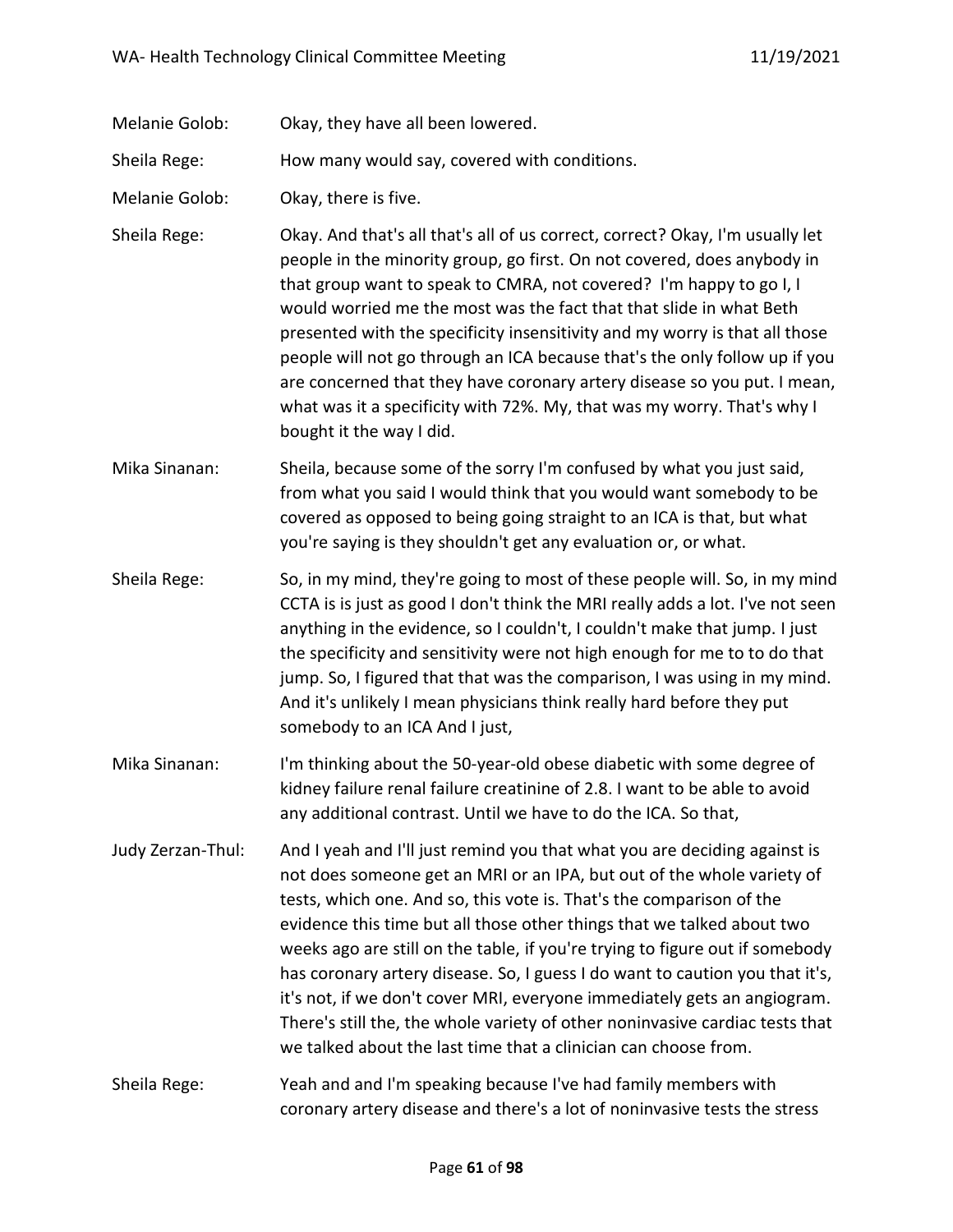Melanie Golob: Okay, they have all been lowered.

Sheila Rege: How many would say, covered with conditions.

Melanie Golob: Okay, there is five.

Sheila Rege: Okay. And that's all that's all of us correct, correct? Okay, I'm usually let people in the minority group, go first. On not covered, does anybody in that group want to speak to CMRA, not covered? I'm happy to go I, I would worried me the most was the fact that that slide in what Beth presented with the specificity insensitivity and my worry is that all those people will not go through an ICA because that's the only follow up if you are concerned that they have coronary artery disease so you put. I mean, what was it a specificity with 72%. My, that was my worry. That's why I bought it the way I did.

Mika Sinanan: Sheila, because some of the sorry I'm confused by what you just said, from what you said I would think that you would want somebody to be covered as opposed to being going straight to an ICA is that, but what you're saying is they shouldn't get any evaluation or, or what.

Sheila Rege: So, in my mind, they're going to most of these people will. So, in my mind CCTA is is just as good I don't think the MRI really adds a lot. I've not seen anything in the evidence, so I couldn't, I couldn't make that jump. I just the specificity and sensitivity were not high enough for me to to do that jump. So, I figured that that was the comparison, I was using in my mind. And it's unlikely I mean physicians think really hard before they put somebody to an ICA And I just,

Mika Sinanan: I'm thinking about the 50-year-old obese diabetic with some degree of kidney failure renal failure creatinine of 2.8. I want to be able to avoid any additional contrast. Until we have to do the ICA. So that,

Judy Zerzan-Thul: And I yeah and I'll just remind you that what you are deciding against is not does someone get an MRI or an IPA, but out of the whole variety of tests, which one. And so, this vote is. That's the comparison of the evidence this time but all those other things that we talked about two weeks ago are still on the table, if you're trying to figure out if somebody has coronary artery disease. So, I guess I do want to caution you that it's, it's not, if we don't cover MRI, everyone immediately gets an angiogram. There's still the, the whole variety of other noninvasive cardiac tests that we talked about the last time that a clinician can choose from.

Sheila Rege: Yeah and and I'm speaking because I've had family members with coronary artery disease and there's a lot of noninvasive tests the stress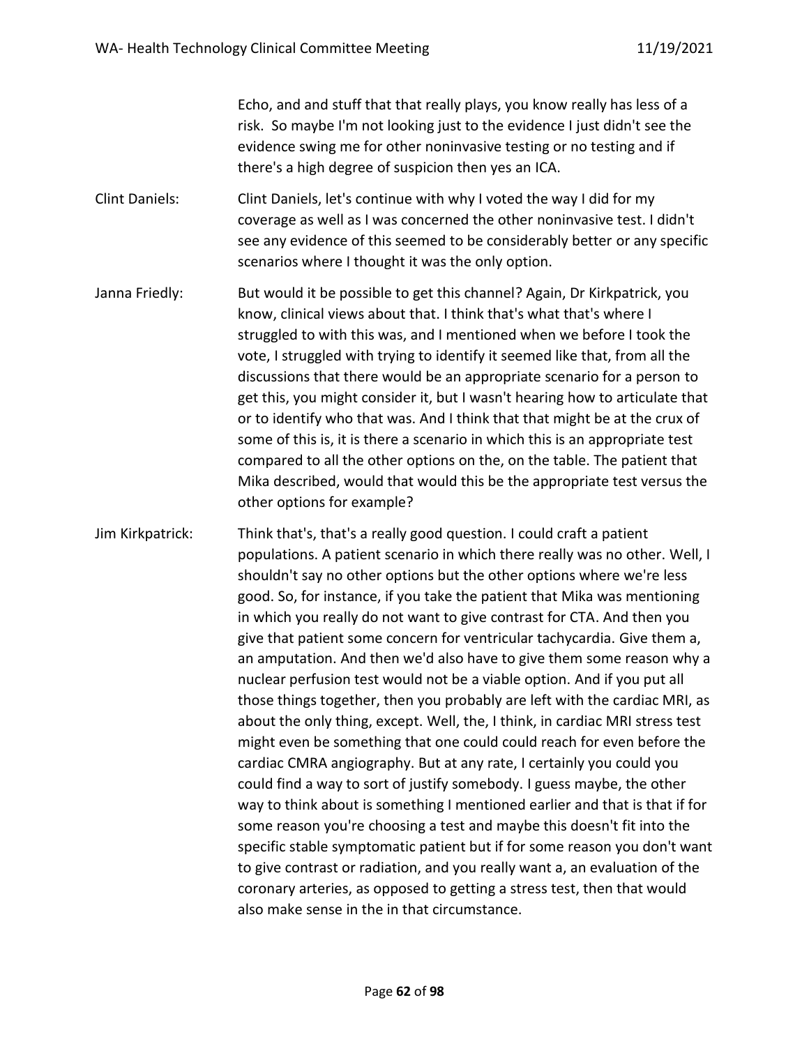Echo, and and stuff that that really plays, you know really has less of a risk. So maybe I'm not looking just to the evidence I just didn't see the evidence swing me for other noninvasive testing or no testing and if there's a high degree of suspicion then yes an ICA.

Clint Daniels: Clint Daniels, let's continue with why I voted the way I did for my coverage as well as I was concerned the other noninvasive test. I didn't see any evidence of this seemed to be considerably better or any specific scenarios where I thought it was the only option.

Janna Friedly: But would it be possible to get this channel? Again, Dr Kirkpatrick, you know, clinical views about that. I think that's what that's where I struggled to with this was, and I mentioned when we before I took the vote, I struggled with trying to identify it seemed like that, from all the discussions that there would be an appropriate scenario for a person to get this, you might consider it, but I wasn't hearing how to articulate that or to identify who that was. And I think that that might be at the crux of some of this is, it is there a scenario in which this is an appropriate test compared to all the other options on the, on the table. The patient that Mika described, would that would this be the appropriate test versus the other options for example?

Jim Kirkpatrick: Think that's, that's a really good question. I could craft a patient populations. A patient scenario in which there really was no other. Well, I shouldn't say no other options but the other options where we're less good. So, for instance, if you take the patient that Mika was mentioning in which you really do not want to give contrast for CTA. And then you give that patient some concern for ventricular tachycardia. Give them a, an amputation. And then we'd also have to give them some reason why a nuclear perfusion test would not be a viable option. And if you put all those things together, then you probably are left with the cardiac MRI, as about the only thing, except. Well, the, I think, in cardiac MRI stress test might even be something that one could could reach for even before the cardiac CMRA angiography. But at any rate, I certainly you could you could find a way to sort of justify somebody. I guess maybe, the other way to think about is something I mentioned earlier and that is that if for some reason you're choosing a test and maybe this doesn't fit into the specific stable symptomatic patient but if for some reason you don't want to give contrast or radiation, and you really want a, an evaluation of the coronary arteries, as opposed to getting a stress test, then that would also make sense in the in that circumstance.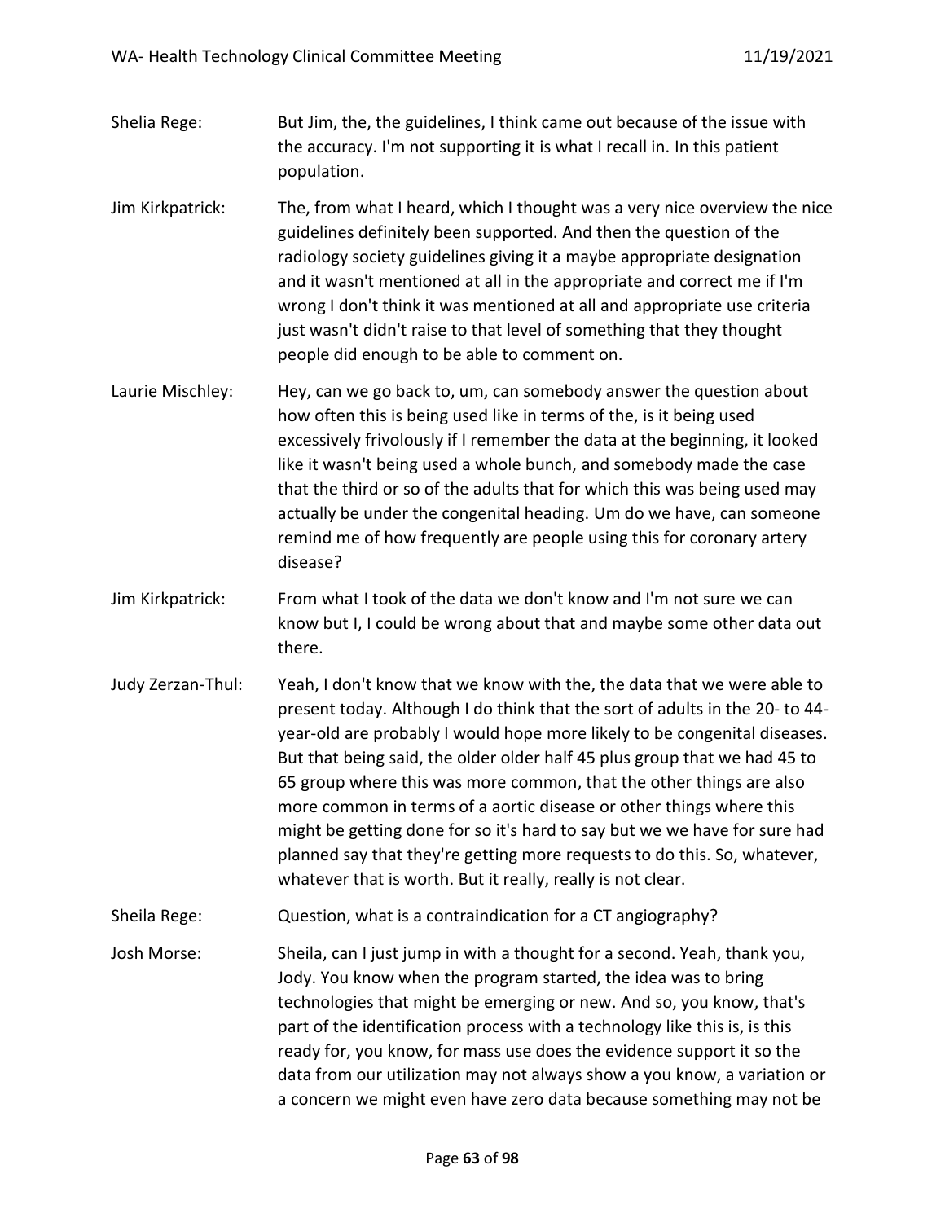Shelia Rege: But Jim, the, the guidelines, I think came out because of the issue with the accuracy. I'm not supporting it is what I recall in. In this patient population.

Jim Kirkpatrick: The, from what I heard, which I thought was a very nice overview the nice guidelines definitely been supported. And then the question of the radiology society guidelines giving it a maybe appropriate designation and it wasn't mentioned at all in the appropriate and correct me if I'm wrong I don't think it was mentioned at all and appropriate use criteria just wasn't didn't raise to that level of something that they thought people did enough to be able to comment on.

Laurie Mischley: Hey, can we go back to, um, can somebody answer the question about how often this is being used like in terms of the, is it being used excessively frivolously if I remember the data at the beginning, it looked like it wasn't being used a whole bunch, and somebody made the case that the third or so of the adults that for which this was being used may actually be under the congenital heading. Um do we have, can someone remind me of how frequently are people using this for coronary artery disease?

Jim Kirkpatrick: From what I took of the data we don't know and I'm not sure we can know but I, I could be wrong about that and maybe some other data out there.

Judy Zerzan-Thul: Yeah, I don't know that we know with the, the data that we were able to present today. Although I do think that the sort of adults in the 20- to 44-year-old are probably I would hope more likely to be congenital diseases. But that being said, the older older half 45 plus group that we had 45 to 65 group where this was more common, that the other things are also more common in terms of a aortic disease or other things where this might be getting done for so it's hard to say but we we have for sure had planned say that they're getting more requests to do this. So, whatever, whatever that is worth. But it really, really is not clear.

Sheila Rege: Question, what is a contraindication for a CT angiography?

Josh Morse: Sheila, can I just jump in with a thought for a second. Yeah, thank you, Jody. You know when the program started, the idea was to bring technologies that might be emerging or new. And so, you know, that's part of the identification process with a technology like this is, is this ready for, you know, for mass use does the evidence support it so the data from our utilization may not always show a you know, a variation or a concern we might even have zero data because something may not be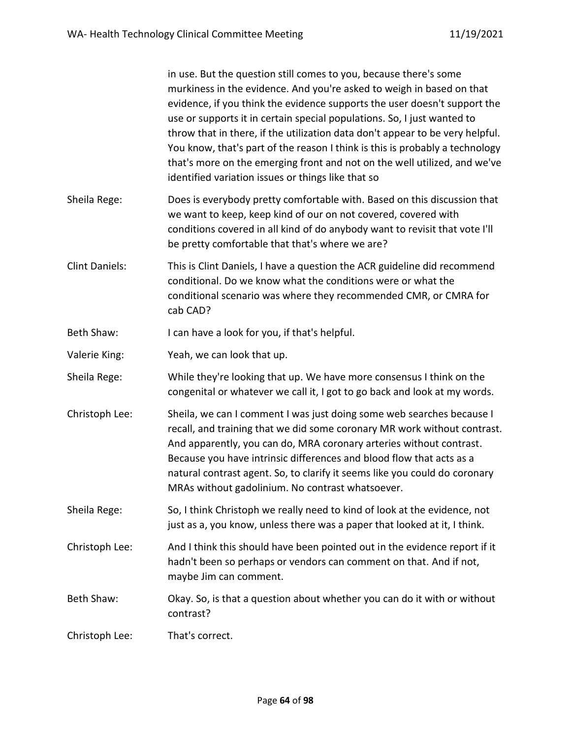in use. But the question still comes to you, because there's some murkiness in the evidence. And you're asked to weigh in based on that evidence, if you think the evidence supports the user doesn't support the use or supports it in certain special populations. So, I just wanted to throw that in there, if the utilization data don't appear to be very helpful. You know, that's part of the reason I think is this is probably a technology that's more on the emerging front and not on the well utilized, and we've identified variation issues or things like that so

Sheila Rege: Does is everybody pretty comfortable with. Based on this discussion that we want to keep, keep kind of our on not covered, covered with conditions covered in all kind of do anybody want to revisit that vote I'll be pretty comfortable that that's where we are?

Clint Daniels: This is Clint Daniels, I have a question the ACR guideline did recommend conditional. Do we know what the conditions were or what the conditional scenario was where they recommended CMR, or CMRA for cab CAD?

Beth Shaw: I can have a look for you, if that's helpful.

Valerie King: Yeah, we can look that up.

Sheila Rege: While they're looking that up. We have more consensus I think on the congenital or whatever we call it, I got to go back and look at my words.

Christoph Lee: Sheila, we can I comment I was just doing some web searches because I recall, and training that we did some coronary MR work without contrast. And apparently, you can do, MRA coronary arteries without contrast. Because you have intrinsic differences and blood flow that acts as a natural contrast agent. So, to clarify it seems like you could do coronary MRAs without gadolinium. No contrast whatsoever.

Sheila Rege: So, I think Christoph we really need to kind of look at the evidence, not just as a, you know, unless there was a paper that looked at it, I think.

Christoph Lee: And I think this should have been pointed out in the evidence report if it hadn't been so perhaps or vendors can comment on that. And if not, maybe Jim can comment.

Beth Shaw: Okay. So, is that a question about whether you can do it with or without contrast?

Christoph Lee: That's correct.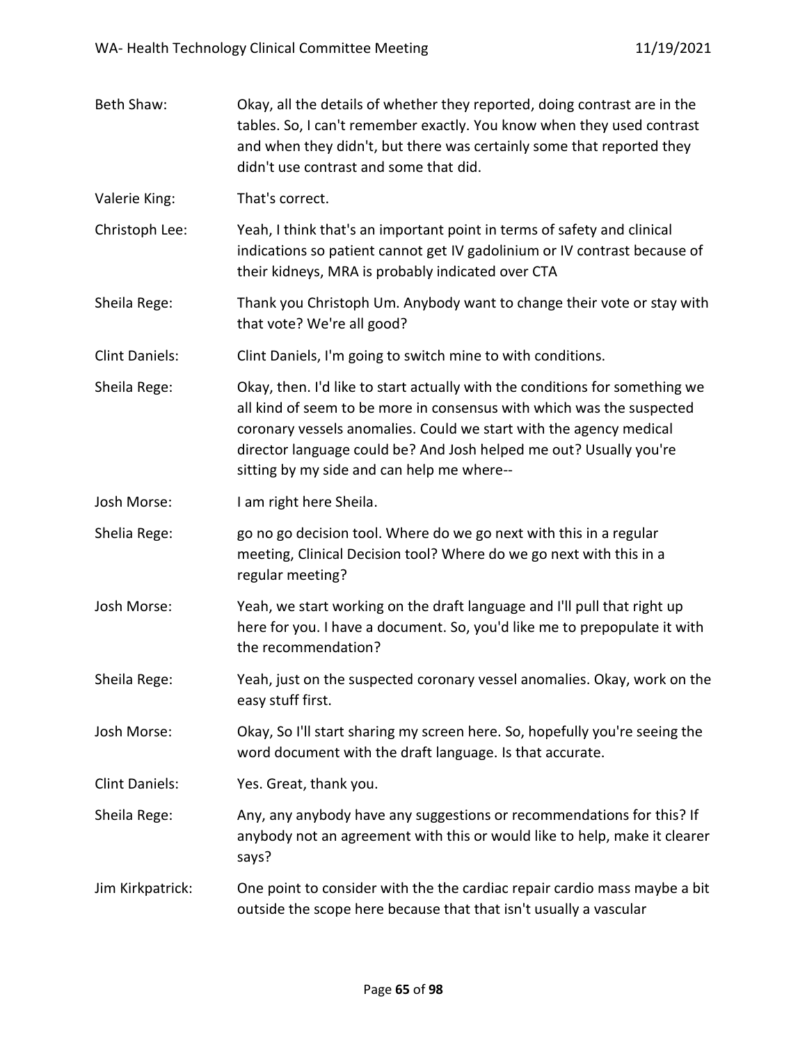Beth Shaw: Okay, all the details of whether they reported, doing contrast are in the tables. So, I can't remember exactly. You know when they used contrast and when they didn't, but there was certainly some that reported they didn't use contrast and some that did.

Valerie King: That's correct.

Christoph Lee: Yeah, I think that's an important point in terms of safety and clinical indications so patient cannot get IV gadolinium or IV contrast because of their kidneys, MRA is probably indicated over CTA

Sheila Rege: Thank you Christoph Um. Anybody want to change their vote or stay with that vote? We're all good?

Clint Daniels: Clint Daniels, I'm going to switch mine to with conditions.

Sheila Rege: Okay, then. I'd like to start actually with the conditions for something we all kind of seem to be more in consensus with which was the suspected coronary vessels anomalies. Could we start with the agency medical director language could be? And Josh helped me out? Usually you're sitting by my side and can help me where--

Josh Morse: I am right here Sheila.

Shelia Rege: go no go decision tool. Where do we go next with this in a regular meeting, Clinical Decision tool? Where do we go next with this in a regular meeting?

Josh Morse: Yeah, we start working on the draft language and I'll pull that right up here for you. I have a document. So, you'd like me to prepopulate it with the recommendation?

Sheila Rege: Yeah, just on the suspected coronary vessel anomalies. Okay, work on the easy stuff first.

Josh Morse: Okay, So I'll start sharing my screen here. So, hopefully you're seeing the word document with the draft language. Is that accurate.

Clint Daniels: Yes. Great, thank you.

Sheila Rege: Any, any anybody have any suggestions or recommendations for this? If anybody not an agreement with this or would like to help, make it clearer says?

Jim Kirkpatrick: One point to consider with the the cardiac repair cardio mass maybe a bit outside the scope here because that that isn't usually a vascular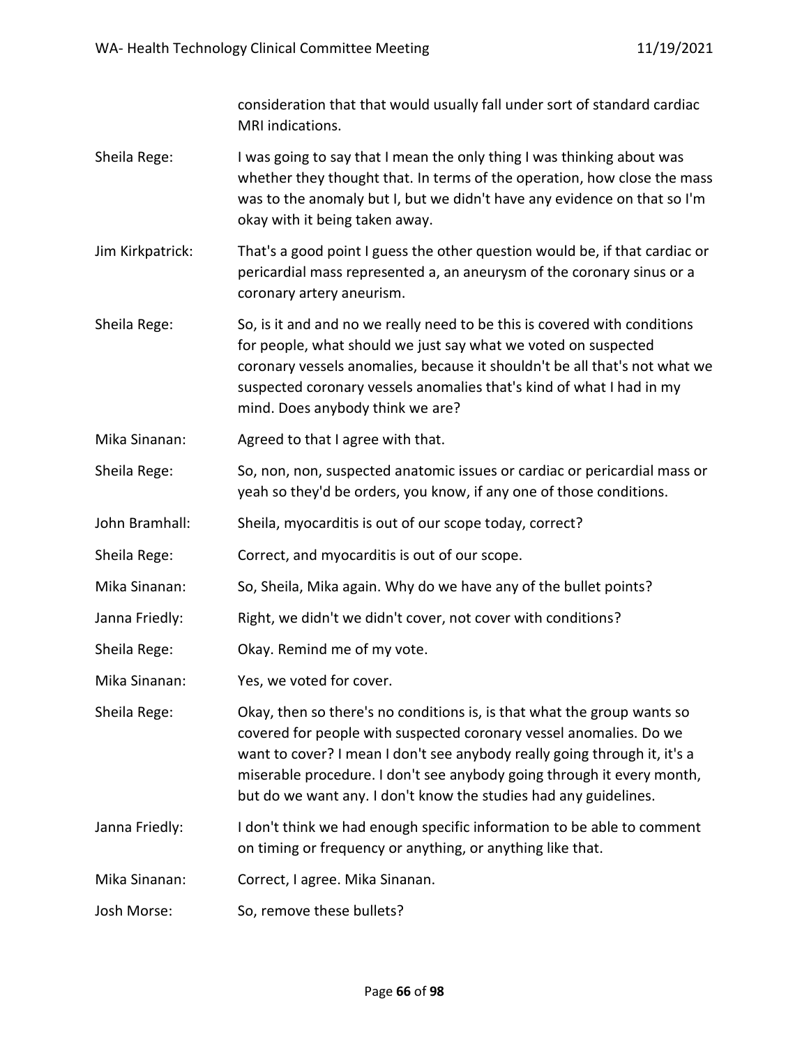consideration that that would usually fall under sort of standard cardiac MRI indications.

Sheila Rege: I was going to say that I mean the only thing I was thinking about was whether they thought that. In terms of the operation, how close the mass was to the anomaly but I, but we didn't have any evidence on that so I'm okay with it being taken away.

Jim Kirkpatrick: That's a good point I guess the other question would be, if that cardiac or pericardial mass represented a, an aneurysm of the coronary sinus or a coronary artery aneurism.

Sheila Rege: So, is it and and no we really need to be this is covered with conditions for people, what should we just say what we voted on suspected coronary vessels anomalies, because it shouldn't be all that's not what we suspected coronary vessels anomalies that's kind of what I had in my mind. Does anybody think we are?

Mika Sinanan: Agreed to that I agree with that.

Sheila Rege: So, non, non, suspected anatomic issues or cardiac or pericardial mass or yeah so they'd be orders, you know, if any one of those conditions.

John Bramhall: Sheila, myocarditis is out of our scope today, correct?

Sheila Rege: Correct, and myocarditis is out of our scope.

Mika Sinanan: So, Sheila, Mika again. Why do we have any of the bullet points?

Janna Friedly: Right, we didn't we didn't cover, not cover with conditions?

Sheila Rege: Okay. Remind me of my vote.

Mika Sinanan: Yes, we voted for cover.

Sheila Rege: Okay, then so there's no conditions is, is that what the group wants so covered for people with suspected coronary vessel anomalies. Do we want to cover? I mean I don't see anybody really going through it, it's a miserable procedure. I don't see anybody going through it every month, but do we want any. I don't know the studies had any guidelines.

Janna Friedly: I don't think we had enough specific information to be able to comment on timing or frequency or anything, or anything like that.

Mika Sinanan: Correct, I agree. Mika Sinanan.

Josh Morse: So, remove these bullets?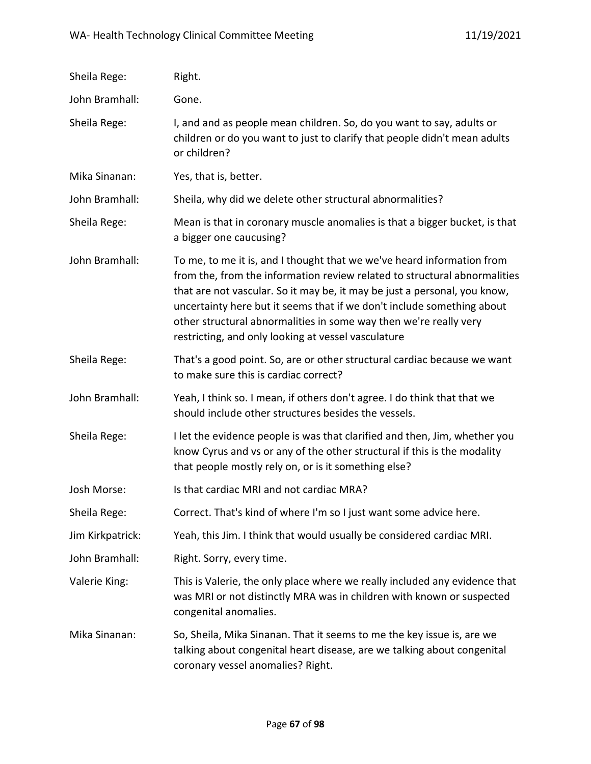Sheila Rege: Right.

John Bramhall: Gone.

Sheila Rege: I, and and as people mean children. So, do you want to say, adults or children or do you want to just to clarify that people didn't mean adults or children?

Mika Sinanan: Yes, that is, better.

John Bramhall: Sheila, why did we delete other structural abnormalities?

Sheila Rege: Mean is that in coronary muscle anomalies is that a bigger bucket, is that a bigger one caucusing?

John Bramhall: To me, to me it is, and I thought that we we've heard information from from the, from the information review related to structural abnormalities that are not vascular. So it may be, it may be just a personal, you know, uncertainty here but it seems that if we don't include something about other structural abnormalities in some way then we're really very restricting, and only looking at vessel vasculature

Sheila Rege: That's a good point. So, are or other structural cardiac because we want to make sure this is cardiac correct?

John Bramhall: Yeah, I think so. I mean, if others don't agree. I do think that that we should include other structures besides the vessels.

Sheila Rege: I let the evidence people is was that clarified and then, Jim, whether you know Cyrus and vs or any of the other structural if this is the modality that people mostly rely on, or is it something else?

Josh Morse: Is that cardiac MRI and not cardiac MRA?

Sheila Rege: Correct. That's kind of where I'm so I just want some advice here.

Jim Kirkpatrick: Yeah, this Jim. I think that would usually be considered cardiac MRI.

John Bramhall: Right. Sorry, every time.

Valerie King: This is Valerie, the only place where we really included any evidence that was MRI or not distinctly MRA was in children with known or suspected congenital anomalies.

Mika Sinanan: So, Sheila, Mika Sinanan. That it seems to me the key issue is, are we talking about congenital heart disease, are we talking about congenital coronary vessel anomalies? Right.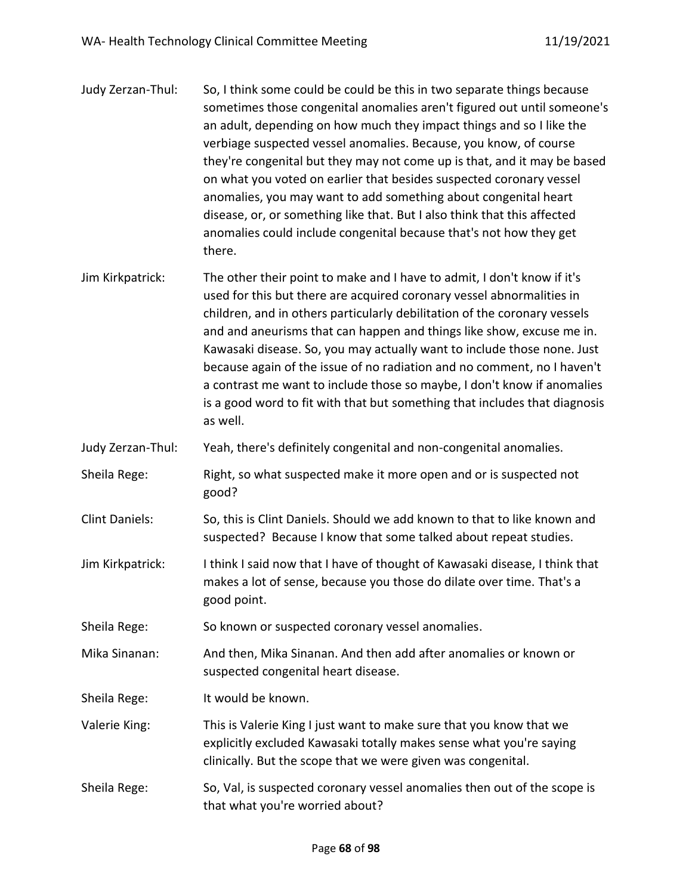Judy Zerzan-Thul: So, I think some could be could be this in two separate things because sometimes those congenital anomalies aren't figured out until someone's an adult, depending on how much they impact things and so I like the verbiage suspected vessel anomalies. Because, you know, of course they're congenital but they may not come up is that, and it may be based on what you voted on earlier that besides suspected coronary vessel anomalies, you may want to add something about congenital heart disease, or, or something like that. But I also think that this affected anomalies could include congenital because that's not how they get there.

Jim Kirkpatrick: The other their point to make and I have to admit, I don't know if it's used for this but there are acquired coronary vessel abnormalities in children, and in others particularly debilitation of the coronary vessels and and aneurisms that can happen and things like show, excuse me in. Kawasaki disease. So, you may actually want to include those none. Just because again of the issue of no radiation and no comment, no I haven't a contrast me want to include those so maybe, I don't know if anomalies is a good word to fit with that but something that includes that diagnosis as well.

Judy Zerzan-Thul: Yeah, there's definitely congenital and non-congenital anomalies.

Sheila Rege: Right, so what suspected make it more open and or is suspected not good?

Clint Daniels: So, this is Clint Daniels. Should we add known to that to like known and suspected? Because I know that some talked about repeat studies.

Jim Kirkpatrick: I think I said now that I have of thought of Kawasaki disease, I think that makes a lot of sense, because you those do dilate over time. That's a good point.

Sheila Rege: So known or suspected coronary vessel anomalies.

Mika Sinanan: And then, Mika Sinanan. And then add after anomalies or known or suspected congenital heart disease.

Sheila Rege: It would be known.

Valerie King: This is Valerie King I just want to make sure that you know that we explicitly excluded Kawasaki totally makes sense what you're saying clinically. But the scope that we were given was congenital.

Sheila Rege: So, Val, is suspected coronary vessel anomalies then out of the scope is that what you're worried about?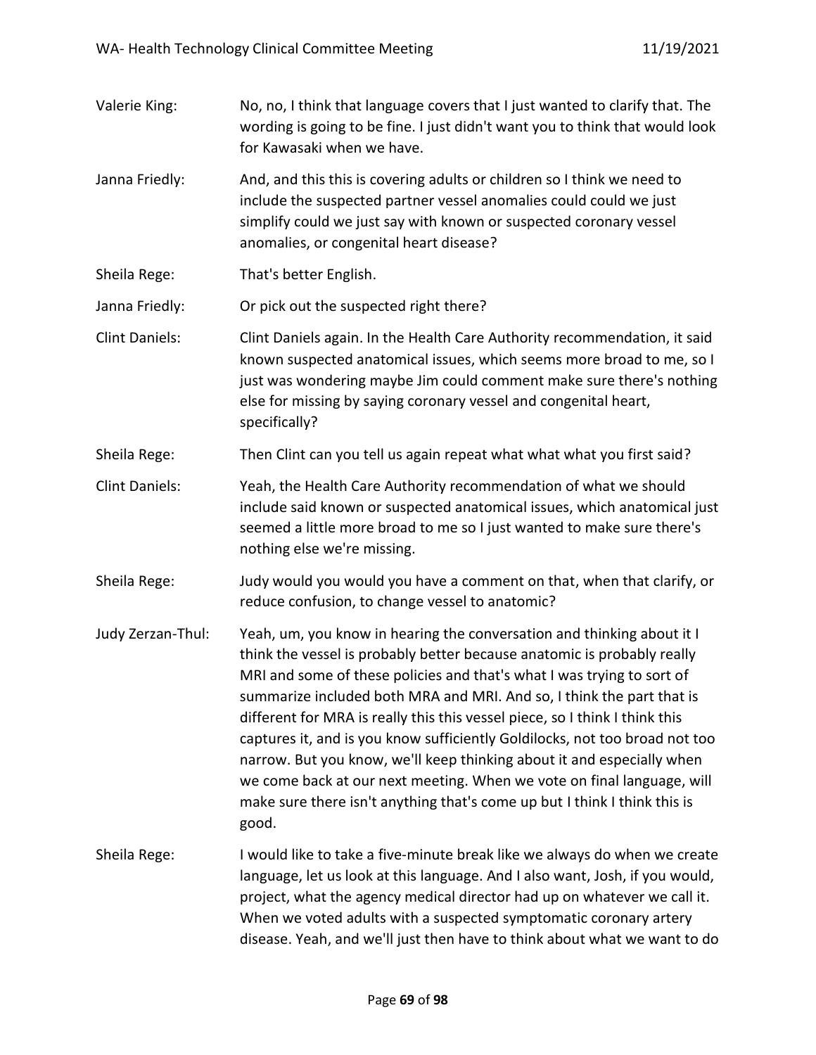Valerie King: No, no, I think that language covers that I just wanted to clarify that. The wording is going to be fine. I just didn't want you to think that would look for Kawasaki when we have.

Janna Friedly: And, and this this is covering adults or children so I think we need to include the suspected partner vessel anomalies could could we just simplify could we just say with known or suspected coronary vessel anomalies, or congenital heart disease?

Sheila Rege: That's better English.

Janna Friedly: Or pick out the suspected right there?

Clint Daniels: Clint Daniels again. In the Health Care Authority recommendation, it said known suspected anatomical issues, which seems more broad to me, so I just was wondering maybe Jim could comment make sure there's nothing else for missing by saying coronary vessel and congenital heart, specifically?

Sheila Rege: Then Clint can you tell us again repeat what what what you first said?

Clint Daniels: Yeah, the Health Care Authority recommendation of what we should include said known or suspected anatomical issues, which anatomical just seemed a little more broad to me so I just wanted to make sure there's nothing else we're missing.

Sheila Rege: Judy would you would you have a comment on that, when that clarify, or reduce confusion, to change vessel to anatomic?

Judy Zerzan-Thul: Yeah, um, you know in hearing the conversation and thinking about it I think the vessel is probably better because anatomic is probably really MRI and some of these policies and that's what I was trying to sort of summarize included both MRA and MRI. And so, I think the part that is different for MRA is really this this vessel piece, so I think I think this captures it, and is you know sufficiently Goldilocks, not too broad not too narrow. But you know, we'll keep thinking about it and especially when we come back at our next meeting. When we vote on final language, will make sure there isn't anything that's come up but I think I think this is good.

Sheila Rege: I would like to take a five-minute break like we always do when we create language, let us look at this language. And I also want, Josh, if you would, project, what the agency medical director had up on whatever we call it. When we voted adults with a suspected symptomatic coronary artery disease. Yeah, and we'll just then have to think about what we want to do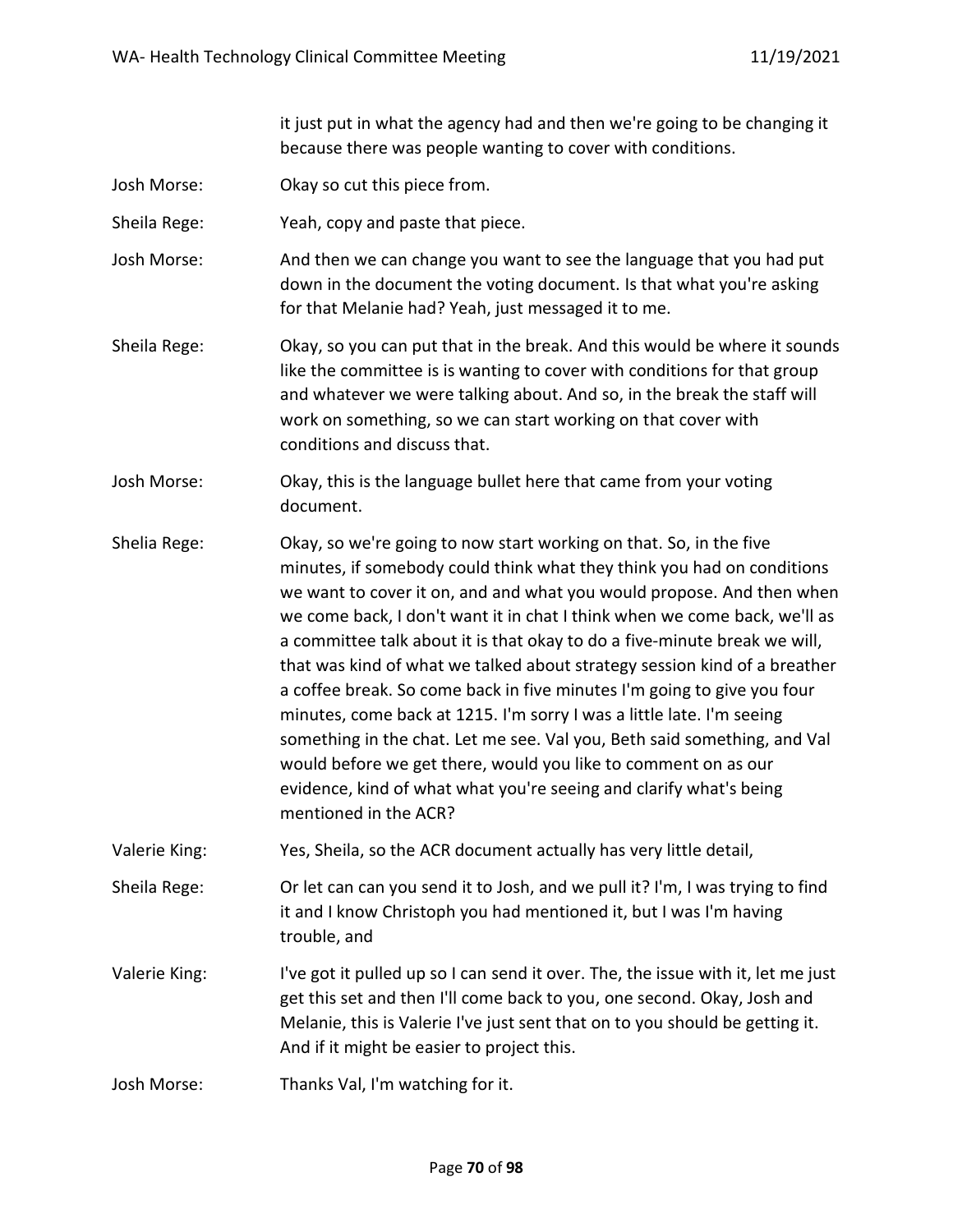it just put in what the agency had and then we're going to be changing it because there was people wanting to cover with conditions.

Josh Morse: Okay so cut this piece from.

Sheila Rege: Yeah, copy and paste that piece.

Josh Morse: And then we can change you want to see the language that you had put down in the document the voting document. Is that what you're asking for that Melanie had? Yeah, just messaged it to me.

Sheila Rege: Okay, so you can put that in the break. And this would be where it sounds like the committee is is wanting to cover with conditions for that group and whatever we were talking about. And so, in the break the staff will work on something, so we can start working on that cover with conditions and discuss that.

Josh Morse: Okay, this is the language bullet here that came from your voting document.

Shelia Rege: Okay, so we're going to now start working on that. So, in the five minutes, if somebody could think what they think you had on conditions we want to cover it on, and and what you would propose. And then when we come back, I don't want it in chat I think when we come back, we'll as a committee talk about it is that okay to do a five-minute break we will, that was kind of what we talked about strategy session kind of a breather a coffee break. So come back in five minutes I'm going to give you four minutes, come back at 1215. I'm sorry I was a little late. I'm seeing something in the chat. Let me see. Val you, Beth said something, and Val would before we get there, would you like to comment on as our evidence, kind of what what you're seeing and clarify what's being mentioned in the ACR?

Valerie King: Yes, Sheila, so the ACR document actually has very little detail,

Sheila Rege: Or let can can you send it to Josh, and we pull it? I'm, I was trying to find it and I know Christoph you had mentioned it, but I was I'm having trouble, and

Valerie King: I've got it pulled up so I can send it over. The, the issue with it, let me just get this set and then I'll come back to you, one second. Okay, Josh and Melanie, this is Valerie I've just sent that on to you should be getting it. And if it might be easier to project this.

Josh Morse: Thanks Val, I'm watching for it.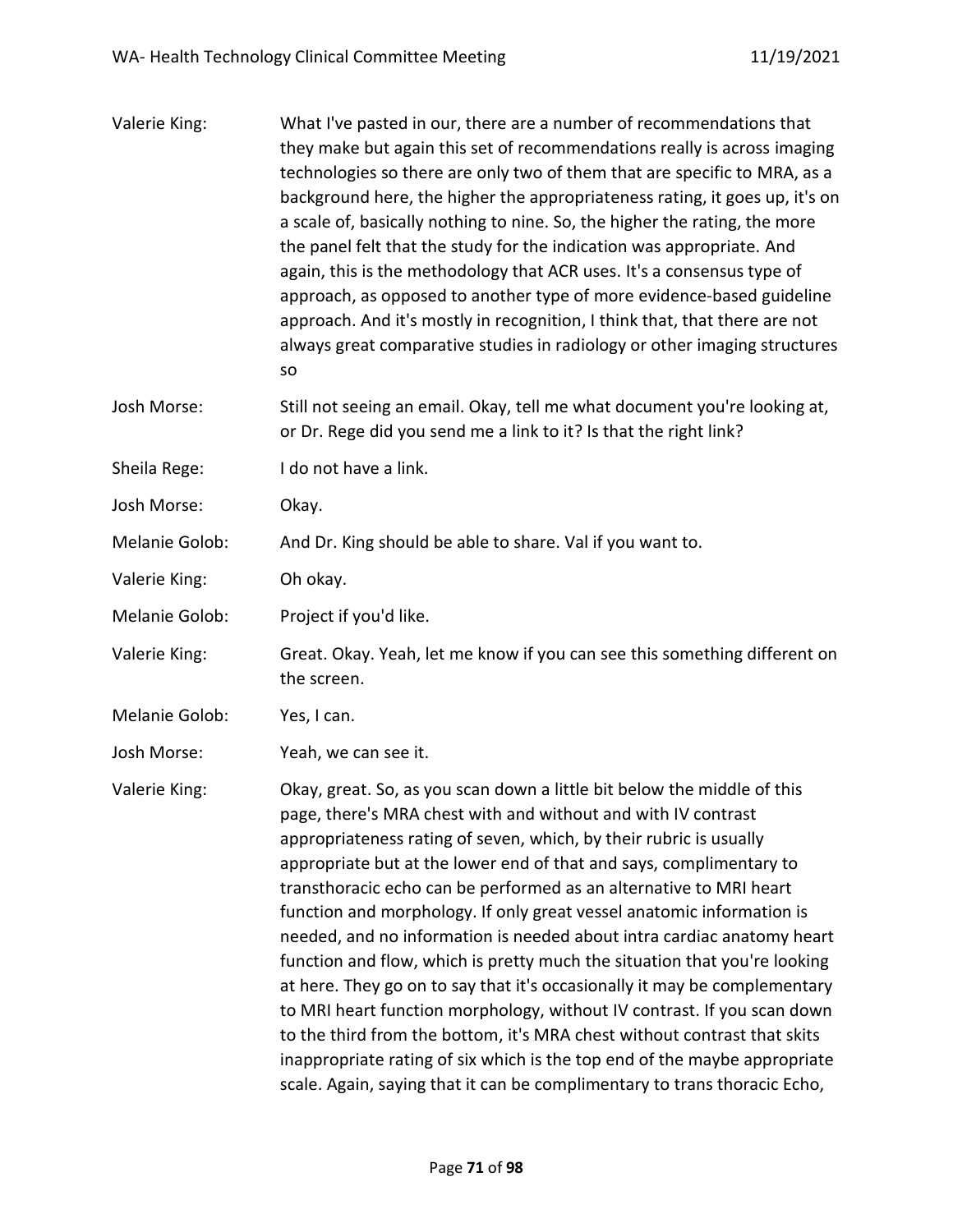Valerie King: What I've pasted in our, there are a number of recommendations that they make but again this set of recommendations really is across imaging technologies so there are only two of them that are specific to MRA, as a background here, the higher the appropriateness rating, it goes up, it's on a scale of, basically nothing to nine. So, the higher the rating, the more the panel felt that the study for the indication was appropriate. And again, this is the methodology that ACR uses. It's a consensus type of approach, as opposed to another type of more evidence-based guideline approach. And it's mostly in recognition, I think that, that there are not always great comparative studies in radiology or other imaging structures so

Josh Morse: Still not seeing an email. Okay, tell me what document you're looking at, or Dr. Rege did you send me a link to it? Is that the right link?

Sheila Rege: I do not have a link.

Josh Morse: Okay.

Melanie Golob: And Dr. King should be able to share. Val if you want to.

Valerie King: Oh okay.

Melanie Golob: Project if you'd like.

Valerie King: Great. Okay. Yeah, let me know if you can see this something different on the screen.

Melanie Golob: Yes, I can.

Josh Morse: Yeah, we can see it.

Valerie King: Okay, great. So, as you scan down a little bit below the middle of this page, there's MRA chest with and without and with IV contrast appropriateness rating of seven, which, by their rubric is usually appropriate but at the lower end of that and says, complimentary to transthoracic echo can be performed as an alternative to MRI heart function and morphology. If only great vessel anatomic information is needed, and no information is needed about intra cardiac anatomy heart function and flow, which is pretty much the situation that you're looking at here. They go on to say that it's occasionally it may be complementary to MRI heart function morphology, without IV contrast. If you scan down to the third from the bottom, it's MRA chest without contrast that skits inappropriate rating of six which is the top end of the maybe appropriate scale. Again, saying that it can be complimentary to trans thoracic Echo,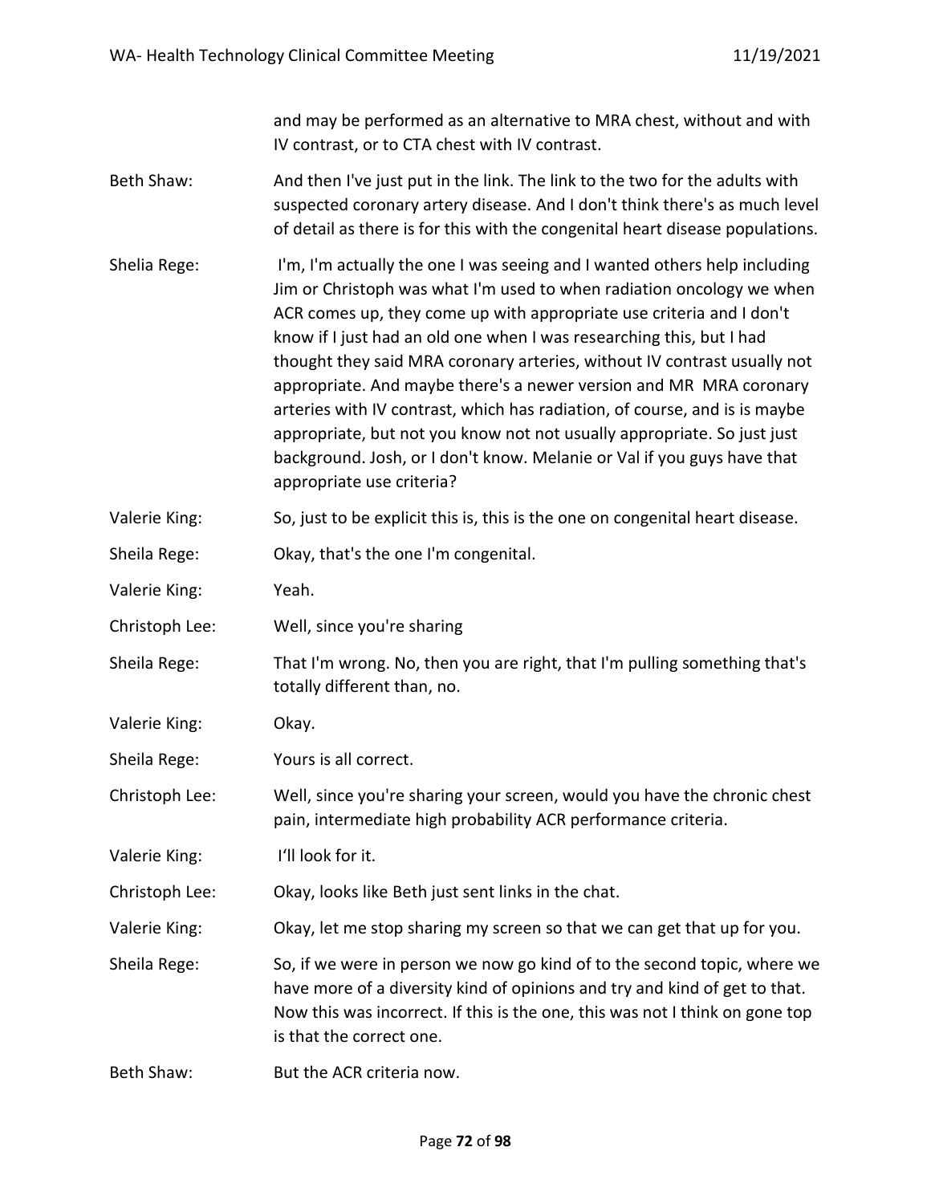and may be performed as an alternative to MRA chest, without and with IV contrast, or to CTA chest with IV contrast.

Beth Shaw: And then I've just put in the link. The link to the two for the adults with suspected coronary artery disease. And I don't think there's as much level of detail as there is for this with the congenital heart disease populations.

Shelia Rege: I'm, I'm actually the one I was seeing and I wanted others help including Jim or Christoph was what I'm used to when radiation oncology we when ACR comes up, they come up with appropriate use criteria and I don't know if I just had an old one when I was researching this, but I had thought they said MRA coronary arteries, without IV contrast usually not appropriate. And maybe there's a newer version and MR MRA coronary arteries with IV contrast, which has radiation, of course, and is is maybe appropriate, but not you know not not usually appropriate. So just just background. Josh, or I don't know. Melanie or Val if you guys have that appropriate use criteria?

Valerie King: So, just to be explicit this is, this is the one on congenital heart disease.

Sheila Rege: Okay, that's the one I'm congenital.

Valerie King: Yeah.

Christoph Lee: Well, since you're sharing

Sheila Rege: That I'm wrong. No, then you are right, that I'm pulling something that's totally different than, no.

Valerie King: Okay.

Sheila Rege: Yours is all correct.

Christoph Lee: Well, since you're sharing your screen, would you have the chronic chest pain, intermediate high probability ACR performance criteria.

Valerie King: I'll look for it.

Christoph Lee: Okay, looks like Beth just sent links in the chat.

Valerie King: Okay, let me stop sharing my screen so that we can get that up for you.

Sheila Rege: So, if we were in person we now go kind of to the second topic, where we have more of a diversity kind of opinions and try and kind of get to that. Now this was incorrect. If this is the one, this was not I think on gone top is that the correct one.

Beth Shaw: But the ACR criteria now.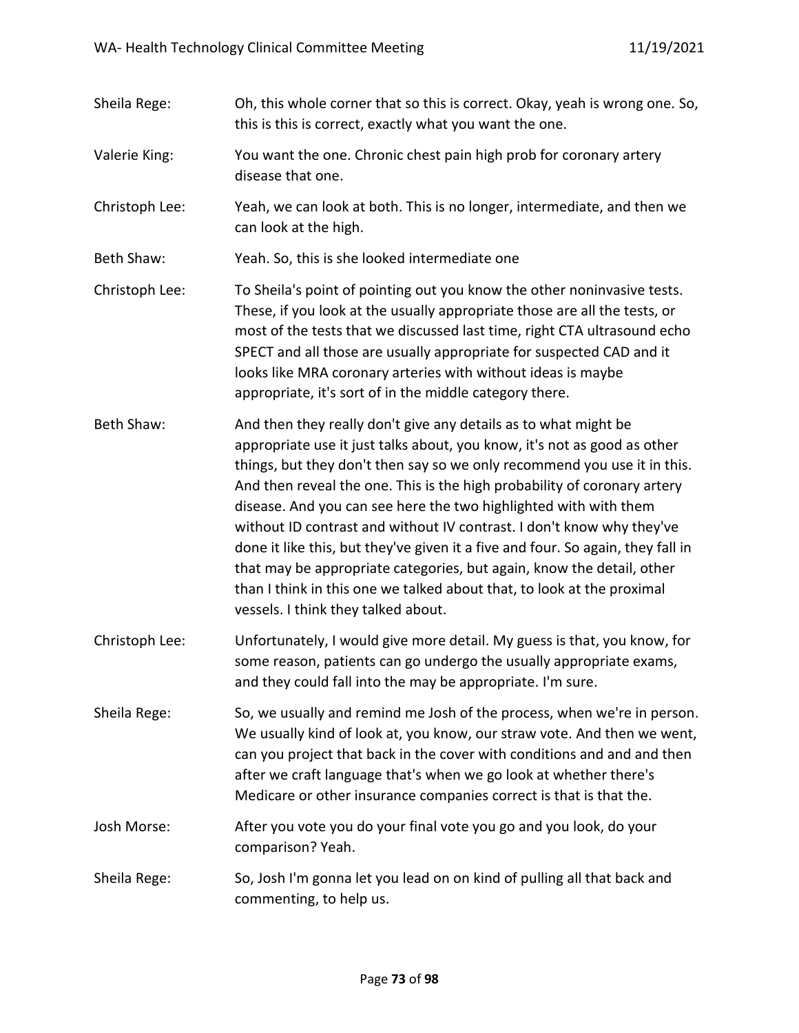Sheila Rege: Oh, this whole corner that so this is correct. Okay, yeah is wrong one. So, this is this is correct, exactly what you want the one.

Valerie King: You want the one. Chronic chest pain high prob for coronary artery disease that one.

Christoph Lee: Yeah, we can look at both. This is no longer, intermediate, and then we can look at the high.

Beth Shaw: Yeah. So, this is she looked intermediate one

Christoph Lee: To Sheila's point of pointing out you know the other noninvasive tests. These, if you look at the usually appropriate those are all the tests, or most of the tests that we discussed last time, right CTA ultrasound echo SPECT and all those are usually appropriate for suspected CAD and it looks like MRA coronary arteries with without ideas is maybe appropriate, it's sort of in the middle category there.

Beth Shaw: And then they really don't give any details as to what might be appropriate use it just talks about, you know, it's not as good as other things, but they don't then say so we only recommend you use it in this. And then reveal the one. This is the high probability of coronary artery disease. And you can see here the two highlighted with with them without ID contrast and without IV contrast. I don't know why they've done it like this, but they've given it a five and four. So again, they fall in that may be appropriate categories, but again, know the detail, other than I think in this one we talked about that, to look at the proximal vessels. I think they talked about.

Christoph Lee: Unfortunately, I would give more detail. My guess is that, you know, for some reason, patients can go undergo the usually appropriate exams, and they could fall into the may be appropriate. I'm sure.

Sheila Rege: So, we usually and remind me Josh of the process, when we're in person. We usually kind of look at, you know, our straw vote. And then we went, can you project that back in the cover with conditions and and and then after we craft language that's when we go look at whether there's Medicare or other insurance companies correct is that is that the.

Josh Morse: After you vote you do your final vote you go and you look, do your comparison? Yeah.

Sheila Rege: So, Josh I'm gonna let you lead on on kind of pulling all that back and commenting, to help us.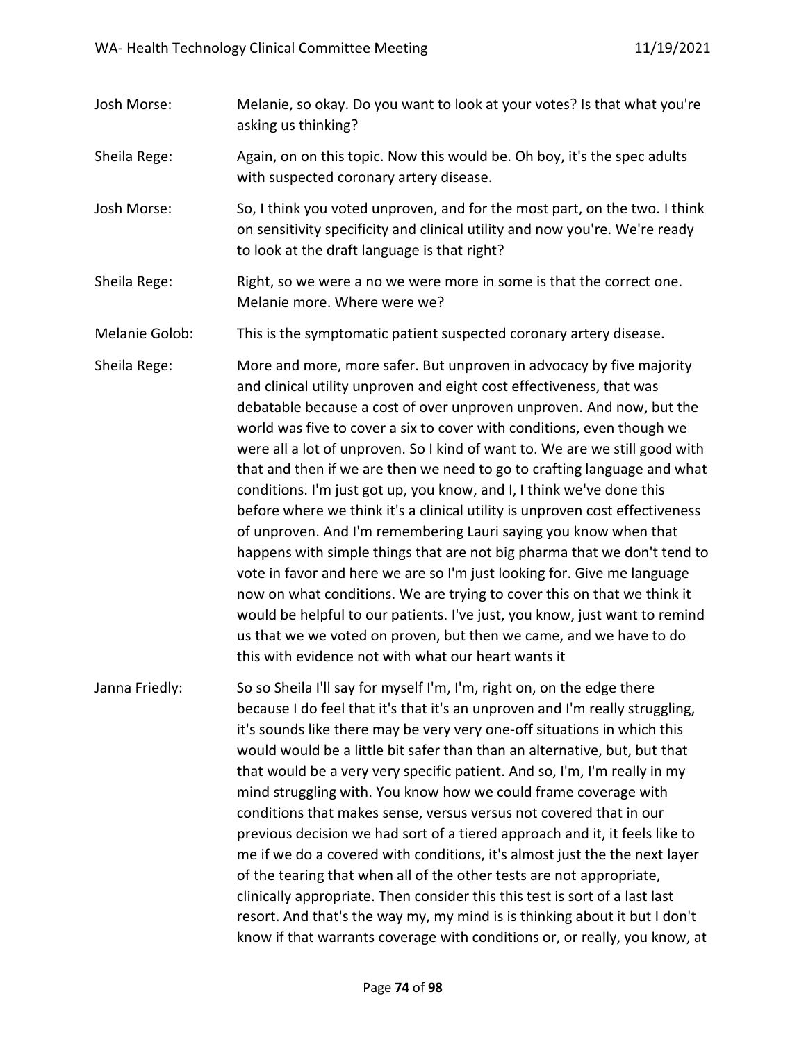Josh Morse: Melanie, so okay. Do you want to look at your votes? Is that what you're asking us thinking?

Sheila Rege: Again, on on this topic. Now this would be. Oh boy, it's the spec adults with suspected coronary artery disease.

Josh Morse: So, I think you voted unproven, and for the most part, on the two. I think on sensitivity specificity and clinical utility and now you're. We're ready to look at the draft language is that right?

Sheila Rege: Right, so we were a no we were more in some is that the correct one. Melanie more. Where were we?

Melanie Golob: This is the symptomatic patient suspected coronary artery disease.

Sheila Rege: More and more, more safer. But unproven in advocacy by five majority and clinical utility unproven and eight cost effectiveness, that was debatable because a cost of over unproven unproven. And now, but the world was five to cover a six to cover with conditions, even though we were all a lot of unproven. So I kind of want to. We are we still good with that and then if we are then we need to go to crafting language and what conditions. I'm just got up, you know, and I, I think we've done this before where we think it's a clinical utility is unproven cost effectiveness of unproven. And I'm remembering Lauri saying you know when that happens with simple things that are not big pharma that we don't tend to vote in favor and here we are so I'm just looking for. Give me language now on what conditions. We are trying to cover this on that we think it would be helpful to our patients. I've just, you know, just want to remind us that we we voted on proven, but then we came, and we have to do this with evidence not with what our heart wants it

Janna Friedly: So so Sheila I'll say for myself I'm, I'm, right on, on the edge there because I do feel that it's that it's an unproven and I'm really struggling, it's sounds like there may be very very one-off situations in which this would would be a little bit safer than than an alternative, but, but that that would be a very very specific patient. And so, I'm, I'm really in my mind struggling with. You know how we could frame coverage with conditions that makes sense, versus versus not covered that in our previous decision we had sort of a tiered approach and it, it feels like to me if we do a covered with conditions, it's almost just the the next layer of the tearing that when all of the other tests are not appropriate, clinically appropriate. Then consider this this test is sort of a last last resort. And that's the way my, my mind is is thinking about it but I don't know if that warrants coverage with conditions or, or really, you know, at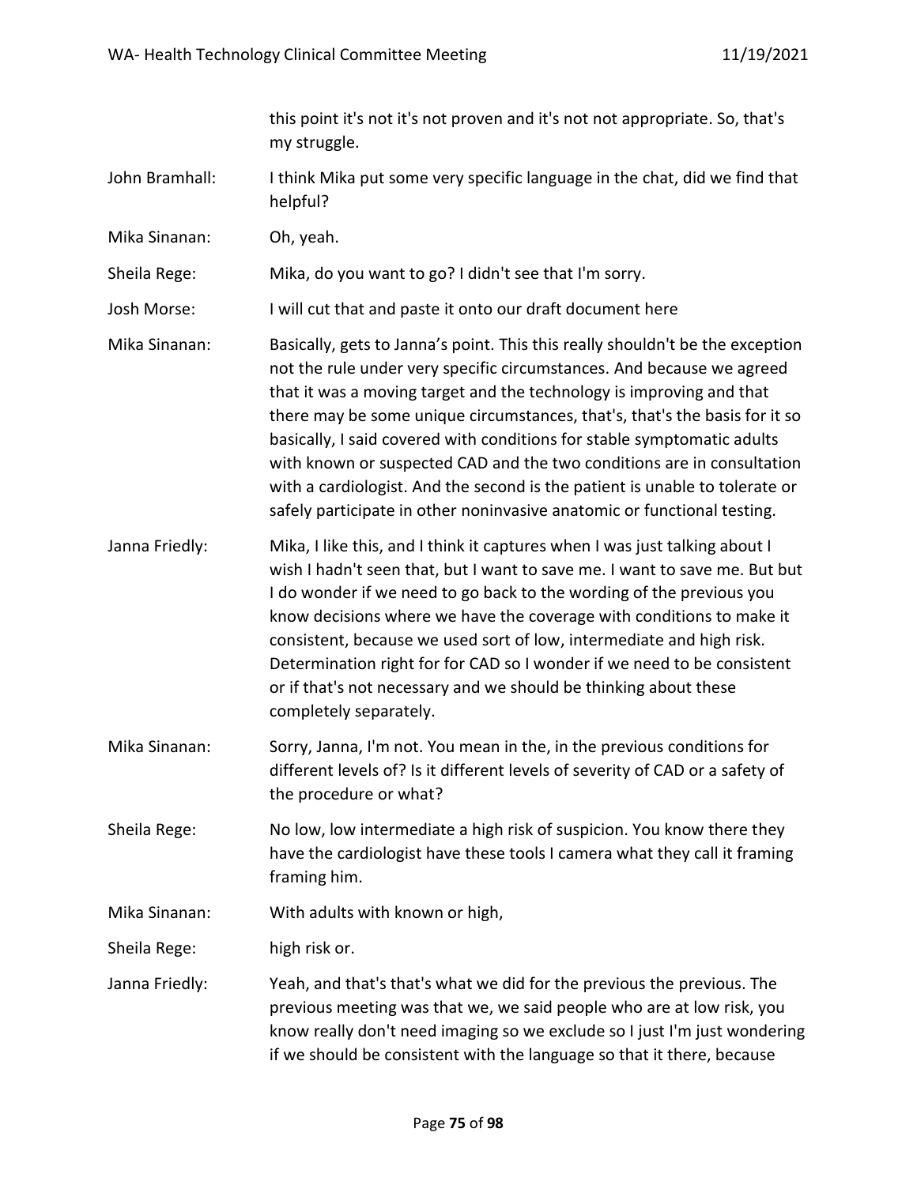this point it's not it's not proven and it's not not appropriate. So, that's my struggle.

John Bramhall: I think Mika put some very specific language in the chat, did we find that helpful?

Mika Sinanan: Oh, yeah.

Sheila Rege: Mika, do you want to go? I didn't see that I'm sorry.

Josh Morse: I will cut that and paste it onto our draft document here

Mika Sinanan: Basically, gets to Janna's point. This this really shouldn't be the exception not the rule under very specific circumstances. And because we agreed that it was a moving target and the technology is improving and that there may be some unique circumstances, that's, that's the basis for it so basically, I said covered with conditions for stable symptomatic adults with known or suspected CAD and the two conditions are in consultation with a cardiologist. And the second is the patient is unable to tolerate or safely participate in other noninvasive anatomic or functional testing.

Janna Friedly: Mika, I like this, and I think it captures when I was just talking about I wish I hadn't seen that, but I want to save me. I want to save me. But but I do wonder if we need to go back to the wording of the previous you know decisions where we have the coverage with conditions to make it consistent, because we used sort of low, intermediate and high risk. Determination right for for CAD so I wonder if we need to be consistent or if that's not necessary and we should be thinking about these completely separately.

Mika Sinanan: Sorry, Janna, I'm not. You mean in the, in the previous conditions for different levels of? Is it different levels of severity of CAD or a safety of the procedure or what?

Sheila Rege: No low, low intermediate a high risk of suspicion. You know there they have the cardiologist have these tools I camera what they call it framing framing him.

Mika Sinanan: With adults with known or high,

Sheila Rege: high risk or.

Janna Friedly: Yeah, and that's that's what we did for the previous the previous. The previous meeting was that we, we said people who are at low risk, you know really don't need imaging so we exclude so I just I'm just wondering if we should be consistent with the language so that it there, because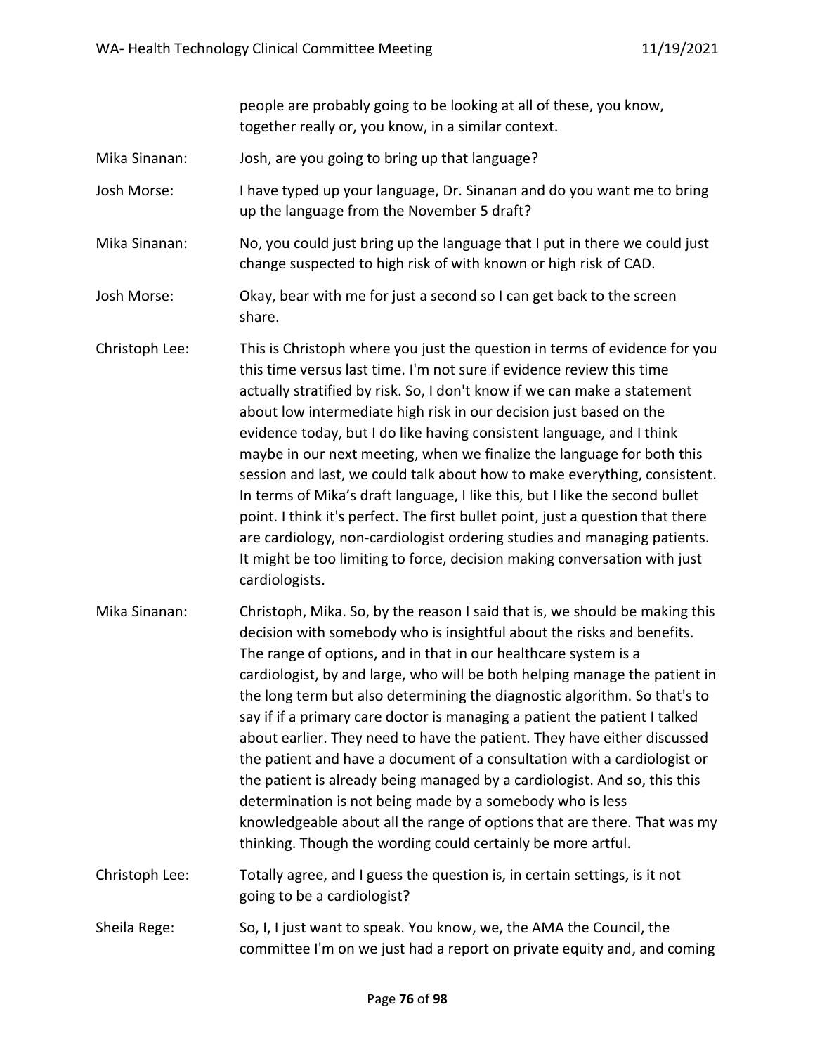people are probably going to be looking at all of these, you know, together really or, you know, in a similar context.

Mika Sinanan: Josh, are you going to bring up that language?

Josh Morse: I have typed up your language, Dr. Sinanan and do you want me to bring up the language from the November 5 draft?

Mika Sinanan: No, you could just bring up the language that I put in there we could just change suspected to high risk of with known or high risk of CAD.

Josh Morse: Okay, bear with me for just a second so I can get back to the screen share.

Christoph Lee: This is Christoph where you just the question in terms of evidence for you this time versus last time. I'm not sure if evidence review this time actually stratified by risk. So, I don't know if we can make a statement about low intermediate high risk in our decision just based on the evidence today, but I do like having consistent language, and I think maybe in our next meeting, when we finalize the language for both this session and last, we could talk about how to make everything, consistent. In terms of Mika's draft language, I like this, but I like the second bullet point. I think it's perfect. The first bullet point, just a question that there are cardiology, non-cardiologist ordering studies and managing patients. It might be too limiting to force, decision making conversation with just cardiologists.

Mika Sinanan: Christoph, Mika. So, by the reason I said that is, we should be making this decision with somebody who is insightful about the risks and benefits. The range of options, and in that in our healthcare system is a cardiologist, by and large, who will be both helping manage the patient in the long term but also determining the diagnostic algorithm. So that's to say if if a primary care doctor is managing a patient the patient I talked about earlier. They need to have the patient. They have either discussed the patient and have a document of a consultation with a cardiologist or the patient is already being managed by a cardiologist. And so, this this determination is not being made by a somebody who is less knowledgeable about all the range of options that are there. That was my thinking. Though the wording could certainly be more artful.

Christoph Lee: Totally agree, and I guess the question is, in certain settings, is it not going to be a cardiologist?

Sheila Rege: So, I, I just want to speak. You know, we, the AMA the Council, the committee I'm on we just had a report on private equity and, and coming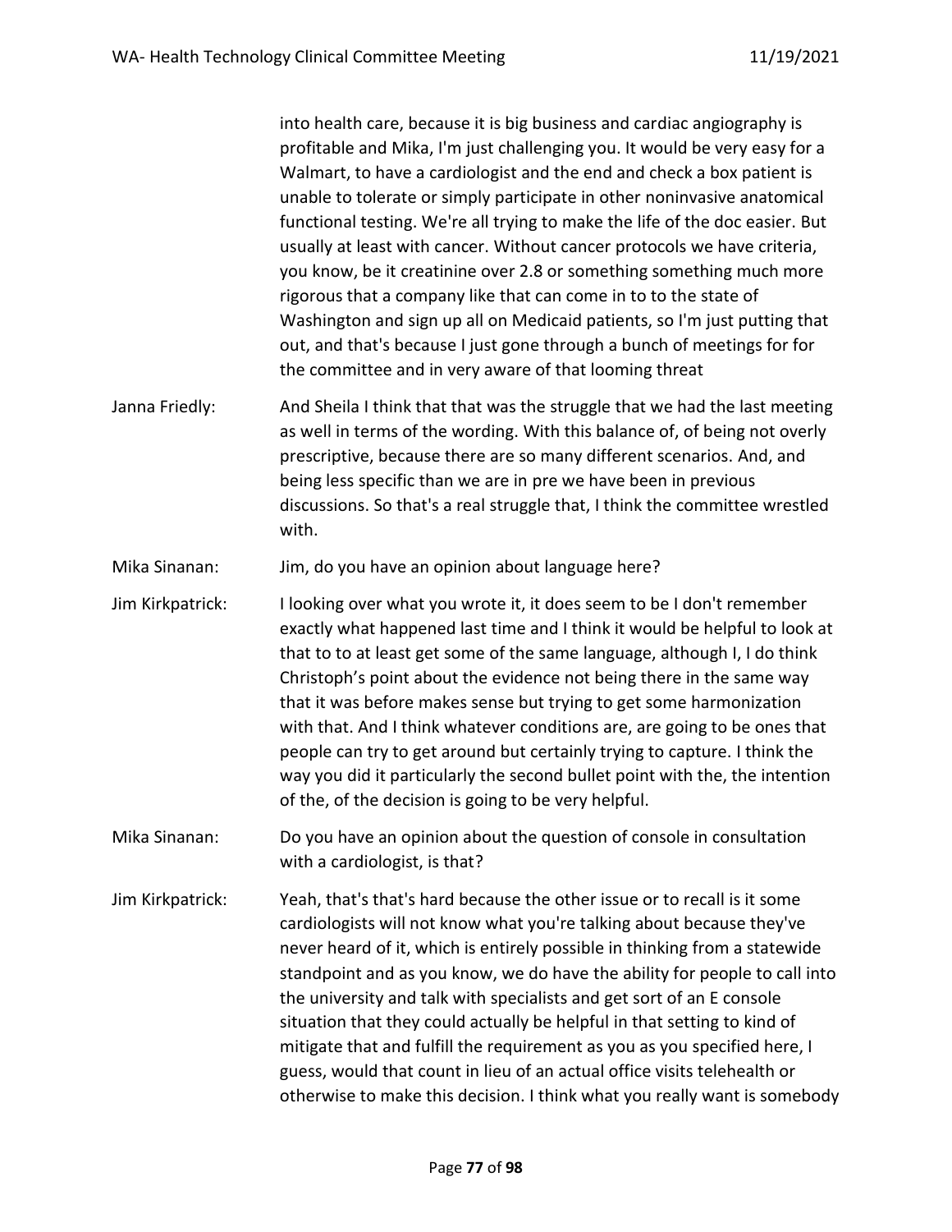into health care, because it is big business and cardiac angiography is profitable and Mika, I'm just challenging you. It would be very easy for a Walmart, to have a cardiologist and the end and check a box patient is unable to tolerate or simply participate in other noninvasive anatomical functional testing. We're all trying to make the life of the doc easier. But usually at least with cancer. Without cancer protocols we have criteria, you know, be it creatinine over 2.8 or something something much more rigorous that a company like that can come in to to the state of Washington and sign up all on Medicaid patients, so I'm just putting that out, and that's because I just gone through a bunch of meetings for for the committee and in very aware of that looming threat

Janna Friedly: And Sheila I think that that was the struggle that we had the last meeting as well in terms of the wording. With this balance of, of being not overly prescriptive, because there are so many different scenarios. And, and being less specific than we are in pre we have been in previous discussions. So that's a real struggle that, I think the committee wrestled with.

Mika Sinanan: Jim, do you have an opinion about language here?

Jim Kirkpatrick: I looking over what you wrote it, it does seem to be I don't remember exactly what happened last time and I think it would be helpful to look at that to to at least get some of the same language, although I, I do think Christoph's point about the evidence not being there in the same way that it was before makes sense but trying to get some harmonization with that. And I think whatever conditions are, are going to be ones that people can try to get around but certainly trying to capture. I think the way you did it particularly the second bullet point with the, the intention of the, of the decision is going to be very helpful.

Mika Sinanan: Do you have an opinion about the question of console in consultation with a cardiologist, is that?

Jim Kirkpatrick: Yeah, that's that's hard because the other issue or to recall is it some cardiologists will not know what you're talking about because they've never heard of it, which is entirely possible in thinking from a statewide standpoint and as you know, we do have the ability for people to call into the university and talk with specialists and get sort of an E console situation that they could actually be helpful in that setting to kind of mitigate that and fulfill the requirement as you as you specified here, I guess, would that count in lieu of an actual office visits telehealth or otherwise to make this decision. I think what you really want is somebody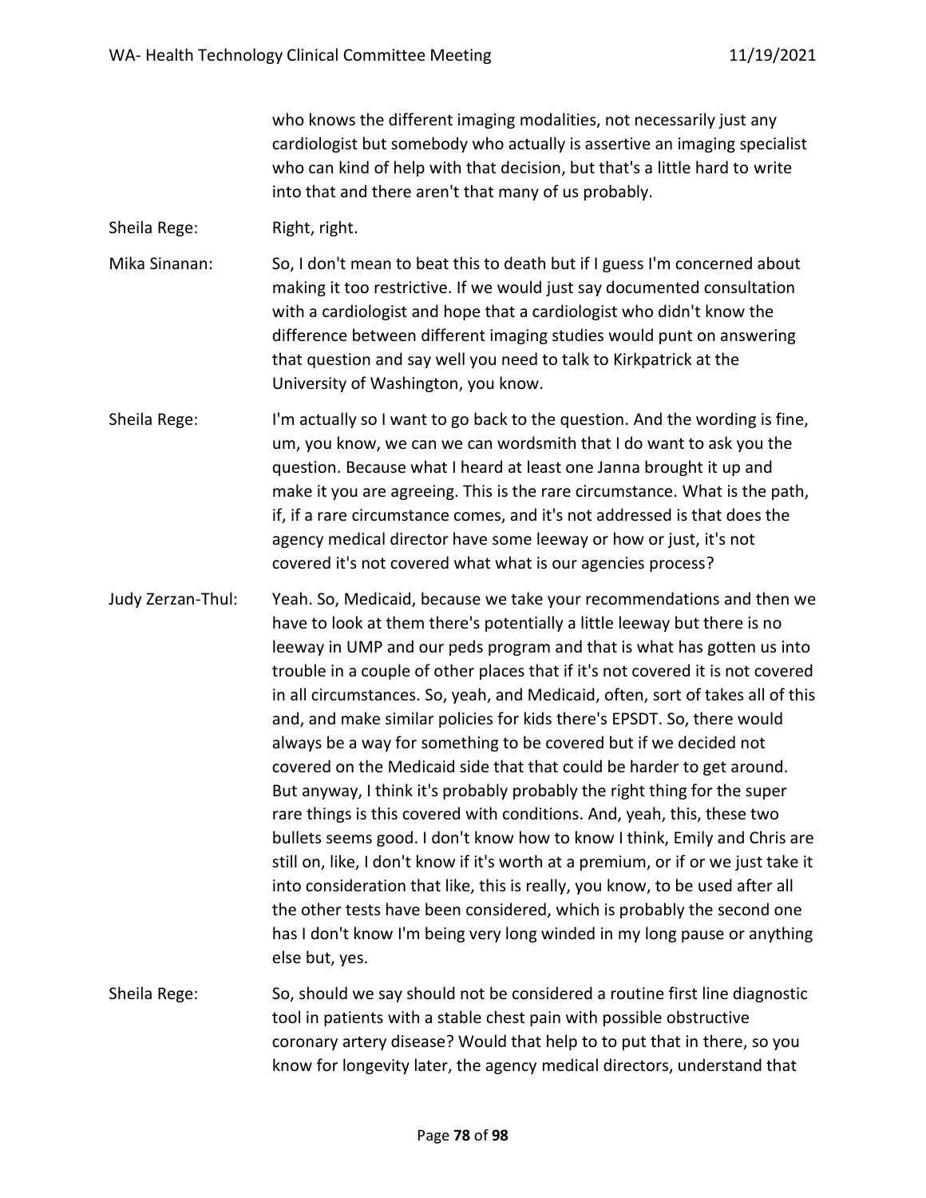who knows the different imaging modalities, not necessarily just any cardiologist but somebody who actually is assertive an imaging specialist who can kind of help with that decision, but that's a little hard to write into that and there aren't that many of us probably.

Sheila Rege: Right, right.

Mika Sinanan: So, I don't mean to beat this to death but if I guess I'm concerned about making it too restrictive. If we would just say documented consultation with a cardiologist and hope that a cardiologist who didn't know the difference between different imaging studies would punt on answering that question and say well you need to talk to Kirkpatrick at the University of Washington, you know.

Sheila Rege: I'm actually so I want to go back to the question. And the wording is fine, um, you know, we can we can wordsmith that I do want to ask you the question. Because what I heard at least one Janna brought it up and make it you are agreeing. This is the rare circumstance. What is the path, if, if a rare circumstance comes, and it's not addressed is that does the agency medical director have some leeway or how or just, it's not covered it's not covered what what is our agencies process?

Judy Zerzan-Thul: Yeah. So, Medicaid, because we take your recommendations and then we have to look at them there's potentially a little leeway but there is no leeway in UMP and our peds program and that is what has gotten us into trouble in a couple of other places that if it's not covered it is not covered in all circumstances. So, yeah, and Medicaid, often, sort of takes all of this and, and make similar policies for kids there's EPSDT. So, there would always be a way for something to be covered but if we decided not covered on the Medicaid side that that could be harder to get around. But anyway, I think it's probably probably the right thing for the super rare things is this covered with conditions. And, yeah, this, these two bullets seems good. I don't know how to know I think, Emily and Chris are still on, like, I don't know if it's worth at a premium, or if or we just take it into consideration that like, this is really, you know, to be used after all the other tests have been considered, which is probably the second one has I don't know I'm being very long winded in my long pause or anything else but, yes.

Sheila Rege: So, should we say should not be considered a routine first line diagnostic tool in patients with a stable chest pain with possible obstructive coronary artery disease? Would that help to to put that in there, so you know for longevity later, the agency medical directors, understand that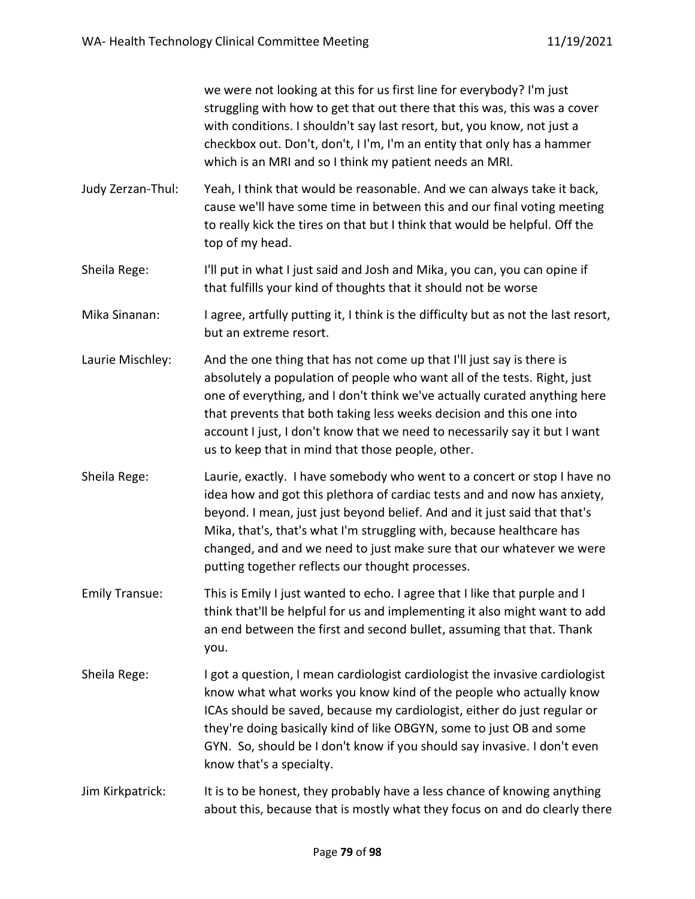we were not looking at this for us first line for everybody? I'm just struggling with how to get that out there that this was, this was a cover with conditions. I shouldn't say last resort, but, you know, not just a checkbox out. Don't, don't, I I'm, I'm an entity that only has a hammer which is an MRI and so I think my patient needs an MRI.

**Judy Zerzan-Thul:** Yeah, I think that would be reasonable. And we can always take it back, cause we'll have some time in between this and our final voting meeting to really kick the tires on that but I think that would be helpful. Off the top of my head.

**Sheila Rege:** I'll put in what I just said and Josh and Mika, you can, you can opine if that fulfills your kind of thoughts that it should not be worse

**Mika Sinanan:** I agree, artfully putting it, I think is the difficulty but as not the last resort, but an extreme resort.

**Laurie Mischley:** And the one thing that has not come up that I'll just say is there is absolutely a population of people who want all of the tests. Right, just one of everything, and I don't think we've actually curated anything here that prevents that both taking less weeks decision and this one into account I just, I don't know that we need to necessarily say it but I want us to keep that in mind that those people, other.

**Sheila Rege:** Laurie, exactly. I have somebody who went to a concert or stop I have no idea how and got this plethora of cardiac tests and and now has anxiety, beyond. I mean, just just beyond belief. And and it just said that that's Mika, that's, that's what I'm struggling with, because healthcare has changed, and and we need to just make sure that our whatever we were putting together reflects our thought processes.

**Emily Transue:** This is Emily I just wanted to echo. I agree that I like that purple and I think that'll be helpful for us and implementing it also might want to add an end between the first and second bullet, assuming that that. Thank you.

**Sheila Rege:** I got a question, I mean cardiologist cardiologist the invasive cardiologist know what what works you know kind of the people who actually know ICAs should be saved, because my cardiologist, either do just regular or they're doing basically kind of like OBGYN, some to just OB and some GYN. So, should be I don't know if you should say invasive. I don't even know that's a specialty.

**Jim Kirkpatrick:** It is to be honest, they probably have a less chance of knowing anything about this, because that is mostly what they focus on and do clearly there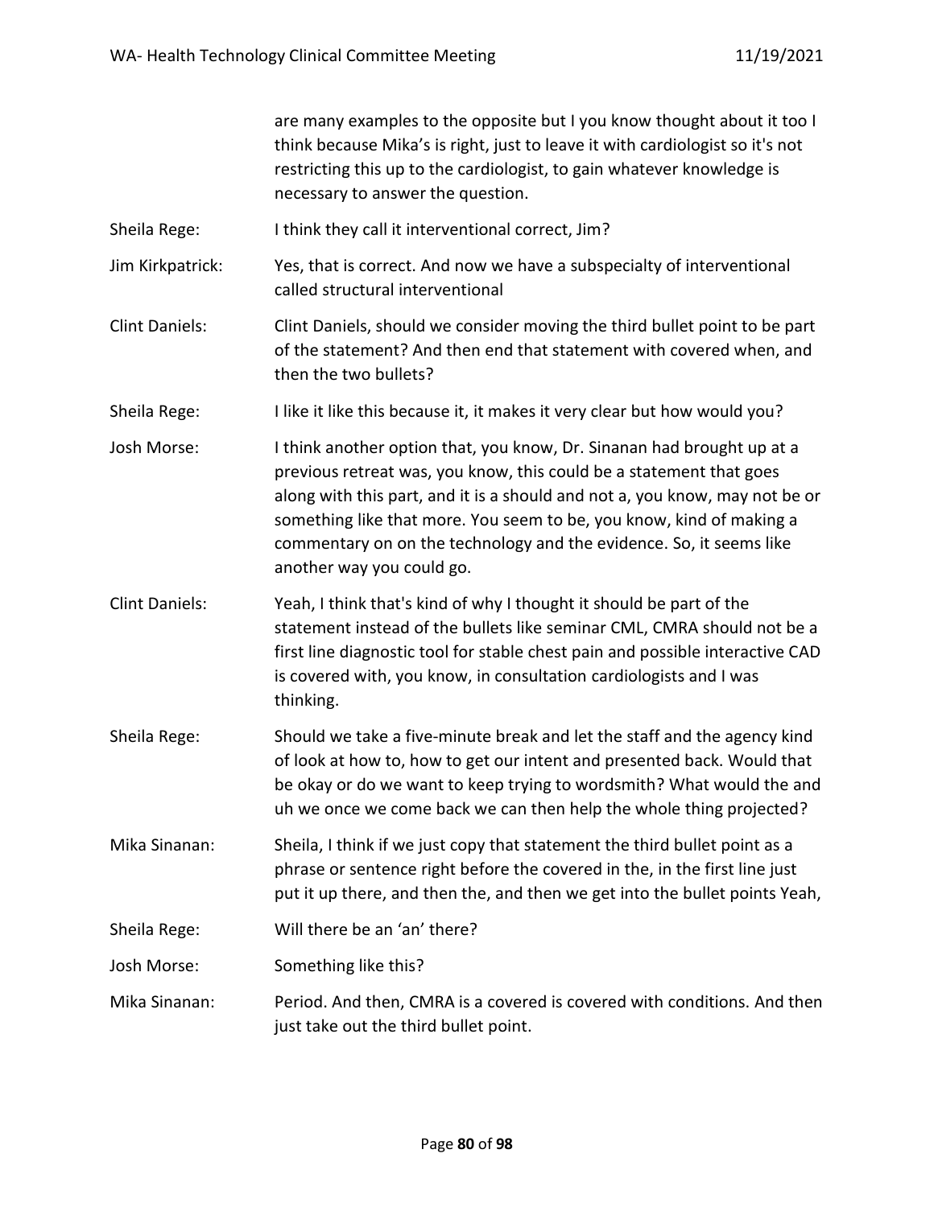are many examples to the opposite but I you know thought about it too I think because Mika's is right, just to leave it with cardiologist so it's not restricting this up to the cardiologist, to gain whatever knowledge is necessary to answer the question.

Sheila Rege: I think they call it interventional correct, Jim?

Jim Kirkpatrick: Yes, that is correct. And now we have a subspecialty of interventional called structural interventional

Clint Daniels: Clint Daniels, should we consider moving the third bullet point to be part of the statement? And then end that statement with covered when, and then the two bullets?

Sheila Rege: I like it like this because it, it makes it very clear but how would you?

Josh Morse: I think another option that, you know, Dr. Sinanan had brought up at a previous retreat was, you know, this could be a statement that goes along with this part, and it is a should and not a, you know, may not be or something like that more. You seem to be, you know, kind of making a commentary on on the technology and the evidence. So, it seems like another way you could go.

Clint Daniels: Yeah, I think that's kind of why I thought it should be part of the statement instead of the bullets like seminar CML, CMRA should not be a first line diagnostic tool for stable chest pain and possible interactive CAD is covered with, you know, in consultation cardiologists and I was thinking.

Sheila Rege: Should we take a five-minute break and let the staff and the agency kind of look at how to, how to get our intent and presented back. Would that be okay or do we want to keep trying to wordsmith? What would the and uh we once we come back we can then help the whole thing projected?

Mika Sinanan: Sheila, I think if we just copy that statement the third bullet point as a phrase or sentence right before the covered in the, in the first line just put it up there, and then the, and then we get into the bullet points Yeah,

Sheila Rege: Will there be an 'an' there?

Josh Morse: Something like this?

Mika Sinanan: Period. And then, CMRA is a covered is covered with conditions. And then just take out the third bullet point.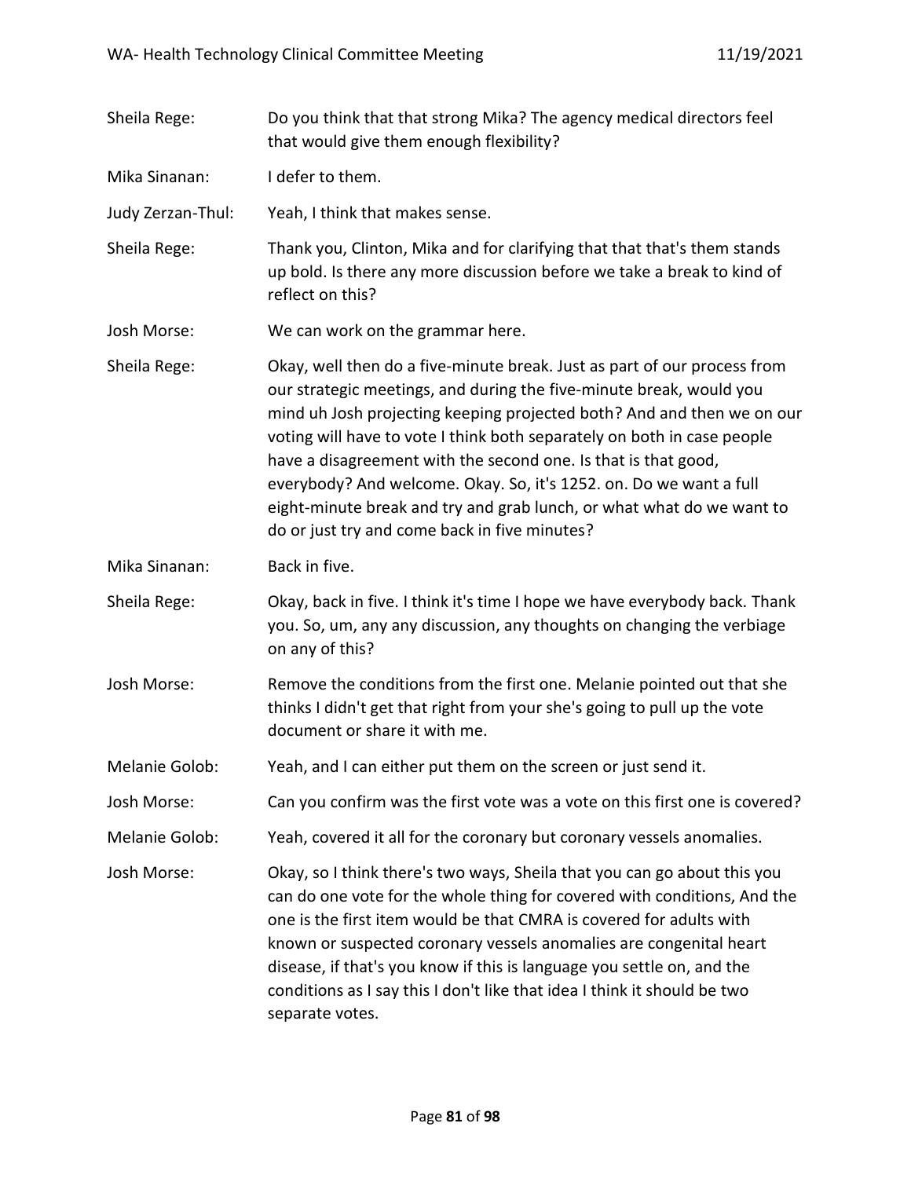Sheila Rege: Do you think that that strong Mika? The agency medical directors feel that would give them enough flexibility?

Mika Sinanan: I defer to them.

Judy Zerzan-Thul: Yeah, I think that makes sense.

Sheila Rege: Thank you, Clinton, Mika and for clarifying that that that's them stands up bold. Is there any more discussion before we take a break to kind of reflect on this?

Josh Morse: We can work on the grammar here.

Sheila Rege: Okay, well then do a five-minute break. Just as part of our process from our strategic meetings, and during the five-minute break, would you mind uh Josh projecting keeping projected both? And and then we on our voting will have to vote I think both separately on both in case people have a disagreement with the second one. Is that is that good, everybody? And welcome. Okay. So, it's 1252. on. Do we want a full eight-minute break and try and grab lunch, or what what do we want to do or just try and come back in five minutes?

Mika Sinanan: Back in five.

Sheila Rege: Okay, back in five. I think it's time I hope we have everybody back. Thank you. So, um, any any discussion, any thoughts on changing the verbiage on any of this?

Josh Morse: Remove the conditions from the first one. Melanie pointed out that she thinks I didn't get that right from your she's going to pull up the vote document or share it with me.

Melanie Golob: Yeah, and I can either put them on the screen or just send it.

Josh Morse: Can you confirm was the first vote was a vote on this first one is covered?

Melanie Golob: Yeah, covered it all for the coronary but coronary vessels anomalies.

Josh Morse: Okay, so I think there's two ways, Sheila that you can go about this you can do one vote for the whole thing for covered with conditions, And the one is the first item would be that CMRA is covered for adults with known or suspected coronary vessels anomalies are congenital heart disease, if that's you know if this is language you settle on, and the conditions as I say this I don't like that idea I think it should be two separate votes.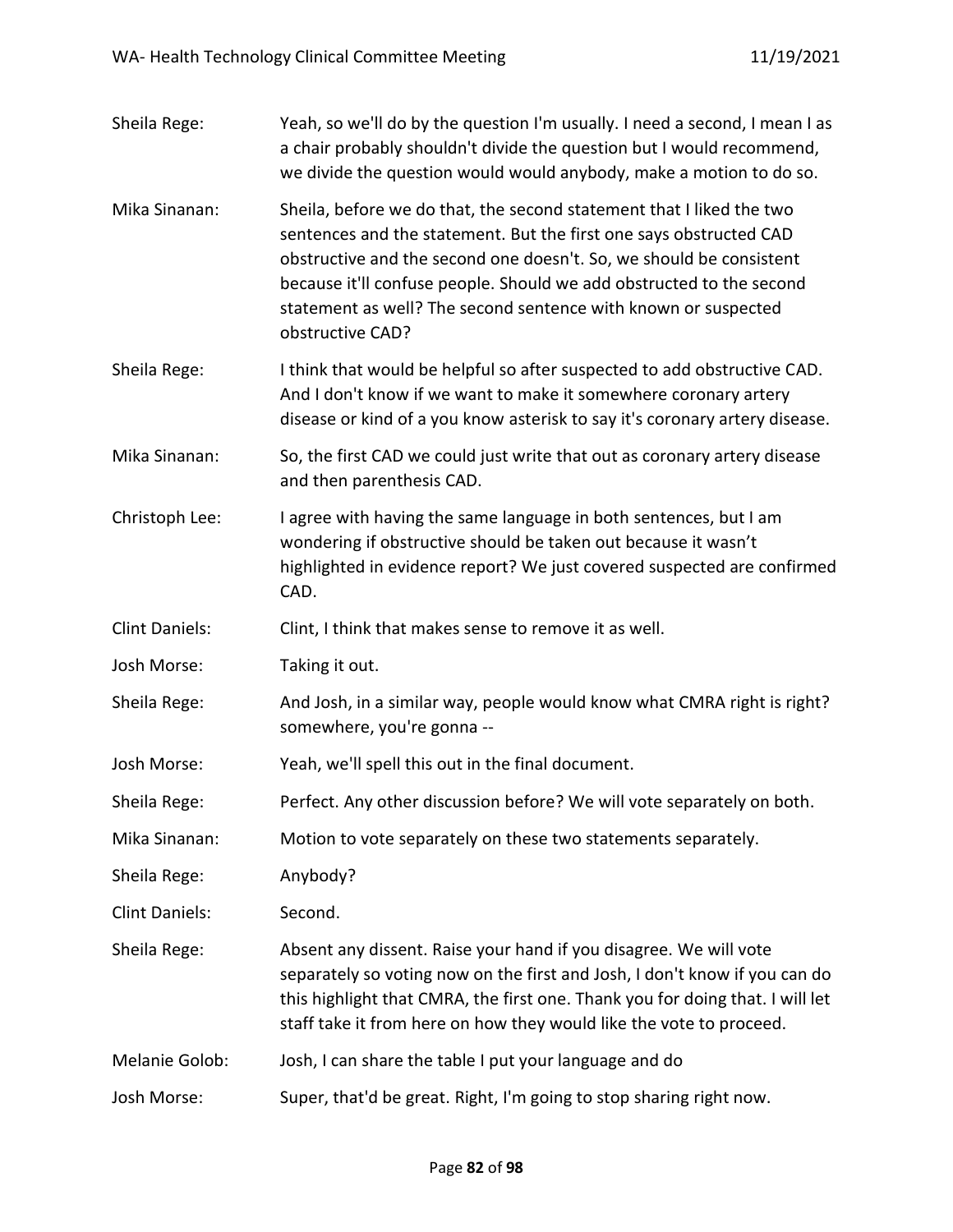Sheila Rege: Yeah, so we'll do by the question I'm usually. I need a second, I mean I as a chair probably shouldn't divide the question but I would recommend, we divide the question would would anybody, make a motion to do so.

Mika Sinanan: Sheila, before we do that, the second statement that I liked the two sentences and the statement. But the first one says obstructed CAD obstructive and the second one doesn't. So, we should be consistent because it'll confuse people. Should we add obstructed to the second statement as well? The second sentence with known or suspected obstructive CAD?

Sheila Rege: I think that would be helpful so after suspected to add obstructive CAD. And I don't know if we want to make it somewhere coronary artery disease or kind of a you know asterisk to say it's coronary artery disease.

Mika Sinanan: So, the first CAD we could just write that out as coronary artery disease and then parenthesis CAD.

Christoph Lee: I agree with having the same language in both sentences, but I am wondering if obstructive should be taken out because it wasn't highlighted in evidence report? We just covered suspected are confirmed CAD.

Clint Daniels: Clint, I think that makes sense to remove it as well.

Josh Morse: Taking it out.

Sheila Rege: And Josh, in a similar way, people would know what CMRA right is right? somewhere, you're gonna --

Josh Morse: Yeah, we'll spell this out in the final document.

Sheila Rege: Perfect. Any other discussion before? We will vote separately on both.

Mika Sinanan: Motion to vote separately on these two statements separately.

Sheila Rege: Anybody?

Clint Daniels: Second.

Sheila Rege: Absent any dissent. Raise your hand if you disagree. We will vote separately so voting now on the first and Josh, I don't know if you can do this highlight that CMRA, the first one. Thank you for doing that. I will let staff take it from here on how they would like the vote to proceed.

Melanie Golob: Josh, I can share the table I put your language and do

Josh Morse: Super, that'd be great. Right, I'm going to stop sharing right now.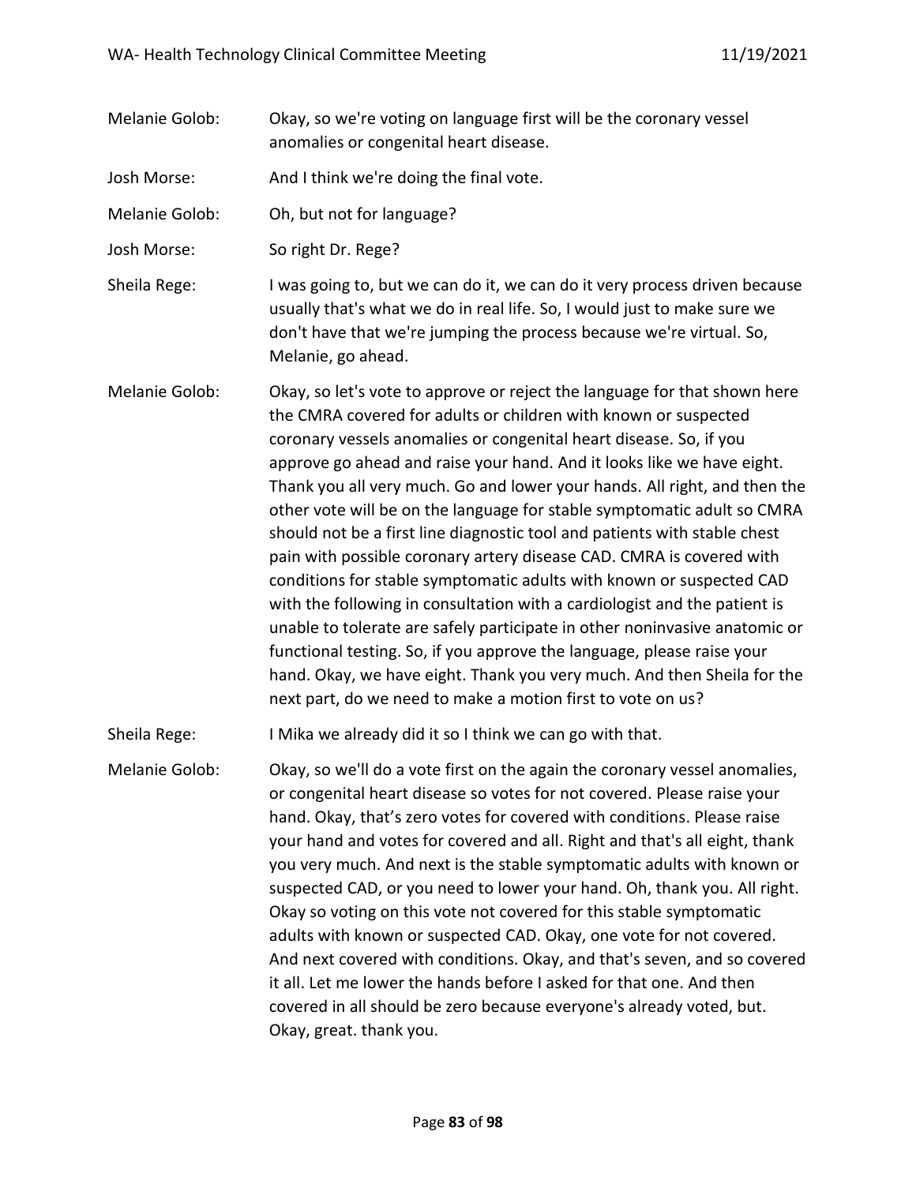Melanie Golob: Okay, so we're voting on language first will be the coronary vessel anomalies or congenital heart disease.

Josh Morse: And I think we're doing the final vote.

Melanie Golob: Oh, but not for language?

Josh Morse: So right Dr. Rege?

Sheila Rege: I was going to, but we can do it, we can do it very process driven because usually that's what we do in real life. So, I would just to make sure we don't have that we're jumping the process because we're virtual. So, Melanie, go ahead.

Melanie Golob: Okay, so let's vote to approve or reject the language for that shown here the CMRA covered for adults or children with known or suspected coronary vessels anomalies or congenital heart disease. So, if you approve go ahead and raise your hand. And it looks like we have eight. Thank you all very much. Go and lower your hands. All right, and then the other vote will be on the language for stable symptomatic adult so CMRA should not be a first line diagnostic tool and patients with stable chest pain with possible coronary artery disease CAD. CMRA is covered with conditions for stable symptomatic adults with known or suspected CAD with the following in consultation with a cardiologist and the patient is unable to tolerate are safely participate in other noninvasive anatomic or functional testing. So, if you approve the language, please raise your hand. Okay, we have eight. Thank you very much. And then Sheila for the next part, do we need to make a motion first to vote on us?

Sheila Rege: I Mika we already did it so I think we can go with that.

Melanie Golob: Okay, so we'll do a vote first on the again the coronary vessel anomalies, or congenital heart disease so votes for not covered. Please raise your hand. Okay, that's zero votes for covered with conditions. Please raise your hand and votes for covered and all. Right and that's all eight, thank you very much. And next is the stable symptomatic adults with known or suspected CAD, or you need to lower your hand. Oh, thank you. All right. Okay so voting on this vote not covered for this stable symptomatic adults with known or suspected CAD. Okay, one vote for not covered. And next covered with conditions. Okay, and that's seven, and so covered it all. Let me lower the hands before I asked for that one. And then covered in all should be zero because everyone's already voted, but. Okay, great. thank you.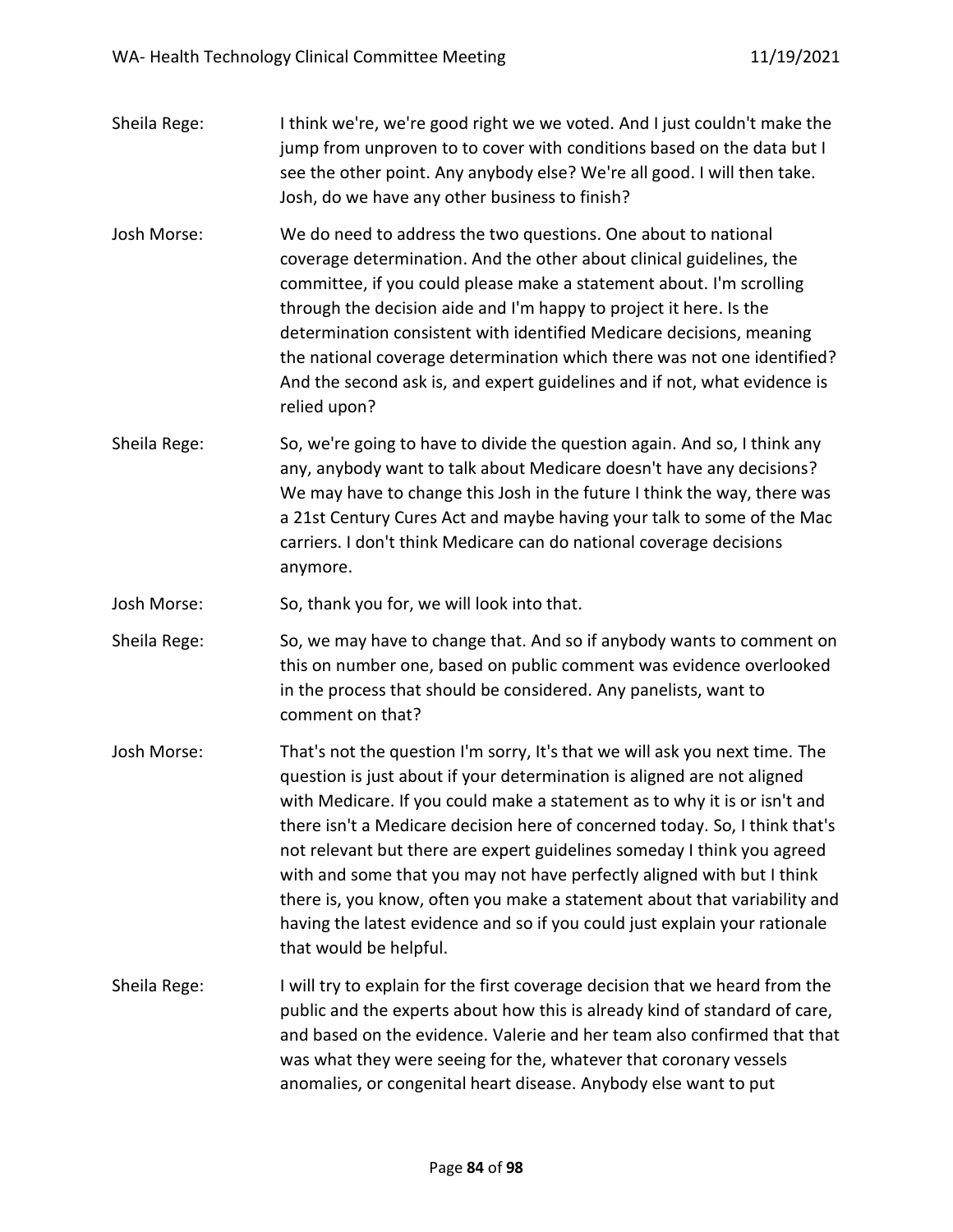Sheila Rege: I think we're, we're good right we we voted. And I just couldn't make the jump from unproven to to cover with conditions based on the data but I see the other point. Any anybody else? We're all good. I will then take. Josh, do we have any other business to finish?

Josh Morse: We do need to address the two questions. One about to national coverage determination. And the other about clinical guidelines, the committee, if you could please make a statement about. I'm scrolling through the decision aide and I'm happy to project it here. Is the determination consistent with identified Medicare decisions, meaning the national coverage determination which there was not one identified? And the second ask is, and expert guidelines and if not, what evidence is relied upon?

Sheila Rege: So, we're going to have to divide the question again. And so, I think any any, anybody want to talk about Medicare doesn't have any decisions? We may have to change this Josh in the future I think the way, there was a 21st Century Cures Act and maybe having your talk to some of the Mac carriers. I don't think Medicare can do national coverage decisions anymore.

Josh Morse: So, thank you for, we will look into that.

Sheila Rege: So, we may have to change that. And so if anybody wants to comment on this on number one, based on public comment was evidence overlooked in the process that should be considered. Any panelists, want to comment on that?

Josh Morse: That's not the question I'm sorry, It's that we will ask you next time. The question is just about if your determination is aligned are not aligned with Medicare. If you could make a statement as to why it is or isn't and there isn't a Medicare decision here of concerned today. So, I think that's not relevant but there are expert guidelines someday I think you agreed with and some that you may not have perfectly aligned with but I think there is, you know, often you make a statement about that variability and having the latest evidence and so if you could just explain your rationale that would be helpful.

Sheila Rege: I will try to explain for the first coverage decision that we heard from the public and the experts about how this is already kind of standard of care, and based on the evidence. Valerie and her team also confirmed that that was what they were seeing for the, whatever that coronary vessels anomalies, or congenital heart disease. Anybody else want to put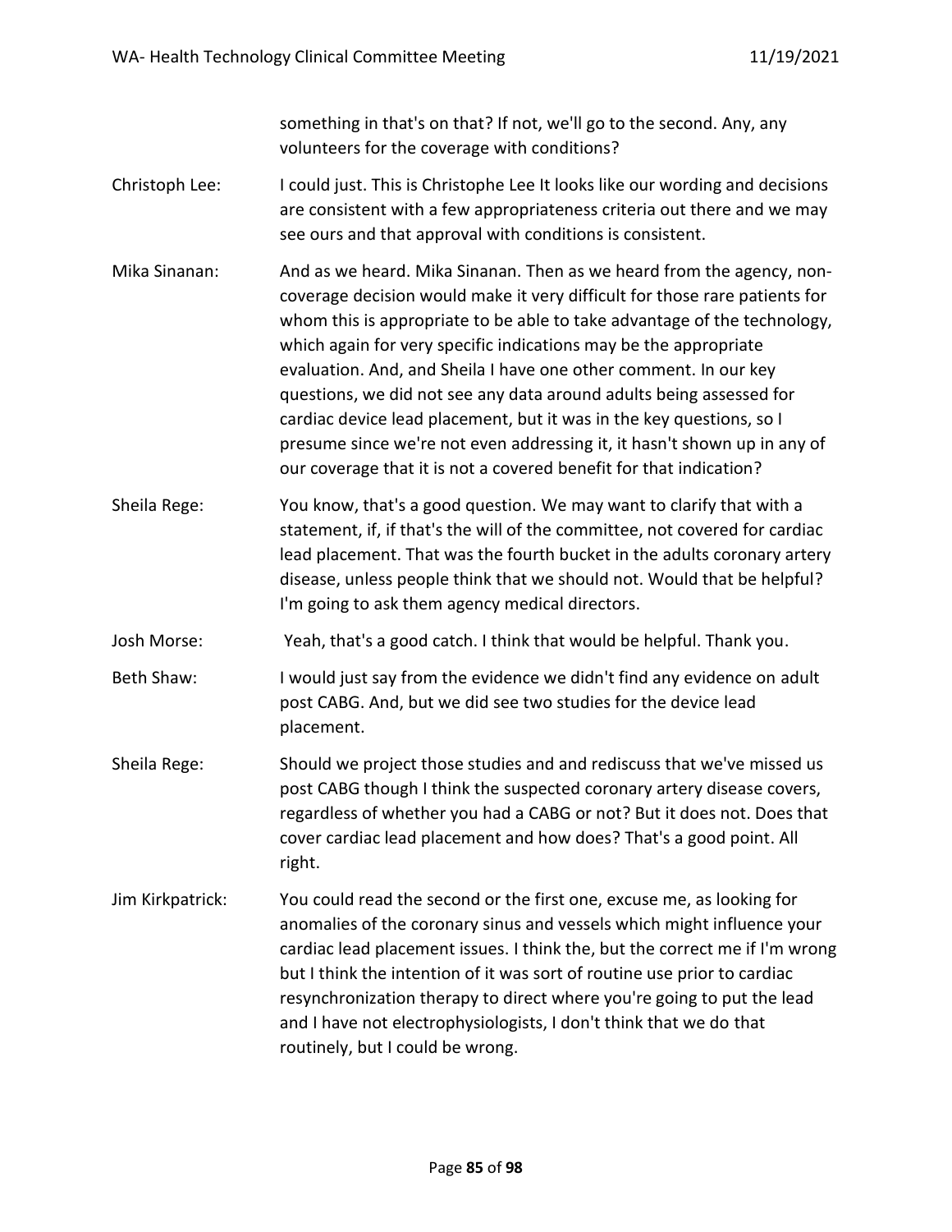something in that's on that? If not, we'll go to the second. Any, any volunteers for the coverage with conditions?

Christoph Lee: I could just. This is Christophe Lee It looks like our wording and decisions are consistent with a few appropriateness criteria out there and we may see ours and that approval with conditions is consistent.

Mika Sinanan: And as we heard. Mika Sinanan. Then as we heard from the agency, non-coverage decision would make it very difficult for those rare patients for whom this is appropriate to be able to take advantage of the technology, which again for very specific indications may be the appropriate evaluation. And, and Sheila I have one other comment. In our key questions, we did not see any data around adults being assessed for cardiac device lead placement, but it was in the key questions, so I presume since we're not even addressing it, it hasn't shown up in any of our coverage that it is not a covered benefit for that indication?

Sheila Rege: You know, that's a good question. We may want to clarify that with a statement, if, if that's the will of the committee, not covered for cardiac lead placement. That was the fourth bucket in the adults coronary artery disease, unless people think that we should not. Would that be helpful? I'm going to ask them agency medical directors.

Josh Morse: Yeah, that's a good catch. I think that would be helpful. Thank you.

Beth Shaw: I would just say from the evidence we didn't find any evidence on adult post CABG. And, but we did see two studies for the device lead placement.

Sheila Rege: Should we project those studies and and rediscuss that we've missed us post CABG though I think the suspected coronary artery disease covers, regardless of whether you had a CABG or not? But it does not. Does that cover cardiac lead placement and how does? That's a good point. All right.

Jim Kirkpatrick: You could read the second or the first one, excuse me, as looking for anomalies of the coronary sinus and vessels which might influence your cardiac lead placement issues. I think the, but the correct me if I'm wrong but I think the intention of it was sort of routine use prior to cardiac resynchronization therapy to direct where you're going to put the lead and I have not electrophysiologists, I don't think that we do that routinely, but I could be wrong.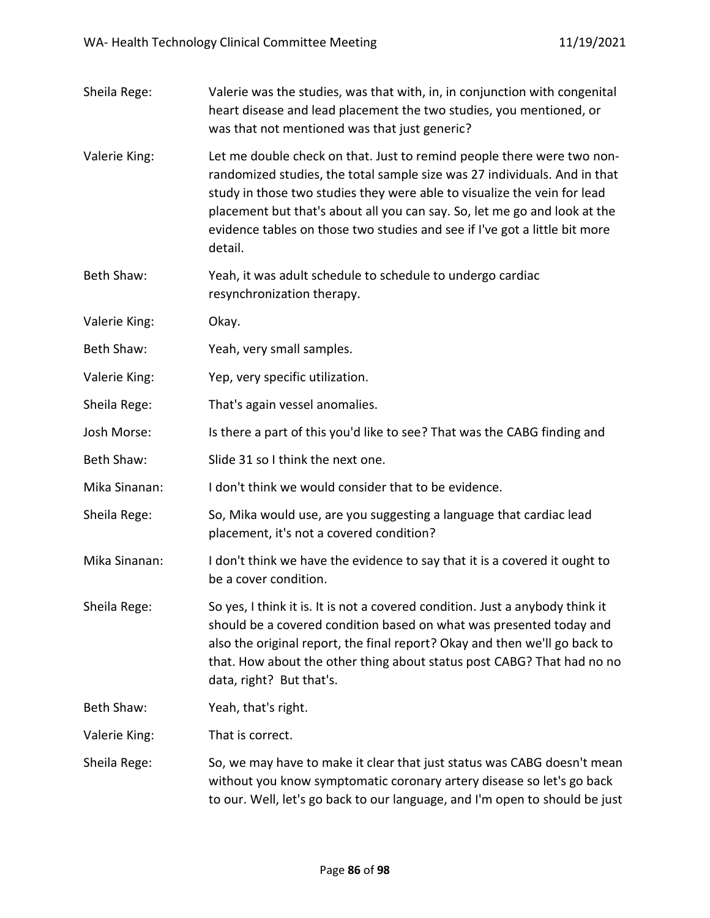Sheila Rege: Valerie was the studies, was that with, in, in conjunction with congenital heart disease and lead placement the two studies, you mentioned, or was that not mentioned was that just generic?

Valerie King: Let me double check on that. Just to remind people there were two non-randomized studies, the total sample size was 27 individuals. And in that study in those two studies they were able to visualize the vein for lead placement but that's about all you can say. So, let me go and look at the evidence tables on those two studies and see if I've got a little bit more detail.

Beth Shaw: Yeah, it was adult schedule to schedule to undergo cardiac resynchronization therapy.

Valerie King: Okay.

Beth Shaw: Yeah, very small samples.

Valerie King: Yep, very specific utilization.

Sheila Rege: That's again vessel anomalies.

Josh Morse: Is there a part of this you'd like to see? That was the CABG finding and

Beth Shaw: Slide 31 so I think the next one.

Mika Sinanan: I don't think we would consider that to be evidence.

Sheila Rege: So, Mika would use, are you suggesting a language that cardiac lead placement, it's not a covered condition?

Mika Sinanan: I don't think we have the evidence to say that it is a covered it ought to be a cover condition.

Sheila Rege: So yes, I think it is. It is not a covered condition. Just a anybody think it should be a covered condition based on what was presented today and also the original report, the final report? Okay and then we'll go back to that. How about the other thing about status post CABG? That had no no data, right? But that's.

Beth Shaw: Yeah, that's right.

Valerie King: That is correct.

Sheila Rege: So, we may have to make it clear that just status was CABG doesn't mean without you know symptomatic coronary artery disease so let's go back to our. Well, let's go back to our language, and I'm open to should be just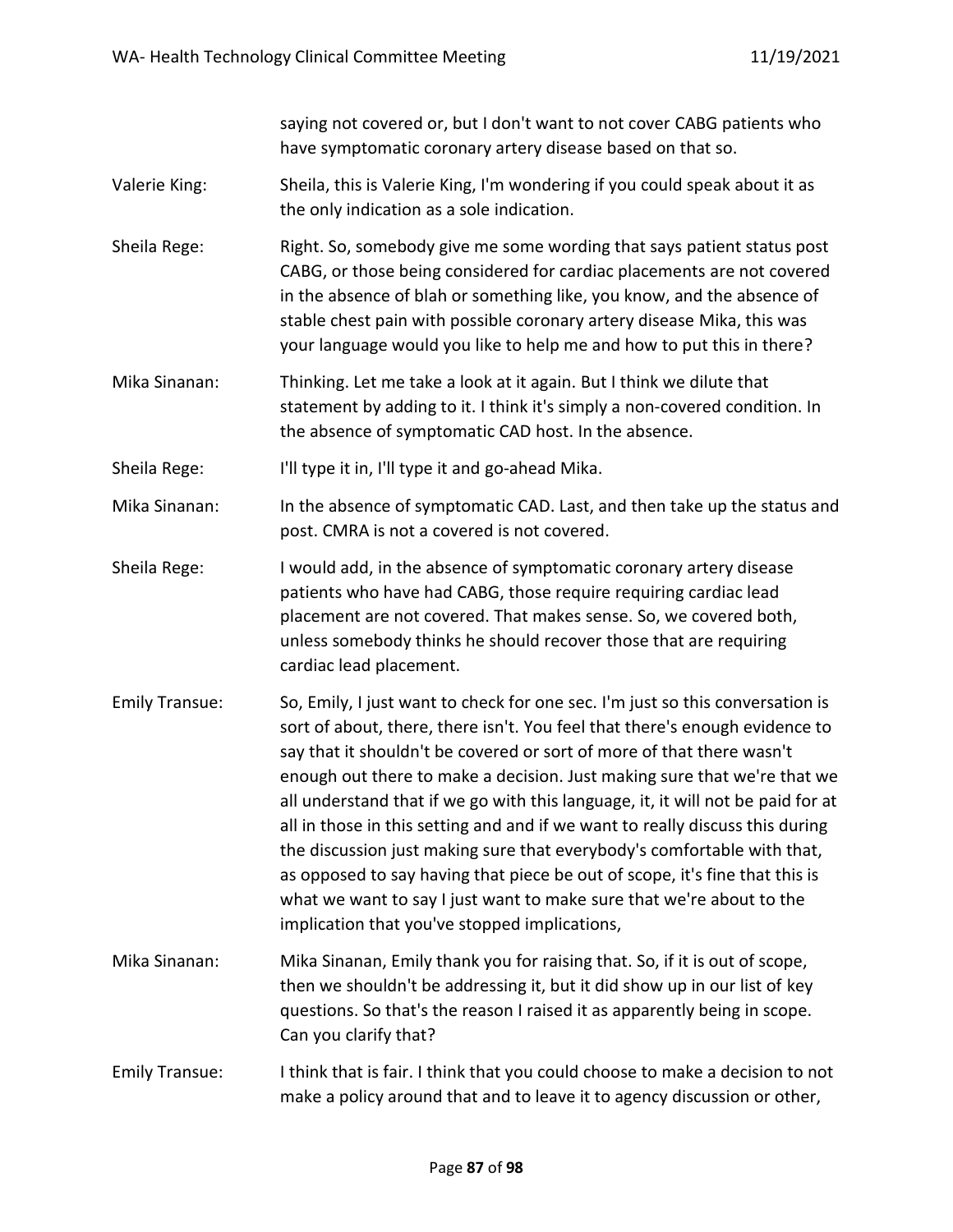saying not covered or, but I don't want to not cover CABG patients who have symptomatic coronary artery disease based on that so.

Valerie King: Sheila, this is Valerie King, I'm wondering if you could speak about it as the only indication as a sole indication.

Sheila Rege: Right. So, somebody give me some wording that says patient status post CABG, or those being considered for cardiac placements are not covered in the absence of blah or something like, you know, and the absence of stable chest pain with possible coronary artery disease Mika, this was your language would you like to help me and how to put this in there?

Mika Sinanan: Thinking. Let me take a look at it again. But I think we dilute that statement by adding to it. I think it's simply a non-covered condition. In the absence of symptomatic CAD host. In the absence.

Sheila Rege: I'll type it in, I'll type it and go-ahead Mika.

Mika Sinanan: In the absence of symptomatic CAD. Last, and then take up the status and post. CMRA is not a covered is not covered.

Sheila Rege: I would add, in the absence of symptomatic coronary artery disease patients who have had CABG, those require requiring cardiac lead placement are not covered. That makes sense. So, we covered both, unless somebody thinks he should recover those that are requiring cardiac lead placement.

Emily Transue: So, Emily, I just want to check for one sec. I'm just so this conversation is sort of about, there, there isn't. You feel that there's enough evidence to say that it shouldn't be covered or sort of more of that there wasn't enough out there to make a decision. Just making sure that we're that we all understand that if we go with this language, it, it will not be paid for at all in those in this setting and and if we want to really discuss this during the discussion just making sure that everybody's comfortable with that, as opposed to say having that piece be out of scope, it's fine that this is what we want to say I just want to make sure that we're about to the implication that you've stopped implications,

Mika Sinanan: Mika Sinanan, Emily thank you for raising that. So, if it is out of scope, then we shouldn't be addressing it, but it did show up in our list of key questions. So that's the reason I raised it as apparently being in scope. Can you clarify that?

Emily Transue: I think that is fair. I think that you could choose to make a decision to not make a policy around that and to leave it to agency discussion or other,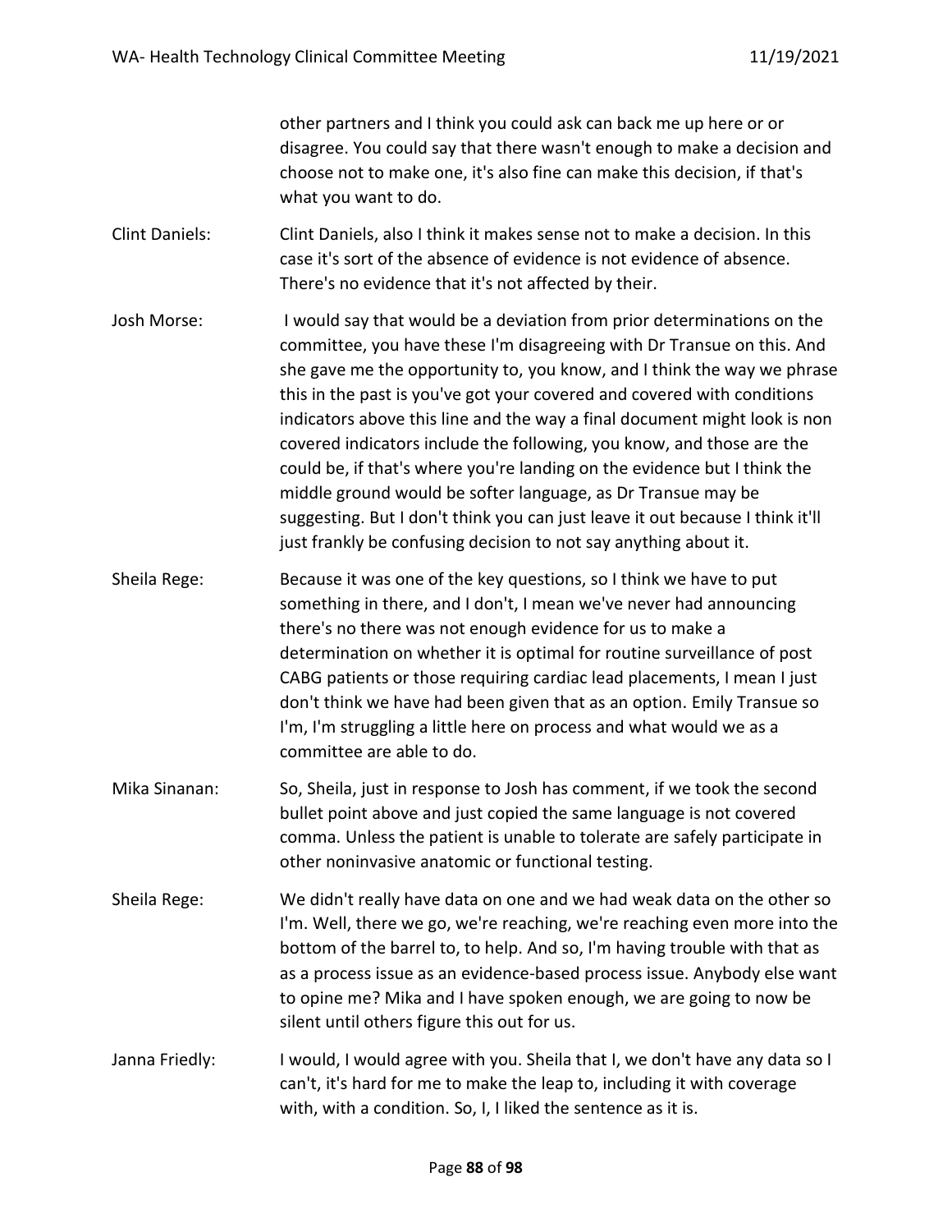other partners and I think you could ask can back me up here or or disagree. You could say that there wasn't enough to make a decision and choose not to make one, it's also fine can make this decision, if that's what you want to do.

**Clint Daniels:** Clint Daniels, also I think it makes sense not to make a decision. In this case it's sort of the absence of evidence is not evidence of absence. There's no evidence that it's not affected by their.

**Josh Morse:** I would say that would be a deviation from prior determinations on the committee, you have these I'm disagreeing with Dr Transue on this. And she gave me the opportunity to, you know, and I think the way we phrase this in the past is you've got your covered and covered with conditions indicators above this line and the way a final document might look is non covered indicators include the following, you know, and those are the could be, if that's where you're landing on the evidence but I think the middle ground would be softer language, as Dr Transue may be suggesting. But I don't think you can just leave it out because I think it'll just frankly be confusing decision to not say anything about it.

**Sheila Rege:** Because it was one of the key questions, so I think we have to put something in there, and I don't, I mean we've never had announcing there's no there was not enough evidence for us to make a determination on whether it is optimal for routine surveillance of post CABG patients or those requiring cardiac lead placements, I mean I just don't think we have had been given that as an option. Emily Transue so I'm, I'm struggling a little here on process and what would we as a committee are able to do.

**Mika Sinanan:** So, Sheila, just in response to Josh has comment, if we took the second bullet point above and just copied the same language is not covered comma. Unless the patient is unable to tolerate are safely participate in other noninvasive anatomic or functional testing.

**Sheila Rege:** We didn't really have data on one and we had weak data on the other so I'm. Well, there we go, we're reaching, we're reaching even more into the bottom of the barrel to, to help. And so, I'm having trouble with that as as a process issue as an evidence-based process issue. Anybody else want to opine me? Mika and I have spoken enough, we are going to now be silent until others figure this out for us.

**Janna Friedly:** I would, I would agree with you. Sheila that I, we don't have any data so I can't, it's hard for me to make the leap to, including it with coverage with, with a condition. So, I, I liked the sentence as it is.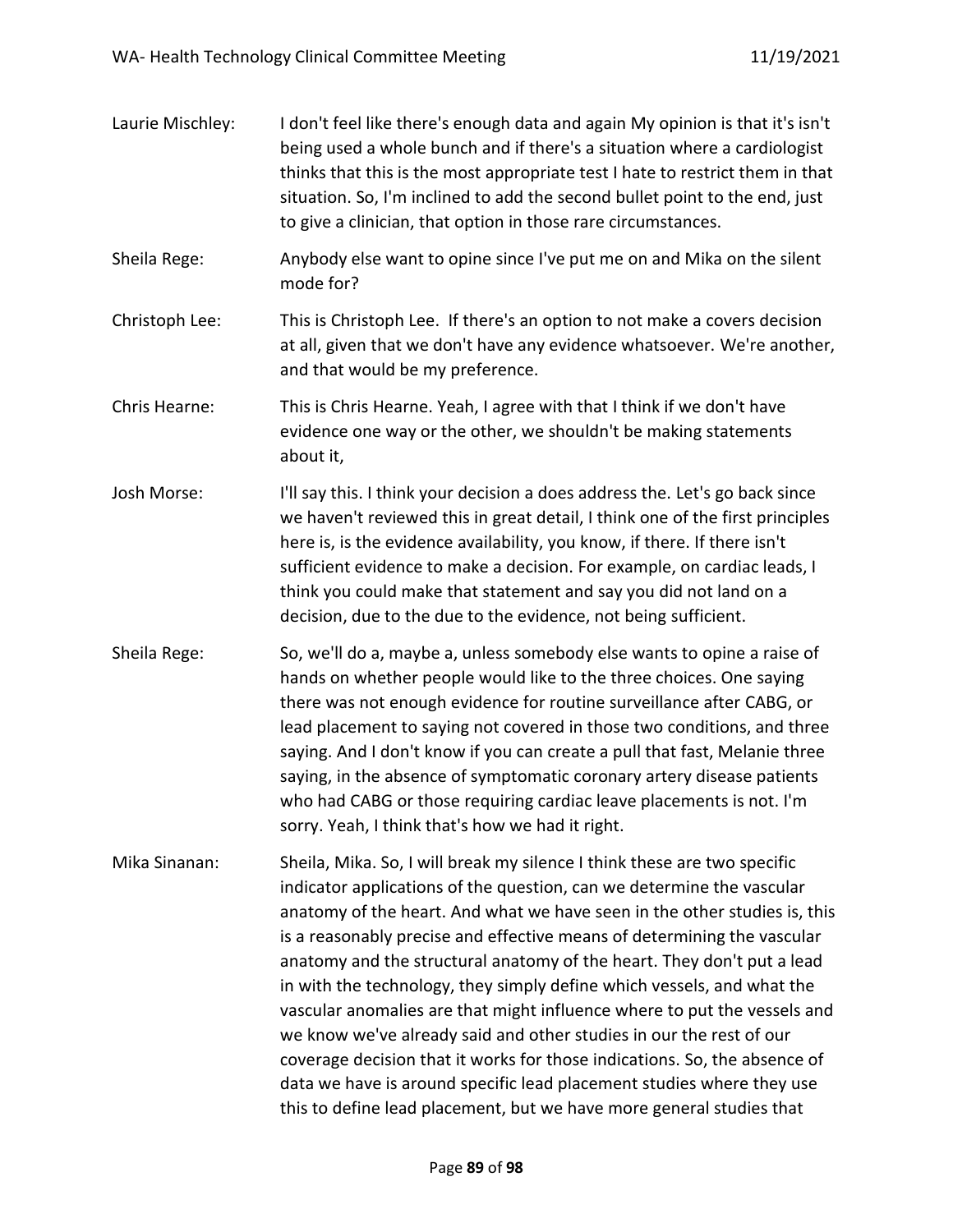Laurie Mischley: I don't feel like there's enough data and again My opinion is that it's isn't being used a whole bunch and if there's a situation where a cardiologist thinks that this is the most appropriate test I hate to restrict them in that situation. So, I'm inclined to add the second bullet point to the end, just to give a clinician, that option in those rare circumstances.

Sheila Rege: Anybody else want to opine since I've put me on and Mika on the silent mode for?

Christoph Lee: This is Christoph Lee. If there's an option to not make a covers decision at all, given that we don't have any evidence whatsoever. We're another, and that would be my preference.

Chris Hearne: This is Chris Hearne. Yeah, I agree with that I think if we don't have evidence one way or the other, we shouldn't be making statements about it,

Josh Morse: I'll say this. I think your decision a does address the. Let's go back since we haven't reviewed this in great detail, I think one of the first principles here is, is the evidence availability, you know, if there. If there isn't sufficient evidence to make a decision. For example, on cardiac leads, I think you could make that statement and say you did not land on a decision, due to the due to the evidence, not being sufficient.

Sheila Rege: So, we'll do a, maybe a, unless somebody else wants to opine a raise of hands on whether people would like to the three choices. One saying there was not enough evidence for routine surveillance after CABG, or lead placement to saying not covered in those two conditions, and three saying. And I don't know if you can create a pull that fast, Melanie three saying, in the absence of symptomatic coronary artery disease patients who had CABG or those requiring cardiac leave placements is not. I'm sorry. Yeah, I think that's how we had it right.

Mika Sinanan: Sheila, Mika. So, I will break my silence I think these are two specific indicator applications of the question, can we determine the vascular anatomy of the heart. And what we have seen in the other studies is, this is a reasonably precise and effective means of determining the vascular anatomy and the structural anatomy of the heart. They don't put a lead in with the technology, they simply define which vessels, and what the vascular anomalies are that might influence where to put the vessels and we know we've already said and other studies in our the rest of our coverage decision that it works for those indications. So, the absence of data we have is around specific lead placement studies where they use this to define lead placement, but we have more general studies that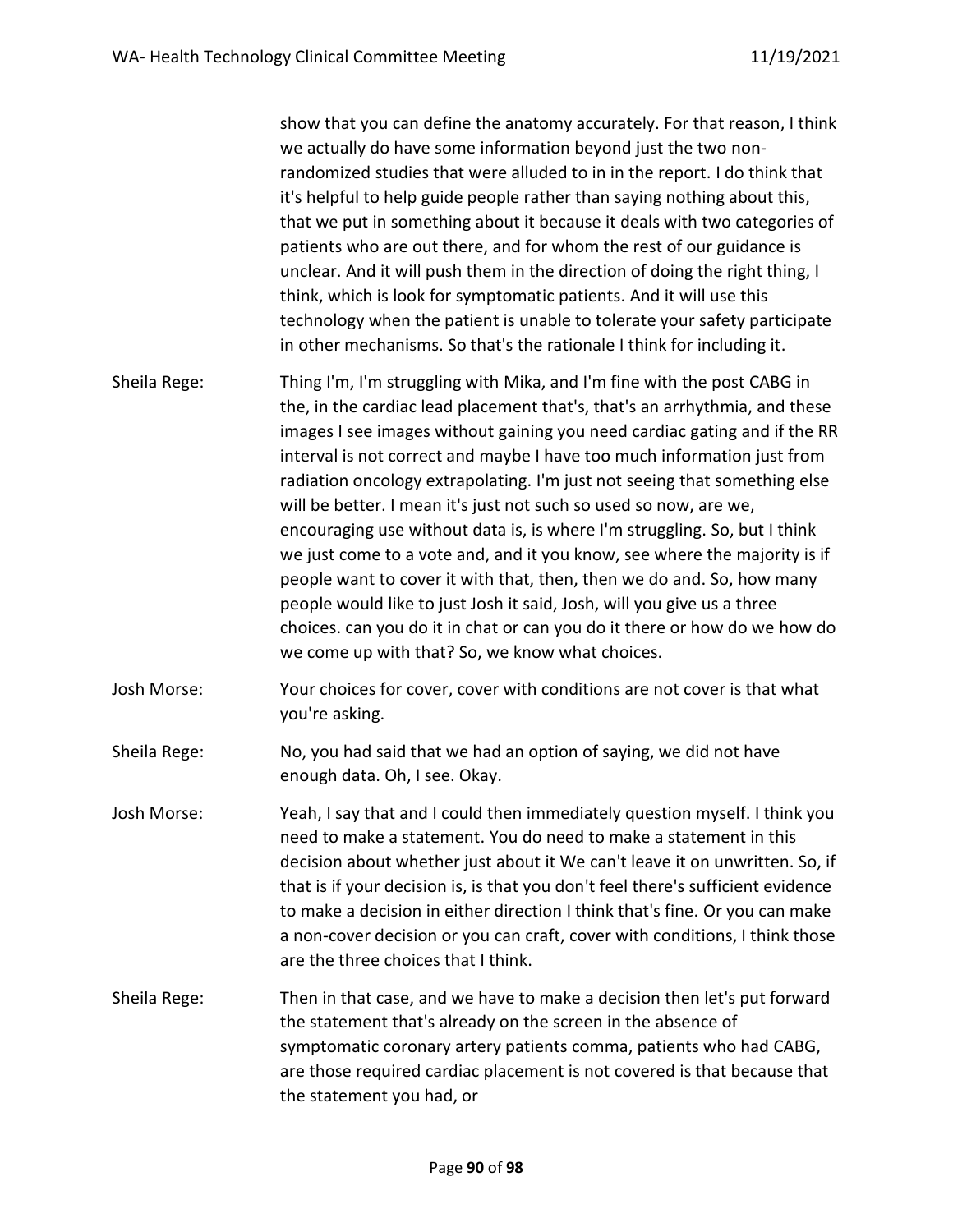show that you can define the anatomy accurately. For that reason, I think we actually do have some information beyond just the two non-randomized studies that were alluded to in in the report. I do think that it's helpful to help guide people rather than saying nothing about this, that we put in something about it because it deals with two categories of patients who are out there, and for whom the rest of our guidance is unclear. And it will push them in the direction of doing the right thing, I think, which is look for symptomatic patients. And it will use this technology when the patient is unable to tolerate your safety participate in other mechanisms. So that's the rationale I think for including it.

**Sheila Rege:** Thing I'm, I'm struggling with Mika, and I'm fine with the post CABG in the, in the cardiac lead placement that's, that's an arrhythmia, and these images I see images without gaining you need cardiac gating and if the RR interval is not correct and maybe I have too much information just from radiation oncology extrapolating. I'm just not seeing that something else will be better. I mean it's just not such so used so now, are we, encouraging use without data is, is where I'm struggling. So, but I think we just come to a vote and, and it you know, see where the majority is if people want to cover it with that, then, then we do and. So, how many people would like to just Josh it said, Josh, will you give us a three choices. can you do it in chat or can you do it there or how do we how do we come up with that? So, we know what choices.

**Josh Morse:** Your choices for cover, cover with conditions are not cover is that what you're asking.

**Sheila Rege:** No, you had said that we had an option of saying, we did not have enough data. Oh, I see. Okay.

**Josh Morse:** Yeah, I say that and I could then immediately question myself. I think you need to make a statement. You do need to make a statement in this decision about whether just about it We can't leave it on unwritten. So, if that is if your decision is, is that you don't feel there's sufficient evidence to make a decision in either direction I think that's fine. Or you can make a non-cover decision or you can craft, cover with conditions, I think those are the three choices that I think.

**Sheila Rege:** Then in that case, and we have to make a decision then let's put forward the statement that's already on the screen in the absence of symptomatic coronary artery patients comma, patients who had CABG, are those required cardiac placement is not covered is that because that the statement you had, or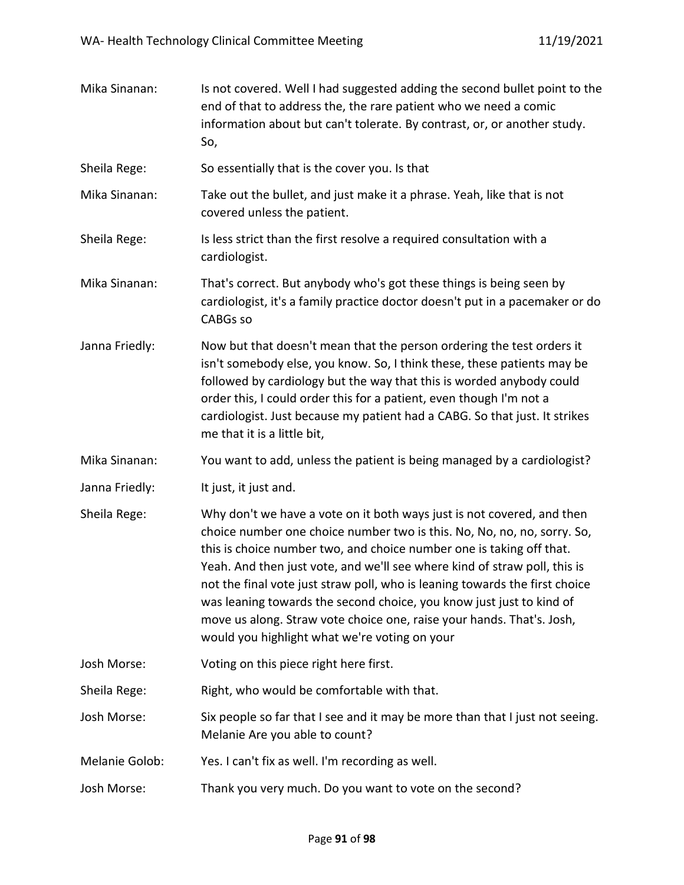Mika Sinanan: Is not covered. Well I had suggested adding the second bullet point to the end of that to address the, the rare patient who we need a comic information about but can't tolerate. By contrast, or, or another study. So,

Sheila Rege: So essentially that is the cover you. Is that

Mika Sinanan: Take out the bullet, and just make it a phrase. Yeah, like that is not covered unless the patient.

Sheila Rege: Is less strict than the first resolve a required consultation with a cardiologist.

Mika Sinanan: That's correct. But anybody who's got these things is being seen by cardiologist, it's a family practice doctor doesn't put in a pacemaker or do CABGs so

Janna Friedly: Now but that doesn't mean that the person ordering the test orders it isn't somebody else, you know. So, I think these, these patients may be followed by cardiology but the way that this is worded anybody could order this, I could order this for a patient, even though I'm not a cardiologist. Just because my patient had a CABG. So that just. It strikes me that it is a little bit,

Mika Sinanan: You want to add, unless the patient is being managed by a cardiologist?

Janna Friedly: It just, it just and.

Sheila Rege: Why don't we have a vote on it both ways just is not covered, and then choice number one choice number two is this. No, No, no, no, sorry. So, this is choice number two, and choice number one is taking off that. Yeah. And then just vote, and we'll see where kind of straw poll, this is not the final vote just straw poll, who is leaning towards the first choice was leaning towards the second choice, you know just just to kind of move us along. Straw vote choice one, raise your hands. That's. Josh, would you highlight what we're voting on your

Josh Morse: Voting on this piece right here first.

Sheila Rege: Right, who would be comfortable with that.

Josh Morse: Six people so far that I see and it may be more than that I just not seeing. Melanie Are you able to count?

Melanie Golob: Yes. I can't fix as well. I'm recording as well.

Josh Morse: Thank you very much. Do you want to vote on the second?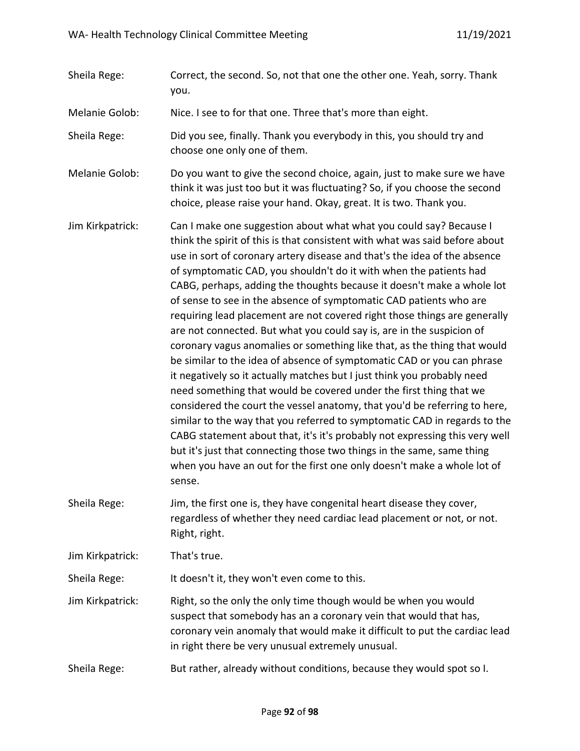Sheila Rege: Correct, the second. So, not that one the other one. Yeah, sorry. Thank you.

Melanie Golob: Nice. I see to for that one. Three that's more than eight.

Sheila Rege: Did you see, finally. Thank you everybody in this, you should try and choose one only one of them.

Melanie Golob: Do you want to give the second choice, again, just to make sure we have think it was just too but it was fluctuating? So, if you choose the second choice, please raise your hand. Okay, great. It is two. Thank you.

Jim Kirkpatrick: Can I make one suggestion about what what you could say? Because I think the spirit of this is that consistent with what was said before about use in sort of coronary artery disease and that's the idea of the absence of symptomatic CAD, you shouldn't do it with when the patients had CABG, perhaps, adding the thoughts because it doesn't make a whole lot of sense to see in the absence of symptomatic CAD patients who are requiring lead placement are not covered right those things are generally are not connected. But what you could say is, are in the suspicion of coronary vagus anomalies or something like that, as the thing that would be similar to the idea of absence of symptomatic CAD or you can phrase it negatively so it actually matches but I just think you probably need need something that would be covered under the first thing that we considered the court the vessel anatomy, that you'd be referring to here, similar to the way that you referred to symptomatic CAD in regards to the CABG statement about that, it's it's probably not expressing this very well but it's just that connecting those two things in the same, same thing when you have an out for the first one only doesn't make a whole lot of sense.

Sheila Rege: Jim, the first one is, they have congenital heart disease they cover, regardless of whether they need cardiac lead placement or not, or not. Right, right.

Jim Kirkpatrick: That's true.

Sheila Rege: It doesn't it, they won't even come to this.

Jim Kirkpatrick: Right, so the only the only time though would be when you would suspect that somebody has an a coronary vein that would that has, coronary vein anomaly that would make it difficult to put the cardiac lead in right there be very unusual extremely unusual.

Sheila Rege: But rather, already without conditions, because they would spot so I.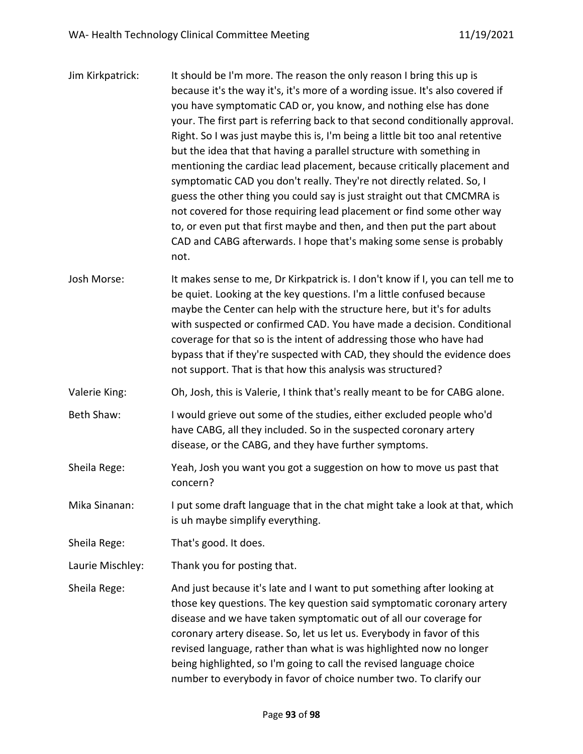Jim Kirkpatrick: It should be I'm more. The reason the only reason I bring this up is because it's the way it's, it's more of a wording issue. It's also covered if you have symptomatic CAD or, you know, and nothing else has done your. The first part is referring back to that second conditionally approval. Right. So I was just maybe this is, I'm being a little bit too anal retentive but the idea that that having a parallel structure with something in mentioning the cardiac lead placement, because critically placement and symptomatic CAD you don't really. They're not directly related. So, I guess the other thing you could say is just straight out that CMCMRA is not covered for those requiring lead placement or find some other way to, or even put that first maybe and then, and then put the part about CAD and CABG afterwards. I hope that's making some sense is probably not.

Josh Morse: It makes sense to me, Dr Kirkpatrick is. I don't know if I, you can tell me to be quiet. Looking at the key questions. I'm a little confused because maybe the Center can help with the structure here, but it's for adults with suspected or confirmed CAD. You have made a decision. Conditional coverage for that so is the intent of addressing those who have had bypass that if they're suspected with CAD, they should the evidence does not support. That is that how this analysis was structured?

Valerie King: Oh, Josh, this is Valerie, I think that's really meant to be for CABG alone.

Beth Shaw: I would grieve out some of the studies, either excluded people who'd have CABG, all they included. So in the suspected coronary artery disease, or the CABG, and they have further symptoms.

Sheila Rege: Yeah, Josh you want you got a suggestion on how to move us past that concern?

Mika Sinanan: I put some draft language that in the chat might take a look at that, which is uh maybe simplify everything.

Sheila Rege: That's good. It does.

Laurie Mischley: Thank you for posting that.

Sheila Rege: And just because it's late and I want to put something after looking at those key questions. The key question said symptomatic coronary artery disease and we have taken symptomatic out of all our coverage for coronary artery disease. So, let us let us. Everybody in favor of this revised language, rather than what is was highlighted now no longer being highlighted, so I'm going to call the revised language choice number to everybody in favor of choice number two. To clarify our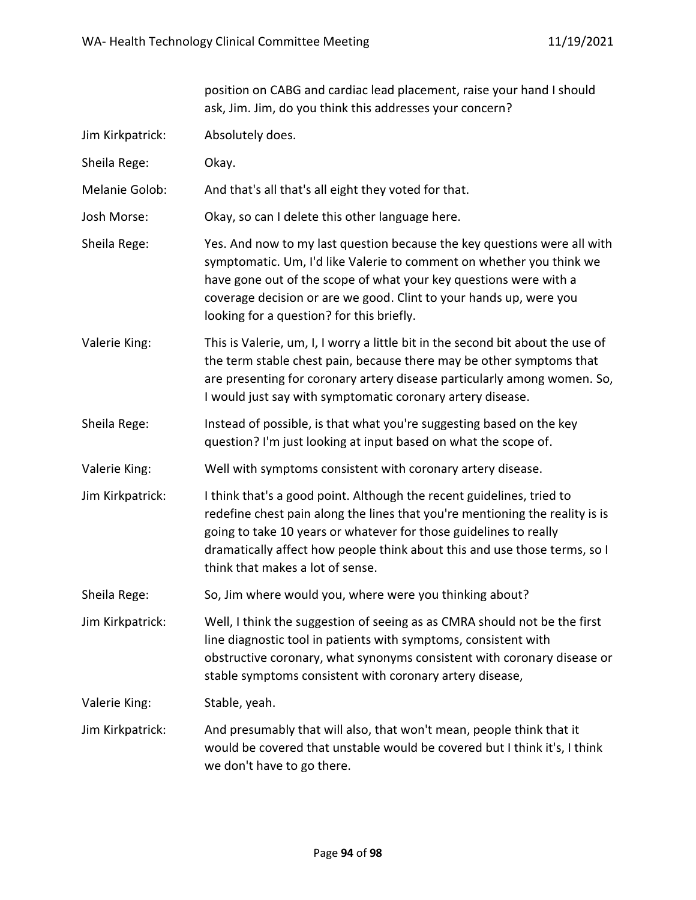position on CABG and cardiac lead placement, raise your hand I should ask, Jim. Jim, do you think this addresses your concern?

Jim Kirkpatrick: Absolutely does.

Sheila Rege: Okay.

Melanie Golob: And that's all that's all eight they voted for that.

Josh Morse: Okay, so can I delete this other language here.

Sheila Rege: Yes. And now to my last question because the key questions were all with symptomatic. Um, I'd like Valerie to comment on whether you think we have gone out of the scope of what your key questions were with a coverage decision or are we good. Clint to your hands up, were you looking for a question? for this briefly.

Valerie King: This is Valerie, um, I, I worry a little bit in the second bit about the use of the term stable chest pain, because there may be other symptoms that are presenting for coronary artery disease particularly among women. So, I would just say with symptomatic coronary artery disease.

Sheila Rege: Instead of possible, is that what you're suggesting based on the key question? I'm just looking at input based on what the scope of.

Valerie King: Well with symptoms consistent with coronary artery disease.

Jim Kirkpatrick: I think that's a good point. Although the recent guidelines, tried to redefine chest pain along the lines that you're mentioning the reality is is going to take 10 years or whatever for those guidelines to really dramatically affect how people think about this and use those terms, so I think that makes a lot of sense.

Sheila Rege: So, Jim where would you, where were you thinking about?

Jim Kirkpatrick: Well, I think the suggestion of seeing as as CMRA should not be the first line diagnostic tool in patients with symptoms, consistent with obstructive coronary, what synonyms consistent with coronary disease or stable symptoms consistent with coronary artery disease,

Valerie King: Stable, yeah.

Jim Kirkpatrick: And presumably that will also, that won't mean, people think that it would be covered that unstable would be covered but I think it's, I think we don't have to go there.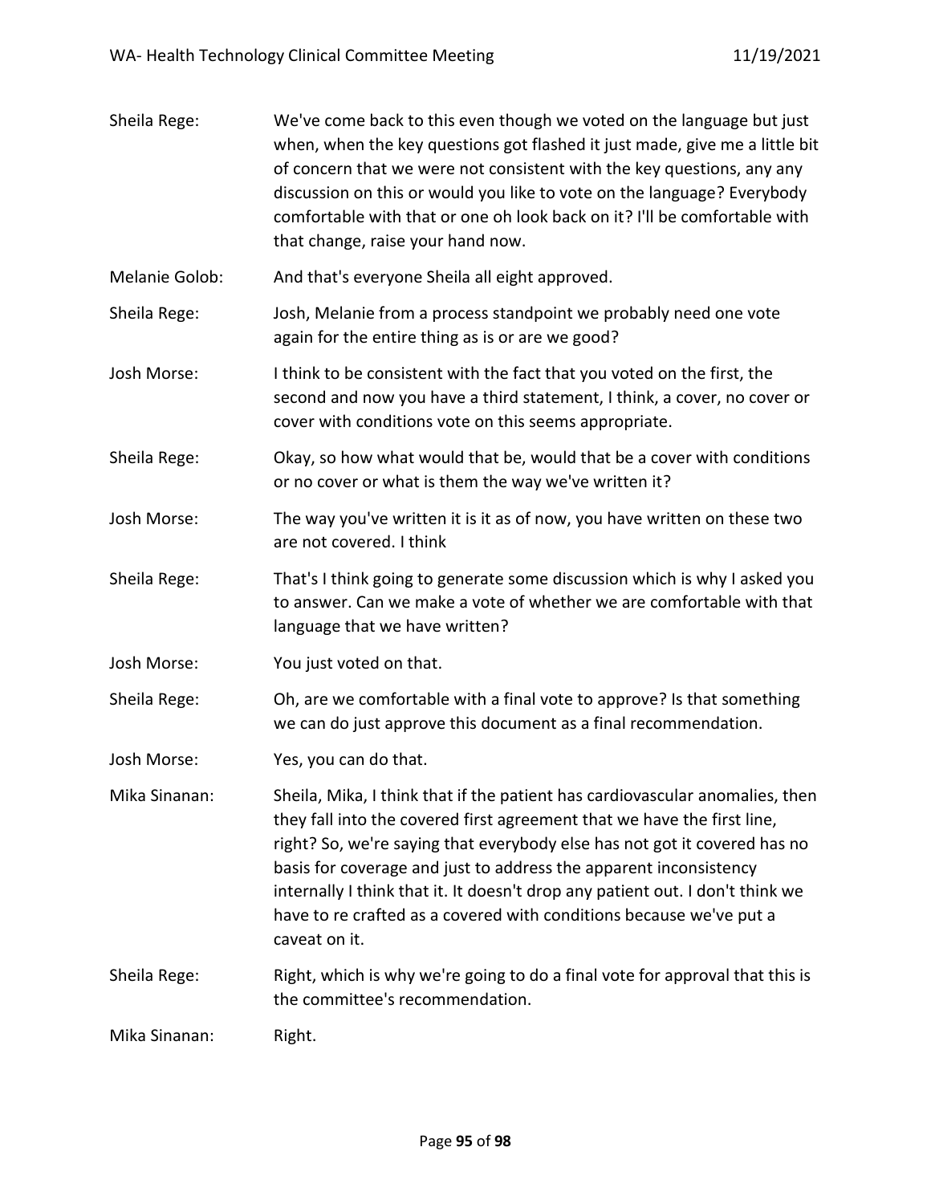Sheila Rege: We've come back to this even though we voted on the language but just when, when the key questions got flashed it just made, give me a little bit of concern that we were not consistent with the key questions, any any discussion on this or would you like to vote on the language? Everybody comfortable with that or one oh look back on it? I'll be comfortable with that change, raise your hand now.

Melanie Golob: And that's everyone Sheila all eight approved.

Sheila Rege: Josh, Melanie from a process standpoint we probably need one vote again for the entire thing as is or are we good?

Josh Morse: I think to be consistent with the fact that you voted on the first, the second and now you have a third statement, I think, a cover, no cover or cover with conditions vote on this seems appropriate.

Sheila Rege: Okay, so how what would that be, would that be a cover with conditions or no cover or what is them the way we've written it?

Josh Morse: The way you've written it is it as of now, you have written on these two are not covered. I think

Sheila Rege: That's I think going to generate some discussion which is why I asked you to answer. Can we make a vote of whether we are comfortable with that language that we have written?

Josh Morse: You just voted on that.

Sheila Rege: Oh, are we comfortable with a final vote to approve? Is that something we can do just approve this document as a final recommendation.

Josh Morse: Yes, you can do that.

Mika Sinanan: Sheila, Mika, I think that if the patient has cardiovascular anomalies, then they fall into the covered first agreement that we have the first line, right? So, we're saying that everybody else has not got it covered has no basis for coverage and just to address the apparent inconsistency internally I think that it. It doesn't drop any patient out. I don't think we have to re crafted as a covered with conditions because we've put a caveat on it.

Sheila Rege: Right, which is why we're going to do a final vote for approval that this is the committee's recommendation.

Mika Sinanan: Right.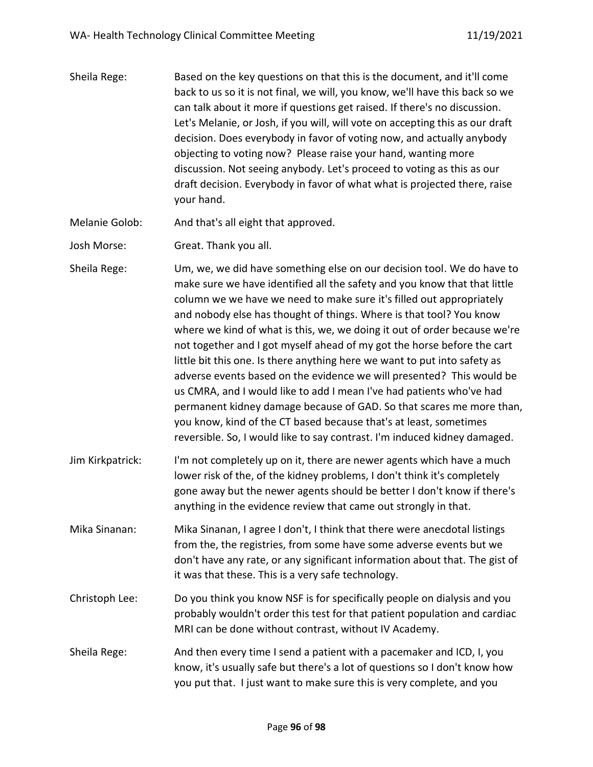Sheila Rege: Based on the key questions on that this is the document, and it'll come back to us so it is not final, we will, you know, we'll have this back so we can talk about it more if questions get raised. If there's no discussion. Let's Melanie, or Josh, if you will, will vote on accepting this as our draft decision. Does everybody in favor of voting now, and actually anybody objecting to voting now? Please raise your hand, wanting more discussion. Not seeing anybody. Let's proceed to voting as this as our draft decision. Everybody in favor of what what is projected there, raise your hand.

Melanie Golob: And that's all eight that approved.

Josh Morse: Great. Thank you all.

Sheila Rege: Um, we, we did have something else on our decision tool. We do have to make sure we have identified all the safety and you know that that little column we we have we need to make sure it's filled out appropriately and nobody else has thought of things. Where is that tool? You know where we kind of what is this, we, we doing it out of order because we're not together and I got myself ahead of my got the horse before the cart little bit this one. Is there anything here we want to put into safety as adverse events based on the evidence we will presented? This would be us CMRA, and I would like to add I mean I've had patients who've had permanent kidney damage because of GAD. So that scares me more than, you know, kind of the CT based because that's at least, sometimes reversible. So, I would like to say contrast. I'm induced kidney damaged.

Jim Kirkpatrick: I'm not completely up on it, there are newer agents which have a much lower risk of the, of the kidney problems, I don't think it's completely gone away but the newer agents should be better I don't know if there's anything in the evidence review that came out strongly in that.

Mika Sinanan: Mika Sinanan, I agree I don't, I think that there were anecdotal listings from the, the registries, from some have some adverse events but we don't have any rate, or any significant information about that. The gist of it was that these. This is a very safe technology.

Christoph Lee: Do you think you know NSF is for specifically people on dialysis and you probably wouldn't order this test for that patient population and cardiac MRI can be done without contrast, without IV Academy.

Sheila Rege: And then every time I send a patient with a pacemaker and ICD, I, you know, it's usually safe but there's a lot of questions so I don't know how you put that. I just want to make sure this is very complete, and you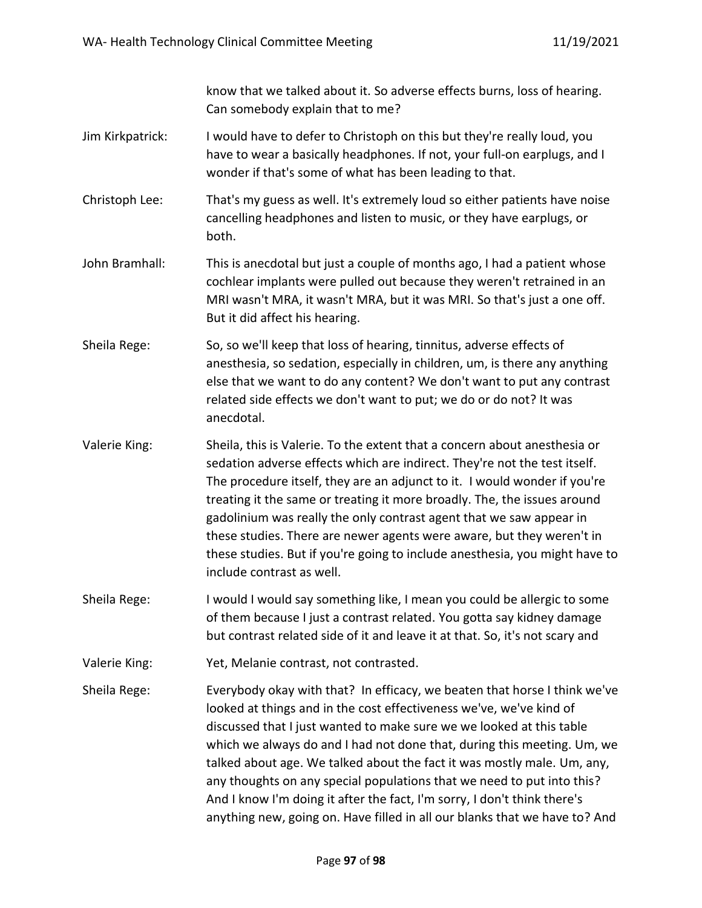know that we talked about it. So adverse effects burns, loss of hearing. Can somebody explain that to me?

Jim Kirkpatrick: I would have to defer to Christoph on this but they're really loud, you have to wear a basically headphones. If not, your full-on earplugs, and I wonder if that's some of what has been leading to that.

Christoph Lee: That's my guess as well. It's extremely loud so either patients have noise cancelling headphones and listen to music, or they have earplugs, or both.

John Bramhall: This is anecdotal but just a couple of months ago, I had a patient whose cochlear implants were pulled out because they weren't retrained in an MRI wasn't MRA, it wasn't MRA, but it was MRI. So that's just a one off. But it did affect his hearing.

Sheila Rege: So, so we'll keep that loss of hearing, tinnitus, adverse effects of anesthesia, so sedation, especially in children, um, is there any anything else that we want to do any content? We don't want to put any contrast related side effects we don't want to put; we do or do not? It was anecdotal.

Valerie King: Sheila, this is Valerie. To the extent that a concern about anesthesia or sedation adverse effects which are indirect. They're not the test itself. The procedure itself, they are an adjunct to it. I would wonder if you're treating it the same or treating it more broadly. The, the issues around gadolinium was really the only contrast agent that we saw appear in these studies. There are newer agents were aware, but they weren't in these studies. But if you're going to include anesthesia, you might have to include contrast as well.

Sheila Rege: I would I would say something like, I mean you could be allergic to some of them because I just a contrast related. You gotta say kidney damage but contrast related side of it and leave it at that. So, it's not scary and

Valerie King: Yet, Melanie contrast, not contrasted.

Sheila Rege: Everybody okay with that? In efficacy, we beaten that horse I think we've looked at things and in the cost effectiveness we've, we've kind of discussed that I just wanted to make sure we we looked at this table which we always do and I had not done that, during this meeting. Um, we talked about age. We talked about the fact it was mostly male. Um, any, any thoughts on any special populations that we need to put into this? And I know I'm doing it after the fact, I'm sorry, I don't think there's anything new, going on. Have filled in all our blanks that we have to? And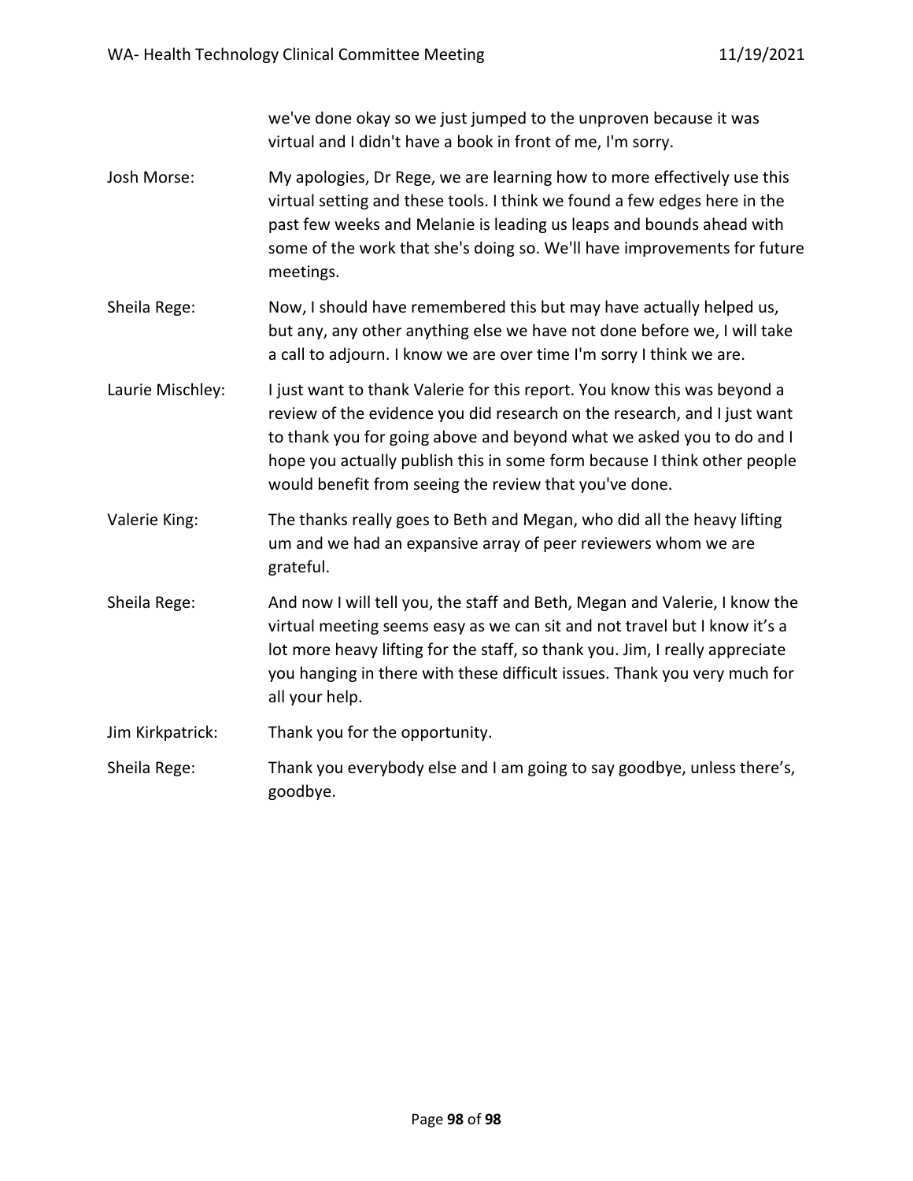we've done okay so we just jumped to the unproven because it was virtual and I didn't have a book in front of me, I'm sorry.

Josh Morse: My apologies, Dr Rege, we are learning how to more effectively use this virtual setting and these tools. I think we found a few edges here in the past few weeks and Melanie is leading us leaps and bounds ahead with some of the work that she's doing so. We'll have improvements for future meetings.

Sheila Rege: Now, I should have remembered this but may have actually helped us, but any, any other anything else we have not done before we, I will take a call to adjourn. I know we are over time I'm sorry I think we are.

Laurie Mischley: I just want to thank Valerie for this report. You know this was beyond a review of the evidence you did research on the research, and I just want to thank you for going above and beyond what we asked you to do and I hope you actually publish this in some form because I think other people would benefit from seeing the review that you've done.

Valerie King: The thanks really goes to Beth and Megan, who did all the heavy lifting um and we had an expansive array of peer reviewers whom we are grateful.

Sheila Rege: And now I will tell you, the staff and Beth, Megan and Valerie, I know the virtual meeting seems easy as we can sit and not travel but I know it's a lot more heavy lifting for the staff, so thank you. Jim, I really appreciate you hanging in there with these difficult issues. Thank you very much for all your help.

Jim Kirkpatrick: Thank you for the opportunity.

Sheila Rege: Thank you everybody else and I am going to say goodbye, unless there's, goodbye.